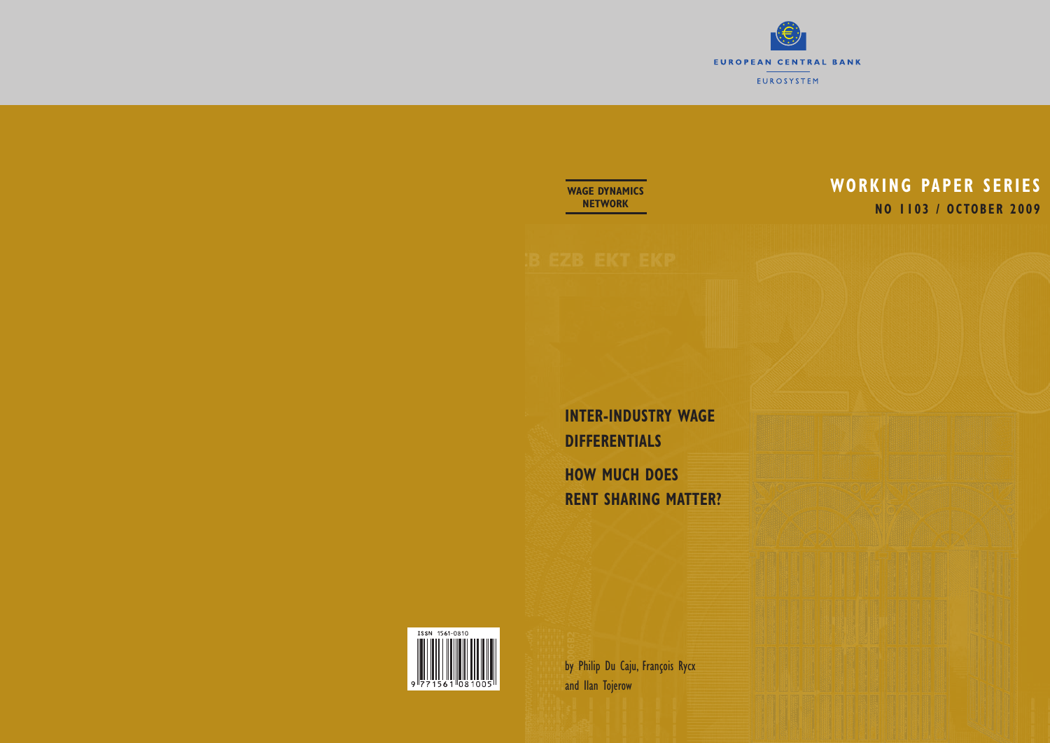EUROPEAN CENTRAL BANK

EUROSYSTEM

**WAGE DYNAMICS NETWORK**

# WORKING PAPER SERIES

**NO 1103 / OCTOBER 2009**

# INTER-INDUSTRY WAGE DIFFERENTIALS

# HOW MUCH DOES RENT SHARING MATTER?

by Philip Du Caju, François Rycx and Ilan Tojerow

ISSN 1561-0810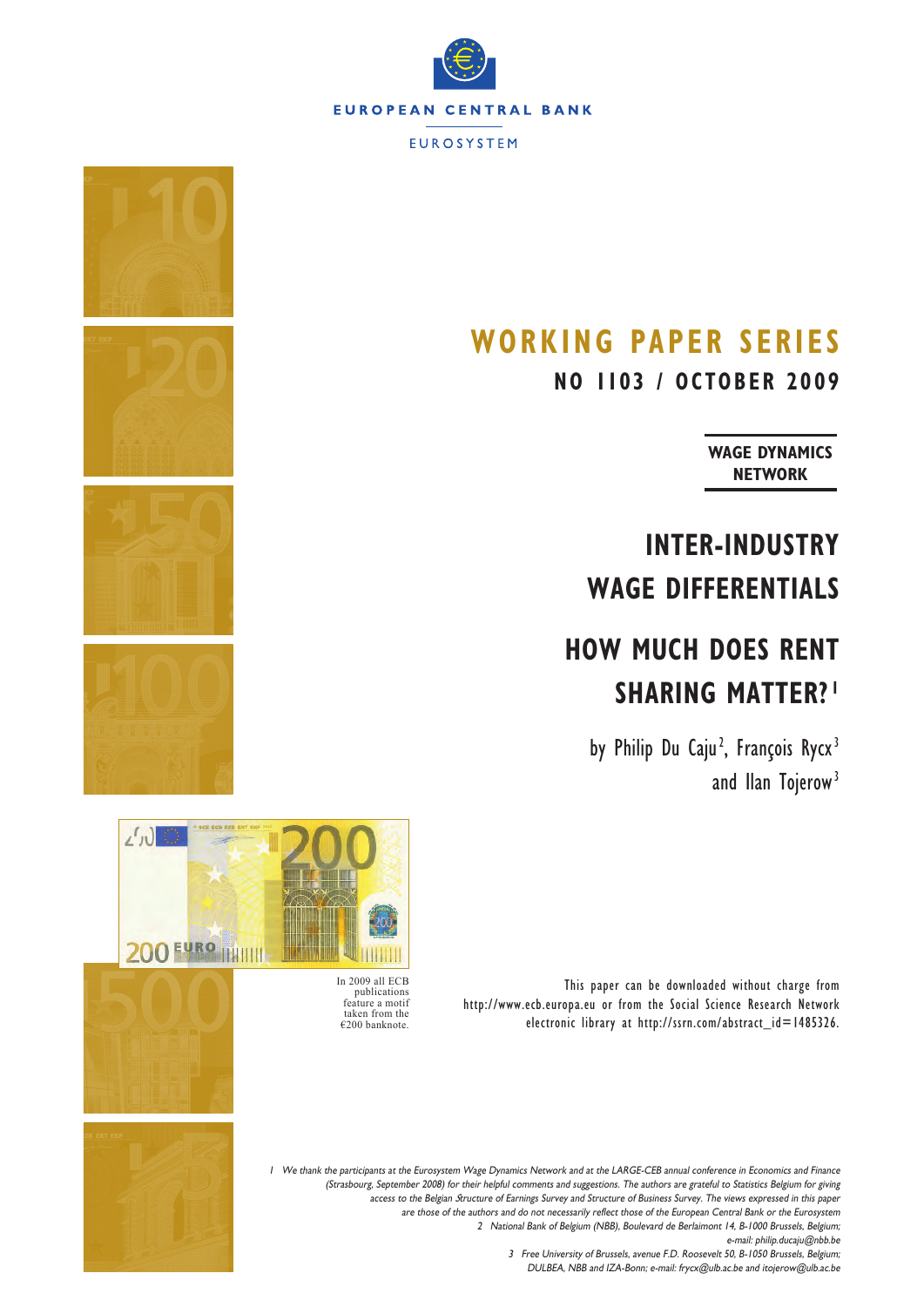EUROPEAN CENTRAL BANK

EUROSYSTEM

# WORKING PAPER SERIES

## NO 1103 / OCTOBER 2009

**WAGE DYNAMICS NETWORK**

# INTER-INDUSTRY WAGE DIFFERENTIALS

# HOW MUCH DOES RENT SHARING MATTER? [1]

by Philip Du Caju [2], François Rycx [3] and Ilan Tojerow [3]

In 2009 all ECB publications feature a motif taken from the €200 banknote.

This paper can be downloaded without charge from http://www.ecb.europa.eu or from the Social Science Research Network electronic library at http://ssrn.com/abstract_id=1485326.

*1 We thank the participants at the Eurosystem Wage Dynamics Network and at the LARGE-CEB annual conference in Economics and Finance (Strasbourg, September 2008) for their helpful comments and suggestions. The authors are grateful to Statistics Belgium for giving access to the Belgian Structure of Earnings Survey and Structure of Business Survey. The views expressed in this paper are those of the authors and do not necessarily reflect those of the European Central Bank or the Eurosystem*

*2 National Bank of Belgium (NBB), Boulevard de Berlaimont 14, B-1000 Brussels, Belgium; e-mail: philip.ducaju@nbb.be*

*3 Free University of Brussels, avenue F.D. Roosevelt 50, B-1050 Brussels, Belgium; DULBEA, NBB and IZA-Bonn; e-mail: frycx@ulb.ac.be and itojerow@ulb.ac.be*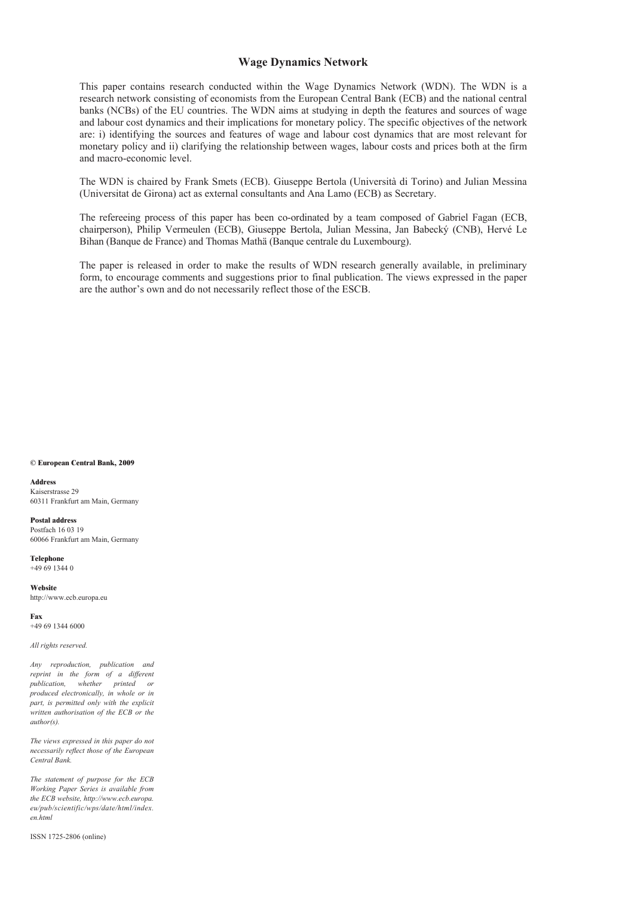## Wage Dynamics Network

This paper contains research conducted within the Wage Dynamics Network (WDN). The WDN is a research network consisting of economists from the European Central Bank (ECB) and the national central banks (NCBs) of the EU countries. The WDN aims at studying in depth the features and sources of wage and labour cost dynamics and their implications for monetary policy. The specific objectives of the network are: i) identifying the sources and features of wage and labour cost dynamics that are most relevant for monetary policy and ii) clarifying the relationship between wages, labour costs and prices both at the firm and macro-economic level.

The WDN is chaired by Frank Smets (ECB). Giuseppe Bertola (Università di Torino) and Julian Messina (Universitat de Girona) act as external consultants and Ana Lamo (ECB) as Secretary.

The refereeing process of this paper has been co-ordinated by a team composed of Gabriel Fagan (ECB, chairperson), Philip Vermeulen (ECB), Giuseppe Bertola, Julian Messina, Jan Babecký (CNB), Hervé Le Bihan (Banque de France) and Thomas Mathä (Banque centrale du Luxembourg).

The paper is released in order to make the results of WDN research generally available, in preliminary form, to encourage comments and suggestions prior to final publication. The views expressed in the paper are the author's own and do not necessarily reflect those of the ESCB.

**© European Central Bank, 2009**

**Address**
Kaiserstrasse 29
60311 Frankfurt am Main, Germany

**Postal address**
Postfach 16 03 19
60066 Frankfurt am Main, Germany

**Telephone**
+49 69 1344 0

**Website**
http://www.ecb.europa.eu

**Fax**
+49 69 1344 6000

*All rights reserved.*

*Any reproduction, publication and reprint in the form of a different publication, whether printed or produced electronically, in whole or in part, is permitted only with the explicit written authorisation of the ECB or the author(s).*

*The views expressed in this paper do not necessarily reflect those of the European Central Bank.*

*The statement of purpose for the ECB Working Paper Series is available from the ECB website, http://www.ecb.europa.eu/pub/scientific/wps/date/html/index.en.html*

ISSN 1725-2806 (online)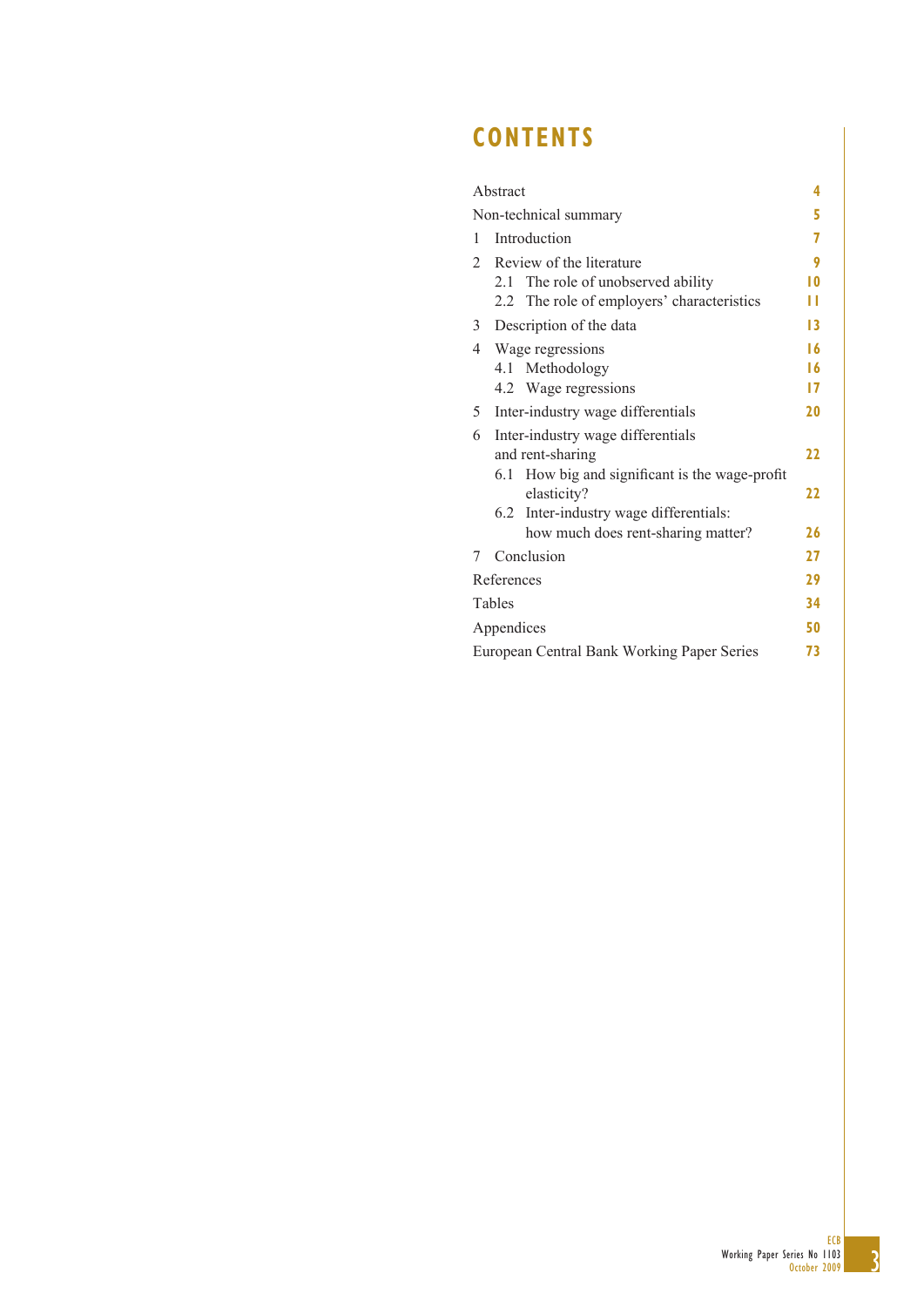# CONTENTS

| | |
|---|---|
| Abstract | 4 |
| Non-technical summary | 5 |
| 1 Introduction | 7 |
| 2 Review of the literature | 9 |
| 2.1 The role of unobserved ability | 10 |
| 2.2 The role of employers' characteristics | 11 |
| 3 Description of the data | 13 |
| 4 Wage regressions | 16 |
| 4.1 Methodology | 16 |
| 4.2 Wage regressions | 17 |
| 5 Inter-industry wage differentials | 20 |
| 6 Inter-industry wage differentials and rent-sharing | 22 |
| 6.1 How big and significant is the wage-profit elasticity? | 22 |
| 6.2 Inter-industry wage differentials: how much does rent-sharing matter? | 26 |
| 7 Conclusion | 27 |
| References | 29 |
| Tables | 34 |
| Appendices | 50 |
| European Central Bank Working Paper Series | 73 |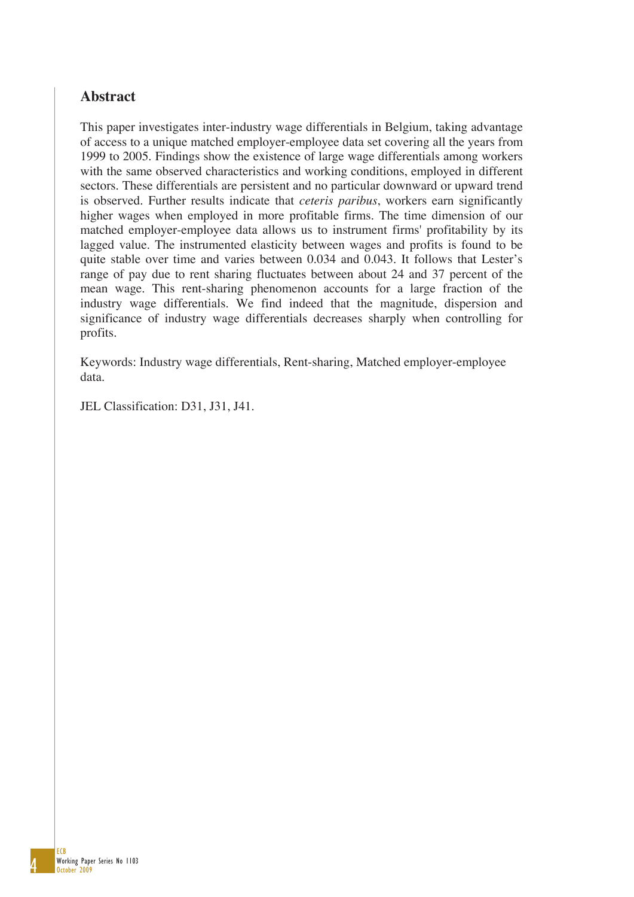## Abstract

This paper investigates inter-industry wage differentials in Belgium, taking advantage of access to a unique matched employer-employee data set covering all the years from 1999 to 2005. Findings show the existence of large wage differentials among workers with the same observed characteristics and working conditions, employed in different sectors. These differentials are persistent and no particular downward or upward trend is observed. Further results indicate that *ceteris paribus*, workers earn significantly higher wages when employed in more profitable firms. The time dimension of our matched employer-employee data allows us to instrument firms' profitability by its lagged value. The instrumented elasticity between wages and profits is found to be quite stable over time and varies between 0.034 and 0.043. It follows that Lester's range of pay due to rent sharing fluctuates between about 24 and 37 percent of the mean wage. This rent-sharing phenomenon accounts for a large fraction of the industry wage differentials. We find indeed that the magnitude, dispersion and significance of industry wage differentials decreases sharply when controlling for profits.

Keywords: Industry wage differentials, Rent-sharing, Matched employer-employee data.

JEL Classification: D31, J31, J41.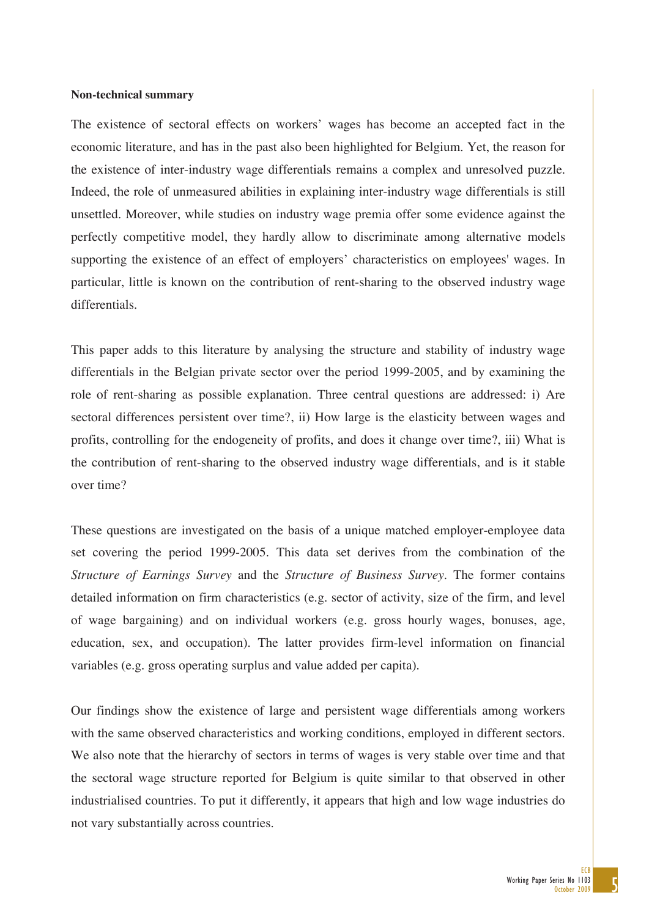**Non-technical summary**

The existence of sectoral effects on workers' wages has become an accepted fact in the economic literature, and has in the past also been highlighted for Belgium. Yet, the reason for the existence of inter-industry wage differentials remains a complex and unresolved puzzle. Indeed, the role of unmeasured abilities in explaining inter-industry wage differentials is still unsettled. Moreover, while studies on industry wage premia offer some evidence against the perfectly competitive model, they hardly allow to discriminate among alternative models supporting the existence of an effect of employers' characteristics on employees' wages. In particular, little is known on the contribution of rent-sharing to the observed industry wage differentials.

This paper adds to this literature by analysing the structure and stability of industry wage differentials in the Belgian private sector over the period 1999-2005, and by examining the role of rent-sharing as possible explanation. Three central questions are addressed: i) Are sectoral differences persistent over time?, ii) How large is the elasticity between wages and profits, controlling for the endogeneity of profits, and does it change over time?, iii) What is the contribution of rent-sharing to the observed industry wage differentials, and is it stable over time?

These questions are investigated on the basis of a unique matched employer-employee data set covering the period 1999-2005. This data set derives from the combination of the *Structure of Earnings Survey* and the *Structure of Business Survey*. The former contains detailed information on firm characteristics (e.g. sector of activity, size of the firm, and level of wage bargaining) and on individual workers (e.g. gross hourly wages, bonuses, age, education, sex, and occupation). The latter provides firm-level information on financial variables (e.g. gross operating surplus and value added per capita).

Our findings show the existence of large and persistent wage differentials among workers with the same observed characteristics and working conditions, employed in different sectors. We also note that the hierarchy of sectors in terms of wages is very stable over time and that the sectoral wage structure reported for Belgium is quite similar to that observed in other industrialised countries. To put it differently, it appears that high and low wage industries do not vary substantially across countries.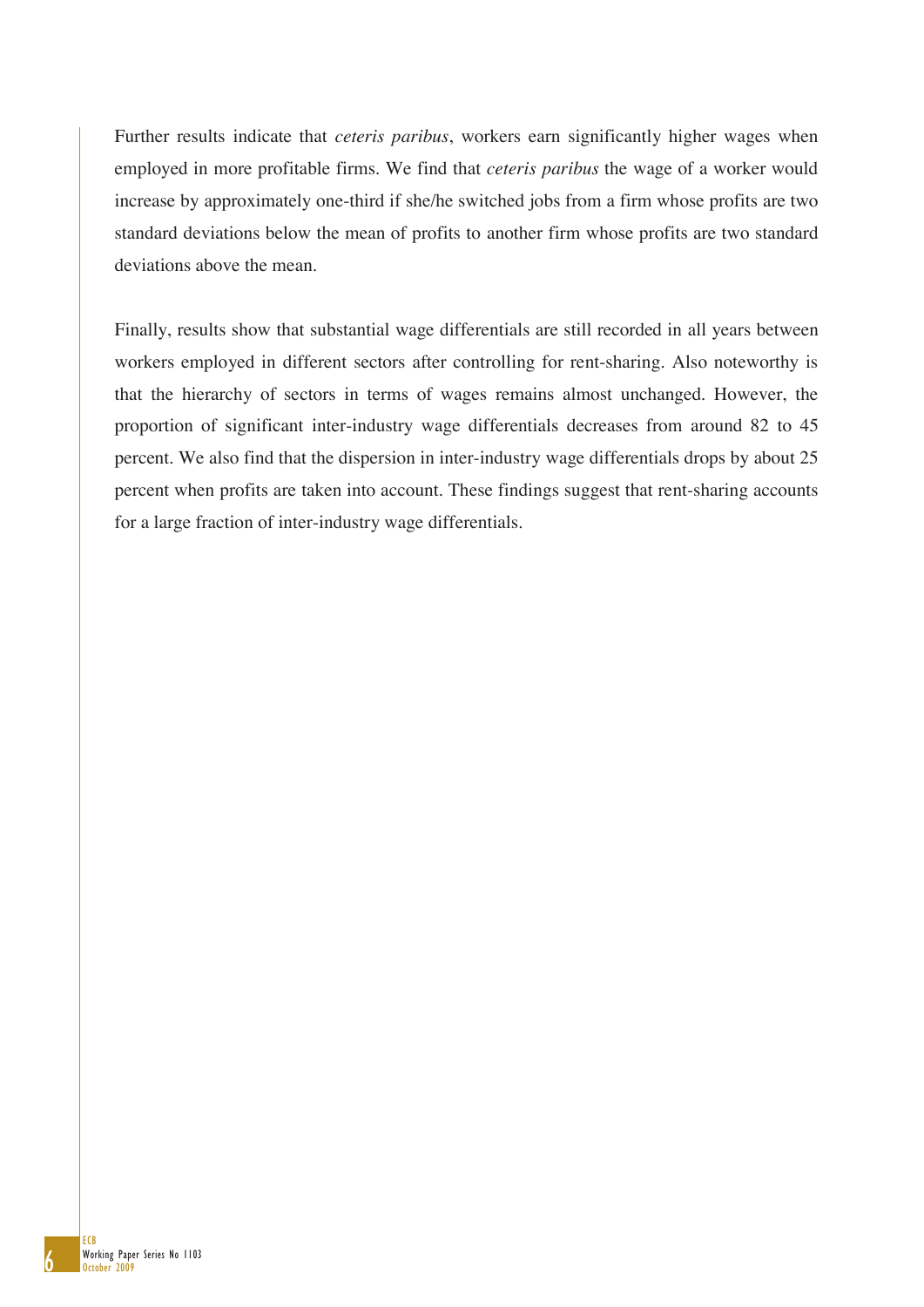Further results indicate that *ceteris paribus*, workers earn significantly higher wages when employed in more profitable firms. We find that *ceteris paribus* the wage of a worker would increase by approximately one-third if she/he switched jobs from a firm whose profits are two standard deviations below the mean of profits to another firm whose profits are two standard deviations above the mean.

Finally, results show that substantial wage differentials are still recorded in all years between workers employed in different sectors after controlling for rent-sharing. Also noteworthy is that the hierarchy of sectors in terms of wages remains almost unchanged. However, the proportion of significant inter-industry wage differentials decreases from around 82 to 45 percent. We also find that the dispersion in inter-industry wage differentials drops by about 25 percent when profits are taken into account. These findings suggest that rent-sharing accounts for a large fraction of inter-industry wage differentials.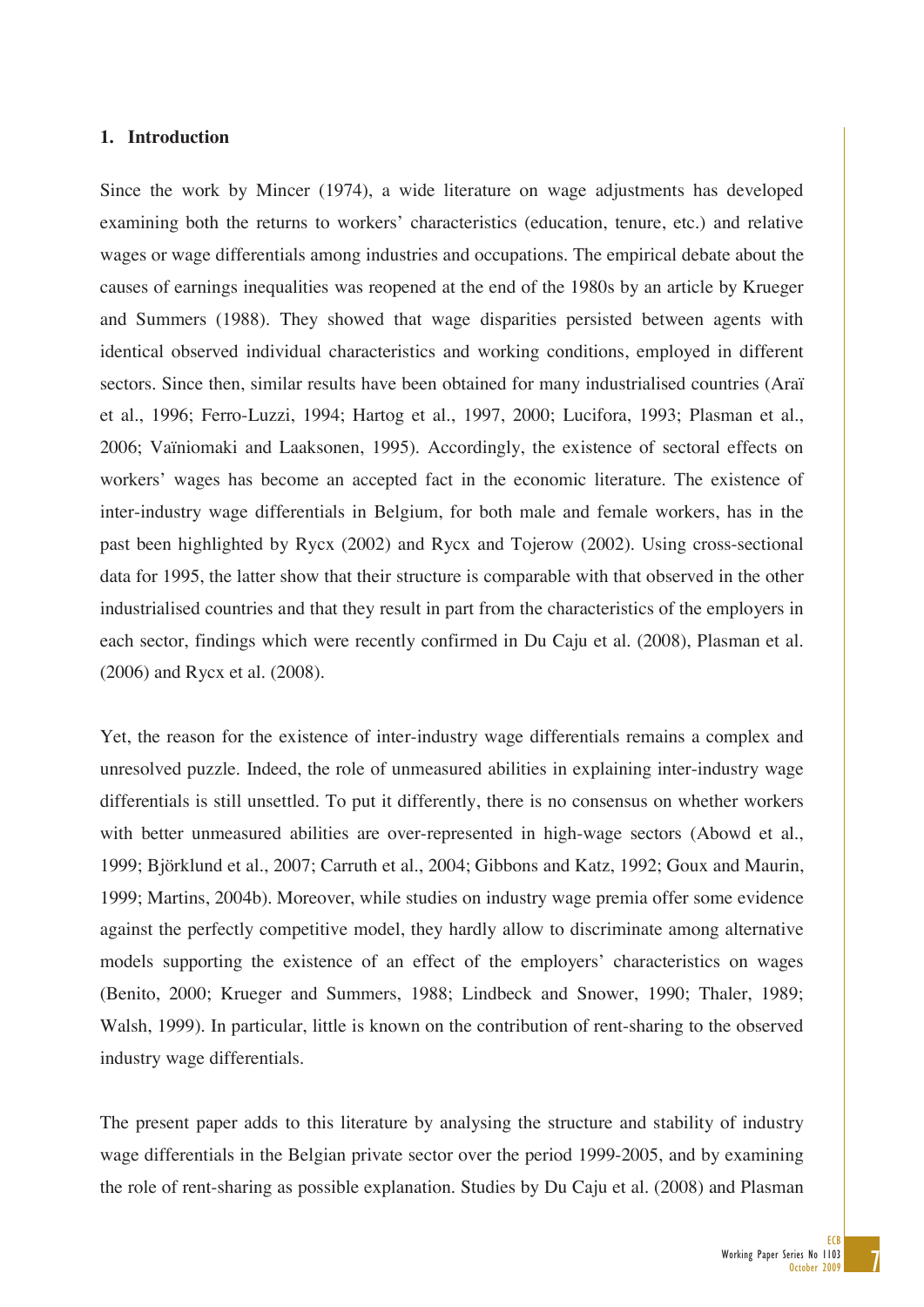## 1. Introduction

Since the work by Mincer (1974), a wide literature on wage adjustments has developed examining both the returns to workers' characteristics (education, tenure, etc.) and relative wages or wage differentials among industries and occupations. The empirical debate about the causes of earnings inequalities was reopened at the end of the 1980s by an article by Krueger and Summers (1988). They showed that wage disparities persisted between agents with identical observed individual characteristics and working conditions, employed in different sectors. Since then, similar results have been obtained for many industrialised countries (Araï et al., 1996; Ferro-Luzzi, 1994; Hartog et al., 1997, 2000; Lucifora, 1993; Plasman et al., 2006; Vaïniomaki and Laaksonen, 1995). Accordingly, the existence of sectoral effects on workers' wages has become an accepted fact in the economic literature. The existence of inter-industry wage differentials in Belgium, for both male and female workers, has in the past been highlighted by Rycx (2002) and Rycx and Tojerow (2002). Using cross-sectional data for 1995, the latter show that their structure is comparable with that observed in the other industrialised countries and that they result in part from the characteristics of the employers in each sector, findings which were recently confirmed in Du Caju et al. (2008), Plasman et al. (2006) and Rycx et al. (2008).

Yet, the reason for the existence of inter-industry wage differentials remains a complex and unresolved puzzle. Indeed, the role of unmeasured abilities in explaining inter-industry wage differentials is still unsettled. To put it differently, there is no consensus on whether workers with better unmeasured abilities are over-represented in high-wage sectors (Abowd et al., 1999; Björklund et al., 2007; Carruth et al., 2004; Gibbons and Katz, 1992; Goux and Maurin, 1999; Martins, 2004b). Moreover, while studies on industry wage premia offer some evidence against the perfectly competitive model, they hardly allow to discriminate among alternative models supporting the existence of an effect of the employers' characteristics on wages (Benito, 2000; Krueger and Summers, 1988; Lindbeck and Snower, 1990; Thaler, 1989; Walsh, 1999). In particular, little is known on the contribution of rent-sharing to the observed industry wage differentials.

The present paper adds to this literature by analysing the structure and stability of industry wage differentials in the Belgian private sector over the period 1999-2005, and by examining the role of rent-sharing as possible explanation. Studies by Du Caju et al. (2008) and Plasman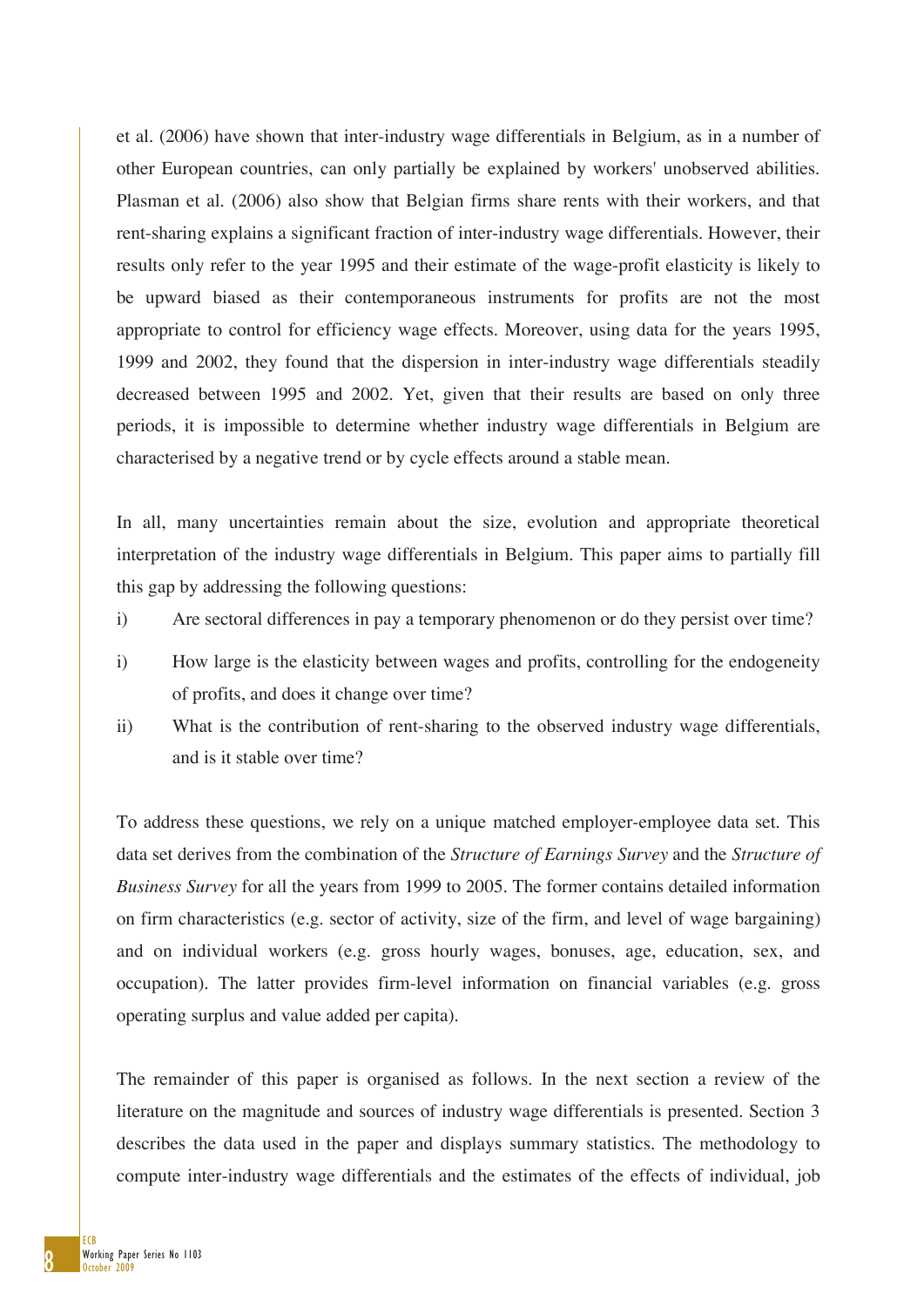et al. (2006) have shown that inter-industry wage differentials in Belgium, as in a number of other European countries, can only partially be explained by workers' unobserved abilities. Plasman et al. (2006) also show that Belgian firms share rents with their workers, and that rent-sharing explains a significant fraction of inter-industry wage differentials. However, their results only refer to the year 1995 and their estimate of the wage-profit elasticity is likely to be upward biased as their contemporaneous instruments for profits are not the most appropriate to control for efficiency wage effects. Moreover, using data for the years 1995, 1999 and 2002, they found that the dispersion in inter-industry wage differentials steadily decreased between 1995 and 2002. Yet, given that their results are based on only three periods, it is impossible to determine whether industry wage differentials in Belgium are characterised by a negative trend or by cycle effects around a stable mean.

In all, many uncertainties remain about the size, evolution and appropriate theoretical interpretation of the industry wage differentials in Belgium. This paper aims to partially fill this gap by addressing the following questions:

i) Are sectoral differences in pay a temporary phenomenon or do they persist over time?

i) How large is the elasticity between wages and profits, controlling for the endogeneity of profits, and does it change over time?

ii) What is the contribution of rent-sharing to the observed industry wage differentials, and is it stable over time?

To address these questions, we rely on a unique matched employer-employee data set. This data set derives from the combination of the *Structure of Earnings Survey* and the *Structure of Business Survey* for all the years from 1999 to 2005. The former contains detailed information on firm characteristics (e.g. sector of activity, size of the firm, and level of wage bargaining) and on individual workers (e.g. gross hourly wages, bonuses, age, education, sex, and occupation). The latter provides firm-level information on financial variables (e.g. gross operating surplus and value added per capita).

The remainder of this paper is organised as follows. In the next section a review of the literature on the magnitude and sources of industry wage differentials is presented. Section 3 describes the data used in the paper and displays summary statistics. The methodology to compute inter-industry wage differentials and the estimates of the effects of individual, job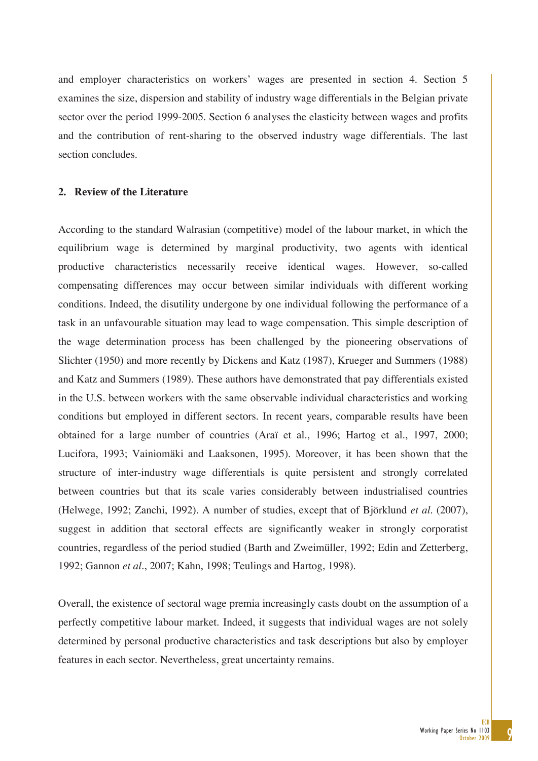and employer characteristics on workers' wages are presented in section 4. Section 5 examines the size, dispersion and stability of industry wage differentials in the Belgian private sector over the period 1999-2005. Section 6 analyses the elasticity between wages and profits and the contribution of rent-sharing to the observed industry wage differentials. The last section concludes.

## 2. Review of the Literature

According to the standard Walrasian (competitive) model of the labour market, in which the equilibrium wage is determined by marginal productivity, two agents with identical productive characteristics necessarily receive identical wages. However, so-called compensating differences may occur between similar individuals with different working conditions. Indeed, the disutility undergone by one individual following the performance of a task in an unfavourable situation may lead to wage compensation. This simple description of the wage determination process has been challenged by the pioneering observations of Slichter (1950) and more recently by Dickens and Katz (1987), Krueger and Summers (1988) and Katz and Summers (1989). These authors have demonstrated that pay differentials existed in the U.S. between workers with the same observable individual characteristics and working conditions but employed in different sectors. In recent years, comparable results have been obtained for a large number of countries (Araï et al., 1996; Hartog et al., 1997, 2000; Lucifora, 1993; Vainiomäki and Laaksonen, 1995). Moreover, it has been shown that the structure of inter-industry wage differentials is quite persistent and strongly correlated between countries but that its scale varies considerably between industrialised countries (Helwege, 1992; Zanchi, 1992). A number of studies, except that of Björklund *et al.* (2007), suggest in addition that sectoral effects are significantly weaker in strongly corporatist countries, regardless of the period studied (Barth and Zweimüller, 1992; Edin and Zetterberg, 1992; Gannon *et al*., 2007; Kahn, 1998; Teulings and Hartog, 1998).

Overall, the existence of sectoral wage premia increasingly casts doubt on the assumption of a perfectly competitive labour market. Indeed, it suggests that individual wages are not solely determined by personal productive characteristics and task descriptions but also by employer features in each sector. Nevertheless, great uncertainty remains.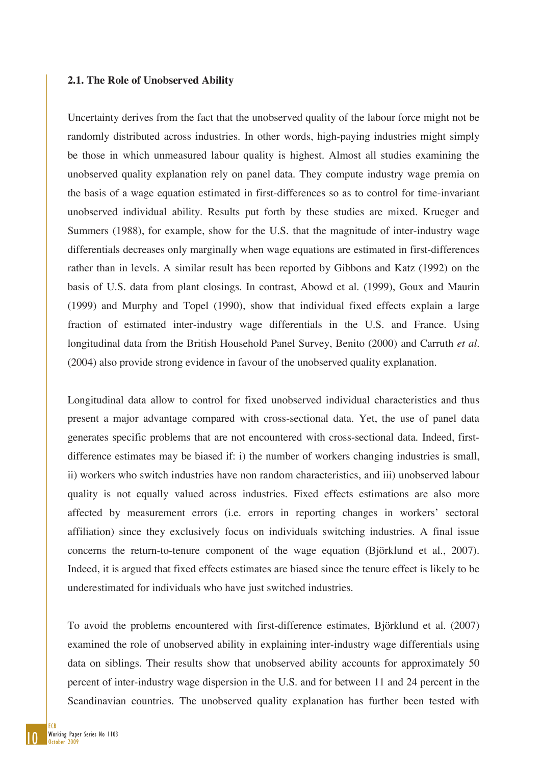### 2.1. The Role of Unobserved Ability

Uncertainty derives from the fact that the unobserved quality of the labour force might not be randomly distributed across industries. In other words, high-paying industries might simply be those in which unmeasured labour quality is highest. Almost all studies examining the unobserved quality explanation rely on panel data. They compute industry wage premia on the basis of a wage equation estimated in first-differences so as to control for time-invariant unobserved individual ability. Results put forth by these studies are mixed. Krueger and Summers (1988), for example, show for the U.S. that the magnitude of inter-industry wage differentials decreases only marginally when wage equations are estimated in first-differences rather than in levels. A similar result has been reported by Gibbons and Katz (1992) on the basis of U.S. data from plant closings. In contrast, Abowd et al. (1999), Goux and Maurin (1999) and Murphy and Topel (1990), show that individual fixed effects explain a large fraction of estimated inter-industry wage differentials in the U.S. and France. Using longitudinal data from the British Household Panel Survey, Benito (2000) and Carruth *et al.* (2004) also provide strong evidence in favour of the unobserved quality explanation.

Longitudinal data allow to control for fixed unobserved individual characteristics and thus present a major advantage compared with cross-sectional data. Yet, the use of panel data generates specific problems that are not encountered with cross-sectional data. Indeed, first-difference estimates may be biased if: i) the number of workers changing industries is small, ii) workers who switch industries have non random characteristics, and iii) unobserved labour quality is not equally valued across industries. Fixed effects estimations are also more affected by measurement errors (i.e. errors in reporting changes in workers' sectoral affiliation) since they exclusively focus on individuals switching industries. A final issue concerns the return-to-tenure component of the wage equation (Björklund et al., 2007). Indeed, it is argued that fixed effects estimates are biased since the tenure effect is likely to be underestimated for individuals who have just switched industries.

To avoid the problems encountered with first-difference estimates, Björklund et al. (2007) examined the role of unobserved ability in explaining inter-industry wage differentials using data on siblings. Their results show that unobserved ability accounts for approximately 50 percent of inter-industry wage dispersion in the U.S. and for between 11 and 24 percent in the Scandinavian countries. The unobserved quality explanation has further been tested with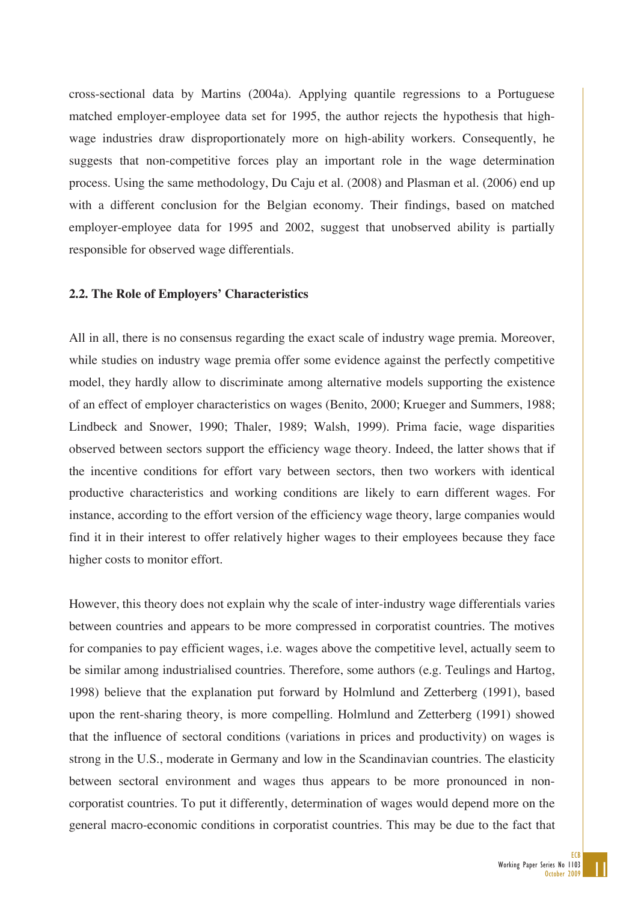cross-sectional data by Martins (2004a). Applying quantile regressions to a Portuguese matched employer-employee data set for 1995, the author rejects the hypothesis that high-wage industries draw disproportionately more on high-ability workers. Consequently, he suggests that non-competitive forces play an important role in the wage determination process. Using the same methodology, Du Caju et al. (2008) and Plasman et al. (2006) end up with a different conclusion for the Belgian economy. Their findings, based on matched employer-employee data for 1995 and 2002, suggest that unobserved ability is partially responsible for observed wage differentials.

### 2.2. The Role of Employers' Characteristics

All in all, there is no consensus regarding the exact scale of industry wage premia. Moreover, while studies on industry wage premia offer some evidence against the perfectly competitive model, they hardly allow to discriminate among alternative models supporting the existence of an effect of employer characteristics on wages (Benito, 2000; Krueger and Summers, 1988; Lindbeck and Snower, 1990; Thaler, 1989; Walsh, 1999). Prima facie, wage disparities observed between sectors support the efficiency wage theory. Indeed, the latter shows that if the incentive conditions for effort vary between sectors, then two workers with identical productive characteristics and working conditions are likely to earn different wages. For instance, according to the effort version of the efficiency wage theory, large companies would find it in their interest to offer relatively higher wages to their employees because they face higher costs to monitor effort.

However, this theory does not explain why the scale of inter-industry wage differentials varies between countries and appears to be more compressed in corporatist countries. The motives for companies to pay efficient wages, i.e. wages above the competitive level, actually seem to be similar among industrialised countries. Therefore, some authors (e.g. Teulings and Hartog, 1998) believe that the explanation put forward by Holmlund and Zetterberg (1991), based upon the rent-sharing theory, is more compelling. Holmlund and Zetterberg (1991) showed that the influence of sectoral conditions (variations in prices and productivity) on wages is strong in the U.S., moderate in Germany and low in the Scandinavian countries. The elasticity between sectoral environment and wages thus appears to be more pronounced in non-corporatist countries. To put it differently, determination of wages would depend more on the general macro-economic conditions in corporatist countries. This may be due to the fact that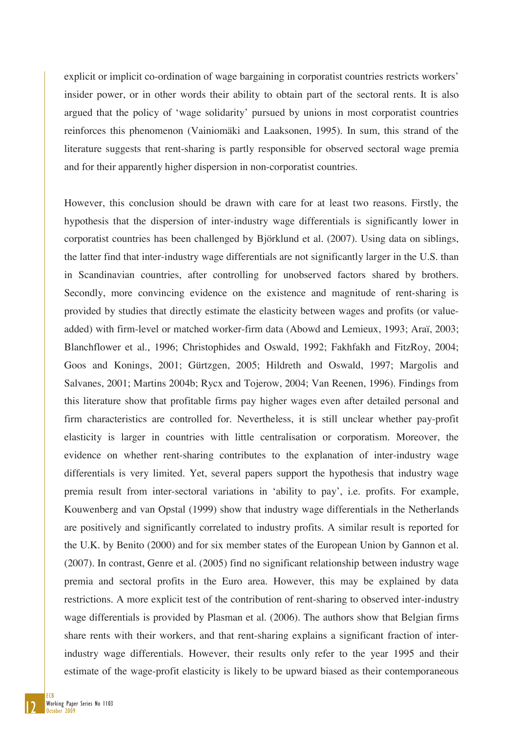explicit or implicit co-ordination of wage bargaining in corporatist countries restricts workers' insider power, or in other words their ability to obtain part of the sectoral rents. It is also argued that the policy of 'wage solidarity' pursued by unions in most corporatist countries reinforces this phenomenon (Vainiomäki and Laaksonen, 1995). In sum, this strand of the literature suggests that rent-sharing is partly responsible for observed sectoral wage premia and for their apparently higher dispersion in non-corporatist countries.

However, this conclusion should be drawn with care for at least two reasons. Firstly, the hypothesis that the dispersion of inter-industry wage differentials is significantly lower in corporatist countries has been challenged by Björklund et al. (2007). Using data on siblings, the latter find that inter-industry wage differentials are not significantly larger in the U.S. than in Scandinavian countries, after controlling for unobserved factors shared by brothers. Secondly, more convincing evidence on the existence and magnitude of rent-sharing is provided by studies that directly estimate the elasticity between wages and profits (or value-added) with firm-level or matched worker-firm data (Abowd and Lemieux, 1993; Araï, 2003; Blanchflower et al., 1996; Christophides and Oswald, 1992; Fakhfakh and FitzRoy, 2004; Goos and Konings, 2001; Gürtzgen, 2005; Hildreth and Oswald, 1997; Margolis and Salvanes, 2001; Martins 2004b; Rycx and Tojerow, 2004; Van Reenen, 1996). Findings from this literature show that profitable firms pay higher wages even after detailed personal and firm characteristics are controlled for. Nevertheless, it is still unclear whether pay-profit elasticity is larger in countries with little centralisation or corporatism. Moreover, the evidence on whether rent-sharing contributes to the explanation of inter-industry wage differentials is very limited. Yet, several papers support the hypothesis that industry wage premia result from inter-sectoral variations in 'ability to pay', i.e. profits. For example, Kouwenberg and van Opstal (1999) show that industry wage differentials in the Netherlands are positively and significantly correlated to industry profits. A similar result is reported for the U.K. by Benito (2000) and for six member states of the European Union by Gannon et al. (2007). In contrast, Genre et al. (2005) find no significant relationship between industry wage premia and sectoral profits in the Euro area. However, this may be explained by data restrictions. A more explicit test of the contribution of rent-sharing to observed inter-industry wage differentials is provided by Plasman et al. (2006). The authors show that Belgian firms share rents with their workers, and that rent-sharing explains a significant fraction of inter-industry wage differentials. However, their results only refer to the year 1995 and their estimate of the wage-profit elasticity is likely to be upward biased as their contemporaneous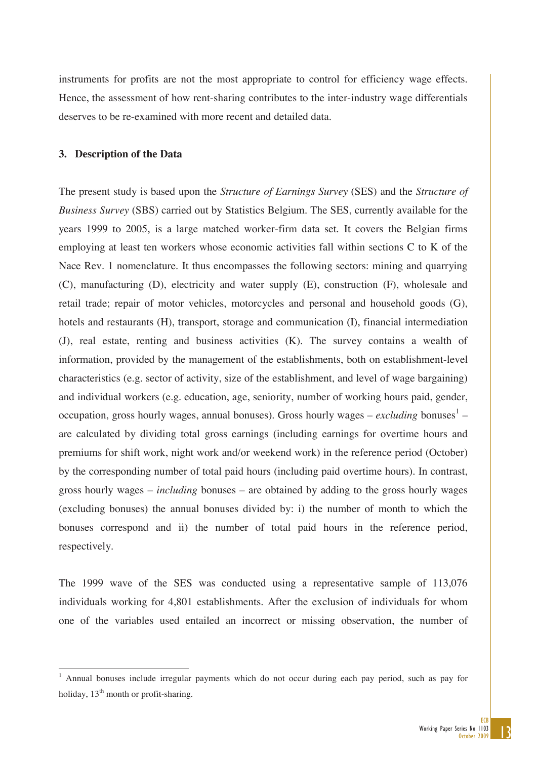instruments for profits are not the most appropriate to control for efficiency wage effects. Hence, the assessment of how rent-sharing contributes to the inter-industry wage differentials deserves to be re-examined with more recent and detailed data.

## 3. Description of the Data

The present study is based upon the *Structure of Earnings Survey* (SES) and the *Structure of Business Survey* (SBS) carried out by Statistics Belgium. The SES, currently available for the years 1999 to 2005, is a large matched worker-firm data set. It covers the Belgian firms employing at least ten workers whose economic activities fall within sections C to K of the Nace Rev. 1 nomenclature. It thus encompasses the following sectors: mining and quarrying (C), manufacturing (D), electricity and water supply (E), construction (F), wholesale and retail trade; repair of motor vehicles, motorcycles and personal and household goods (G), hotels and restaurants (H), transport, storage and communication (I), financial intermediation (J), real estate, renting and business activities (K). The survey contains a wealth of information, provided by the management of the establishments, both on establishment-level characteristics (e.g. sector of activity, size of the establishment, and level of wage bargaining) and individual workers (e.g. education, age, seniority, number of working hours paid, gender, occupation, gross hourly wages, annual bonuses). Gross hourly wages – *excluding* bonuses[1] – are calculated by dividing total gross earnings (including earnings for overtime hours and premiums for shift work, night work and/or weekend work) in the reference period (October) by the corresponding number of total paid hours (including paid overtime hours). In contrast, gross hourly wages – *including* bonuses – are obtained by adding to the gross hourly wages (excluding bonuses) the annual bonuses divided by: i) the number of month to which the bonuses correspond and ii) the number of total paid hours in the reference period, respectively.

The 1999 wave of the SES was conducted using a representative sample of 113,076 individuals working for 4,801 establishments. After the exclusion of individuals for whom one of the variables used entailed an incorrect or missing observation, the number of

---

[1] Annual bonuses include irregular payments which do not occur during each pay period, such as pay for holiday, 13th month or profit-sharing.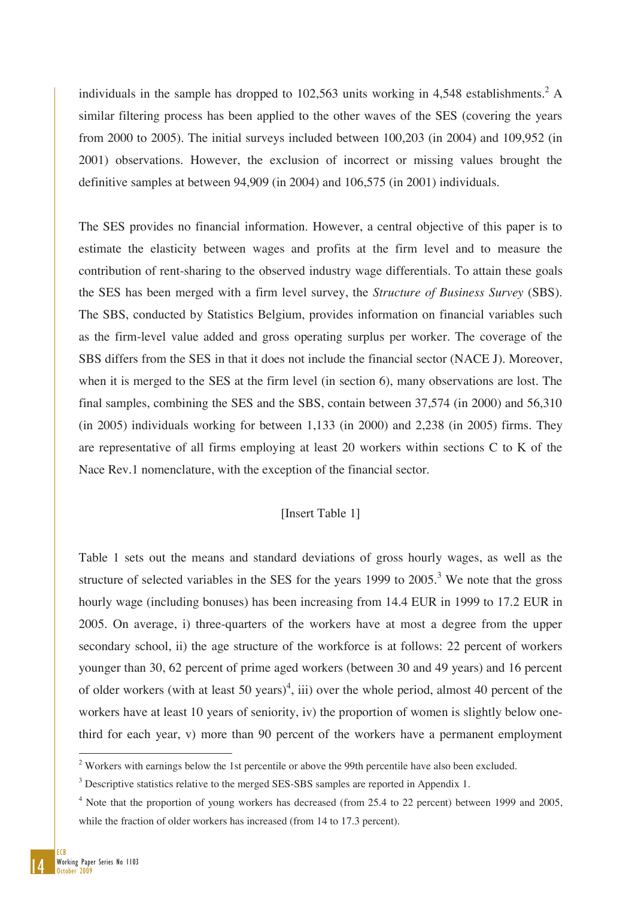individuals in the sample has dropped to 102,563 units working in 4,548 establishments.[2] A similar filtering process has been applied to the other waves of the SES (covering the years from 2000 to 2005). The initial surveys included between 100,203 (in 2004) and 109,952 (in 2001) observations. However, the exclusion of incorrect or missing values brought the definitive samples at between 94,909 (in 2004) and 106,575 (in 2001) individuals.

The SES provides no financial information. However, a central objective of this paper is to estimate the elasticity between wages and profits at the firm level and to measure the contribution of rent-sharing to the observed industry wage differentials. To attain these goals the SES has been merged with a firm level survey, the *Structure of Business Survey* (SBS). The SBS, conducted by Statistics Belgium, provides information on financial variables such as the firm-level value added and gross operating surplus per worker. The coverage of the SBS differs from the SES in that it does not include the financial sector (NACE J). Moreover, when it is merged to the SES at the firm level (in section 6), many observations are lost. The final samples, combining the SES and the SBS, contain between 37,574 (in 2000) and 56,310 (in 2005) individuals working for between 1,133 (in 2000) and 2,238 (in 2005) firms. They are representative of all firms employing at least 20 workers within sections C to K of the Nace Rev.1 nomenclature, with the exception of the financial sector.

[Insert Table 1]

Table 1 sets out the means and standard deviations of gross hourly wages, as well as the structure of selected variables in the SES for the years 1999 to 2005.[3] We note that the gross hourly wage (including bonuses) has been increasing from 14.4 EUR in 1999 to 17.2 EUR in 2005. On average, i) three-quarters of the workers have at most a degree from the upper secondary school, ii) the age structure of the workforce is at follows: 22 percent of workers younger than 30, 62 percent of prime aged workers (between 30 and 49 years) and 16 percent of older workers (with at least 50 years)[4], iii) over the whole period, almost 40 percent of the workers have at least 10 years of seniority, iv) the proportion of women is slightly below one-third for each year, v) more than 90 percent of the workers have a permanent employment

---

[2] Workers with earnings below the 1st percentile or above the 99th percentile have also been excluded.

[3] Descriptive statistics relative to the merged SES-SBS samples are reported in Appendix 1.

[4] Note that the proportion of young workers has decreased (from 25.4 to 22 percent) between 1999 and 2005, while the fraction of older workers has increased (from 14 to 17.3 percent).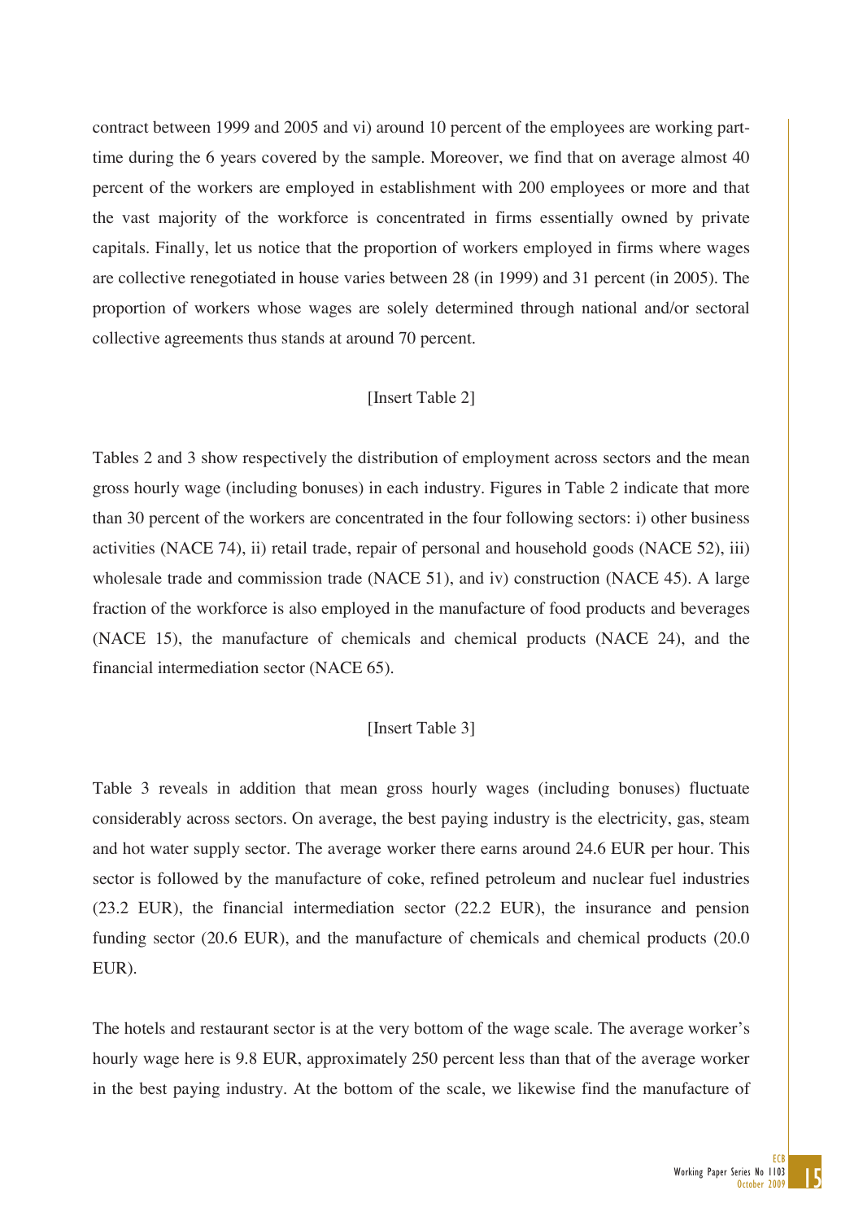contract between 1999 and 2005 and vi) around 10 percent of the employees are working part-time during the 6 years covered by the sample. Moreover, we find that on average almost 40 percent of the workers are employed in establishment with 200 employees or more and that the vast majority of the workforce is concentrated in firms essentially owned by private capitals. Finally, let us notice that the proportion of workers employed in firms where wages are collective renegotiated in house varies between 28 (in 1999) and 31 percent (in 2005). The proportion of workers whose wages are solely determined through national and/or sectoral collective agreements thus stands at around 70 percent.

[Insert Table 2]

Tables 2 and 3 show respectively the distribution of employment across sectors and the mean gross hourly wage (including bonuses) in each industry. Figures in Table 2 indicate that more than 30 percent of the workers are concentrated in the four following sectors: i) other business activities (NACE 74), ii) retail trade, repair of personal and household goods (NACE 52), iii) wholesale trade and commission trade (NACE 51), and iv) construction (NACE 45). A large fraction of the workforce is also employed in the manufacture of food products and beverages (NACE 15), the manufacture of chemicals and chemical products (NACE 24), and the financial intermediation sector (NACE 65).

[Insert Table 3]

Table 3 reveals in addition that mean gross hourly wages (including bonuses) fluctuate considerably across sectors. On average, the best paying industry is the electricity, gas, steam and hot water supply sector. The average worker there earns around 24.6 EUR per hour. This sector is followed by the manufacture of coke, refined petroleum and nuclear fuel industries (23.2 EUR), the financial intermediation sector (22.2 EUR), the insurance and pension funding sector (20.6 EUR), and the manufacture of chemicals and chemical products (20.0 EUR).

The hotels and restaurant sector is at the very bottom of the wage scale. The average worker's hourly wage here is 9.8 EUR, approximately 250 percent less than that of the average worker in the best paying industry. At the bottom of the scale, we likewise find the manufacture of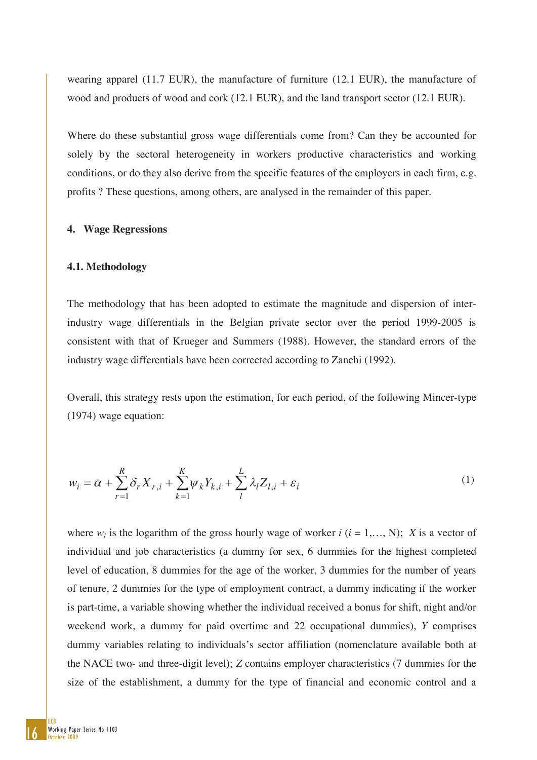wearing apparel (11.7 EUR), the manufacture of furniture (12.1 EUR), the manufacture of wood and products of wood and cork (12.1 EUR), and the land transport sector (12.1 EUR).

Where do these substantial gross wage differentials come from? Can they be accounted for solely by the sectoral heterogeneity in workers productive characteristics and working conditions, or do they also derive from the specific features of the employers in each firm, e.g. profits ? These questions, among others, are analysed in the remainder of this paper.

## 4. Wage Regressions

### 4.1. Methodology

The methodology that has been adopted to estimate the magnitude and dispersion of inter-industry wage differentials in the Belgian private sector over the period 1999-2005 is consistent with that of Krueger and Summers (1988). However, the standard errors of the industry wage differentials have been corrected according to Zanchi (1992).

Overall, this strategy rests upon the estimation, for each period, of the following Mincer-type (1974) wage equation:

$$w_i = \alpha + \sum_{r=1}^{R} \delta_r X_{r,i} + \sum_{k=1}^{K} \psi_k Y_{k,i} + \sum_{l}^{L} \lambda_l Z_{l,i} + \varepsilon_i \tag{1}$$

where $w_i$ is the logarithm of the gross hourly wage of worker $i$ ($i = 1,\dots, N$); $X$ is a vector of individual and job characteristics (a dummy for sex, 6 dummies for the highest completed level of education, 8 dummies for the age of the worker, 3 dummies for the number of years of tenure, 2 dummies for the type of employment contract, a dummy indicating if the worker is part-time, a variable showing whether the individual received a bonus for shift, night and/or weekend work, a dummy for paid overtime and 22 occupational dummies), $Y$ comprises dummy variables relating to individuals's sector affiliation (nomenclature available both at the NACE two- and three-digit level); $Z$ contains employer characteristics (7 dummies for the size of the establishment, a dummy for the type of financial and economic control and a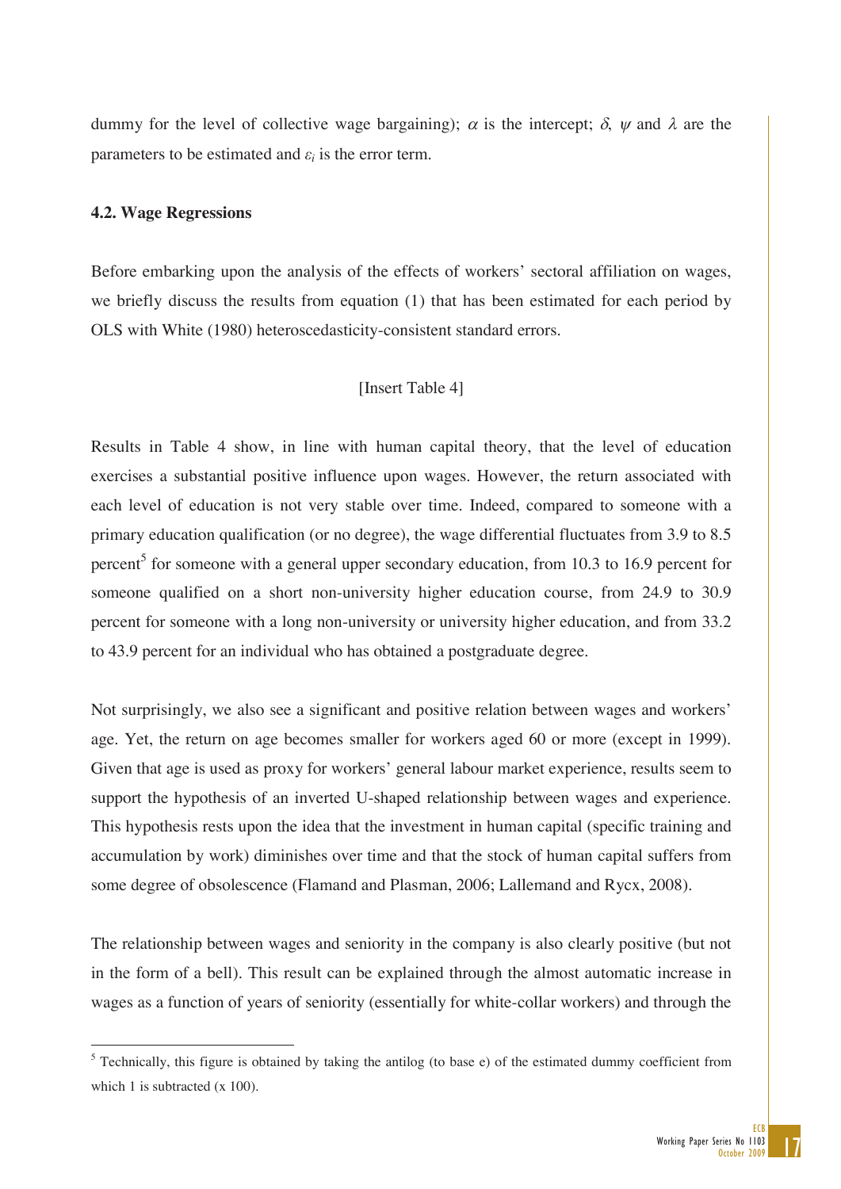dummy for the level of collective wage bargaining); $\alpha$ is the intercept; $\delta$, $\psi$ and $\lambda$ are the parameters to be estimated and $\varepsilon_i$ is the error term.

### 4.2. Wage Regressions

Before embarking upon the analysis of the effects of workers' sectoral affiliation on wages, we briefly discuss the results from equation (1) that has been estimated for each period by OLS with White (1980) heteroscedasticity-consistent standard errors.

[Insert Table 4]

Results in Table 4 show, in line with human capital theory, that the level of education exercises a substantial positive influence upon wages. However, the return associated with each level of education is not very stable over time. Indeed, compared to someone with a primary education qualification (or no degree), the wage differential fluctuates from 3.9 to 8.5 percent[5] for someone with a general upper secondary education, from 10.3 to 16.9 percent for someone qualified on a short non-university higher education course, from 24.9 to 30.9 percent for someone with a long non-university or university higher education, and from 33.2 to 43.9 percent for an individual who has obtained a postgraduate degree.

Not surprisingly, we also see a significant and positive relation between wages and workers' age. Yet, the return on age becomes smaller for workers aged 60 or more (except in 1999). Given that age is used as proxy for workers' general labour market experience, results seem to support the hypothesis of an inverted U-shaped relationship between wages and experience. This hypothesis rests upon the idea that the investment in human capital (specific training and accumulation by work) diminishes over time and that the stock of human capital suffers from some degree of obsolescence (Flamand and Plasman, 2006; Lallemand and Rycx, 2008).

The relationship between wages and seniority in the company is also clearly positive (but not in the form of a bell). This result can be explained through the almost automatic increase in wages as a function of years of seniority (essentially for white-collar workers) and through the

[5] Technically, this figure is obtained by taking the antilog (to base e) of the estimated dummy coefficient from which 1 is subtracted (x 100).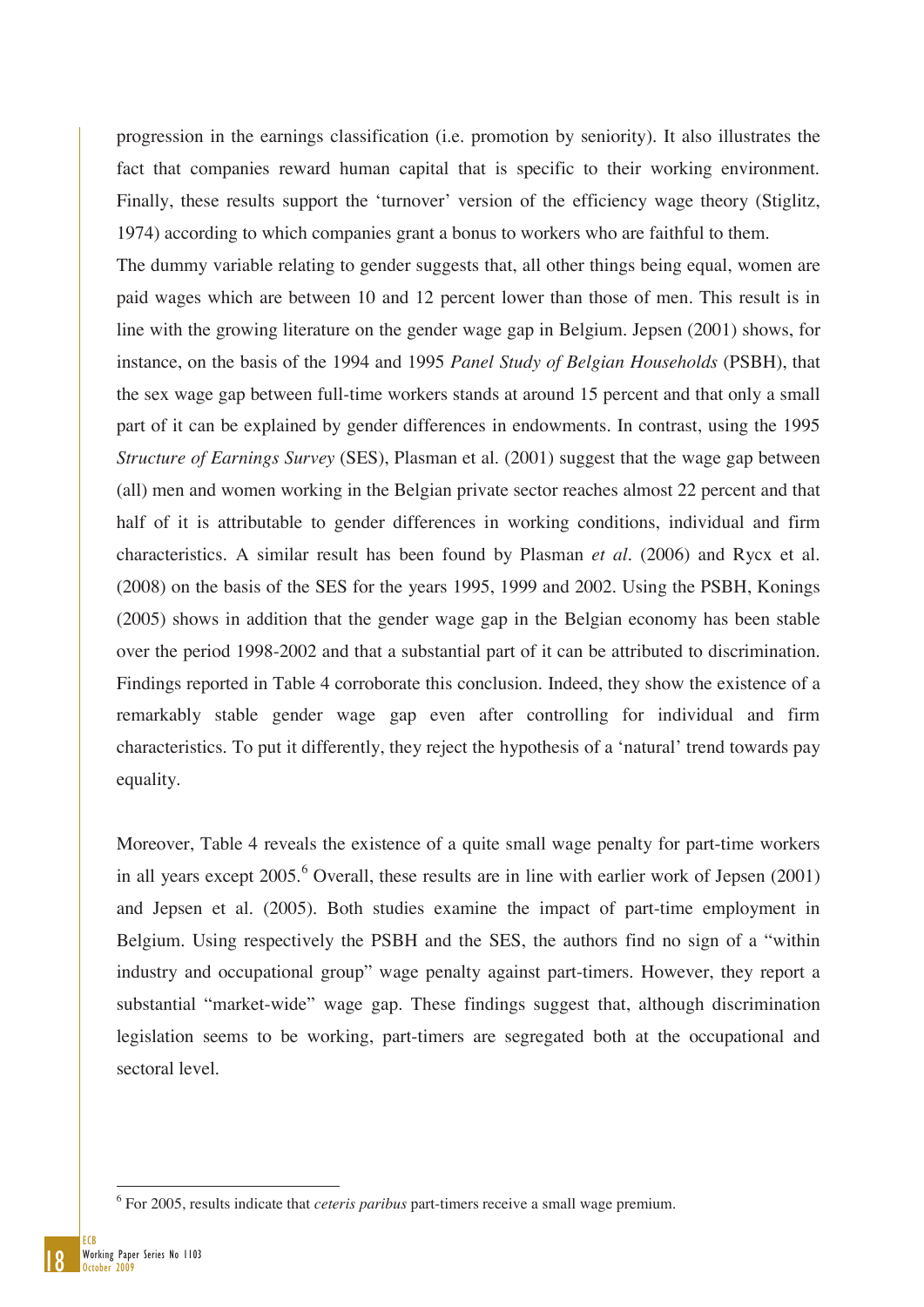progression in the earnings classification (i.e. promotion by seniority). It also illustrates the fact that companies reward human capital that is specific to their working environment. Finally, these results support the 'turnover' version of the efficiency wage theory (Stiglitz, 1974) according to which companies grant a bonus to workers who are faithful to them.

The dummy variable relating to gender suggests that, all other things being equal, women are paid wages which are between 10 and 12 percent lower than those of men. This result is in line with the growing literature on the gender wage gap in Belgium. Jepsen (2001) shows, for instance, on the basis of the 1994 and 1995 *Panel Study of Belgian Households* (PSBH), that the sex wage gap between full-time workers stands at around 15 percent and that only a small part of it can be explained by gender differences in endowments. In contrast, using the 1995 *Structure of Earnings Survey* (SES), Plasman et al. (2001) suggest that the wage gap between (all) men and women working in the Belgian private sector reaches almost 22 percent and that half of it is attributable to gender differences in working conditions, individual and firm characteristics. A similar result has been found by Plasman *et al*. (2006) and Rycx et al. (2008) on the basis of the SES for the years 1995, 1999 and 2002. Using the PSBH, Konings (2005) shows in addition that the gender wage gap in the Belgian economy has been stable over the period 1998-2002 and that a substantial part of it can be attributed to discrimination. Findings reported in Table 4 corroborate this conclusion. Indeed, they show the existence of a remarkably stable gender wage gap even after controlling for individual and firm characteristics. To put it differently, they reject the hypothesis of a 'natural' trend towards pay equality.

Moreover, Table 4 reveals the existence of a quite small wage penalty for part-time workers in all years except 2005.[6] Overall, these results are in line with earlier work of Jepsen (2001) and Jepsen et al. (2005). Both studies examine the impact of part-time employment in Belgium. Using respectively the PSBH and the SES, the authors find no sign of a "within industry and occupational group" wage penalty against part-timers. However, they report a substantial "market-wide" wage gap. These findings suggest that, although discrimination legislation seems to be working, part-timers are segregated both at the occupational and sectoral level.

[6] For 2005, results indicate that *ceteris paribus* part-timers receive a small wage premium.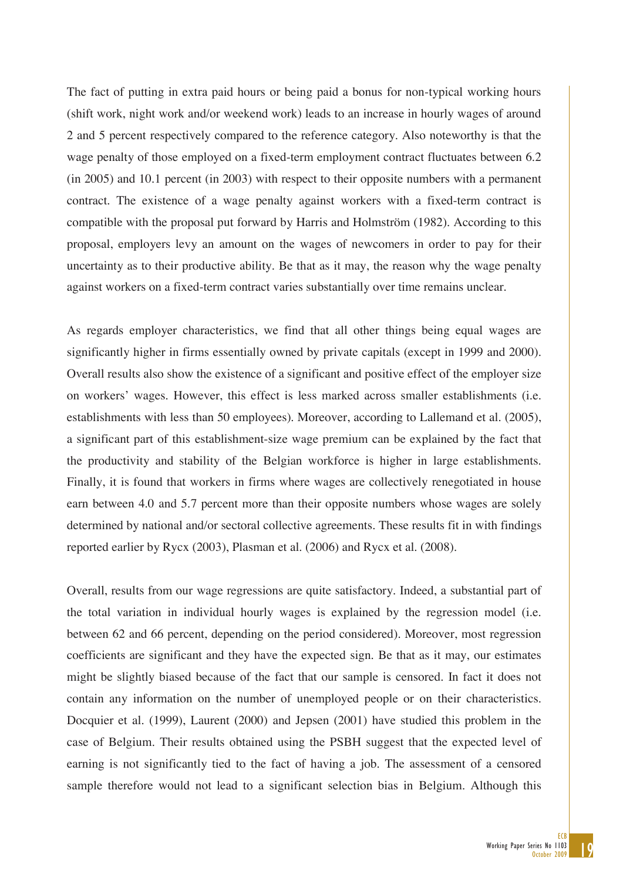The fact of putting in extra paid hours or being paid a bonus for non-typical working hours (shift work, night work and/or weekend work) leads to an increase in hourly wages of around 2 and 5 percent respectively compared to the reference category. Also noteworthy is that the wage penalty of those employed on a fixed-term employment contract fluctuates between 6.2 (in 2005) and 10.1 percent (in 2003) with respect to their opposite numbers with a permanent contract. The existence of a wage penalty against workers with a fixed-term contract is compatible with the proposal put forward by Harris and Holmström (1982). According to this proposal, employers levy an amount on the wages of newcomers in order to pay for their uncertainty as to their productive ability. Be that as it may, the reason why the wage penalty against workers on a fixed-term contract varies substantially over time remains unclear.

As regards employer characteristics, we find that all other things being equal wages are significantly higher in firms essentially owned by private capitals (except in 1999 and 2000). Overall results also show the existence of a significant and positive effect of the employer size on workers' wages. However, this effect is less marked across smaller establishments (i.e. establishments with less than 50 employees). Moreover, according to Lallemand et al. (2005), a significant part of this establishment-size wage premium can be explained by the fact that the productivity and stability of the Belgian workforce is higher in large establishments. Finally, it is found that workers in firms where wages are collectively renegotiated in house earn between 4.0 and 5.7 percent more than their opposite numbers whose wages are solely determined by national and/or sectoral collective agreements. These results fit in with findings reported earlier by Rycx (2003), Plasman et al. (2006) and Rycx et al. (2008).

Overall, results from our wage regressions are quite satisfactory. Indeed, a substantial part of the total variation in individual hourly wages is explained by the regression model (i.e. between 62 and 66 percent, depending on the period considered). Moreover, most regression coefficients are significant and they have the expected sign. Be that as it may, our estimates might be slightly biased because of the fact that our sample is censored. In fact it does not contain any information on the number of unemployed people or on their characteristics. Docquier et al. (1999), Laurent (2000) and Jepsen (2001) have studied this problem in the case of Belgium. Their results obtained using the PSBH suggest that the expected level of earning is not significantly tied to the fact of having a job. The assessment of a censored sample therefore would not lead to a significant selection bias in Belgium. Although this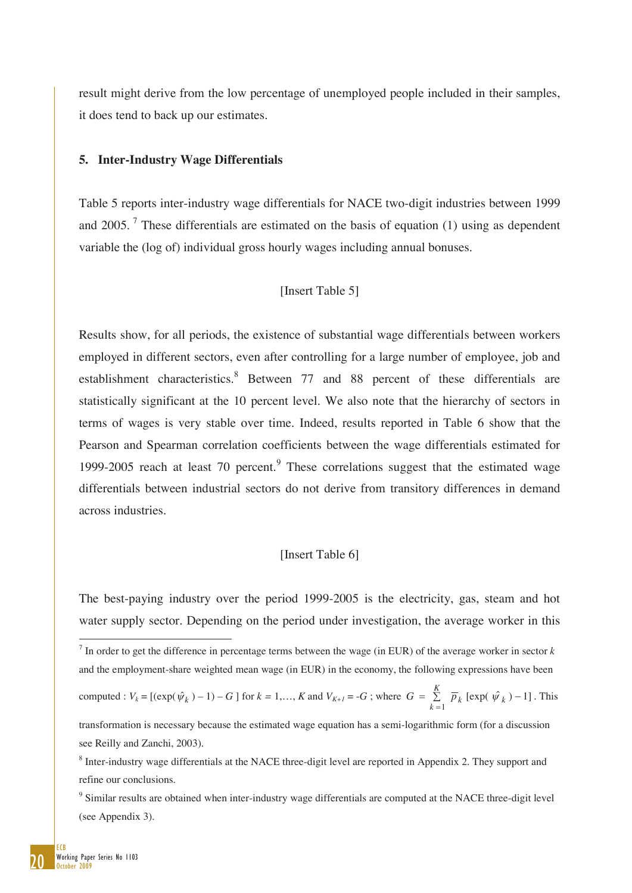result might derive from the low percentage of unemployed people included in their samples, it does tend to back up our estimates.

## 5. Inter-Industry Wage Differentials

Table 5 reports inter-industry wage differentials for NACE two-digit industries between 1999 and 2005. [7] These differentials are estimated on the basis of equation (1) using as dependent variable the (log of) individual gross hourly wages including annual bonuses.

[Insert Table 5]

Results show, for all periods, the existence of substantial wage differentials between workers employed in different sectors, even after controlling for a large number of employee, job and establishment characteristics.[8] Between 77 and 88 percent of these differentials are statistically significant at the 10 percent level. We also note that the hierarchy of sectors in terms of wages is very stable over time. Indeed, results reported in Table 6 show that the Pearson and Spearman correlation coefficients between the wage differentials estimated for 1999-2005 reach at least 70 percent.[9] These correlations suggest that the estimated wage differentials between industrial sectors do not derive from transitory differences in demand across industries.

[Insert Table 6]

The best-paying industry over the period 1999-2005 is the electricity, gas, steam and hot water supply sector. Depending on the period under investigation, the average worker in this

---

[7] In order to get the difference in percentage terms between the wage (in EUR) of the average worker in sector $k$ and the employment-share weighted mean wage (in EUR) in the economy, the following expressions have been computed : $V_k = [(\exp(\hat{\psi}_k) - 1) - G]$ for $k = 1,\ldots, K$ and $V_{K+1} = -G$ ; where $G = \sum_{k=1}^{K} \overline{p}_k [\exp(\hat{\psi}_k) - 1]$. This transformation is necessary because the estimated wage equation has a semi-logarithmic form (for a discussion see Reilly and Zanchi, 2003).

[8] Inter-industry wage differentials at the NACE three-digit level are reported in Appendix 2. They support and refine our conclusions.

[9] Similar results are obtained when inter-industry wage differentials are computed at the NACE three-digit level (see Appendix 3).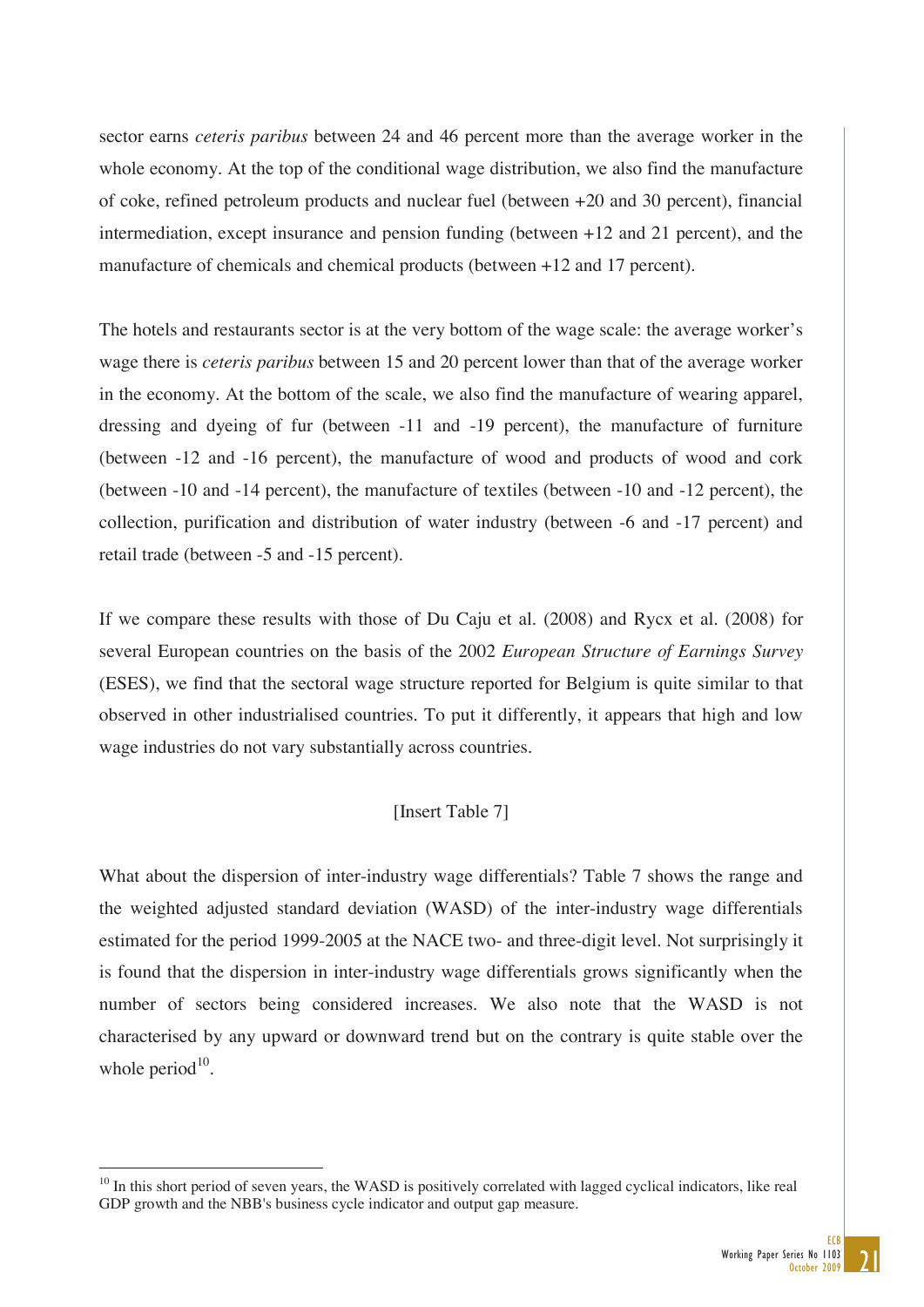sector earns *ceteris paribus* between 24 and 46 percent more than the average worker in the whole economy. At the top of the conditional wage distribution, we also find the manufacture of coke, refined petroleum products and nuclear fuel (between +20 and 30 percent), financial intermediation, except insurance and pension funding (between +12 and 21 percent), and the manufacture of chemicals and chemical products (between +12 and 17 percent).

The hotels and restaurants sector is at the very bottom of the wage scale: the average worker's wage there is *ceteris paribus* between 15 and 20 percent lower than that of the average worker in the economy. At the bottom of the scale, we also find the manufacture of wearing apparel, dressing and dyeing of fur (between -11 and -19 percent), the manufacture of furniture (between -12 and -16 percent), the manufacture of wood and products of wood and cork (between -10 and -14 percent), the manufacture of textiles (between -10 and -12 percent), the collection, purification and distribution of water industry (between -6 and -17 percent) and retail trade (between -5 and -15 percent).

If we compare these results with those of Du Caju et al. (2008) and Rycx et al. (2008) for several European countries on the basis of the 2002 *European Structure of Earnings Survey* (ESES), we find that the sectoral wage structure reported for Belgium is quite similar to that observed in other industrialised countries. To put it differently, it appears that high and low wage industries do not vary substantially across countries.

[Insert Table 7]

What about the dispersion of inter-industry wage differentials? Table 7 shows the range and the weighted adjusted standard deviation (WASD) of the inter-industry wage differentials estimated for the period 1999-2005 at the NACE two- and three-digit level. Not surprisingly it is found that the dispersion in inter-industry wage differentials grows significantly when the number of sectors being considered increases. We also note that the WASD is not characterised by any upward or downward trend but on the contrary is quite stable over the whole period[10].

[10] In this short period of seven years, the WASD is positively correlated with lagged cyclical indicators, like real GDP growth and the NBB's business cycle indicator and output gap measure.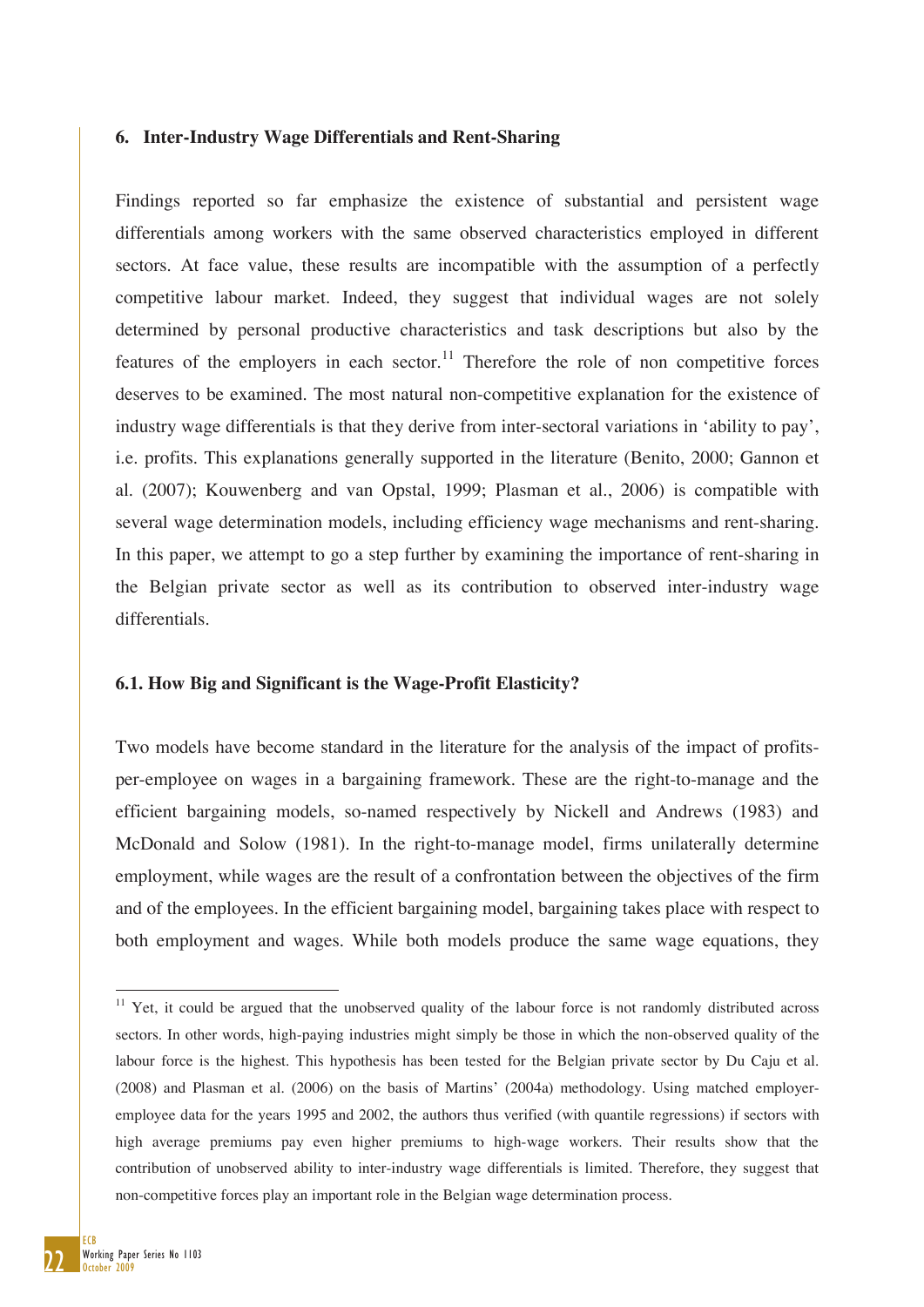## 6. Inter-Industry Wage Differentials and Rent-Sharing

Findings reported so far emphasize the existence of substantial and persistent wage differentials among workers with the same observed characteristics employed in different sectors. At face value, these results are incompatible with the assumption of a perfectly competitive labour market. Indeed, they suggest that individual wages are not solely determined by personal productive characteristics and task descriptions but also by the features of the employers in each sector.[11] Therefore the role of non competitive forces deserves to be examined. The most natural non-competitive explanation for the existence of industry wage differentials is that they derive from inter-sectoral variations in 'ability to pay', i.e. profits. This explanations generally supported in the literature (Benito, 2000; Gannon et al. (2007); Kouwenberg and van Opstal, 1999; Plasman et al., 2006) is compatible with several wage determination models, including efficiency wage mechanisms and rent-sharing. In this paper, we attempt to go a step further by examining the importance of rent-sharing in the Belgian private sector as well as its contribution to observed inter-industry wage differentials.

### 6.1. How Big and Significant is the Wage-Profit Elasticity?

Two models have become standard in the literature for the analysis of the impact of profits-per-employee on wages in a bargaining framework. These are the right-to-manage and the efficient bargaining models, so-named respectively by Nickell and Andrews (1983) and McDonald and Solow (1981). In the right-to-manage model, firms unilaterally determine employment, while wages are the result of a confrontation between the objectives of the firm and of the employees. In the efficient bargaining model, bargaining takes place with respect to both employment and wages. While both models produce the same wage equations, they

[11] Yet, it could be argued that the unobserved quality of the labour force is not randomly distributed across sectors. In other words, high-paying industries might simply be those in which the non-observed quality of the labour force is the highest. This hypothesis has been tested for the Belgian private sector by Du Caju et al. (2008) and Plasman et al. (2006) on the basis of Martins' (2004a) methodology. Using matched employer-employee data for the years 1995 and 2002, the authors thus verified (with quantile regressions) if sectors with high average premiums pay even higher premiums to high-wage workers. Their results show that the contribution of unobserved ability to inter-industry wage differentials is limited. Therefore, they suggest that non-competitive forces play an important role in the Belgian wage determination process.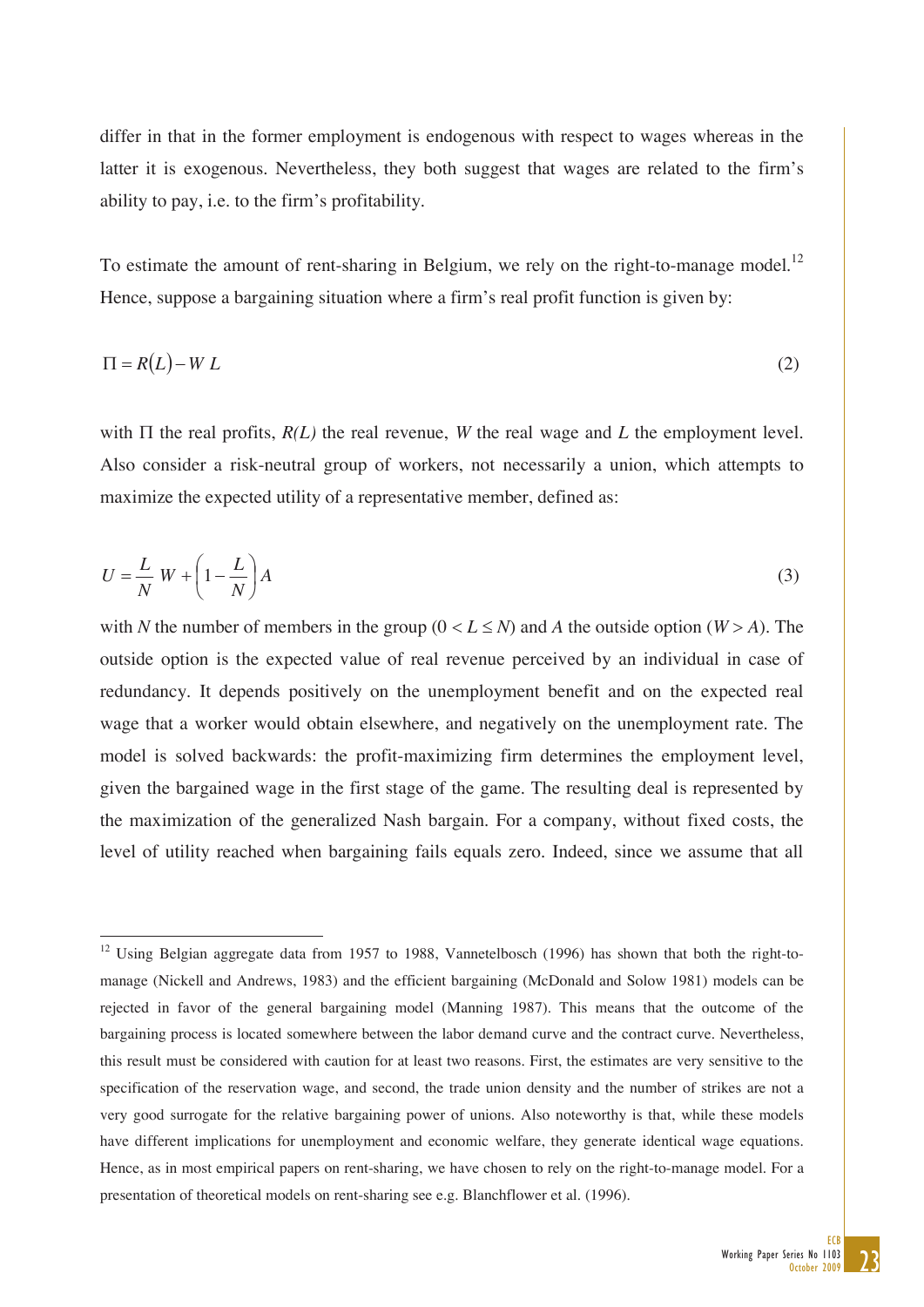differ in that in the former employment is endogenous with respect to wages whereas in the latter it is exogenous. Nevertheless, they both suggest that wages are related to the firm's ability to pay, i.e. to the firm's profitability.

To estimate the amount of rent-sharing in Belgium, we rely on the right-to-manage model.[12] Hence, suppose a bargaining situation where a firm's real profit function is given by:

$$\Pi = R(L) - W\,L \tag{2}$$

with $\Pi$ the real profits, $R(L)$ the real revenue, $W$ the real wage and $L$ the employment level. Also consider a risk-neutral group of workers, not necessarily a union, which attempts to maximize the expected utility of a representative member, defined as:

$$U = \frac{L}{N}\,W + \left(1 - \frac{L}{N}\right)A \tag{3}$$

with $N$ the number of members in the group ($0 < L \leq N$) and $A$ the outside option ($W > A$). The outside option is the expected value of real revenue perceived by an individual in case of redundancy. It depends positively on the unemployment benefit and on the expected real wage that a worker would obtain elsewhere, and negatively on the unemployment rate. The model is solved backwards: the profit-maximizing firm determines the employment level, given the bargained wage in the first stage of the game. The resulting deal is represented by the maximization of the generalized Nash bargain. For a company, without fixed costs, the level of utility reached when bargaining fails equals zero. Indeed, since we assume that all

---

[12] Using Belgian aggregate data from 1957 to 1988, Vannetelbosch (1996) has shown that both the right-to-manage (Nickell and Andrews, 1983) and the efficient bargaining (McDonald and Solow 1981) models can be rejected in favor of the general bargaining model (Manning 1987). This means that the outcome of the bargaining process is located somewhere between the labor demand curve and the contract curve. Nevertheless, this result must be considered with caution for at least two reasons. First, the estimates are very sensitive to the specification of the reservation wage, and second, the trade union density and the number of strikes are not a very good surrogate for the relative bargaining power of unions. Also noteworthy is that, while these models have different implications for unemployment and economic welfare, they generate identical wage equations. Hence, as in most empirical papers on rent-sharing, we have chosen to rely on the right-to-manage model. For a presentation of theoretical models on rent-sharing see e.g. Blanchflower et al. (1996).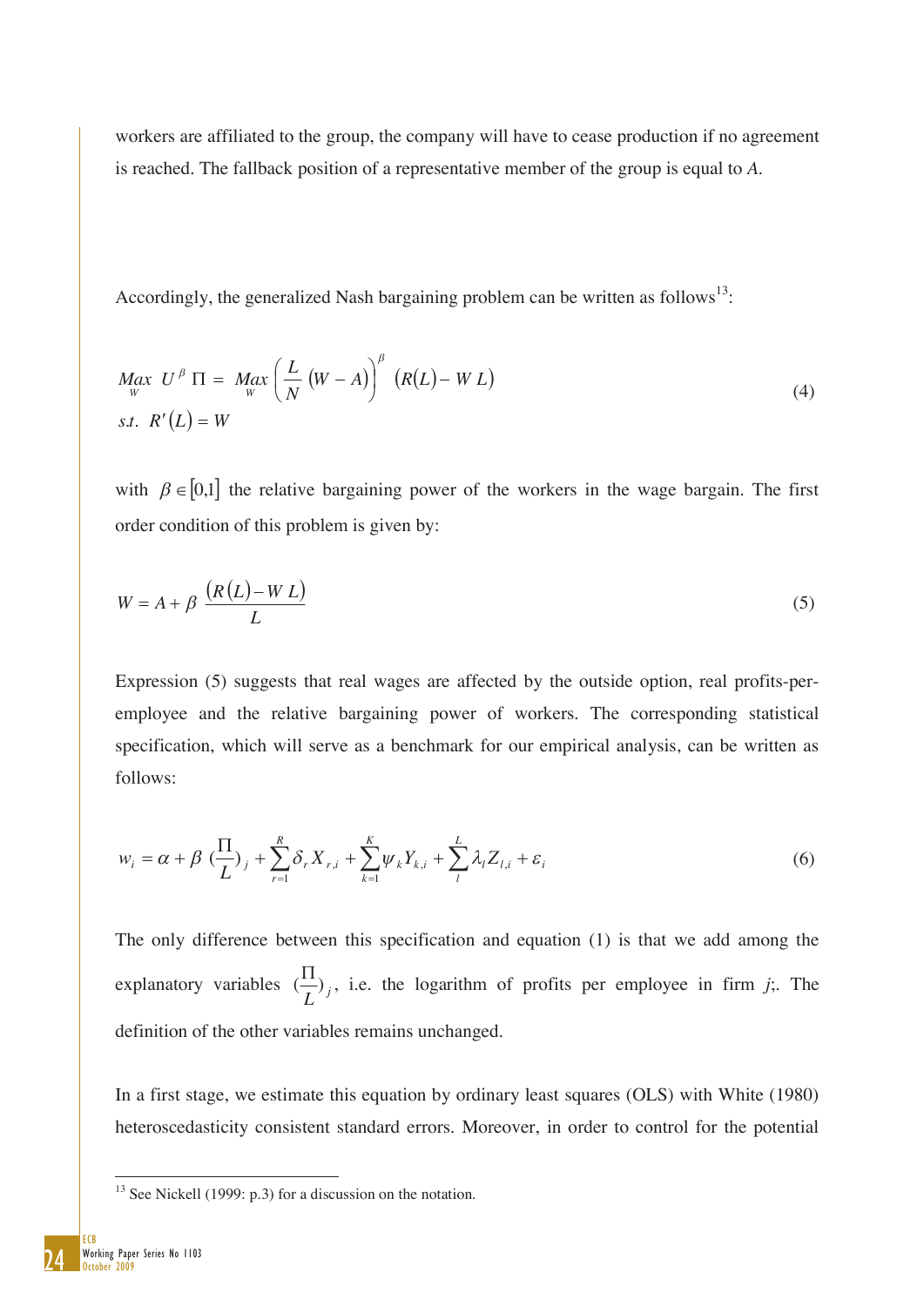workers are affiliated to the group, the company will have to cease production if no agreement is reached. The fallback position of a representative member of the group is equal to $A$.

Accordingly, the generalized Nash bargaining problem can be written as follows[13]:

$$\underset{W}{Max}\ U^{\beta}\,\Pi = \underset{W}{Max}\left(\frac{L}{N}\left(W-A\right)\right)^{\beta}\ \left(R(L)-W\,L\right)$$
$$s.t.\ \ R'(L)=W \tag{4}$$

with $\beta \in [0,1]$ the relative bargaining power of the workers in the wage bargain. The first order condition of this problem is given by:

$$W = A + \beta\ \frac{\left(R(L)-W\,L\right)}{L} \tag{5}$$

Expression (5) suggests that real wages are affected by the outside option, real profits-per-employee and the relative bargaining power of workers. The corresponding statistical specification, which will serve as a benchmark for our empirical analysis, can be written as follows:

$$w_i = \alpha + \beta\ (\frac{\Pi}{L})_j + \sum_{r=1}^{R}\delta_r X_{r,i} + \sum_{k=1}^{K}\psi_k Y_{k,i} + \sum_{l}^{L}\lambda_l Z_{l,i} + \varepsilon_i \tag{6}$$

The only difference between this specification and equation (1) is that we add among the explanatory variables $(\frac{\Pi}{L})_j$, i.e. the logarithm of profits per employee in firm $j$;. The definition of the other variables remains unchanged.

In a first stage, we estimate this equation by ordinary least squares (OLS) with White (1980) heteroscedasticity consistent standard errors. Moreover, in order to control for the potential

[13] See Nickell (1999: p.3) for a discussion on the notation.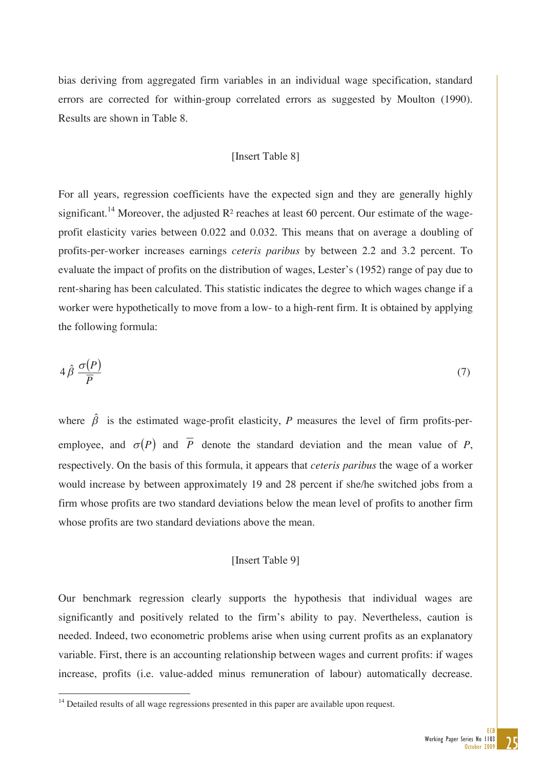bias deriving from aggregated firm variables in an individual wage specification, standard errors are corrected for within-group correlated errors as suggested by Moulton (1990). Results are shown in Table 8.

[Insert Table 8]

For all years, regression coefficients have the expected sign and they are generally highly significant.[14] Moreover, the adjusted $R^2$ reaches at least 60 percent. Our estimate of the wage-profit elasticity varies between 0.022 and 0.032. This means that on average a doubling of profits-per-worker increases earnings *ceteris paribus* by between 2.2 and 3.2 percent. To evaluate the impact of profits on the distribution of wages, Lester's (1952) range of pay due to rent-sharing has been calculated. This statistic indicates the degree to which wages change if a worker were hypothetically to move from a low- to a high-rent firm. It is obtained by applying the following formula:

$$4\hat{\beta}\,\frac{\sigma(P)}{\overline{P}} \tag{7}$$

where $\hat{\beta}$ is the estimated wage-profit elasticity, $P$ measures the level of firm profits-per-employee, and $\sigma(P)$ and $\overline{P}$ denote the standard deviation and the mean value of $P$, respectively. On the basis of this formula, it appears that *ceteris paribus* the wage of a worker would increase by between approximately 19 and 28 percent if she/he switched jobs from a firm whose profits are two standard deviations below the mean level of profits to another firm whose profits are two standard deviations above the mean.

[Insert Table 9]

Our benchmark regression clearly supports the hypothesis that individual wages are significantly and positively related to the firm's ability to pay. Nevertheless, caution is needed. Indeed, two econometric problems arise when using current profits as an explanatory variable. First, there is an accounting relationship between wages and current profits: if wages increase, profits (i.e. value-added minus remuneration of labour) automatically decrease.

[14] Detailed results of all wage regressions presented in this paper are available upon request.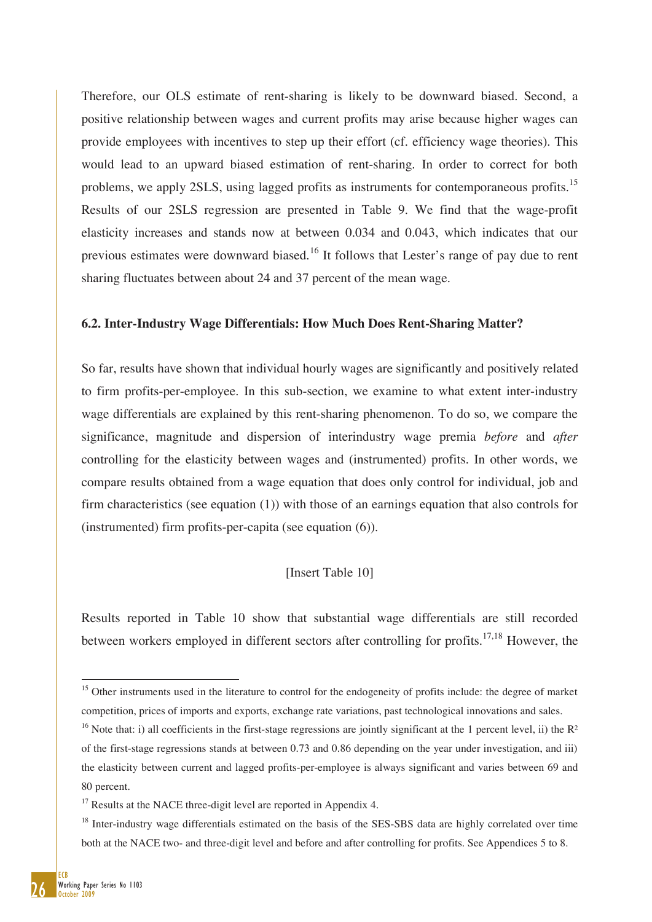Therefore, our OLS estimate of rent-sharing is likely to be downward biased. Second, a positive relationship between wages and current profits may arise because higher wages can provide employees with incentives to step up their effort (cf. efficiency wage theories). This would lead to an upward biased estimation of rent-sharing. In order to correct for both problems, we apply 2SLS, using lagged profits as instruments for contemporaneous profits.[15] Results of our 2SLS regression are presented in Table 9. We find that the wage-profit elasticity increases and stands now at between 0.034 and 0.043, which indicates that our previous estimates were downward biased.[16] It follows that Lester's range of pay due to rent sharing fluctuates between about 24 and 37 percent of the mean wage.

### 6.2. Inter-Industry Wage Differentials: How Much Does Rent-Sharing Matter?

So far, results have shown that individual hourly wages are significantly and positively related to firm profits-per-employee. In this sub-section, we examine to what extent inter-industry wage differentials are explained by this rent-sharing phenomenon. To do so, we compare the significance, magnitude and dispersion of interindustry wage premia *before* and *after* controlling for the elasticity between wages and (instrumented) profits. In other words, we compare results obtained from a wage equation that does only control for individual, job and firm characteristics (see equation (1)) with those of an earnings equation that also controls for (instrumented) firm profits-per-capita (see equation (6)).

[Insert Table 10]

Results reported in Table 10 show that substantial wage differentials are still recorded between workers employed in different sectors after controlling for profits.[17,18] However, the

---

[15] Other instruments used in the literature to control for the endogeneity of profits include: the degree of market competition, prices of imports and exports, exchange rate variations, past technological innovations and sales.

[16] Note that: i) all coefficients in the first-stage regressions are jointly significant at the 1 percent level, ii) the $R^2$ of the first-stage regressions stands at between 0.73 and 0.86 depending on the year under investigation, and iii) the elasticity between current and lagged profits-per-employee is always significant and varies between 69 and 80 percent.

[17] Results at the NACE three-digit level are reported in Appendix 4.

[18] Inter-industry wage differentials estimated on the basis of the SES-SBS data are highly correlated over time both at the NACE two- and three-digit level and before and after controlling for profits. See Appendices 5 to 8.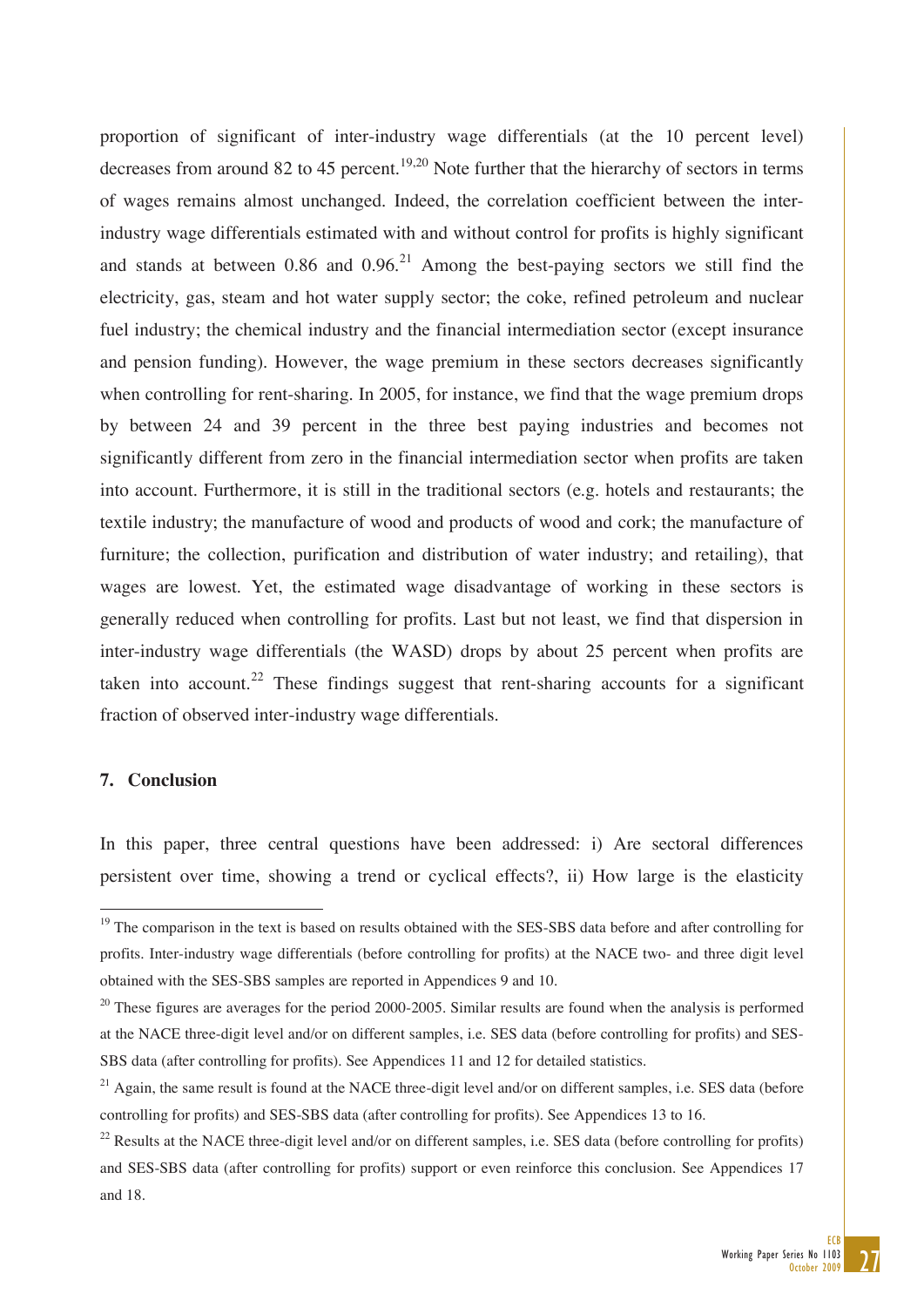proportion of significant of inter-industry wage differentials (at the 10 percent level) decreases from around 82 to 45 percent.[19,20] Note further that the hierarchy of sectors in terms of wages remains almost unchanged. Indeed, the correlation coefficient between the inter-industry wage differentials estimated with and without control for profits is highly significant and stands at between 0.86 and 0.96.[21] Among the best-paying sectors we still find the electricity, gas, steam and hot water supply sector; the coke, refined petroleum and nuclear fuel industry; the chemical industry and the financial intermediation sector (except insurance and pension funding). However, the wage premium in these sectors decreases significantly when controlling for rent-sharing. In 2005, for instance, we find that the wage premium drops by between 24 and 39 percent in the three best paying industries and becomes not significantly different from zero in the financial intermediation sector when profits are taken into account. Furthermore, it is still in the traditional sectors (e.g. hotels and restaurants; the textile industry; the manufacture of wood and products of wood and cork; the manufacture of furniture; the collection, purification and distribution of water industry; and retailing), that wages are lowest. Yet, the estimated wage disadvantage of working in these sectors is generally reduced when controlling for profits. Last but not least, we find that dispersion in inter-industry wage differentials (the WASD) drops by about 25 percent when profits are taken into account.[22] These findings suggest that rent-sharing accounts for a significant fraction of observed inter-industry wage differentials.

## 7. Conclusion

In this paper, three central questions have been addressed: i) Are sectoral differences persistent over time, showing a trend or cyclical effects?, ii) How large is the elasticity

---

[19] The comparison in the text is based on results obtained with the SES-SBS data before and after controlling for profits. Inter-industry wage differentials (before controlling for profits) at the NACE two- and three digit level obtained with the SES-SBS samples are reported in Appendices 9 and 10.

[20] These figures are averages for the period 2000-2005. Similar results are found when the analysis is performed at the NACE three-digit level and/or on different samples, i.e. SES data (before controlling for profits) and SES-SBS data (after controlling for profits). See Appendices 11 and 12 for detailed statistics.

[21] Again, the same result is found at the NACE three-digit level and/or on different samples, i.e. SES data (before controlling for profits) and SES-SBS data (after controlling for profits). See Appendices 13 to 16.

[22] Results at the NACE three-digit level and/or on different samples, i.e. SES data (before controlling for profits) and SES-SBS data (after controlling for profits) support or even reinforce this conclusion. See Appendices 17 and 18.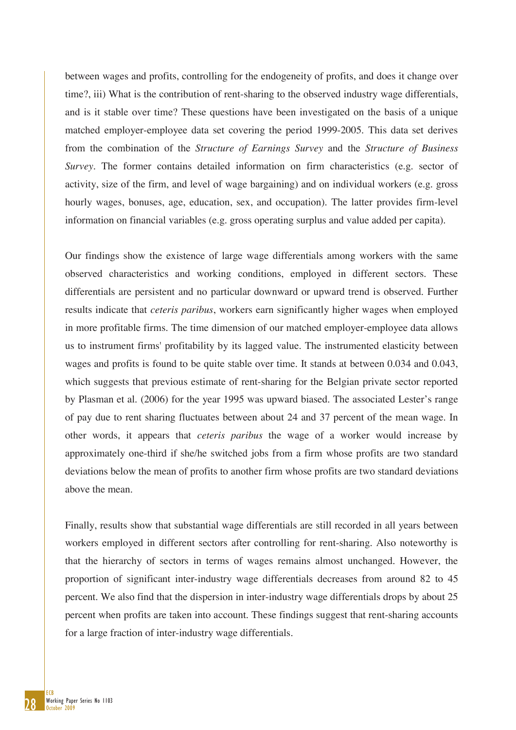between wages and profits, controlling for the endogeneity of profits, and does it change over time?, iii) What is the contribution of rent-sharing to the observed industry wage differentials, and is it stable over time? These questions have been investigated on the basis of a unique matched employer-employee data set covering the period 1999-2005. This data set derives from the combination of the *Structure of Earnings Survey* and the *Structure of Business Survey*. The former contains detailed information on firm characteristics (e.g. sector of activity, size of the firm, and level of wage bargaining) and on individual workers (e.g. gross hourly wages, bonuses, age, education, sex, and occupation). The latter provides firm-level information on financial variables (e.g. gross operating surplus and value added per capita).

Our findings show the existence of large wage differentials among workers with the same observed characteristics and working conditions, employed in different sectors. These differentials are persistent and no particular downward or upward trend is observed. Further results indicate that *ceteris paribus*, workers earn significantly higher wages when employed in more profitable firms. The time dimension of our matched employer-employee data allows us to instrument firms' profitability by its lagged value. The instrumented elasticity between wages and profits is found to be quite stable over time. It stands at between 0.034 and 0.043, which suggests that previous estimate of rent-sharing for the Belgian private sector reported by Plasman et al. (2006) for the year 1995 was upward biased. The associated Lester's range of pay due to rent sharing fluctuates between about 24 and 37 percent of the mean wage. In other words, it appears that *ceteris paribus* the wage of a worker would increase by approximately one-third if she/he switched jobs from a firm whose profits are two standard deviations below the mean of profits to another firm whose profits are two standard deviations above the mean.

Finally, results show that substantial wage differentials are still recorded in all years between workers employed in different sectors after controlling for rent-sharing. Also noteworthy is that the hierarchy of sectors in terms of wages remains almost unchanged. However, the proportion of significant inter-industry wage differentials decreases from around 82 to 45 percent. We also find that the dispersion in inter-industry wage differentials drops by about 25 percent when profits are taken into account. These findings suggest that rent-sharing accounts for a large fraction of inter-industry wage differentials.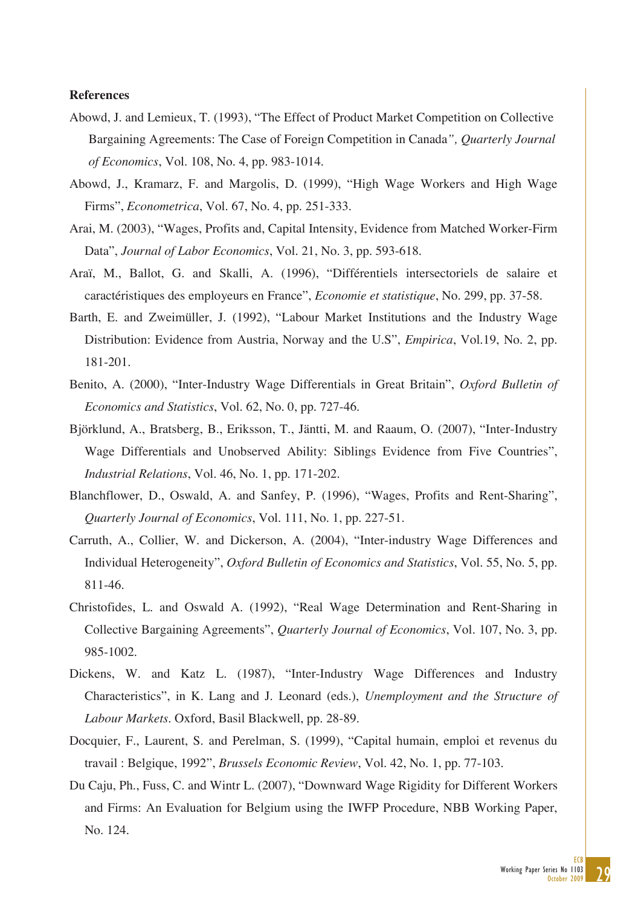**References**

Abowd, J. and Lemieux, T. (1993), "The Effect of Product Market Competition on Collective Bargaining Agreements: The Case of Foreign Competition in Canada", *Quarterly Journal of Economics*, Vol. 108, No. 4, pp. 983-1014.

Abowd, J., Kramarz, F. and Margolis, D. (1999), "High Wage Workers and High Wage Firms", *Econometrica*, Vol. 67, No. 4, pp. 251-333.

Arai, M. (2003), "Wages, Profits and, Capital Intensity, Evidence from Matched Worker-Firm Data", *Journal of Labor Economics*, Vol. 21, No. 3, pp. 593-618.

Araï, M., Ballot, G. and Skalli, A. (1996), "Différentiels intersectoriels de salaire et caractéristiques des employeurs en France", *Economie et statistique*, No. 299, pp. 37-58.

Barth, E. and Zweimüller, J. (1992), "Labour Market Institutions and the Industry Wage Distribution: Evidence from Austria, Norway and the U.S", *Empirica*, Vol.19, No. 2, pp. 181-201.

Benito, A. (2000), "Inter-Industry Wage Differentials in Great Britain", *Oxford Bulletin of Economics and Statistics*, Vol. 62, No. 0, pp. 727-46.

Björklund, A., Bratsberg, B., Eriksson, T., Jäntti, M. and Raaum, O. (2007), "Inter-Industry Wage Differentials and Unobserved Ability: Siblings Evidence from Five Countries", *Industrial Relations*, Vol. 46, No. 1, pp. 171-202.

Blanchflower, D., Oswald, A. and Sanfey, P. (1996), "Wages, Profits and Rent-Sharing", *Quarterly Journal of Economics*, Vol. 111, No. 1, pp. 227-51.

Carruth, A., Collier, W. and Dickerson, A. (2004), "Inter-industry Wage Differences and Individual Heterogeneity", *Oxford Bulletin of Economics and Statistics*, Vol. 55, No. 5, pp. 811-46.

Christofides, L. and Oswald A. (1992), "Real Wage Determination and Rent-Sharing in Collective Bargaining Agreements", *Quarterly Journal of Economics*, Vol. 107, No. 3, pp. 985-1002.

Dickens, W. and Katz L. (1987), "Inter-Industry Wage Differences and Industry Characteristics", in K. Lang and J. Leonard (eds.), *Unemployment and the Structure of Labour Markets*. Oxford, Basil Blackwell, pp. 28-89.

Docquier, F., Laurent, S. and Perelman, S. (1999), "Capital humain, emploi et revenus du travail : Belgique, 1992", *Brussels Economic Review*, Vol. 42, No. 1, pp. 77-103.

Du Caju, Ph., Fuss, C. and Wintr L. (2007), "Downward Wage Rigidity for Different Workers and Firms: An Evaluation for Belgium using the IWFP Procedure, NBB Working Paper, No. 124.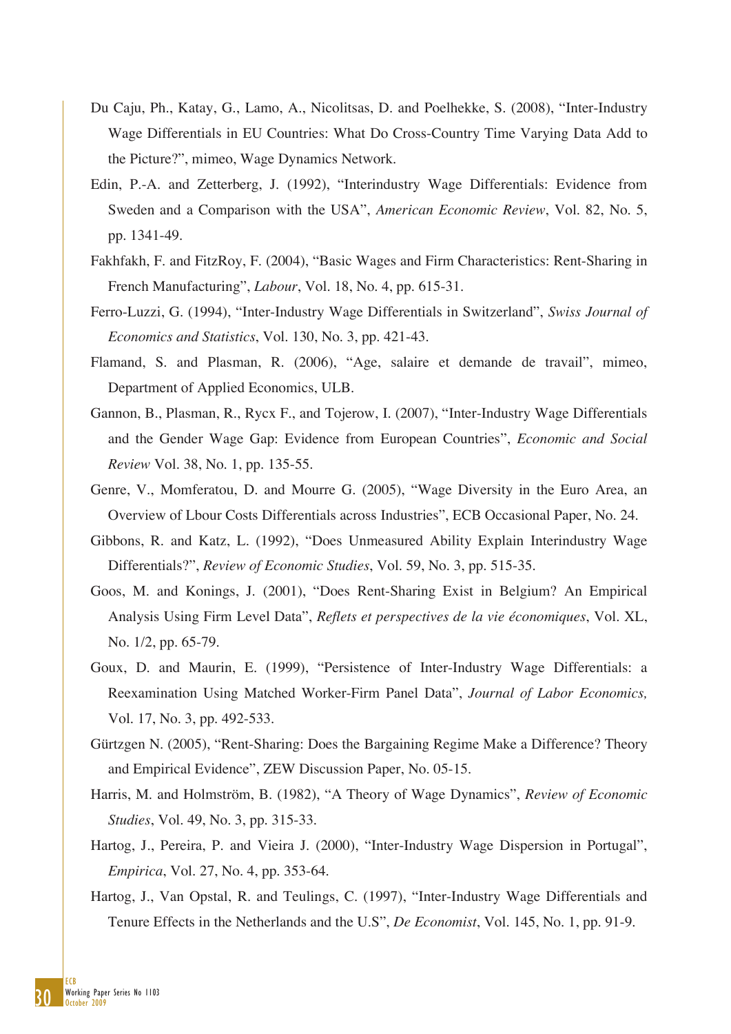Du Caju, Ph., Katay, G., Lamo, A., Nicolitsas, D. and Poelhekke, S. (2008), "Inter-Industry Wage Differentials in EU Countries: What Do Cross-Country Time Varying Data Add to the Picture?", mimeo, Wage Dynamics Network.

Edin, P.-A. and Zetterberg, J. (1992), "Interindustry Wage Differentials: Evidence from Sweden and a Comparison with the USA", *American Economic Review*, Vol. 82, No. 5, pp. 1341-49.

Fakhfakh, F. and FitzRoy, F. (2004), "Basic Wages and Firm Characteristics: Rent-Sharing in French Manufacturing", *Labour*, Vol. 18, No. 4, pp. 615-31.

Ferro-Luzzi, G. (1994), "Inter-Industry Wage Differentials in Switzerland", *Swiss Journal of Economics and Statistics*, Vol. 130, No. 3, pp. 421-43.

Flamand, S. and Plasman, R. (2006), "Age, salaire et demande de travail", mimeo, Department of Applied Economics, ULB.

Gannon, B., Plasman, R., Rycx F., and Tojerow, I. (2007), "Inter-Industry Wage Differentials and the Gender Wage Gap: Evidence from European Countries", *Economic and Social Review* Vol. 38, No. 1, pp. 135-55.

Genre, V., Momferatou, D. and Mourre G. (2005), "Wage Diversity in the Euro Area, an Overview of Lbour Costs Differentials across Industries", ECB Occasional Paper, No. 24.

Gibbons, R. and Katz, L. (1992), "Does Unmeasured Ability Explain Interindustry Wage Differentials?", *Review of Economic Studies*, Vol. 59, No. 3, pp. 515-35.

Goos, M. and Konings, J. (2001), "Does Rent-Sharing Exist in Belgium? An Empirical Analysis Using Firm Level Data", *Reflets et perspectives de la vie économiques*, Vol. XL, No. 1/2, pp. 65-79.

Goux, D. and Maurin, E. (1999), "Persistence of Inter-Industry Wage Differentials: a Reexamination Using Matched Worker-Firm Panel Data", *Journal of Labor Economics,* Vol. 17, No. 3, pp. 492-533.

Gürtzgen N. (2005), "Rent-Sharing: Does the Bargaining Regime Make a Difference? Theory and Empirical Evidence", ZEW Discussion Paper, No. 05-15.

Harris, M. and Holmström, B. (1982), "A Theory of Wage Dynamics", *Review of Economic Studies*, Vol. 49, No. 3, pp. 315-33.

Hartog, J., Pereira, P. and Vieira J. (2000), "Inter-Industry Wage Dispersion in Portugal", *Empirica*, Vol. 27, No. 4, pp. 353-64.

Hartog, J., Van Opstal, R. and Teulings, C. (1997), "Inter-Industry Wage Differentials and Tenure Effects in the Netherlands and the U.S", *De Economist*, Vol. 145, No. 1, pp. 91-9.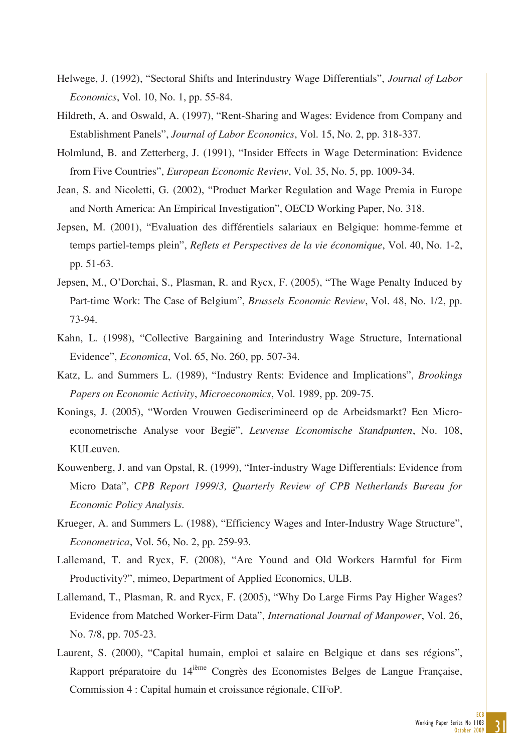Helwege, J. (1992), "Sectoral Shifts and Interindustry Wage Differentials", *Journal of Labor Economics*, Vol. 10, No. 1, pp. 55-84.

Hildreth, A. and Oswald, A. (1997), "Rent-Sharing and Wages: Evidence from Company and Establishment Panels", *Journal of Labor Economics*, Vol. 15, No. 2, pp. 318-337.

Holmlund, B. and Zetterberg, J. (1991), "Insider Effects in Wage Determination: Evidence from Five Countries", *European Economic Review*, Vol. 35, No. 5, pp. 1009-34.

Jean, S. and Nicoletti, G. (2002), "Product Marker Regulation and Wage Premia in Europe and North America: An Empirical Investigation", OECD Working Paper, No. 318.

Jepsen, M. (2001), "Evaluation des différentiels salariaux en Belgique: homme-femme et temps partiel-temps plein", *Reflets et Perspectives de la vie économique*, Vol. 40, No. 1-2, pp. 51-63.

Jepsen, M., O'Dorchai, S., Plasman, R. and Rycx, F. (2005), "The Wage Penalty Induced by Part-time Work: The Case of Belgium", *Brussels Economic Review*, Vol. 48, No. 1/2, pp. 73-94.

Kahn, L. (1998), "Collective Bargaining and Interindustry Wage Structure, International Evidence", *Economica*, Vol. 65, No. 260, pp. 507-34.

Katz, L. and Summers L. (1989), "Industry Rents: Evidence and Implications", *Brookings Papers on Economic Activity*, *Microeconomics*, Vol. 1989, pp. 209-75.

Konings, J. (2005), "Worden Vrouwen Gediscrimineerd op de Arbeidsmarkt? Een Micro-econometrische Analyse voor Begië", *Leuvense Economische Standpunten*, No. 108, KULeuven.

Kouwenberg, J. and van Opstal, R. (1999), "Inter-industry Wage Differentials: Evidence from Micro Data", *CPB Report 1999/3, Quarterly Review of CPB Netherlands Bureau for Economic Policy Analysis*.

Krueger, A. and Summers L. (1988), "Efficiency Wages and Inter-Industry Wage Structure", *Econometrica*, Vol. 56, No. 2, pp. 259-93.

Lallemand, T. and Rycx, F. (2008), "Are Yound and Old Workers Harmful for Firm Productivity?", mimeo, Department of Applied Economics, ULB.

Lallemand, T., Plasman, R. and Rycx, F. (2005), "Why Do Large Firms Pay Higher Wages? Evidence from Matched Worker-Firm Data", *International Journal of Manpower*, Vol. 26, No. 7/8, pp. 705-23.

Laurent, S. (2000), "Capital humain, emploi et salaire en Belgique et dans ses régions", Rapport préparatoire du 14[ième] Congrès des Economistes Belges de Langue Française, Commission 4 : Capital humain et croissance régionale, CIFoP.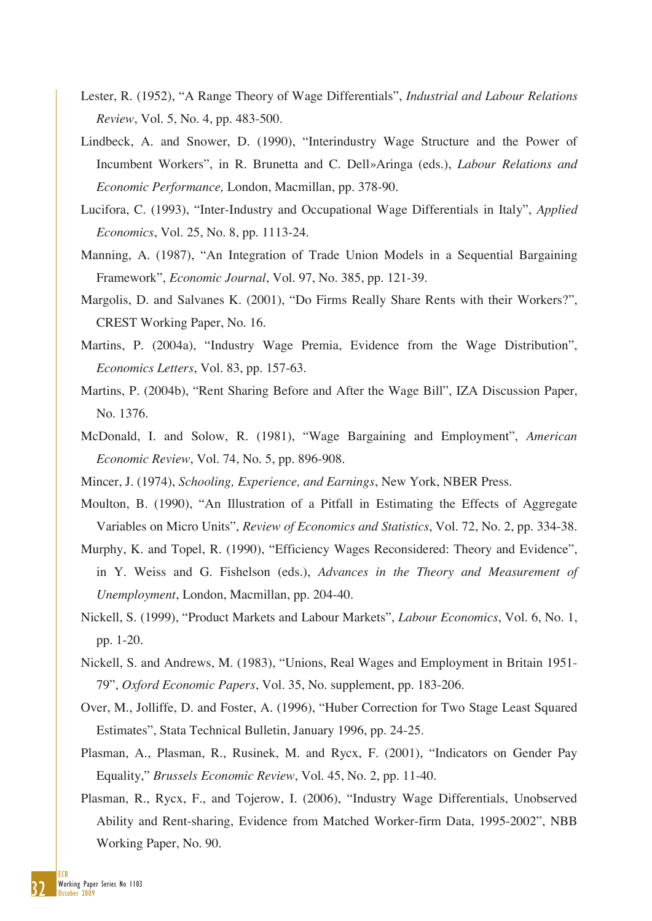Lester, R. (1952), "A Range Theory of Wage Differentials", *Industrial and Labour Relations Review*, Vol. 5, No. 4, pp. 483-500.

Lindbeck, A. and Snower, D. (1990), "Interindustry Wage Structure and the Power of Incumbent Workers", in R. Brunetta and C. Dell»Aringa (eds.), *Labour Relations and Economic Performance,* London, Macmillan, pp. 378-90.

Lucifora, C. (1993), "Inter-Industry and Occupational Wage Differentials in Italy", *Applied Economics*, Vol. 25, No. 8, pp. 1113-24.

Manning, A. (1987), "An Integration of Trade Union Models in a Sequential Bargaining Framework", *Economic Journal*, Vol. 97, No. 385, pp. 121-39.

Margolis, D. and Salvanes K. (2001), "Do Firms Really Share Rents with their Workers?", CREST Working Paper, No. 16.

Martins, P. (2004a), "Industry Wage Premia, Evidence from the Wage Distribution", *Economics Letters*, Vol. 83, pp. 157-63.

Martins, P. (2004b), "Rent Sharing Before and After the Wage Bill", IZA Discussion Paper, No. 1376.

McDonald, I. and Solow, R. (1981), "Wage Bargaining and Employment", *American Economic Review*, Vol. 74, No. 5, pp. 896-908.

Mincer, J. (1974), *Schooling, Experience, and Earnings*, New York, NBER Press.

Moulton, B. (1990), "An Illustration of a Pitfall in Estimating the Effects of Aggregate Variables on Micro Units", *Review of Economics and Statistics*, Vol. 72, No. 2, pp. 334-38.

Murphy, K. and Topel, R. (1990), "Efficiency Wages Reconsidered: Theory and Evidence", in Y. Weiss and G. Fishelson (eds.), *Advances in the Theory and Measurement of Unemployment*, London, Macmillan, pp. 204-40.

Nickell, S. (1999), "Product Markets and Labour Markets", *Labour Economics*, Vol. 6, No. 1, pp. 1-20.

Nickell, S. and Andrews, M. (1983), "Unions, Real Wages and Employment in Britain 1951-79", *Oxford Economic Papers*, Vol. 35, No. supplement, pp. 183-206.

Over, M., Jolliffe, D. and Foster, A. (1996), "Huber Correction for Two Stage Least Squared Estimates", Stata Technical Bulletin, January 1996, pp. 24-25.

Plasman, A., Plasman, R., Rusinek, M. and Rycx, F. (2001), "Indicators on Gender Pay Equality," *Brussels Economic Review*, Vol. 45, No. 2, pp. 11-40.

Plasman, R., Rycx, F., and Tojerow, I. (2006), "Industry Wage Differentials, Unobserved Ability and Rent-sharing, Evidence from Matched Worker-firm Data, 1995-2002", NBB Working Paper, No. 90.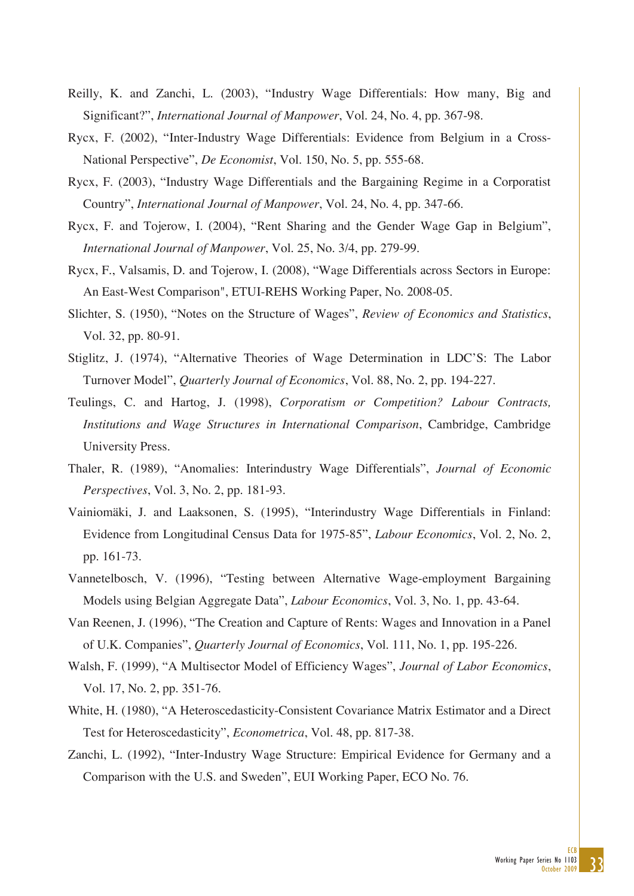Reilly, K. and Zanchi, L. (2003), "Industry Wage Differentials: How many, Big and Significant?", *International Journal of Manpower*, Vol. 24, No. 4, pp. 367-98.

Rycx, F. (2002), "Inter-Industry Wage Differentials: Evidence from Belgium in a Cross-National Perspective", *De Economist*, Vol. 150, No. 5, pp. 555-68.

Rycx, F. (2003), "Industry Wage Differentials and the Bargaining Regime in a Corporatist Country", *International Journal of Manpower*, Vol. 24, No. 4, pp. 347-66.

Rycx, F. and Tojerow, I. (2004), "Rent Sharing and the Gender Wage Gap in Belgium", *International Journal of Manpower*, Vol. 25, No. 3/4, pp. 279-99.

Rycx, F., Valsamis, D. and Tojerow, I. (2008), "Wage Differentials across Sectors in Europe: An East-West Comparison", ETUI-REHS Working Paper, No. 2008-05.

Slichter, S. (1950), "Notes on the Structure of Wages", *Review of Economics and Statistics*, Vol. 32, pp. 80-91.

Stiglitz, J. (1974), "Alternative Theories of Wage Determination in LDC'S: The Labor Turnover Model", *Quarterly Journal of Economics*, Vol. 88, No. 2, pp. 194-227.

Teulings, C. and Hartog, J. (1998), *Corporatism or Competition? Labour Contracts, Institutions and Wage Structures in International Comparison*, Cambridge, Cambridge University Press.

Thaler, R. (1989), "Anomalies: Interindustry Wage Differentials", *Journal of Economic Perspectives*, Vol. 3, No. 2, pp. 181-93.

Vainiomäki, J. and Laaksonen, S. (1995), "Interindustry Wage Differentials in Finland: Evidence from Longitudinal Census Data for 1975-85", *Labour Economics*, Vol. 2, No. 2, pp. 161-73.

Vannetelbosch, V. (1996), "Testing between Alternative Wage-employment Bargaining Models using Belgian Aggregate Data", *Labour Economics*, Vol. 3, No. 1, pp. 43-64.

Van Reenen, J. (1996), "The Creation and Capture of Rents: Wages and Innovation in a Panel of U.K. Companies", *Quarterly Journal of Economics*, Vol. 111, No. 1, pp. 195-226.

Walsh, F. (1999), "A Multisector Model of Efficiency Wages", *Journal of Labor Economics*, Vol. 17, No. 2, pp. 351-76.

White, H. (1980), "A Heteroscedasticity-Consistent Covariance Matrix Estimator and a Direct Test for Heteroscedasticity", *Econometrica*, Vol. 48, pp. 817-38.

Zanchi, L. (1992), "Inter-Industry Wage Structure: Empirical Evidence for Germany and a Comparison with the U.S. and Sweden", EUI Working Paper, ECO No. 76.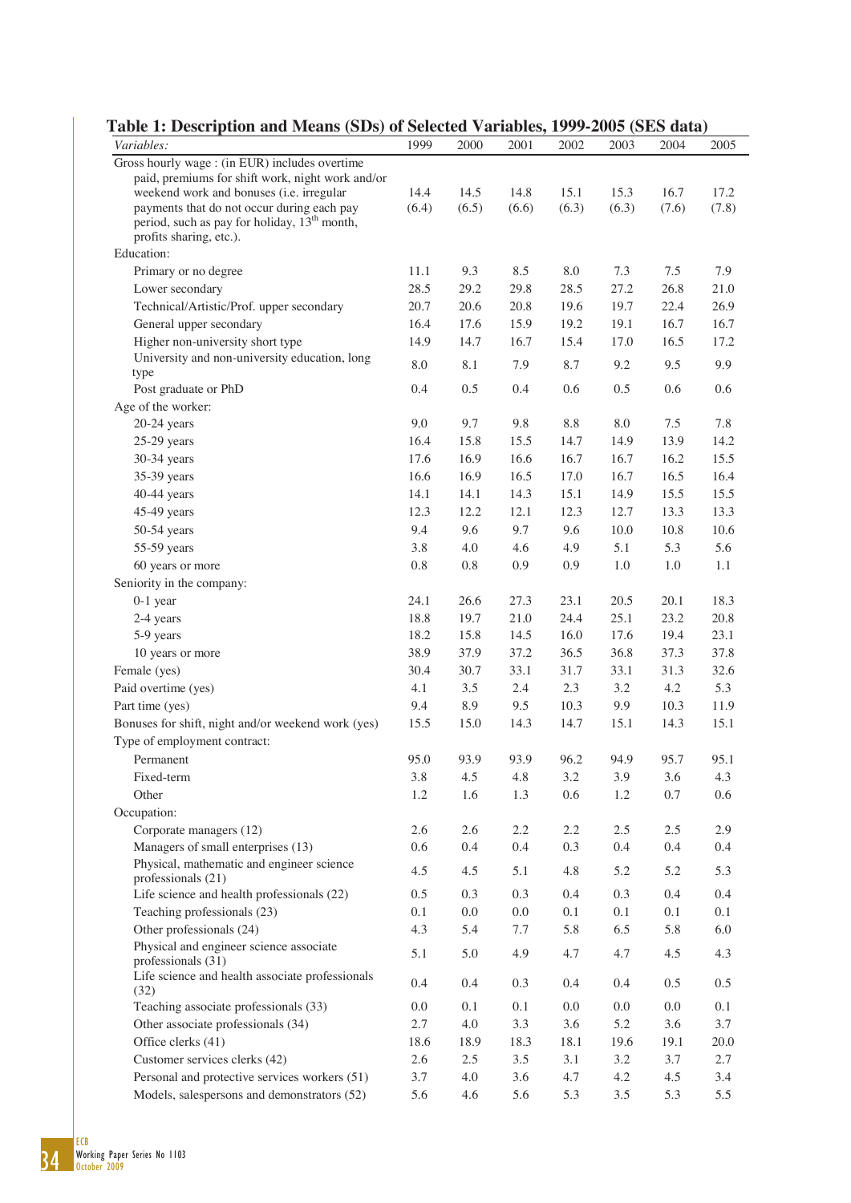**Table 1: Description and Means (SDs) of Selected Variables, 1999-2005 (SES data)**

| *Variables:* | 1999 | 2000 | 2001 | 2002 | 2003 | 2004 | 2005 |
|---|---|---|---|---|---|---|---|
| Gross hourly wage : (in EUR) includes overtime paid, premiums for shift work, night work and/or weekend work and bonuses (i.e. irregular payments that do not occur during each pay period, such as pay for holiday, 13th month, profits sharing, etc.). | 14.4 (6.4) | 14.5 (6.5) | 14.8 (6.6) | 15.1 (6.3) | 15.3 (6.3) | 16.7 (7.6) | 17.2 (7.8) |
| Education: | | | | | | | |
| Primary or no degree | 11.1 | 9.3 | 8.5 | 8.0 | 7.3 | 7.5 | 7.9 |
| Lower secondary | 28.5 | 29.2 | 29.8 | 28.5 | 27.2 | 26.8 | 21.0 |
| Technical/Artistic/Prof. upper secondary | 20.7 | 20.6 | 20.8 | 19.6 | 19.7 | 22.4 | 26.9 |
| General upper secondary | 16.4 | 17.6 | 15.9 | 19.2 | 19.1 | 16.7 | 16.7 |
| Higher non-university short type | 14.9 | 14.7 | 16.7 | 15.4 | 17.0 | 16.5 | 17.2 |
| University and non-university education, long type | 8.0 | 8.1 | 7.9 | 8.7 | 9.2 | 9.5 | 9.9 |
| Post graduate or PhD | 0.4 | 0.5 | 0.4 | 0.6 | 0.5 | 0.6 | 0.6 |
| Age of the worker: | | | | | | | |
| 20-24 years | 9.0 | 9.7 | 9.8 | 8.8 | 8.0 | 7.5 | 7.8 |
| 25-29 years | 16.4 | 15.8 | 15.5 | 14.7 | 14.9 | 13.9 | 14.2 |
| 30-34 years | 17.6 | 16.9 | 16.6 | 16.7 | 16.7 | 16.2 | 15.5 |
| 35-39 years | 16.6 | 16.9 | 16.5 | 17.0 | 16.7 | 16.5 | 16.4 |
| 40-44 years | 14.1 | 14.1 | 14.3 | 15.1 | 14.9 | 15.5 | 15.5 |
| 45-49 years | 12.3 | 12.2 | 12.1 | 12.3 | 12.7 | 13.3 | 13.3 |
| 50-54 years | 9.4 | 9.6 | 9.7 | 9.6 | 10.0 | 10.8 | 10.6 |
| 55-59 years | 3.8 | 4.0 | 4.6 | 4.9 | 5.1 | 5.3 | 5.6 |
| 60 years or more | 0.8 | 0.8 | 0.9 | 0.9 | 1.0 | 1.0 | 1.1 |
| Seniority in the company: | | | | | | | |
| 0-1 year | 24.1 | 26.6 | 27.3 | 23.1 | 20.5 | 20.1 | 18.3 |
| 2-4 years | 18.8 | 19.7 | 21.0 | 24.4 | 25.1 | 23.2 | 20.8 |
| 5-9 years | 18.2 | 15.8 | 14.5 | 16.0 | 17.6 | 19.4 | 23.1 |
| 10 years or more | 38.9 | 37.9 | 37.2 | 36.5 | 36.8 | 37.3 | 37.8 |
| Female (yes) | 30.4 | 30.7 | 33.1 | 31.7 | 33.1 | 31.3 | 32.6 |
| Paid overtime (yes) | 4.1 | 3.5 | 2.4 | 2.3 | 3.2 | 4.2 | 5.3 |
| Part time (yes) | 9.4 | 8.9 | 9.5 | 10.3 | 9.9 | 10.3 | 11.9 |
| Bonuses for shift, night and/or weekend work (yes) | 15.5 | 15.0 | 14.3 | 14.7 | 15.1 | 14.3 | 15.1 |
| Type of employment contract: | | | | | | | |
| Permanent | 95.0 | 93.9 | 93.9 | 96.2 | 94.9 | 95.7 | 95.1 |
| Fixed-term | 3.8 | 4.5 | 4.8 | 3.2 | 3.9 | 3.6 | 4.3 |
| Other | 1.2 | 1.6 | 1.3 | 0.6 | 1.2 | 0.7 | 0.6 |
| Occupation: | | | | | | | |
| Corporate managers (12) | 2.6 | 2.6 | 2.2 | 2.2 | 2.5 | 2.5 | 2.9 |
| Managers of small enterprises (13) | 0.6 | 0.4 | 0.4 | 0.3 | 0.4 | 0.4 | 0.4 |
| Physical, mathematic and engineer science professionals (21) | 4.5 | 4.5 | 5.1 | 4.8 | 5.2 | 5.2 | 5.3 |
| Life science and health professionals (22) | 0.5 | 0.3 | 0.3 | 0.4 | 0.3 | 0.4 | 0.4 |
| Teaching professionals (23) | 0.1 | 0.0 | 0.0 | 0.1 | 0.1 | 0.1 | 0.1 |
| Other professionals (24) | 4.3 | 5.4 | 7.7 | 5.8 | 6.5 | 5.8 | 6.0 |
| Physical and engineer science associate professionals (31) | 5.1 | 5.0 | 4.9 | 4.7 | 4.7 | 4.5 | 4.3 |
| Life science and health associate professionals (32) | 0.4 | 0.4 | 0.3 | 0.4 | 0.4 | 0.5 | 0.5 |
| Teaching associate professionals (33) | 0.0 | 0.1 | 0.1 | 0.0 | 0.0 | 0.0 | 0.1 |
| Other associate professionals (34) | 2.7 | 4.0 | 3.3 | 3.6 | 5.2 | 3.6 | 3.7 |
| Office clerks (41) | 18.6 | 18.9 | 18.3 | 18.1 | 19.6 | 19.1 | 20.0 |
| Customer services clerks (42) | 2.6 | 2.5 | 3.5 | 3.1 | 3.2 | 3.7 | 2.7 |
| Personal and protective services workers (51) | 3.7 | 4.0 | 3.6 | 4.7 | 4.2 | 4.5 | 3.4 |
| Models, salespersons and demonstrators (52) | 5.6 | 4.6 | 5.6 | 5.3 | 3.5 | 5.3 | 5.5 |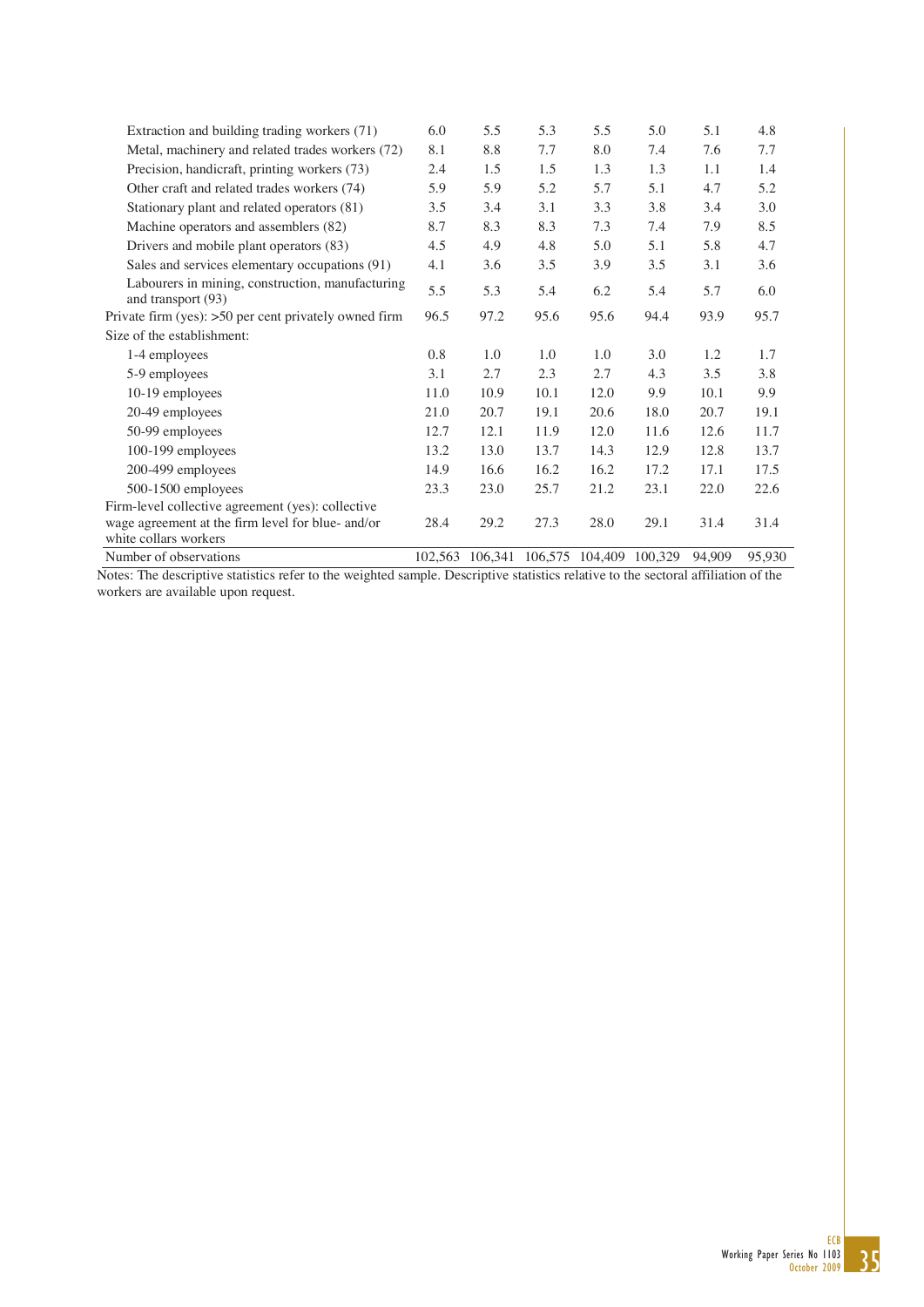| | | | | | | | |
|---|---|---|---|---|---|---|---|
| Extraction and building trading workers (71) | 6.0 | 5.5 | 5.3 | 5.5 | 5.0 | 5.1 | 4.8 |
| Metal, machinery and related trades workers (72) | 8.1 | 8.8 | 7.7 | 8.0 | 7.4 | 7.6 | 7.7 |
| Precision, handicraft, printing workers (73) | 2.4 | 1.5 | 1.5 | 1.3 | 1.3 | 1.1 | 1.4 |
| Other craft and related trades workers (74) | 5.9 | 5.9 | 5.2 | 5.7 | 5.1 | 4.7 | 5.2 |
| Stationary plant and related operators (81) | 3.5 | 3.4 | 3.1 | 3.3 | 3.8 | 3.4 | 3.0 |
| Machine operators and assemblers (82) | 8.7 | 8.3 | 8.3 | 7.3 | 7.4 | 7.9 | 8.5 |
| Drivers and mobile plant operators (83) | 4.5 | 4.9 | 4.8 | 5.0 | 5.1 | 5.8 | 4.7 |
| Sales and services elementary occupations (91) | 4.1 | 3.6 | 3.5 | 3.9 | 3.5 | 3.1 | 3.6 |
| Labourers in mining, construction, manufacturing and transport (93) | 5.5 | 5.3 | 5.4 | 6.2 | 5.4 | 5.7 | 6.0 |
| Private firm (yes): >50 per cent privately owned firm | 96.5 | 97.2 | 95.6 | 95.6 | 94.4 | 93.9 | 95.7 |
| Size of the establishment: | | | | | | | |
| 1-4 employees | 0.8 | 1.0 | 1.0 | 1.0 | 3.0 | 1.2 | 1.7 |
| 5-9 employees | 3.1 | 2.7 | 2.3 | 2.7 | 4.3 | 3.5 | 3.8 |
| 10-19 employees | 11.0 | 10.9 | 10.1 | 12.0 | 9.9 | 10.1 | 9.9 |
| 20-49 employees | 21.0 | 20.7 | 19.1 | 20.6 | 18.0 | 20.7 | 19.1 |
| 50-99 employees | 12.7 | 12.1 | 11.9 | 12.0 | 11.6 | 12.6 | 11.7 |
| 100-199 employees | 13.2 | 13.0 | 13.7 | 14.3 | 12.9 | 12.8 | 13.7 |
| 200-499 employees | 14.9 | 16.6 | 16.2 | 16.2 | 17.2 | 17.1 | 17.5 |
| 500-1500 employees | 23.3 | 23.0 | 25.7 | 21.2 | 23.1 | 22.0 | 22.6 |
| Firm-level collective agreement (yes): collective wage agreement at the firm level for blue- and/or white collars workers | 28.4 | 29.2 | 27.3 | 28.0 | 29.1 | 31.4 | 31.4 |
| Number of observations | 102,563 | 106,341 | 106,575 | 104,409 | 100,329 | 94,909 | 95,930 |

Notes: The descriptive statistics refer to the weighted sample. Descriptive statistics relative to the sectoral affiliation of the workers are available upon request.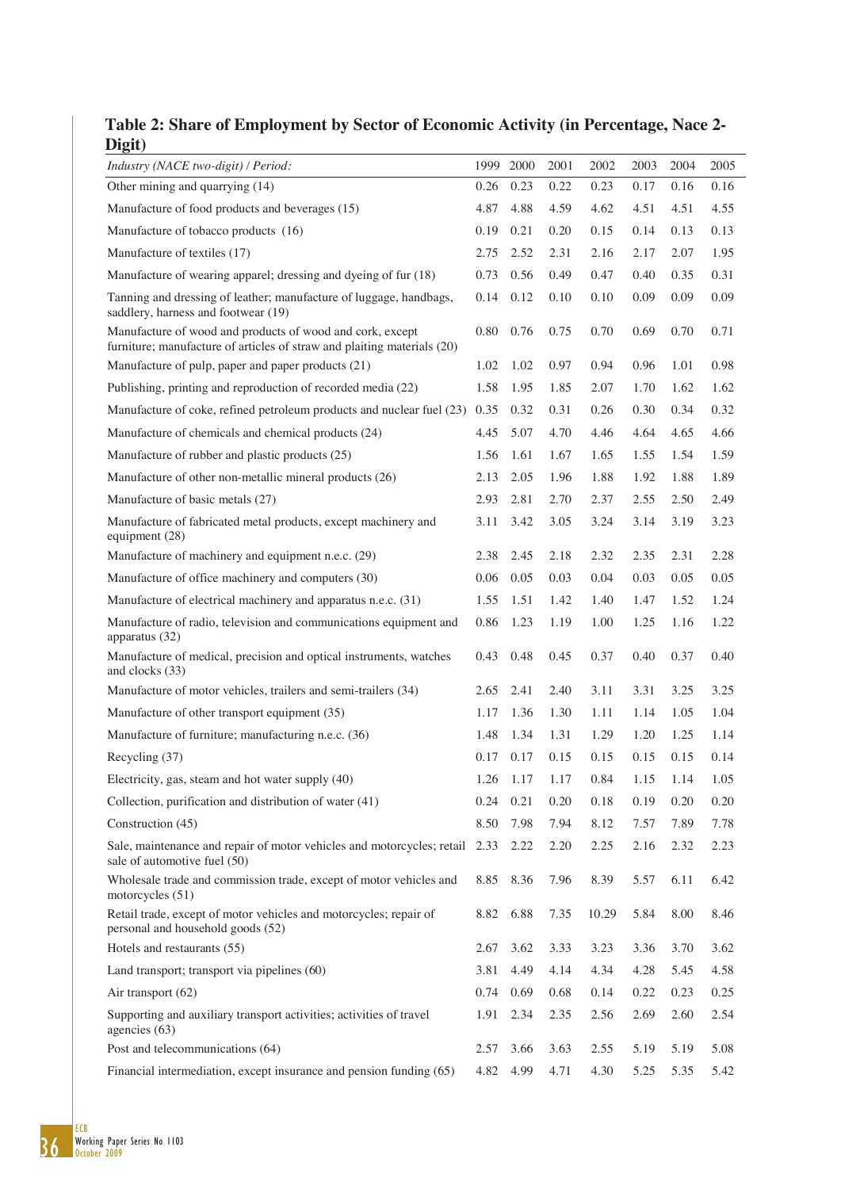**Table 2: Share of Employment by Sector of Economic Activity (in Percentage, Nace 2-Digit)**

| *Industry (NACE two-digit) / Period:* | 1999 | 2000 | 2001 | 2002 | 2003 | 2004 | 2005 |
|---|---|---|---|---|---|---|---|
| Other mining and quarrying (14) | 0.26 | 0.23 | 0.22 | 0.23 | 0.17 | 0.16 | 0.16 |
| Manufacture of food products and beverages (15) | 4.87 | 4.88 | 4.59 | 4.62 | 4.51 | 4.51 | 4.55 |
| Manufacture of tobacco products (16) | 0.19 | 0.21 | 0.20 | 0.15 | 0.14 | 0.13 | 0.13 |
| Manufacture of textiles (17) | 2.75 | 2.52 | 2.31 | 2.16 | 2.17 | 2.07 | 1.95 |
| Manufacture of wearing apparel; dressing and dyeing of fur (18) | 0.73 | 0.56 | 0.49 | 0.47 | 0.40 | 0.35 | 0.31 |
| Tanning and dressing of leather; manufacture of luggage, handbags, saddlery, harness and footwear (19) | 0.14 | 0.12 | 0.10 | 0.10 | 0.09 | 0.09 | 0.09 |
| Manufacture of wood and products of wood and cork, except furniture; manufacture of articles of straw and plaiting materials (20) | 0.80 | 0.76 | 0.75 | 0.70 | 0.69 | 0.70 | 0.71 |
| Manufacture of pulp, paper and paper products (21) | 1.02 | 1.02 | 0.97 | 0.94 | 0.96 | 1.01 | 0.98 |
| Publishing, printing and reproduction of recorded media (22) | 1.58 | 1.95 | 1.85 | 2.07 | 1.70 | 1.62 | 1.62 |
| Manufacture of coke, refined petroleum products and nuclear fuel (23) | 0.35 | 0.32 | 0.31 | 0.26 | 0.30 | 0.34 | 0.32 |
| Manufacture of chemicals and chemical products (24) | 4.45 | 5.07 | 4.70 | 4.46 | 4.64 | 4.65 | 4.66 |
| Manufacture of rubber and plastic products (25) | 1.56 | 1.61 | 1.67 | 1.65 | 1.55 | 1.54 | 1.59 |
| Manufacture of other non-metallic mineral products (26) | 2.13 | 2.05 | 1.96 | 1.88 | 1.92 | 1.88 | 1.89 |
| Manufacture of basic metals (27) | 2.93 | 2.81 | 2.70 | 2.37 | 2.55 | 2.50 | 2.49 |
| Manufacture of fabricated metal products, except machinery and equipment (28) | 3.11 | 3.42 | 3.05 | 3.24 | 3.14 | 3.19 | 3.23 |
| Manufacture of machinery and equipment n.e.c. (29) | 2.38 | 2.45 | 2.18 | 2.32 | 2.35 | 2.31 | 2.28 |
| Manufacture of office machinery and computers (30) | 0.06 | 0.05 | 0.03 | 0.04 | 0.03 | 0.05 | 0.05 |
| Manufacture of electrical machinery and apparatus n.e.c. (31) | 1.55 | 1.51 | 1.42 | 1.40 | 1.47 | 1.52 | 1.24 |
| Manufacture of radio, television and communications equipment and apparatus (32) | 0.86 | 1.23 | 1.19 | 1.00 | 1.25 | 1.16 | 1.22 |
| Manufacture of medical, precision and optical instruments, watches and clocks (33) | 0.43 | 0.48 | 0.45 | 0.37 | 0.40 | 0.37 | 0.40 |
| Manufacture of motor vehicles, trailers and semi-trailers (34) | 2.65 | 2.41 | 2.40 | 3.11 | 3.31 | 3.25 | 3.25 |
| Manufacture of other transport equipment (35) | 1.17 | 1.36 | 1.30 | 1.11 | 1.14 | 1.05 | 1.04 |
| Manufacture of furniture; manufacturing n.e.c. (36) | 1.48 | 1.34 | 1.31 | 1.29 | 1.20 | 1.25 | 1.14 |
| Recycling (37) | 0.17 | 0.17 | 0.15 | 0.15 | 0.15 | 0.15 | 0.14 |
| Electricity, gas, steam and hot water supply (40) | 1.26 | 1.17 | 1.17 | 0.84 | 1.15 | 1.14 | 1.05 |
| Collection, purification and distribution of water (41) | 0.24 | 0.21 | 0.20 | 0.18 | 0.19 | 0.20 | 0.20 |
| Construction (45) | 8.50 | 7.98 | 7.94 | 8.12 | 7.57 | 7.89 | 7.78 |
| Sale, maintenance and repair of motor vehicles and motorcycles; retail sale of automotive fuel (50) | 2.33 | 2.22 | 2.20 | 2.25 | 2.16 | 2.32 | 2.23 |
| Wholesale trade and commission trade, except of motor vehicles and motorcycles (51) | 8.85 | 8.36 | 7.96 | 8.39 | 5.57 | 6.11 | 6.42 |
| Retail trade, except of motor vehicles and motorcycles; repair of personal and household goods (52) | 8.82 | 6.88 | 7.35 | 10.29 | 5.84 | 8.00 | 8.46 |
| Hotels and restaurants (55) | 2.67 | 3.62 | 3.33 | 3.23 | 3.36 | 3.70 | 3.62 |
| Land transport; transport via pipelines (60) | 3.81 | 4.49 | 4.14 | 4.34 | 4.28 | 5.45 | 4.58 |
| Air transport (62) | 0.74 | 0.69 | 0.68 | 0.14 | 0.22 | 0.23 | 0.25 |
| Supporting and auxiliary transport activities; activities of travel agencies (63) | 1.91 | 2.34 | 2.35 | 2.56 | 2.69 | 2.60 | 2.54 |
| Post and telecommunications (64) | 2.57 | 3.66 | 3.63 | 2.55 | 5.19 | 5.19 | 5.08 |
| Financial intermediation, except insurance and pension funding (65) | 4.82 | 4.99 | 4.71 | 4.30 | 5.25 | 5.35 | 5.42 |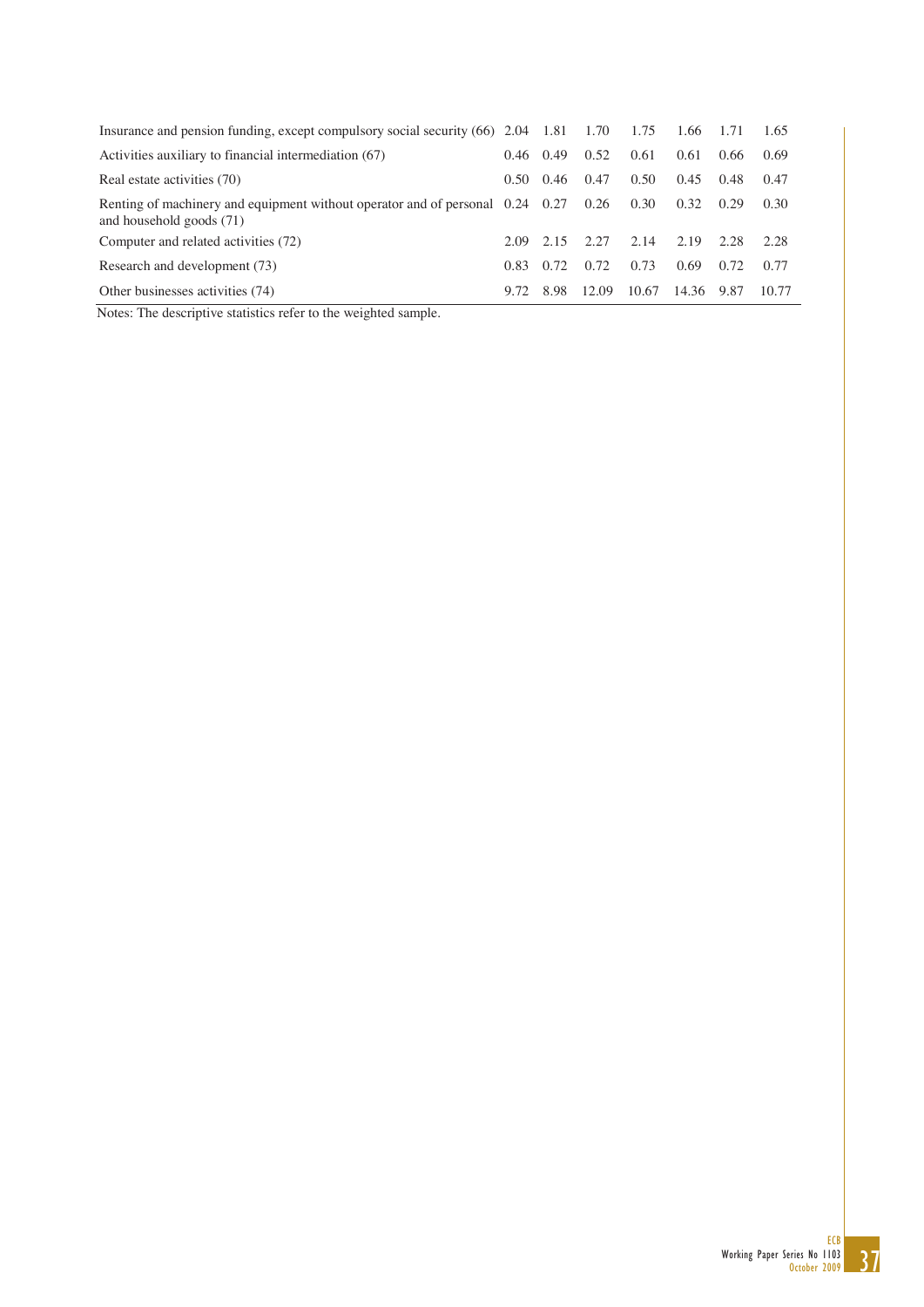| | | | | | | | |
|---|---|---|---|---|---|---|---|
| Insurance and pension funding, except compulsory social security (66) | 2.04 | 1.81 | 1.70 | 1.75 | 1.66 | 1.71 | 1.65 |
| Activities auxiliary to financial intermediation (67) | 0.46 | 0.49 | 0.52 | 0.61 | 0.61 | 0.66 | 0.69 |
| Real estate activities (70) | 0.50 | 0.46 | 0.47 | 0.50 | 0.45 | 0.48 | 0.47 |
| Renting of machinery and equipment without operator and of personal and household goods (71) | 0.24 | 0.27 | 0.26 | 0.30 | 0.32 | 0.29 | 0.30 |
| Computer and related activities (72) | 2.09 | 2.15 | 2.27 | 2.14 | 2.19 | 2.28 | 2.28 |
| Research and development (73) | 0.83 | 0.72 | 0.72 | 0.73 | 0.69 | 0.72 | 0.77 |
| Other businesses activities (74) | 9.72 | 8.98 | 12.09 | 10.67 | 14.36 | 9.87 | 10.77 |

Notes: The descriptive statistics refer to the weighted sample.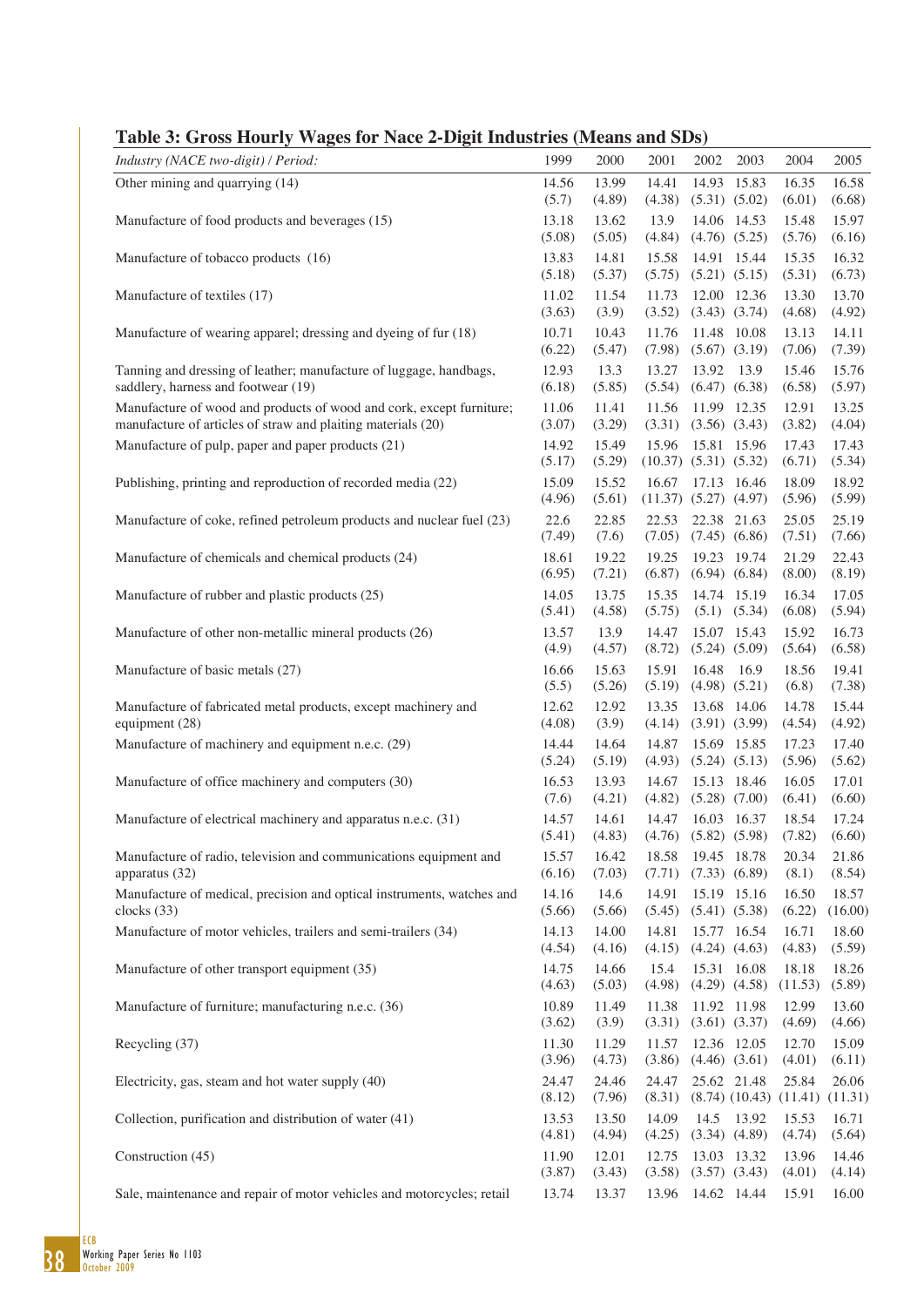## Table 3: Gross Hourly Wages for Nace 2-Digit Industries (Means and SDs)

| *Industry (NACE two-digit) / Period:* | 1999 | 2000 | 2001 | 2002 | 2003 | 2004 | 2005 |
|---|---|---|---|---|---|---|---|
| Other mining and quarrying (14) | 14.56 | 13.99 | 14.41 | 14.93 | 15.83 | 16.35 | 16.58 |
| | (5.7) | (4.89) | (4.38) | (5.31) | (5.02) | (6.01) | (6.68) |
| Manufacture of food products and beverages (15) | 13.18 | 13.62 | 13.9 | 14.06 | 14.53 | 15.48 | 15.97 |
| | (5.08) | (5.05) | (4.84) | (4.76) | (5.25) | (5.76) | (6.16) |
| Manufacture of tobacco products (16) | 13.83 | 14.81 | 15.58 | 14.91 | 15.44 | 15.35 | 16.32 |
| | (5.18) | (5.37) | (5.75) | (5.21) | (5.15) | (5.31) | (6.73) |
| Manufacture of textiles (17) | 11.02 | 11.54 | 11.73 | 12.00 | 12.36 | 13.30 | 13.70 |
| | (3.63) | (3.9) | (3.52) | (3.43) | (3.74) | (4.68) | (4.92) |
| Manufacture of wearing apparel; dressing and dyeing of fur (18) | 10.71 | 10.43 | 11.76 | 11.48 | 10.08 | 13.13 | 14.11 |
| | (6.22) | (5.47) | (7.98) | (5.67) | (3.19) | (7.06) | (7.39) |
| Tanning and dressing of leather; manufacture of luggage, handbags, saddlery, harness and footwear (19) | 12.93 | 13.3 | 13.27 | 13.92 | 13.9 | 15.46 | 15.76 |
| | (6.18) | (5.85) | (5.54) | (6.47) | (6.38) | (6.58) | (5.97) |
| Manufacture of wood and products of wood and cork, except furniture; manufacture of articles of straw and plaiting materials (20) | 11.06 | 11.41 | 11.56 | 11.99 | 12.35 | 12.91 | 13.25 |
| | (3.07) | (3.29) | (3.31) | (3.56) | (3.43) | (3.82) | (4.04) |
| Manufacture of pulp, paper and paper products (21) | 14.92 | 15.49 | 15.96 | 15.81 | 15.96 | 17.43 | 17.43 |
| | (5.17) | (5.29) | (10.37) | (5.31) | (5.32) | (6.71) | (5.34) |
| Publishing, printing and reproduction of recorded media (22) | 15.09 | 15.52 | 16.67 | 17.13 | 16.46 | 18.09 | 18.92 |
| | (4.96) | (5.61) | (11.37) | (5.27) | (4.97) | (5.96) | (5.99) |
| Manufacture of coke, refined petroleum products and nuclear fuel (23) | 22.6 | 22.85 | 22.53 | 22.38 | 21.63 | 25.05 | 25.19 |
| | (7.49) | (7.6) | (7.05) | (7.45) | (6.86) | (7.51) | (7.66) |
| Manufacture of chemicals and chemical products (24) | 18.61 | 19.22 | 19.25 | 19.23 | 19.74 | 21.29 | 22.43 |
| | (6.95) | (7.21) | (6.87) | (6.94) | (6.84) | (8.00) | (8.19) |
| Manufacture of rubber and plastic products (25) | 14.05 | 13.75 | 15.35 | 14.74 | 15.19 | 16.34 | 17.05 |
| | (5.41) | (4.58) | (5.75) | (5.1) | (5.34) | (6.08) | (5.94) |
| Manufacture of other non-metallic mineral products (26) | 13.57 | 13.9 | 14.47 | 15.07 | 15.43 | 15.92 | 16.73 |
| | (4.9) | (4.57) | (8.72) | (5.24) | (5.09) | (5.64) | (6.58) |
| Manufacture of basic metals (27) | 16.66 | 15.63 | 15.91 | 16.48 | 16.9 | 18.56 | 19.41 |
| | (5.5) | (5.26) | (5.19) | (4.98) | (5.21) | (6.8) | (7.38) |
| Manufacture of fabricated metal products, except machinery and equipment (28) | 12.62 | 12.92 | 13.35 | 13.68 | 14.06 | 14.78 | 15.44 |
| | (4.08) | (3.9) | (4.14) | (3.91) | (3.99) | (4.54) | (4.92) |
| Manufacture of machinery and equipment n.e.c. (29) | 14.44 | 14.64 | 14.87 | 15.69 | 15.85 | 17.23 | 17.40 |
| | (5.24) | (5.19) | (4.93) | (5.24) | (5.13) | (5.96) | (5.62) |
| Manufacture of office machinery and computers (30) | 16.53 | 13.93 | 14.67 | 15.13 | 18.46 | 16.05 | 17.01 |
| | (7.6) | (4.21) | (4.82) | (5.28) | (7.00) | (6.41) | (6.60) |
| Manufacture of electrical machinery and apparatus n.e.c. (31) | 14.57 | 14.61 | 14.47 | 16.03 | 16.37 | 18.54 | 17.24 |
| | (5.41) | (4.83) | (4.76) | (5.82) | (5.98) | (7.82) | (6.60) |
| Manufacture of radio, television and communications equipment and apparatus (32) | 15.57 | 16.42 | 18.58 | 19.45 | 18.78 | 20.34 | 21.86 |
| | (6.16) | (7.03) | (7.71) | (7.33) | (6.89) | (8.1) | (8.54) |
| Manufacture of medical, precision and optical instruments, watches and clocks (33) | 14.16 | 14.6 | 14.91 | 15.19 | 15.16 | 16.50 | 18.57 |
| | (5.66) | (5.66) | (5.45) | (5.41) | (5.38) | (6.22) | (16.00) |
| Manufacture of motor vehicles, trailers and semi-trailers (34) | 14.13 | 14.00 | 14.81 | 15.77 | 16.54 | 16.71 | 18.60 |
| | (4.54) | (4.16) | (4.15) | (4.24) | (4.63) | (4.83) | (5.59) |
| Manufacture of other transport equipment (35) | 14.75 | 14.66 | 15.4 | 15.31 | 16.08 | 18.18 | 18.26 |
| | (4.63) | (5.03) | (4.98) | (4.29) | (4.58) | (11.53) | (5.89) |
| Manufacture of furniture; manufacturing n.e.c. (36) | 10.89 | 11.49 | 11.38 | 11.92 | 11.98 | 12.99 | 13.60 |
| | (3.62) | (3.9) | (3.31) | (3.61) | (3.37) | (4.69) | (4.66) |
| Recycling (37) | 11.30 | 11.29 | 11.57 | 12.36 | 12.05 | 12.70 | 15.09 |
| | (3.96) | (4.73) | (3.86) | (4.46) | (3.61) | (4.01) | (6.11) |
| Electricity, gas, steam and hot water supply (40) | 24.47 | 24.46 | 24.47 | 25.62 | 21.48 | 25.84 | 26.06 |
| | (8.12) | (7.96) | (8.31) | (8.74) | (10.43) | (11.41) | (11.31) |
| Collection, purification and distribution of water (41) | 13.53 | 13.50 | 14.09 | 14.5 | 13.92 | 15.53 | 16.71 |
| | (4.81) | (4.94) | (4.25) | (3.34) | (4.89) | (4.74) | (5.64) |
| Construction (45) | 11.90 | 12.01 | 12.75 | 13.03 | 13.32 | 13.96 | 14.46 |
| | (3.87) | (3.43) | (3.58) | (3.57) | (3.43) | (4.01) | (4.14) |
| Sale, maintenance and repair of motor vehicles and motorcycles; retail | 13.74 | 13.37 | 13.96 | 14.62 | 14.44 | 15.91 | 16.00 |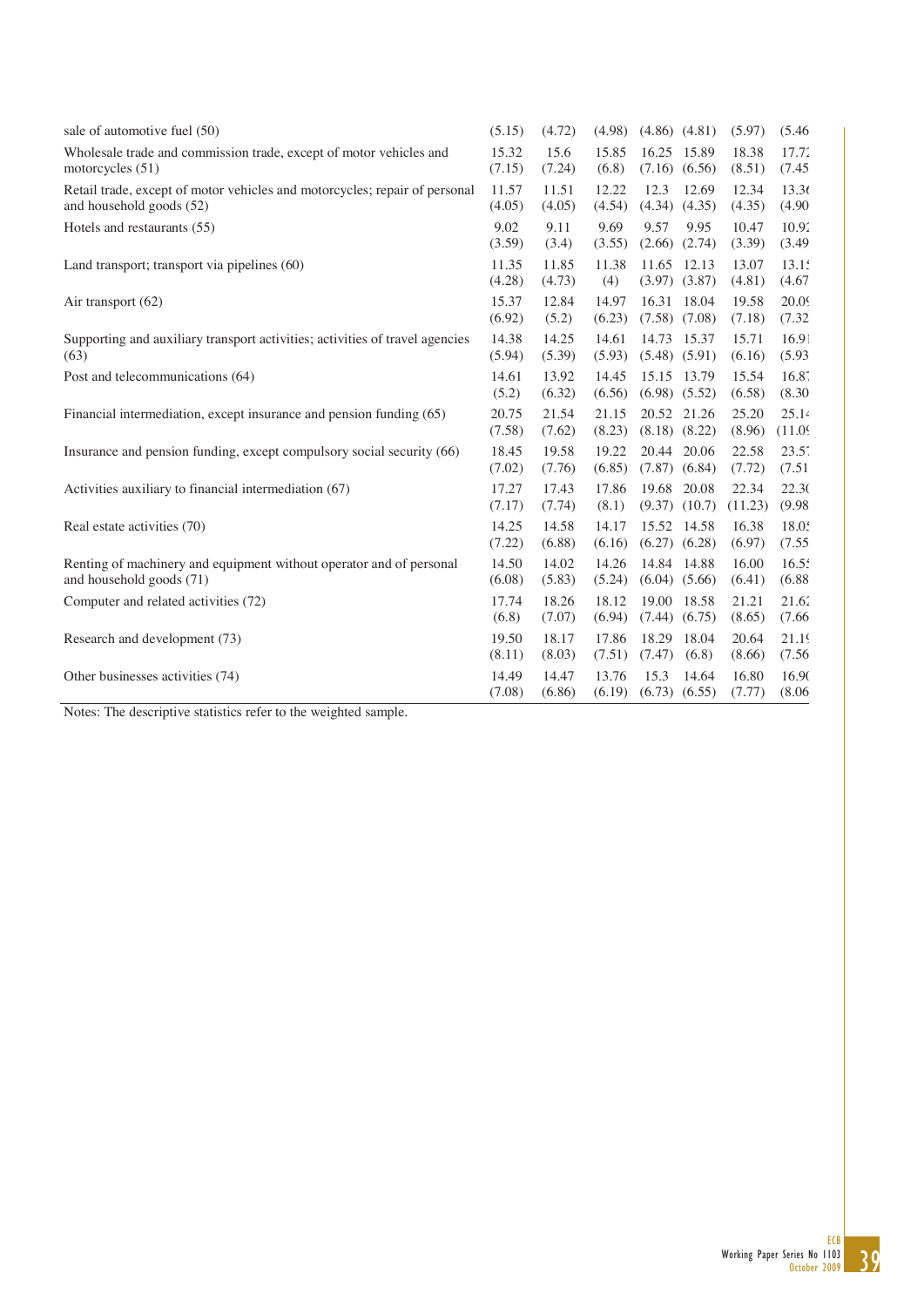| | | | | | | | |
|---|---|---|---|---|---|---|---|
| sale of automotive fuel (50) | (5.15) | (4.72) | (4.98) | (4.86) | (4.81) | (5.97) | (5.46 |
| Wholesale trade and commission trade, except of motor vehicles and motorcycles (51) | 15.32<br>(7.15) | 15.6<br>(7.24) | 15.85<br>(6.8) | 16.25<br>(7.16) | 15.89<br>(6.56) | 18.38<br>(8.51) | 17.72<br>(7.45 |
| Retail trade, except of motor vehicles and motorcycles; repair of personal and household goods (52) | 11.57<br>(4.05) | 11.51<br>(4.05) | 12.22<br>(4.54) | 12.3<br>(4.34) | 12.69<br>(4.35) | 12.34<br>(4.35) | 13.36<br>(4.90 |
| Hotels and restaurants (55) | 9.02<br>(3.59) | 9.11<br>(3.4) | 9.69<br>(3.55) | 9.57<br>(2.66) | 9.95<br>(2.74) | 10.47<br>(3.39) | 10.92<br>(3.49 |
| Land transport; transport via pipelines (60) | 11.35<br>(4.28) | 11.85<br>(4.73) | 11.38<br>(4) | 11.65<br>(3.97) | 12.13<br>(3.87) | 13.07<br>(4.81) | 13.15<br>(4.67 |
| Air transport (62) | 15.37<br>(6.92) | 12.84<br>(5.2) | 14.97<br>(6.23) | 16.31<br>(7.58) | 18.04<br>(7.08) | 19.58<br>(7.18) | 20.09<br>(7.32 |
| Supporting and auxiliary transport activities; activities of travel agencies (63) | 14.38<br>(5.94) | 14.25<br>(5.39) | 14.61<br>(5.93) | 14.73<br>(5.48) | 15.37<br>(5.91) | 15.71<br>(6.16) | 16.91<br>(5.93 |
| Post and telecommunications (64) | 14.61<br>(5.2) | 13.92<br>(6.32) | 14.45<br>(6.56) | 15.15<br>(6.98) | 13.79<br>(5.52) | 15.54<br>(6.58) | 16.87<br>(8.30 |
| Financial intermediation, except insurance and pension funding (65) | 20.75<br>(7.58) | 21.54<br>(7.62) | 21.15<br>(8.23) | 20.52<br>(8.18) | 21.26<br>(8.22) | 25.20<br>(8.96) | 25.14<br>(11.09 |
| Insurance and pension funding, except compulsory social security (66) | 18.45<br>(7.02) | 19.58<br>(7.76) | 19.22<br>(6.85) | 20.44<br>(7.87) | 20.06<br>(6.84) | 22.58<br>(7.72) | 23.57<br>(7.51 |
| Activities auxiliary to financial intermediation (67) | 17.27<br>(7.17) | 17.43<br>(7.74) | 17.86<br>(8.1) | 19.68<br>(9.37) | 20.08<br>(10.7) | 22.34<br>(11.23) | 22.30<br>(9.98 |
| Real estate activities (70) | 14.25<br>(7.22) | 14.58<br>(6.88) | 14.17<br>(6.16) | 15.52<br>(6.27) | 14.58<br>(6.28) | 16.38<br>(6.97) | 18.05<br>(7.55 |
| Renting of machinery and equipment without operator and of personal and household goods (71) | 14.50<br>(6.08) | 14.02<br>(5.83) | 14.26<br>(5.24) | 14.84<br>(6.04) | 14.88<br>(5.66) | 16.00<br>(6.41) | 16.55<br>(6.88 |
| Computer and related activities (72) | 17.74<br>(6.8) | 18.26<br>(7.07) | 18.12<br>(6.94) | 19.00<br>(7.44) | 18.58<br>(6.75) | 21.21<br>(8.65) | 21.62<br>(7.66 |
| Research and development (73) | 19.50<br>(8.11) | 18.17<br>(8.03) | 17.86<br>(7.51) | 18.29<br>(7.47) | 18.04<br>(6.8) | 20.64<br>(8.66) | 21.19<br>(7.56 |
| Other businesses activities (74) | 14.49<br>(7.08) | 14.47<br>(6.86) | 13.76<br>(6.19) | 15.3<br>(6.73) | 14.64<br>(6.55) | 16.80<br>(7.77) | 16.90<br>(8.06 |

Notes: The descriptive statistics refer to the weighted sample.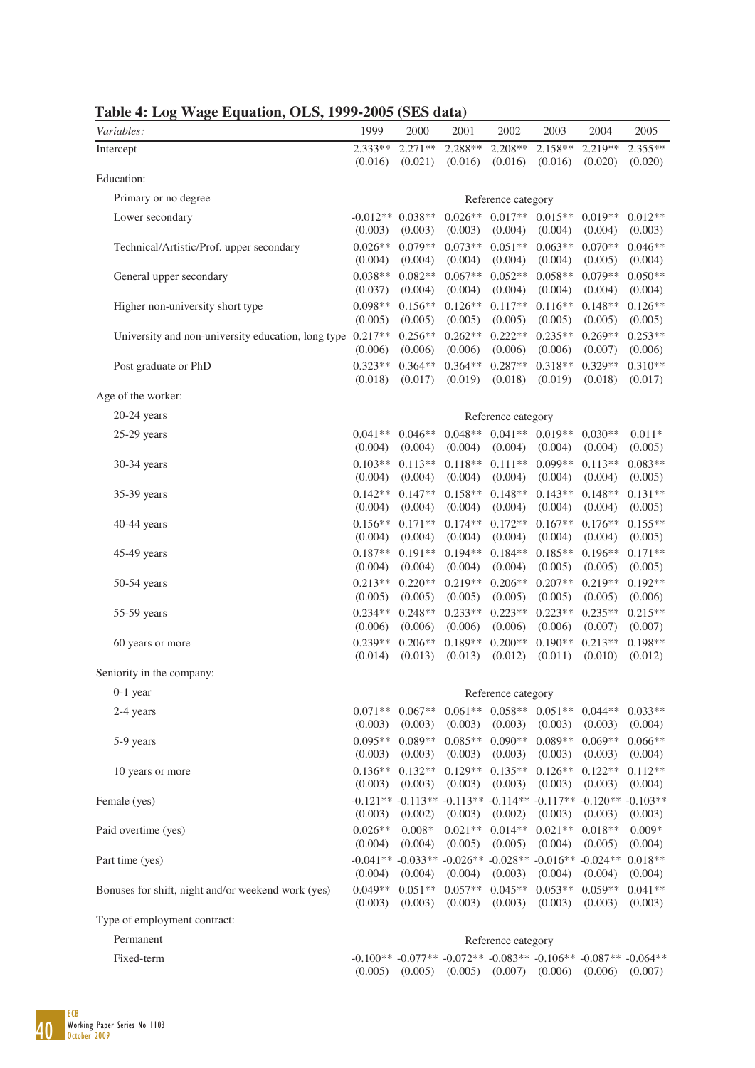## Table 4: Log Wage Equation, OLS, 1999-2005 (SES data)

| *Variables:* | 1999 | 2000 | 2001 | 2002 | 2003 | 2004 | 2005 |
|---|---|---|---|---|---|---|---|
| Intercept | 2.333** | 2.271** | 2.288** | 2.208** | 2.158** | 2.219** | 2.355** |
| | (0.016) | (0.021) | (0.016) | (0.016) | (0.016) | (0.020) | (0.020) |
| Education: | | | | | | | |
| Primary or no degree | | | | Reference category | | | |
| Lower secondary | -0.012** | 0.038** | 0.026** | 0.017** | 0.015** | 0.019** | 0.012** |
| | (0.003) | (0.003) | (0.003) | (0.004) | (0.004) | (0.004) | (0.003) |
| Technical/Artistic/Prof. upper secondary | 0.026** | 0.079** | 0.073** | 0.051** | 0.063** | 0.070** | 0.046** |
| | (0.004) | (0.004) | (0.004) | (0.004) | (0.004) | (0.005) | (0.004) |
| General upper secondary | 0.038** | 0.082** | 0.067** | 0.052** | 0.058** | 0.079** | 0.050** |
| | (0.037) | (0.004) | (0.004) | (0.004) | (0.004) | (0.004) | (0.004) |
| Higher non-university short type | 0.098** | 0.156** | 0.126** | 0.117** | 0.116** | 0.148** | 0.126** |
| | (0.005) | (0.005) | (0.005) | (0.005) | (0.005) | (0.005) | (0.005) |
| University and non-university education, long type | 0.217** | 0.256** | 0.262** | 0.222** | 0.235** | 0.269** | 0.253** |
| | (0.006) | (0.006) | (0.006) | (0.006) | (0.006) | (0.007) | (0.006) |
| Post graduate or PhD | 0.323** | 0.364** | 0.364** | 0.287** | 0.318** | 0.329** | 0.310** |
| | (0.018) | (0.017) | (0.019) | (0.018) | (0.019) | (0.018) | (0.017) |
| Age of the worker: | | | | | | | |
| 20-24 years | | | | Reference category | | | |
| 25-29 years | 0.041** | 0.046** | 0.048** | 0.041** | 0.019** | 0.030** | 0.011* |
| | (0.004) | (0.004) | (0.004) | (0.004) | (0.004) | (0.004) | (0.005) |
| 30-34 years | 0.103** | 0.113** | 0.118** | 0.111** | 0.099** | 0.113** | 0.083** |
| | (0.004) | (0.004) | (0.004) | (0.004) | (0.004) | (0.004) | (0.005) |
| 35-39 years | 0.142** | 0.147** | 0.158** | 0.148** | 0.143** | 0.148** | 0.131** |
| | (0.004) | (0.004) | (0.004) | (0.004) | (0.004) | (0.004) | (0.005) |
| 40-44 years | 0.156** | 0.171** | 0.174** | 0.172** | 0.167** | 0.176** | 0.155** |
| | (0.004) | (0.004) | (0.004) | (0.004) | (0.004) | (0.004) | (0.005) |
| 45-49 years | 0.187** | 0.191** | 0.194** | 0.184** | 0.185** | 0.196** | 0.171** |
| | (0.004) | (0.004) | (0.004) | (0.004) | (0.005) | (0.005) | (0.005) |
| 50-54 years | 0.213** | 0.220** | 0.219** | 0.206** | 0.207** | 0.219** | 0.192** |
| | (0.005) | (0.005) | (0.005) | (0.005) | (0.005) | (0.005) | (0.006) |
| 55-59 years | 0.234** | 0.248** | 0.233** | 0.223** | 0.223** | 0.235** | 0.215** |
| | (0.006) | (0.006) | (0.006) | (0.006) | (0.006) | (0.007) | (0.007) |
| 60 years or more | 0.239** | 0.206** | 0.189** | 0.200** | 0.190** | 0.213** | 0.198** |
| | (0.014) | (0.013) | (0.013) | (0.012) | (0.011) | (0.010) | (0.012) |
| Seniority in the company: | | | | | | | |
| 0-1 year | | | | Reference category | | | |
| 2-4 years | 0.071** | 0.067** | 0.061** | 0.058** | 0.051** | 0.044** | 0.033** |
| | (0.003) | (0.003) | (0.003) | (0.003) | (0.003) | (0.003) | (0.004) |
| 5-9 years | 0.095** | 0.089** | 0.085** | 0.090** | 0.089** | 0.069** | 0.066** |
| | (0.003) | (0.003) | (0.003) | (0.003) | (0.003) | (0.003) | (0.004) |
| 10 years or more | 0.136** | 0.132** | 0.129** | 0.135** | 0.126** | 0.122** | 0.112** |
| | (0.003) | (0.003) | (0.003) | (0.003) | (0.003) | (0.003) | (0.004) |
| Female (yes) | -0.121** | -0.113** | -0.113** | -0.114** | -0.117** | -0.120** | -0.103** |
| | (0.003) | (0.002) | (0.003) | (0.002) | (0.003) | (0.003) | (0.003) |
| Paid overtime (yes) | 0.026** | 0.008* | 0.021** | 0.014** | 0.021** | 0.018** | 0.009* |
| | (0.004) | (0.004) | (0.005) | (0.005) | (0.004) | (0.005) | (0.004) |
| Part time (yes) | -0.041** | -0.033** | -0.026** | -0.028** | -0.016** | -0.024** | 0.018** |
| | (0.004) | (0.004) | (0.004) | (0.003) | (0.004) | (0.004) | (0.004) |
| Bonuses for shift, night and/or weekend work (yes) | 0.049** | 0.051** | 0.057** | 0.045** | 0.053** | 0.059** | 0.041** |
| | (0.003) | (0.003) | (0.003) | (0.003) | (0.003) | (0.003) | (0.003) |
| Type of employment contract: | | | | | | | |
| Permanent | | | | Reference category | | | |
| Fixed-term | -0.100** | -0.077** | -0.072** | -0.083** | -0.106** | -0.087** | -0.064** |
| | (0.005) | (0.005) | (0.005) | (0.007) | (0.006) | (0.006) | (0.007) |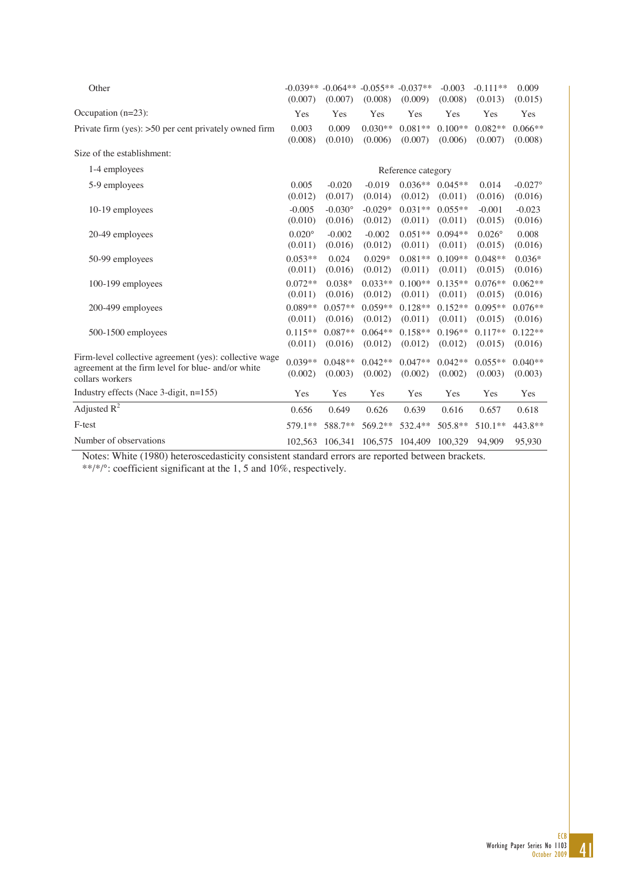| | | | | | | | |
|---|---|---|---|---|---|---|---|
| Other | -0.039** | -0.064** | -0.055** | -0.037** | -0.003 | -0.111** | 0.009 |
| | (0.007) | (0.007) | (0.008) | (0.009) | (0.008) | (0.013) | (0.015) |
| Occupation (n=23): | Yes | Yes | Yes | Yes | Yes | Yes | Yes |
| Private firm (yes): >50 per cent privately owned firm | 0.003 | 0.009 | 0.030** | 0.081** | 0.100** | 0.082** | 0.066** |
| | (0.008) | (0.010) | (0.006) | (0.007) | (0.006) | (0.007) | (0.008) |
| Size of the establishment: | | | | | | | |
| 1-4 employees | | | | Reference category | | | |
| 5-9 employees | 0.005 | -0.020 | -0.019 | 0.036** | 0.045** | 0.014 | -0.027° |
| | (0.012) | (0.017) | (0.014) | (0.012) | (0.011) | (0.016) | (0.016) |
| 10-19 employees | -0.005 | -0.030° | -0.029* | 0.031** | 0.055** | -0.001 | -0.023 |
| | (0.010) | (0.016) | (0.012) | (0.011) | (0.011) | (0.015) | (0.016) |
| 20-49 employees | 0.020° | -0.002 | -0.002 | 0.051** | 0.094** | 0.026° | 0.008 |
| | (0.011) | (0.016) | (0.012) | (0.011) | (0.011) | (0.015) | (0.016) |
| 50-99 employees | 0.053** | 0.024 | 0.029* | 0.081** | 0.109** | 0.048** | 0.036* |
| | (0.011) | (0.016) | (0.012) | (0.011) | (0.011) | (0.015) | (0.016) |
| 100-199 employees | 0.072** | 0.038* | 0.033** | 0.100** | 0.135** | 0.076** | 0.062** |
| | (0.011) | (0.016) | (0.012) | (0.011) | (0.011) | (0.015) | (0.016) |
| 200-499 employees | 0.089** | 0.057** | 0.059** | 0.128** | 0.152** | 0.095** | 0.076** |
| | (0.011) | (0.016) | (0.012) | (0.011) | (0.011) | (0.015) | (0.016) |
| 500-1500 employees | 0.115** | 0.087** | 0.064** | 0.158** | 0.196** | 0.117** | 0.122** |
| | (0.011) | (0.016) | (0.012) | (0.012) | (0.012) | (0.015) | (0.016) |
| Firm-level collective agreement (yes): collective wage agreement at the firm level for blue- and/or white collars workers | 0.039** | 0.048** | 0.042** | 0.047** | 0.042** | 0.055** | 0.040** |
| | (0.002) | (0.003) | (0.002) | (0.002) | (0.002) | (0.003) | (0.003) |
| Industry effects (Nace 3-digit, n=155) | Yes | Yes | Yes | Yes | Yes | Yes | Yes |
| Adjusted $R^2$ | 0.656 | 0.649 | 0.626 | 0.639 | 0.616 | 0.657 | 0.618 |
| F-test | 579.1** | 588.7** | 569.2** | 532.4** | 505.8** | 510.1** | 443.8** |
| Number of observations | 102,563 | 106,341 | 106,575 | 104,409 | 100,329 | 94,909 | 95,930 |

Notes: White (1980) heteroscedasticity consistent standard errors are reported between brackets.
**/*/°: coefficient significant at the 1, 5 and 10%, respectively.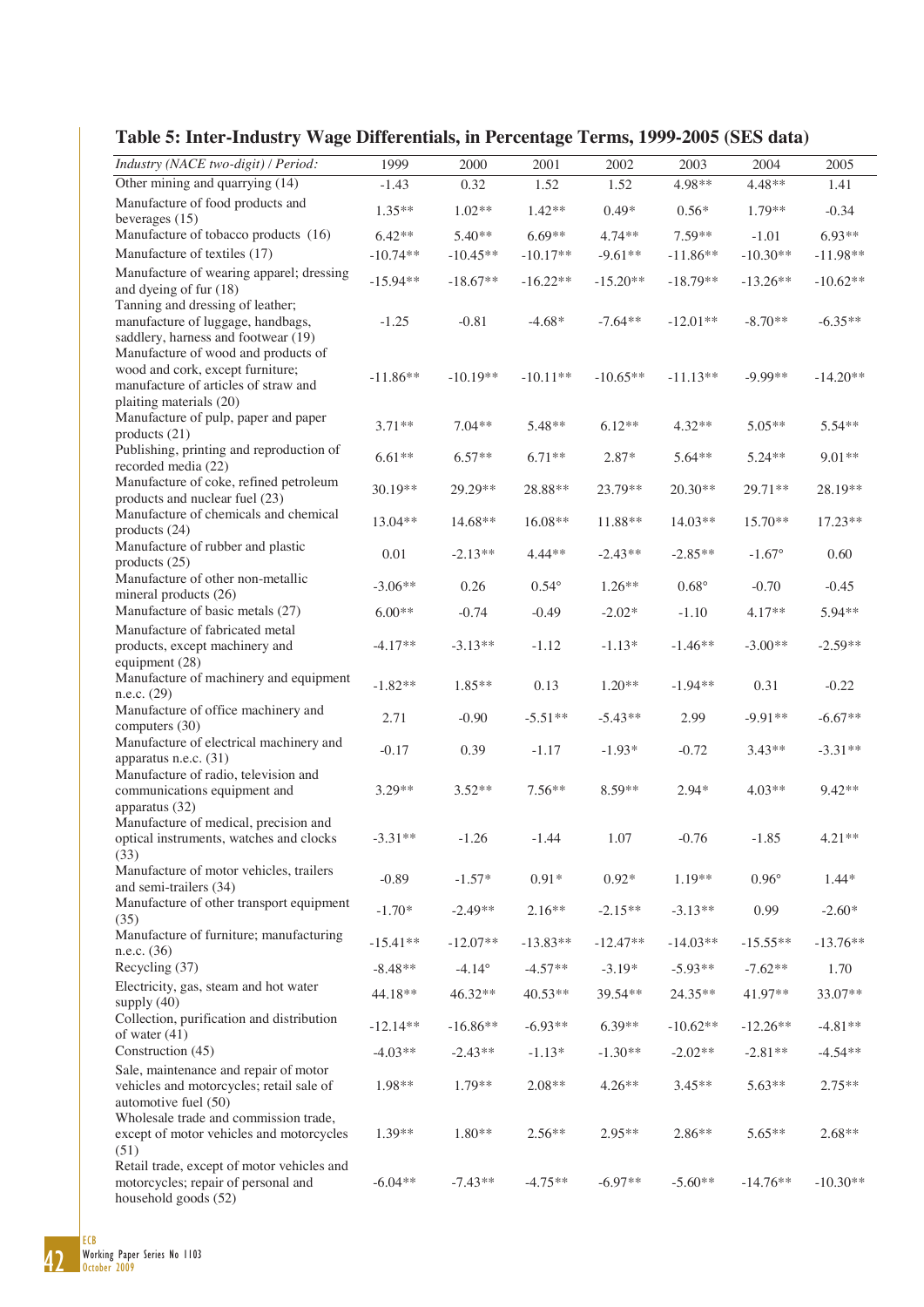**Table 5: Inter-Industry Wage Differentials, in Percentage Terms, 1999-2005 (SES data)**

| *Industry (NACE two-digit) / Period:* | 1999 | 2000 | 2001 | 2002 | 2003 | 2004 | 2005 |
|---|---|---|---|---|---|---|---|
| Other mining and quarrying (14) | -1.43 | 0.32 | 1.52 | 1.52 | 4.98** | 4.48** | 1.41 |
| Manufacture of food products and beverages (15) | 1.35** | 1.02** | 1.42** | 0.49* | 0.56* | 1.79** | -0.34 |
| Manufacture of tobacco products (16) | 6.42** | 5.40** | 6.69** | 4.74** | 7.59** | -1.01 | 6.93** |
| Manufacture of textiles (17) | -10.74** | -10.45** | -10.17** | -9.61** | -11.86** | -10.30** | -11.98** |
| Manufacture of wearing apparel; dressing and dyeing of fur (18) | -15.94** | -18.67** | -16.22** | -15.20** | -18.79** | -13.26** | -10.62** |
| Tanning and dressing of leather; manufacture of luggage, handbags, saddlery, harness and footwear (19) | -1.25 | -0.81 | -4.68* | -7.64** | -12.01** | -8.70** | -6.35** |
| Manufacture of wood and products of wood and cork, except furniture; manufacture of articles of straw and plaiting materials (20) | -11.86** | -10.19** | -10.11** | -10.65** | -11.13** | -9.99** | -14.20** |
| Manufacture of pulp, paper and paper products (21) | 3.71** | 7.04** | 5.48** | 6.12** | 4.32** | 5.05** | 5.54** |
| Publishing, printing and reproduction of recorded media (22) | 6.61** | 6.57** | 6.71** | 2.87* | 5.64** | 5.24** | 9.01** |
| Manufacture of coke, refined petroleum products and nuclear fuel (23) | 30.19** | 29.29** | 28.88** | 23.79** | 20.30** | 29.71** | 28.19** |
| Manufacture of chemicals and chemical products (24) | 13.04** | 14.68** | 16.08** | 11.88** | 14.03** | 15.70** | 17.23** |
| Manufacture of rubber and plastic products (25) | 0.01 | -2.13** | 4.44** | -2.43** | -2.85** | -1.67° | 0.60 |
| Manufacture of other non-metallic mineral products (26) | -3.06** | 0.26 | 0.54° | 1.26** | 0.68° | -0.70 | -0.45 |
| Manufacture of basic metals (27) | 6.00** | -0.74 | -0.49 | -2.02* | -1.10 | 4.17** | 5.94** |
| Manufacture of fabricated metal products, except machinery and equipment (28) | -4.17** | -3.13** | -1.12 | -1.13* | -1.46** | -3.00** | -2.59** |
| Manufacture of machinery and equipment n.e.c. (29) | -1.82** | 1.85** | 0.13 | 1.20** | -1.94** | 0.31 | -0.22 |
| Manufacture of office machinery and computers (30) | 2.71 | -0.90 | -5.51** | -5.43** | 2.99 | -9.91** | -6.67** |
| Manufacture of electrical machinery and apparatus n.e.c. (31) | -0.17 | 0.39 | -1.17 | -1.93* | -0.72 | 3.43** | -3.31** |
| Manufacture of radio, television and communications equipment and apparatus (32) | 3.29** | 3.52** | 7.56** | 8.59** | 2.94* | 4.03** | 9.42** |
| Manufacture of medical, precision and optical instruments, watches and clocks (33) | -3.31** | -1.26 | -1.44 | 1.07 | -0.76 | -1.85 | 4.21** |
| Manufacture of motor vehicles, trailers and semi-trailers (34) | -0.89 | -1.57* | 0.91* | 0.92* | 1.19** | 0.96° | 1.44* |
| Manufacture of other transport equipment (35) | -1.70* | -2.49** | 2.16** | -2.15** | -3.13** | 0.99 | -2.60* |
| Manufacture of furniture; manufacturing n.e.c. (36) | -15.41** | -12.07** | -13.83** | -12.47** | -14.03** | -15.55** | -13.76** |
| Recycling (37) | -8.48** | -4.14° | -4.57** | -3.19* | -5.93** | -7.62** | 1.70 |
| Electricity, gas, steam and hot water supply (40) | 44.18** | 46.32** | 40.53** | 39.54** | 24.35** | 41.97** | 33.07** |
| Collection, purification and distribution of water (41) | -12.14** | -16.86** | -6.93** | 6.39** | -10.62** | -12.26** | -4.81** |
| Construction (45) | -4.03** | -2.43** | -1.13* | -1.30** | -2.02** | -2.81** | -4.54** |
| Sale, maintenance and repair of motor vehicles and motorcycles; retail sale of automotive fuel (50) | 1.98** | 1.79** | 2.08** | 4.26** | 3.45** | 5.63** | 2.75** |
| Wholesale trade and commission trade, except of motor vehicles and motorcycles (51) | 1.39** | 1.80** | 2.56** | 2.95** | 2.86** | 5.65** | 2.68** |
| Retail trade, except of motor vehicles and motorcycles; repair of personal and household goods (52) | -6.04** | -7.43** | -4.75** | -6.97** | -5.60** | -14.76** | -10.30** |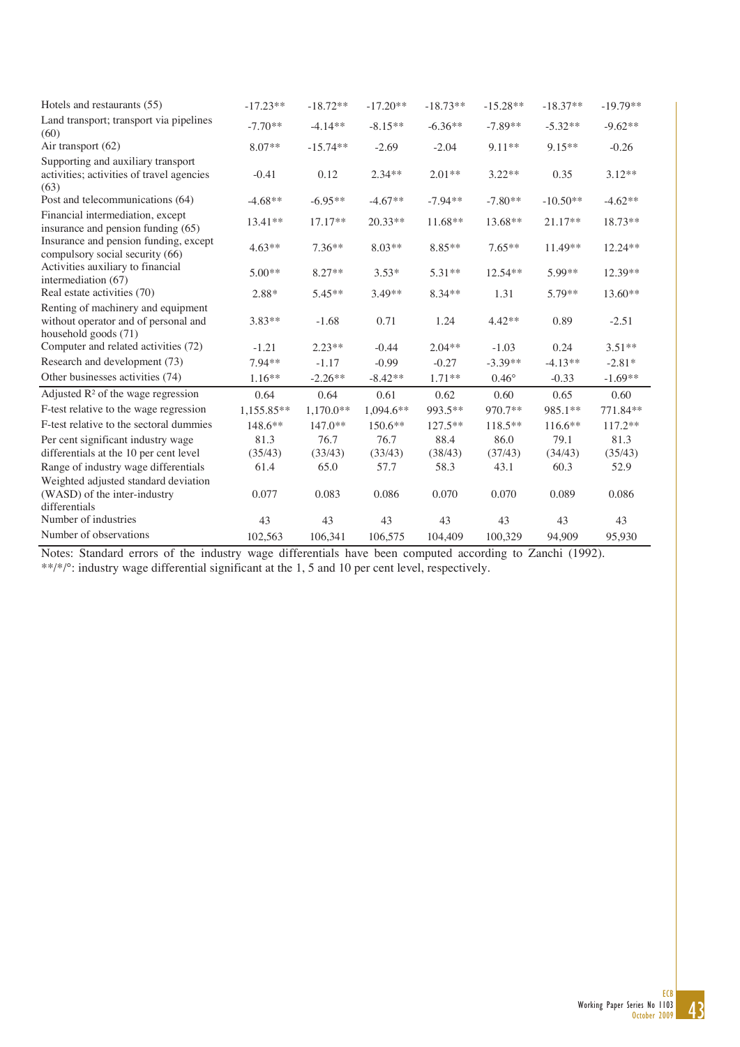| | | | | | | | |
|---|---|---|---|---|---|---|---|
| Hotels and restaurants (55) | -17.23** | -18.72** | -17.20** | -18.73** | -15.28** | -18.37** | -19.79** |
| Land transport; transport via pipelines (60) | -7.70** | -4.14** | -8.15** | -6.36** | -7.89** | -5.32** | -9.62** |
| Air transport (62) | 8.07** | -15.74** | -2.69 | -2.04 | 9.11** | 9.15** | -0.26 |
| Supporting and auxiliary transport activities; activities of travel agencies (63) | -0.41 | 0.12 | 2.34** | 2.01** | 3.22** | 0.35 | 3.12** |
| Post and telecommunications (64) | -4.68** | -6.95** | -4.67** | -7.94** | -7.80** | -10.50** | -4.62** |
| Financial intermediation, except insurance and pension funding (65) | 13.41** | 17.17** | 20.33** | 11.68** | 13.68** | 21.17** | 18.73** |
| Insurance and pension funding, except compulsory social security (66) | 4.63** | 7.36** | 8.03** | 8.85** | 7.65** | 11.49** | 12.24** |
| Activities auxiliary to financial intermediation (67) | 5.00** | 8.27** | 3.53* | 5.31** | 12.54** | 5.99** | 12.39** |
| Real estate activities (70) | 2.88* | 5.45** | 3.49** | 8.34** | 1.31 | 5.79** | 13.60** |
| Renting of machinery and equipment without operator and of personal and household goods (71) | 3.83** | -1.68 | 0.71 | 1.24 | 4.42** | 0.89 | -2.51 |
| Computer and related activities (72) | -1.21 | 2.23** | -0.44 | 2.04** | -1.03 | 0.24 | 3.51** |
| Research and development (73) | 7.94** | -1.17 | -0.99 | -0.27 | -3.39** | -4.13** | -2.81* |
| Other businesses activities (74) | 1.16** | -2.26** | -8.42** | 1.71** | 0.46° | -0.33 | -1.69** |
| Adjusted $R^2$ of the wage regression | 0.64 | 0.64 | 0.61 | 0.62 | 0.60 | 0.65 | 0.60 |
| F-test relative to the wage regression | 1,155.85** | 1,170.0** | 1,094.6** | 993.5** | 970.7** | 985.1** | 771.84** |
| F-test relative to the sectoral dummies | 148.6** | 147.0** | 150.6** | 127.5** | 118.5** | 116.6** | 117.2** |
| Per cent significant industry wage differentials at the 10 per cent level | 81.3 (35/43) | 76.7 (33/43) | 76.7 (33/43) | 88.4 (38/43) | 86.0 (37/43) | 79.1 (34/43) | 81.3 (35/43) |
| Range of industry wage differentials | 61.4 | 65.0 | 57.7 | 58.3 | 43.1 | 60.3 | 52.9 |
| Weighted adjusted standard deviation (WASD) of the inter-industry differentials | 0.077 | 0.083 | 0.086 | 0.070 | 0.070 | 0.089 | 0.086 |
| Number of industries | 43 | 43 | 43 | 43 | 43 | 43 | 43 |
| Number of observations | 102,563 | 106,341 | 106,575 | 104,409 | 100,329 | 94,909 | 95,930 |

Notes: Standard errors of the industry wage differentials have been computed according to Zanchi (1992). **/*/°: industry wage differential significant at the 1, 5 and 10 per cent level, respectively.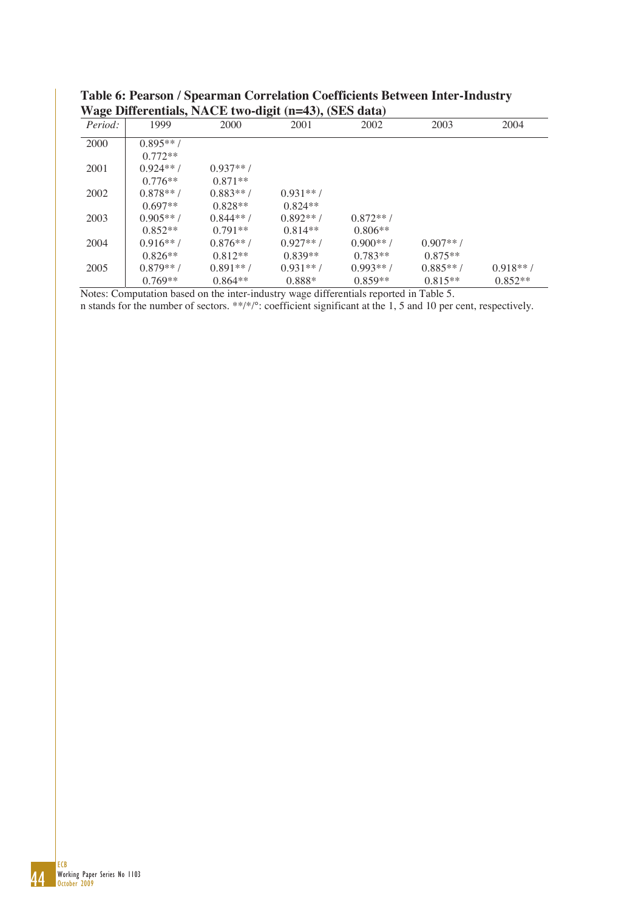**Table 6: Pearson / Spearman Correlation Coefficients Between Inter-Industry Wage Differentials, NACE two-digit (n=43), (SES data)**

| *Period:* | 1999 | 2000 | 2001 | 2002 | 2003 | 2004 |
|---|---|---|---|---|---|---|
| 2000 | 0.895** / 0.772** | | | | | |
| 2001 | 0.924** / 0.776** | 0.937** / 0.871** | | | | |
| 2002 | 0.878** / 0.697** | 0.883** / 0.828** | 0.931** / 0.824** | | | |
| 2003 | 0.905** / 0.852** | 0.844** / 0.791** | 0.892** / 0.814** | 0.872** / 0.806** | | |
| 2004 | 0.916** / 0.826** | 0.876** / 0.812** | 0.927** / 0.839** | 0.900** / 0.783** | 0.907** / 0.875** | |
| 2005 | 0.879** / 0.769** | 0.891** / 0.864** | 0.931** / 0.888* | 0.993** / 0.859** | 0.885** / 0.815** | 0.918** / 0.852** |

Notes: Computation based on the inter-industry wage differentials reported in Table 5.
n stands for the number of sectors. **/*/°: coefficient significant at the 1, 5 and 10 per cent, respectively.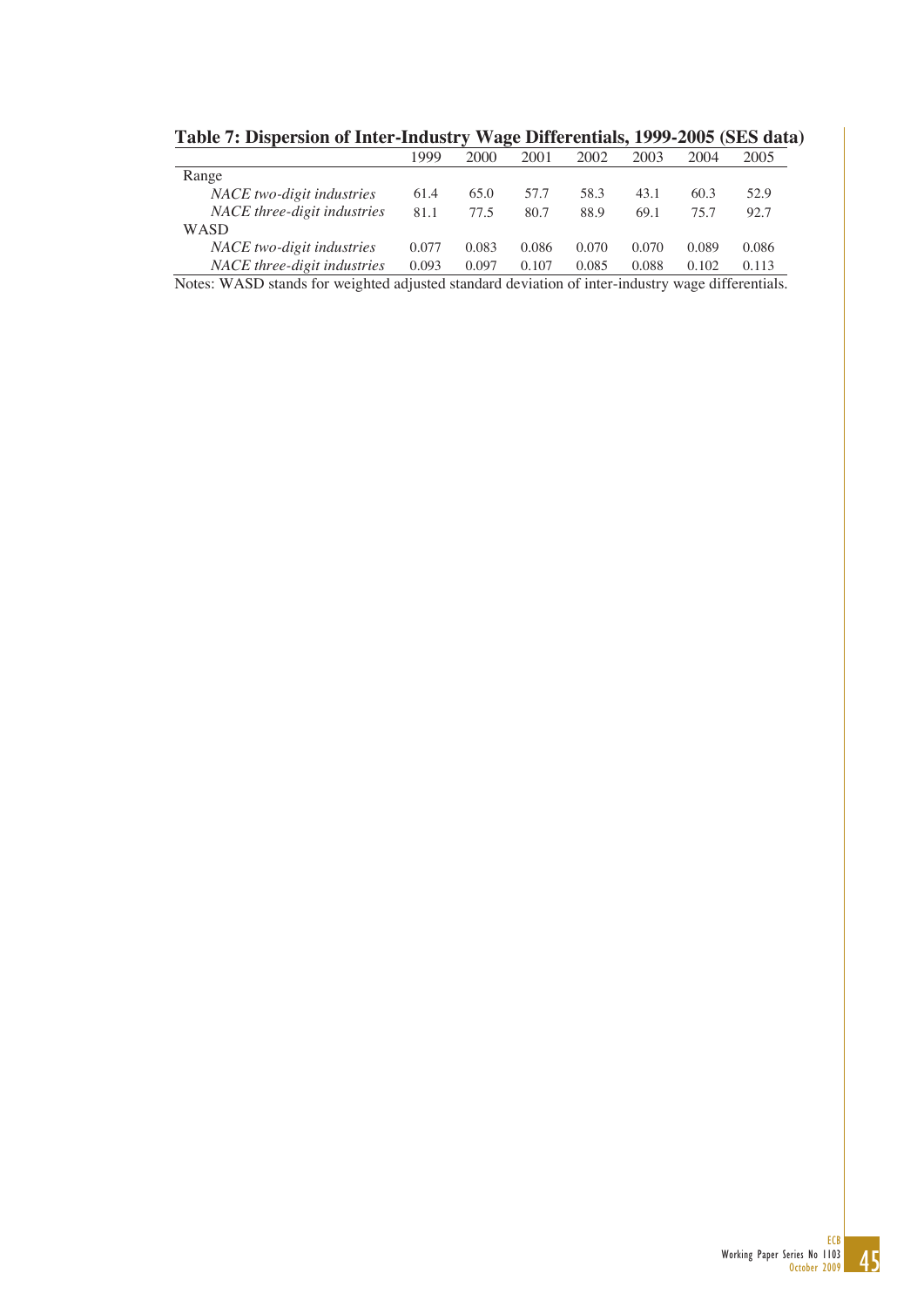**Table 7: Dispersion of Inter-Industry Wage Differentials, 1999-2005 (SES data)**

| | 1999 | 2000 | 2001 | 2002 | 2003 | 2004 | 2005 |
|---|---|---|---|---|---|---|---|
| Range | | | | | | | |
| *NACE two-digit industries* | 61.4 | 65.0 | 57.7 | 58.3 | 43.1 | 60.3 | 52.9 |
| *NACE three-digit industries* | 81.1 | 77.5 | 80.7 | 88.9 | 69.1 | 75.7 | 92.7 |
| WASD | | | | | | | |
| *NACE two-digit industries* | 0.077 | 0.083 | 0.086 | 0.070 | 0.070 | 0.089 | 0.086 |
| *NACE three-digit industries* | 0.093 | 0.097 | 0.107 | 0.085 | 0.088 | 0.102 | 0.113 |

Notes: WASD stands for weighted adjusted standard deviation of inter-industry wage differentials.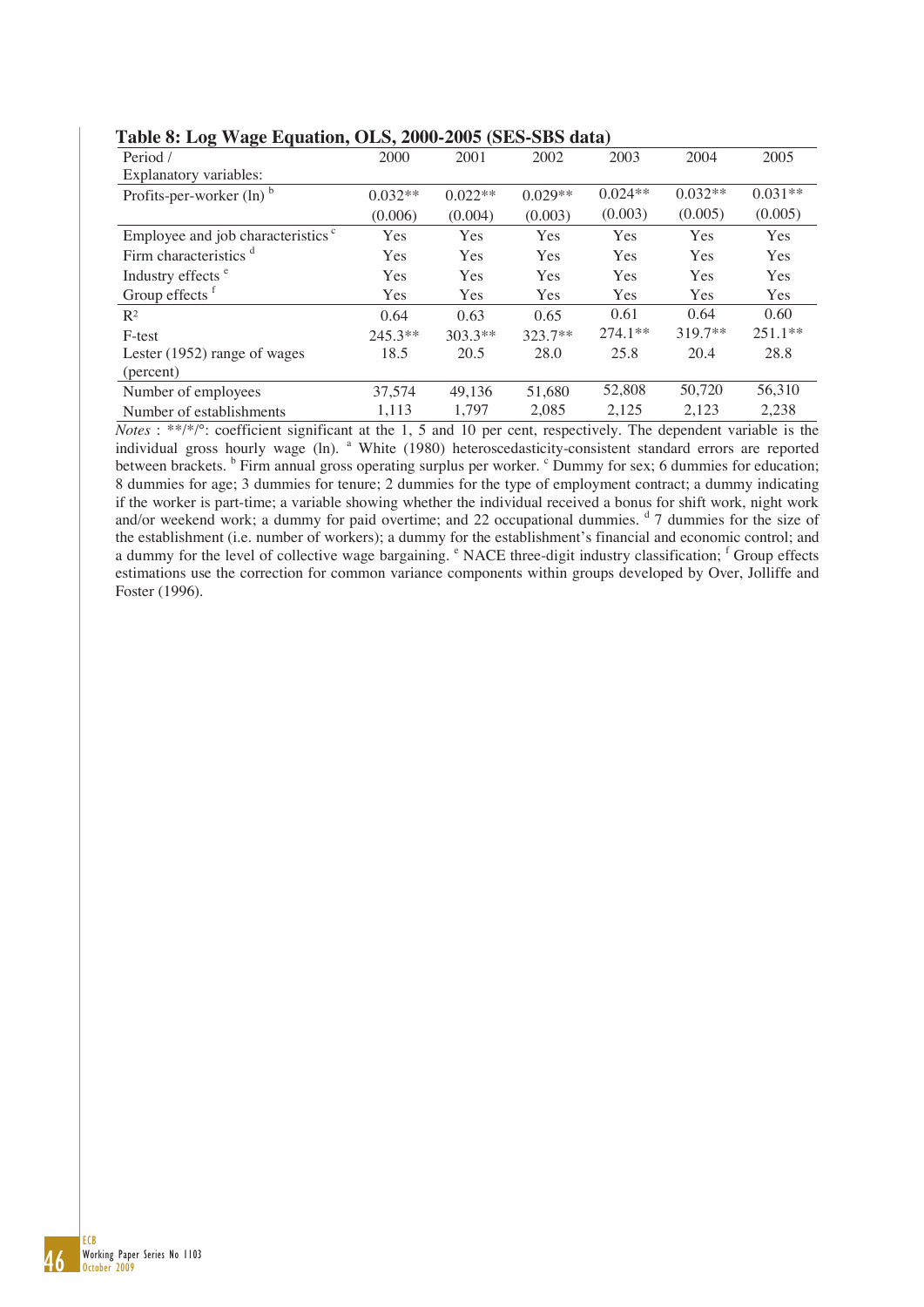**Table 8: Log Wage Equation, OLS, 2000-2005 (SES-SBS data)**

| Period / Explanatory variables: | 2000 | 2001 | 2002 | 2003 | 2004 | 2005 |
|---|---|---|---|---|---|---|
| Profits-per-worker (ln) [b] | 0.032** | 0.022** | 0.029** | 0.024** | 0.032** | 0.031** |
| | (0.006) | (0.004) | (0.003) | (0.003) | (0.005) | (0.005) |
| Employee and job characteristics [c] | Yes | Yes | Yes | Yes | Yes | Yes |
| Firm characteristics [d] | Yes | Yes | Yes | Yes | Yes | Yes |
| Industry effects [e] | Yes | Yes | Yes | Yes | Yes | Yes |
| Group effects [f] | Yes | Yes | Yes | Yes | Yes | Yes |
| $R^2$ | 0.64 | 0.63 | 0.65 | 0.61 | 0.64 | 0.60 |
| F-test | 245.3** | 303.3** | 323.7** | 274.1** | 319.7** | 251.1** |
| Lester (1952) range of wages (percent) | 18.5 | 20.5 | 28.0 | 25.8 | 20.4 | 28.8 |
| Number of employees | 37,574 | 49,136 | 51,680 | 52,808 | 50,720 | 56,310 |
| Number of establishments | 1,113 | 1,797 | 2,085 | 2,125 | 2,123 | 2,238 |

*Notes* : \*\*/\*/°: coefficient significant at the 1, 5 and 10 per cent, respectively. The dependent variable is the individual gross hourly wage (ln). [a] White (1980) heteroscedasticity-consistent standard errors are reported between brackets. [b] Firm annual gross operating surplus per worker. [c] Dummy for sex; 6 dummies for education; 8 dummies for age; 3 dummies for tenure; 2 dummies for the type of employment contract; a dummy indicating if the worker is part-time; a variable showing whether the individual received a bonus for shift work, night work and/or weekend work; a dummy for paid overtime; and 22 occupational dummies. [d] 7 dummies for the size of the establishment (i.e. number of workers); a dummy for the establishment's financial and economic control; and a dummy for the level of collective wage bargaining. [e] NACE three-digit industry classification; [f] Group effects estimations use the correction for common variance components within groups developed by Over, Jolliffe and Foster (1996).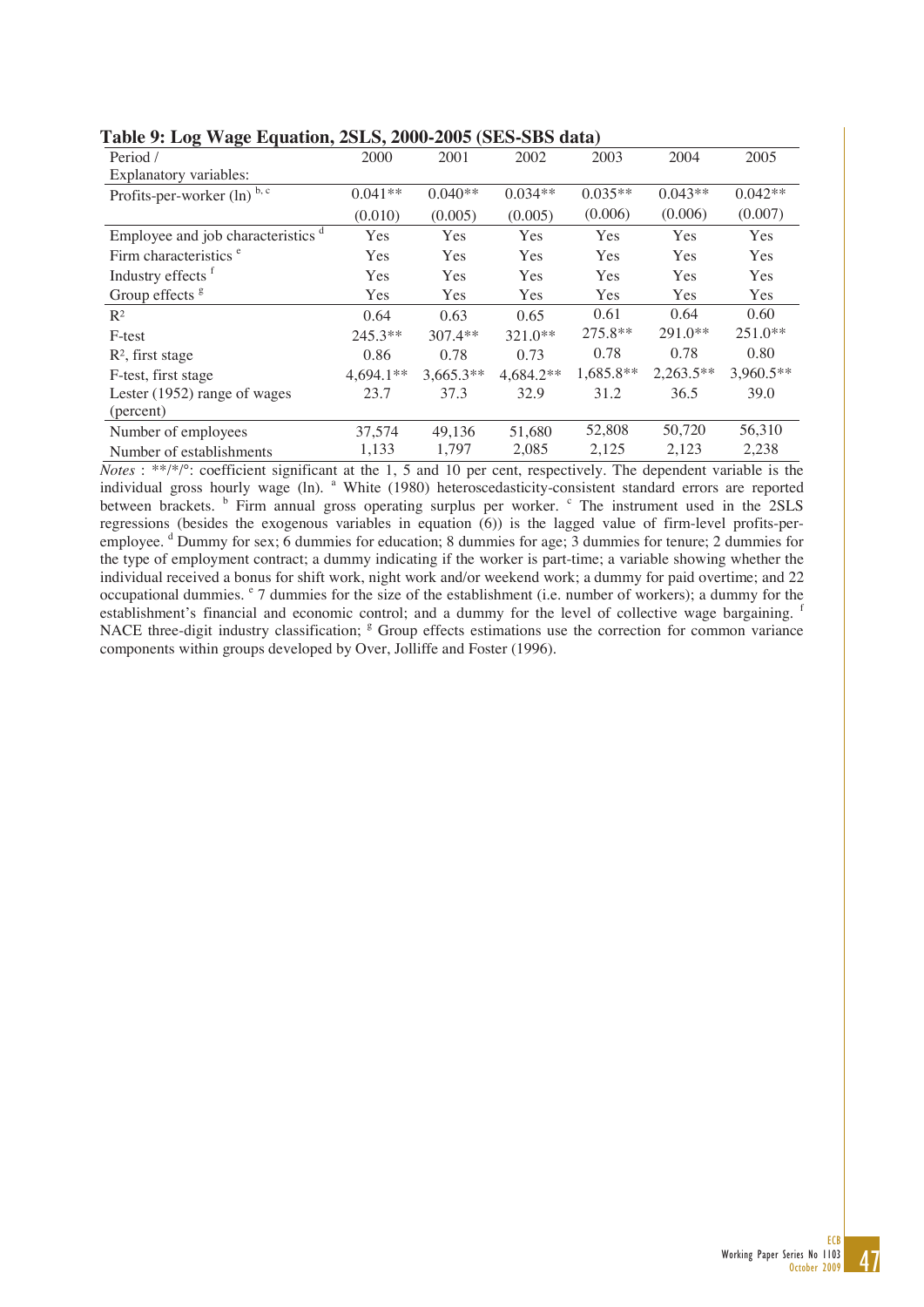**Table 9: Log Wage Equation, 2SLS, 2000-2005 (SES-SBS data)**

| Period / Explanatory variables: | 2000 | 2001 | 2002 | 2003 | 2004 | 2005 |
|---|---|---|---|---|---|---|
| Profits-per-worker (ln) [b, c] | 0.041** | 0.040** | 0.034** | 0.035** | 0.043** | 0.042** |
| | (0.010) | (0.005) | (0.005) | (0.006) | (0.006) | (0.007) |
| Employee and job characteristics [d] | Yes | Yes | Yes | Yes | Yes | Yes |
| Firm characteristics [e] | Yes | Yes | Yes | Yes | Yes | Yes |
| Industry effects [f] | Yes | Yes | Yes | Yes | Yes | Yes |
| Group effects [g] | Yes | Yes | Yes | Yes | Yes | Yes |
| $R^2$ | 0.64 | 0.63 | 0.65 | 0.61 | 0.64 | 0.60 |
| F-test | 245.3** | 307.4** | 321.0** | 275.8** | 291.0** | 251.0** |
| $R^2$, first stage | 0.86 | 0.78 | 0.73 | 0.78 | 0.78 | 0.80 |
| F-test, first stage | 4,694.1** | 3,665.3** | 4,684.2** | 1,685.8** | 2,263.5** | 3,960.5** |
| Lester (1952) range of wages (percent) | 23.7 | 37.3 | 32.9 | 31.2 | 36.5 | 39.0 |
| Number of employees | 37,574 | 49,136 | 51,680 | 52,808 | 50,720 | 56,310 |
| Number of establishments | 1,133 | 1,797 | 2,085 | 2,125 | 2,123 | 2,238 |

*Notes* : **/*/°: coefficient significant at the 1, 5 and 10 per cent, respectively. The dependent variable is the individual gross hourly wage (ln). [a] White (1980) heteroscedasticity-consistent standard errors are reported between brackets. [b] Firm annual gross operating surplus per worker. [c] The instrument used in the 2SLS regressions (besides the exogenous variables in equation (6)) is the lagged value of firm-level profits-per-employee. [d] Dummy for sex; 6 dummies for education; 8 dummies for age; 3 dummies for tenure; 2 dummies for the type of employment contract; a dummy indicating if the worker is part-time; a variable showing whether the individual received a bonus for shift work, night work and/or weekend work; a dummy for paid overtime; and 22 occupational dummies. [e] 7 dummies for the size of the establishment (i.e. number of workers); a dummy for the establishment's financial and economic control; and a dummy for the level of collective wage bargaining. [f] NACE three-digit industry classification; [g] Group effects estimations use the correction for common variance components within groups developed by Over, Jolliffe and Foster (1996).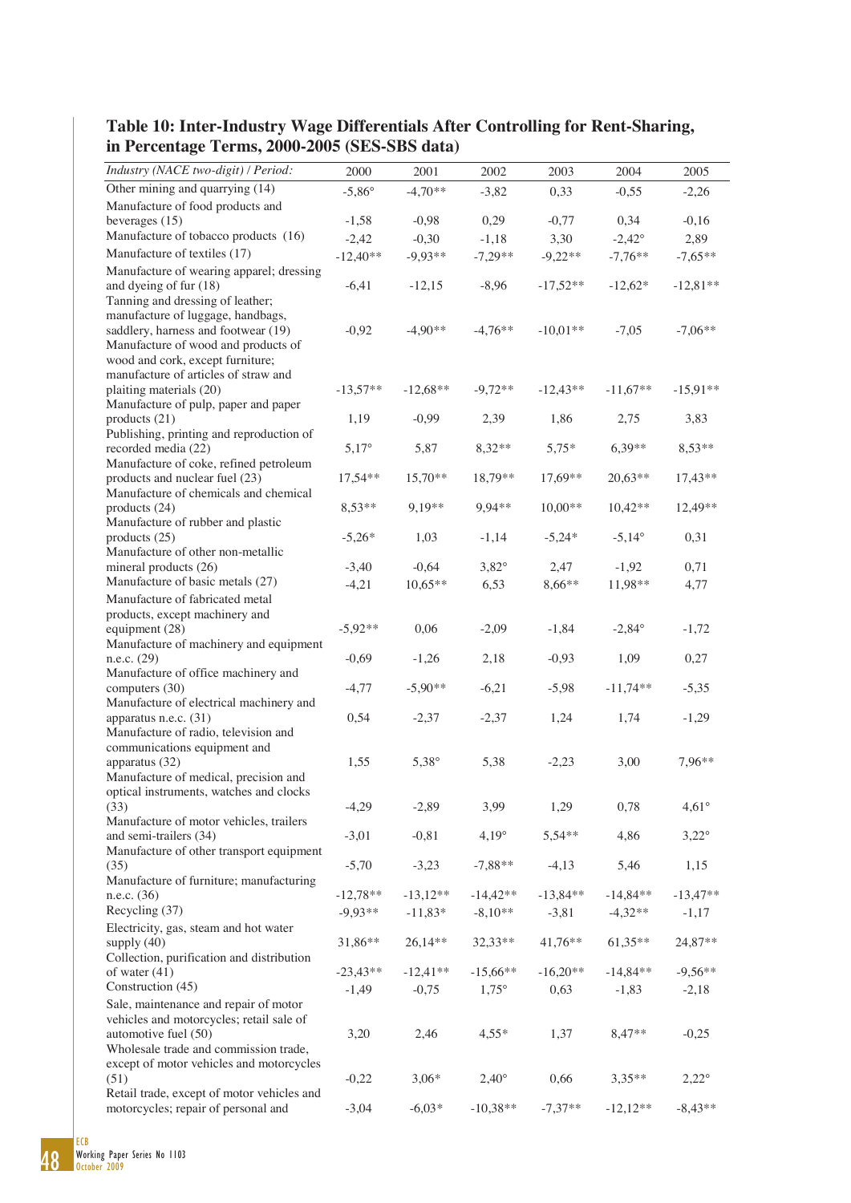**Table 10: Inter-Industry Wage Differentials After Controlling for Rent-Sharing, in Percentage Terms, 2000-2005 (SES-SBS data)**

| *Industry (NACE two-digit) / Period:* | 2000 | 2001 | 2002 | 2003 | 2004 | 2005 |
|---|---|---|---|---|---|---|
| Other mining and quarrying (14) | -5,86° | -4,70** | -3,82 | 0,33 | -0,55 | -2,26 |
| Manufacture of food products and beverages (15) | -1,58 | -0,98 | 0,29 | -0,77 | 0,34 | -0,16 |
| Manufacture of tobacco products (16) | -2,42 | -0,30 | -1,18 | 3,30 | -2,42° | 2,89 |
| Manufacture of textiles (17) | -12,40** | -9,93** | -7,29** | -9,22** | -7,76** | -7,65** |
| Manufacture of wearing apparel; dressing and dyeing of fur (18) | -6,41 | -12,15 | -8,96 | -17,52** | -12,62* | -12,81** |
| Tanning and dressing of leather; manufacture of luggage, handbags, saddlery, harness and footwear (19) | -0,92 | -4,90** | -4,76** | -10,01** | -7,05 | -7,06** |
| Manufacture of wood and products of wood and cork, except furniture; manufacture of articles of straw and plaiting materials (20) | -13,57** | -12,68** | -9,72** | -12,43** | -11,67** | -15,91** |
| Manufacture of pulp, paper and paper products (21) | 1,19 | -0,99 | 2,39 | 1,86 | 2,75 | 3,83 |
| Publishing, printing and reproduction of recorded media (22) | 5,17° | 5,87 | 8,32** | 5,75* | 6,39** | 8,53** |
| Manufacture of coke, refined petroleum products and nuclear fuel (23) | 17,54** | 15,70** | 18,79** | 17,69** | 20,63** | 17,43** |
| Manufacture of chemicals and chemical products (24) | 8,53** | 9,19** | 9,94** | 10,00** | 10,42** | 12,49** |
| Manufacture of rubber and plastic products (25) | -5,26* | 1,03 | -1,14 | -5,24* | -5,14° | 0,31 |
| Manufacture of other non-metallic mineral products (26) | -3,40 | -0,64 | 3,82° | 2,47 | -1,92 | 0,71 |
| Manufacture of basic metals (27) | -4,21 | 10,65** | 6,53 | 8,66** | 11,98** | 4,77 |
| Manufacture of fabricated metal products, except machinery and equipment (28) | -5,92** | 0,06 | -2,09 | -1,84 | -2,84° | -1,72 |
| Manufacture of machinery and equipment n.e.c. (29) | -0,69 | -1,26 | 2,18 | -0,93 | 1,09 | 0,27 |
| Manufacture of office machinery and computers (30) | -4,77 | -5,90** | -6,21 | -5,98 | -11,74** | -5,35 |
| Manufacture of electrical machinery and apparatus n.e.c. (31) | 0,54 | -2,37 | -2,37 | 1,24 | 1,74 | -1,29 |
| Manufacture of radio, television and communications equipment and apparatus (32) | 1,55 | 5,38° | 5,38 | -2,23 | 3,00 | 7,96** |
| Manufacture of medical, precision and optical instruments, watches and clocks (33) | -4,29 | -2,89 | 3,99 | 1,29 | 0,78 | 4,61° |
| Manufacture of motor vehicles, trailers and semi-trailers (34) | -3,01 | -0,81 | 4,19° | 5,54** | 4,86 | 3,22° |
| Manufacture of other transport equipment (35) | -5,70 | -3,23 | -7,88** | -4,13 | 5,46 | 1,15 |
| Manufacture of furniture; manufacturing n.e.c. (36) | -12,78** | -13,12** | -14,42** | -13,84** | -14,84** | -13,47** |
| Recycling (37) | -9,93** | -11,83* | -8,10** | -3,81 | -4,32** | -1,17 |
| Electricity, gas, steam and hot water supply (40) | 31,86** | 26,14** | 32,33** | 41,76** | 61,35** | 24,87** |
| Collection, purification and distribution of water (41) | -23,43** | -12,41** | -15,66** | -16,20** | -14,84** | -9,56** |
| Construction (45) | -1,49 | -0,75 | 1,75° | 0,63 | -1,83 | -2,18 |
| Sale, maintenance and repair of motor vehicles and motorcycles; retail sale of automotive fuel (50) | 3,20 | 2,46 | 4,55* | 1,37 | 8,47** | -0,25 |
| Wholesale trade and commission trade, except of motor vehicles and motorcycles (51) | -0,22 | 3,06* | 2,40° | 0,66 | 3,35** | 2,22° |
| Retail trade, except of motor vehicles and motorcycles; repair of personal and | -3,04 | -6,03* | -10,38** | -7,37** | -12,12** | -8,43** |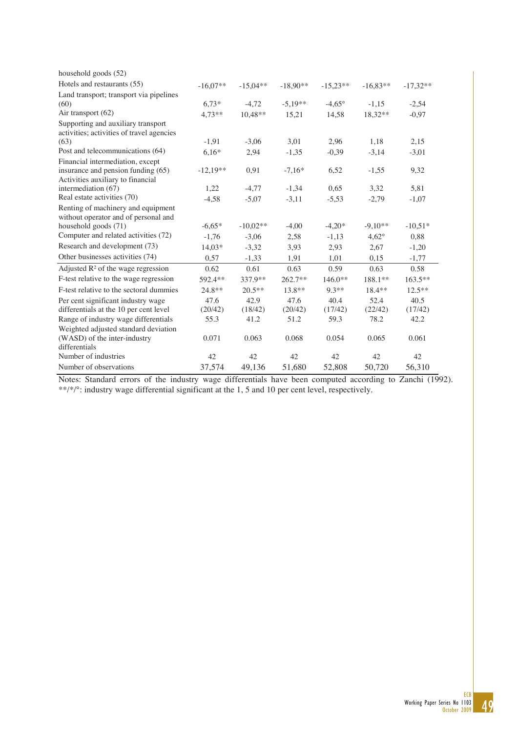| | | | | | | |
|---|---|---|---|---|---|---|
| household goods (52) | | | | | | |
| Hotels and restaurants (55) | -16,07** | -15,04** | -18,90** | -15,23** | -16,83** | -17,32** |
| Land transport; transport via pipelines (60) | 6,73* | -4,72 | -5,19** | -4,65° | -1,15 | -2,54 |
| Air transport (62) | 4,73** | 10,48** | 15,21 | 14,58 | 18,32** | -0,97 |
| Supporting and auxiliary transport activities; activities of travel agencies (63) | -1,91 | -3,06 | 3,01 | 2,96 | 1,18 | 2,15 |
| Post and telecommunications (64) | 6,16* | 2,94 | -1,35 | -0,39 | -3,14 | -3,01 |
| Financial intermediation, except insurance and pension funding (65) | -12,19** | 0,91 | -7,16* | 6,52 | -1,55 | 9,32 |
| Activities auxiliary to financial intermediation (67) | 1,22 | -4,77 | -1,34 | 0,65 | 3,32 | 5,81 |
| Real estate activities (70) | -4,58 | -5,07 | -3,11 | -5,53 | -2,79 | -1,07 |
| Renting of machinery and equipment without operator and of personal and household goods (71) | -6,65* | -10,02** | -4,00 | -4,20* | -9,10** | -10,51* |
| Computer and related activities (72) | -1,76 | -3,06 | 2,58 | -1,13 | 4,62° | 0,88 |
| Research and development (73) | 14,03* | -3,32 | 3,93 | 2,93 | 2,67 | -1,20 |
| Other businesses activities (74) | 0,57 | -1,33 | 1,91 | 1,01 | 0,15 | -1,77 |
| Adjusted $R^2$ of the wage regression | 0.62 | 0.61 | 0.63 | 0.59 | 0.63 | 0.58 |
| F-test relative to the wage regression | 592.4** | 337.9** | 262.7** | 146.0** | 188.1** | 163.5** |
| F-test relative to the sectoral dummies | 24.8** | 20.5** | 13.8** | 9.3** | 18.4** | 12.5** |
| Per cent significant industry wage differentials at the 10 per cent level | 47.6 (20/42) | 42.9 (18/42) | 47.6 (20/42) | 40.4 (17/42) | 52.4 (22/42) | 40.5 (17/42) |
| Range of industry wage differentials | 55.3 | 41.2 | 51.2 | 59.3 | 78.2 | 42.2 |
| Weighted adjusted standard deviation (WASD) of the inter-industry differentials | 0.071 | 0.063 | 0.068 | 0.054 | 0.065 | 0.061 |
| Number of industries | 42 | 42 | 42 | 42 | 42 | 42 |
| Number of observations | 37,574 | 49,136 | 51,680 | 52,808 | 50,720 | 56,310 |

Notes: Standard errors of the industry wage differentials have been computed according to Zanchi (1992). **/*/°: industry wage differential significant at the 1, 5 and 10 per cent level, respectively.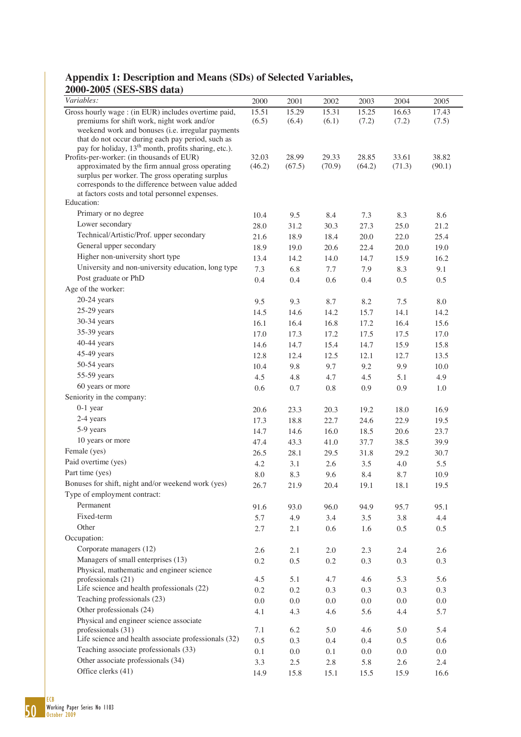## Appendix 1: Description and Means (SDs) of Selected Variables, 2000-2005 (SES-SBS data)

| *Variables:* | 2000 | 2001 | 2002 | 2003 | 2004 | 2005 |
|---|---|---|---|---|---|---|
| Gross hourly wage : (in EUR) includes overtime paid, premiums for shift work, night work and/or weekend work and bonuses (i.e. irregular payments that do not occur during each pay period, such as pay for holiday, 13th month, profits sharing, etc.). | 15.51 (6.5) | 15.29 (6.4) | 15.31 (6.1) | 15.25 (7.2) | 16.63 (7.2) | 17.43 (7.5) |
| Profits-per-worker: (in thousands of EUR) approximated by the firm annual gross operating surplus per worker. The gross operating surplus corresponds to the difference between value added at factors costs and total personnel expenses. | 32.03 (46.2) | 28.99 (67.5) | 29.33 (70.9) | 28.85 (64.2) | 33.61 (71.3) | 38.82 (90.1) |
| Education: | | | | | | |
| Primary or no degree | 10.4 | 9.5 | 8.4 | 7.3 | 8.3 | 8.6 |
| Lower secondary | 28.0 | 31.2 | 30.3 | 27.3 | 25.0 | 21.2 |
| Technical/Artistic/Prof. upper secondary | 21.6 | 18.9 | 18.4 | 20.0 | 22.0 | 25.4 |
| General upper secondary | 18.9 | 19.0 | 20.6 | 22.4 | 20.0 | 19.0 |
| Higher non-university short type | 13.4 | 14.2 | 14.0 | 14.7 | 15.9 | 16.2 |
| University and non-university education, long type | 7.3 | 6.8 | 7.7 | 7.9 | 8.3 | 9.1 |
| Post graduate or PhD | 0.4 | 0.4 | 0.6 | 0.4 | 0.5 | 0.5 |
| Age of the worker: | | | | | | |
| 20-24 years | 9.5 | 9.3 | 8.7 | 8.2 | 7.5 | 8.0 |
| 25-29 years | 14.5 | 14.6 | 14.2 | 15.7 | 14.1 | 14.2 |
| 30-34 years | 16.1 | 16.4 | 16.8 | 17.2 | 16.4 | 15.6 |
| 35-39 years | 17.0 | 17.3 | 17.2 | 17.5 | 17.5 | 17.0 |
| 40-44 years | 14.6 | 14.7 | 15.4 | 14.7 | 15.9 | 15.8 |
| 45-49 years | 12.8 | 12.4 | 12.5 | 12.1 | 12.7 | 13.5 |
| 50-54 years | 10.4 | 9.8 | 9.7 | 9.2 | 9.9 | 10.0 |
| 55-59 years | 4.5 | 4.8 | 4.7 | 4.5 | 5.1 | 4.9 |
| 60 years or more | 0.6 | 0.7 | 0.8 | 0.9 | 0.9 | 1.0 |
| Seniority in the company: | | | | | | |
| 0-1 year | 20.6 | 23.3 | 20.3 | 19.2 | 18.0 | 16.9 |
| 2-4 years | 17.3 | 18.8 | 22.7 | 24.6 | 22.9 | 19.5 |
| 5-9 years | 14.7 | 14.6 | 16.0 | 18.5 | 20.6 | 23.7 |
| 10 years or more | 47.4 | 43.3 | 41.0 | 37.7 | 38.5 | 39.9 |
| Female (yes) | 26.5 | 28.1 | 29.5 | 31.8 | 29.2 | 30.7 |
| Paid overtime (yes) | 4.2 | 3.1 | 2.6 | 3.5 | 4.0 | 5.5 |
| Part time (yes) | 8.0 | 8.3 | 9.6 | 8.4 | 8.7 | 10.9 |
| Bonuses for shift, night and/or weekend work (yes) | 26.7 | 21.9 | 20.4 | 19.1 | 18.1 | 19.5 |
| Type of employment contract: | | | | | | |
| Permanent | 91.6 | 93.0 | 96.0 | 94.9 | 95.7 | 95.1 |
| Fixed-term | 5.7 | 4.9 | 3.4 | 3.5 | 3.8 | 4.4 |
| Other | 2.7 | 2.1 | 0.6 | 1.6 | 0.5 | 0.5 |
| Occupation: | | | | | | |
| Corporate managers (12) | 2.6 | 2.1 | 2.0 | 2.3 | 2.4 | 2.6 |
| Managers of small enterprises (13) | 0.2 | 0.5 | 0.2 | 0.3 | 0.3 | 0.3 |
| Physical, mathematic and engineer science professionals (21) | 4.5 | 5.1 | 4.7 | 4.6 | 5.3 | 5.6 |
| Life science and health professionals (22) | 0.2 | 0.2 | 0.3 | 0.3 | 0.3 | 0.3 |
| Teaching professionals (23) | 0.0 | 0.0 | 0.0 | 0.0 | 0.0 | 0.0 |
| Other professionals (24) | 4.1 | 4.3 | 4.6 | 5.6 | 4.4 | 5.7 |
| Physical and engineer science associate professionals (31) | 7.1 | 6.2 | 5.0 | 4.6 | 5.0 | 5.4 |
| Life science and health associate professionals (32) | 0.5 | 0.3 | 0.4 | 0.4 | 0.5 | 0.6 |
| Teaching associate professionals (33) | 0.1 | 0.0 | 0.1 | 0.0 | 0.0 | 0.0 |
| Other associate professionals (34) | 3.3 | 2.5 | 2.8 | 5.8 | 2.6 | 2.4 |
| Office clerks (41) | 14.9 | 15.8 | 15.1 | 15.5 | 15.9 | 16.6 |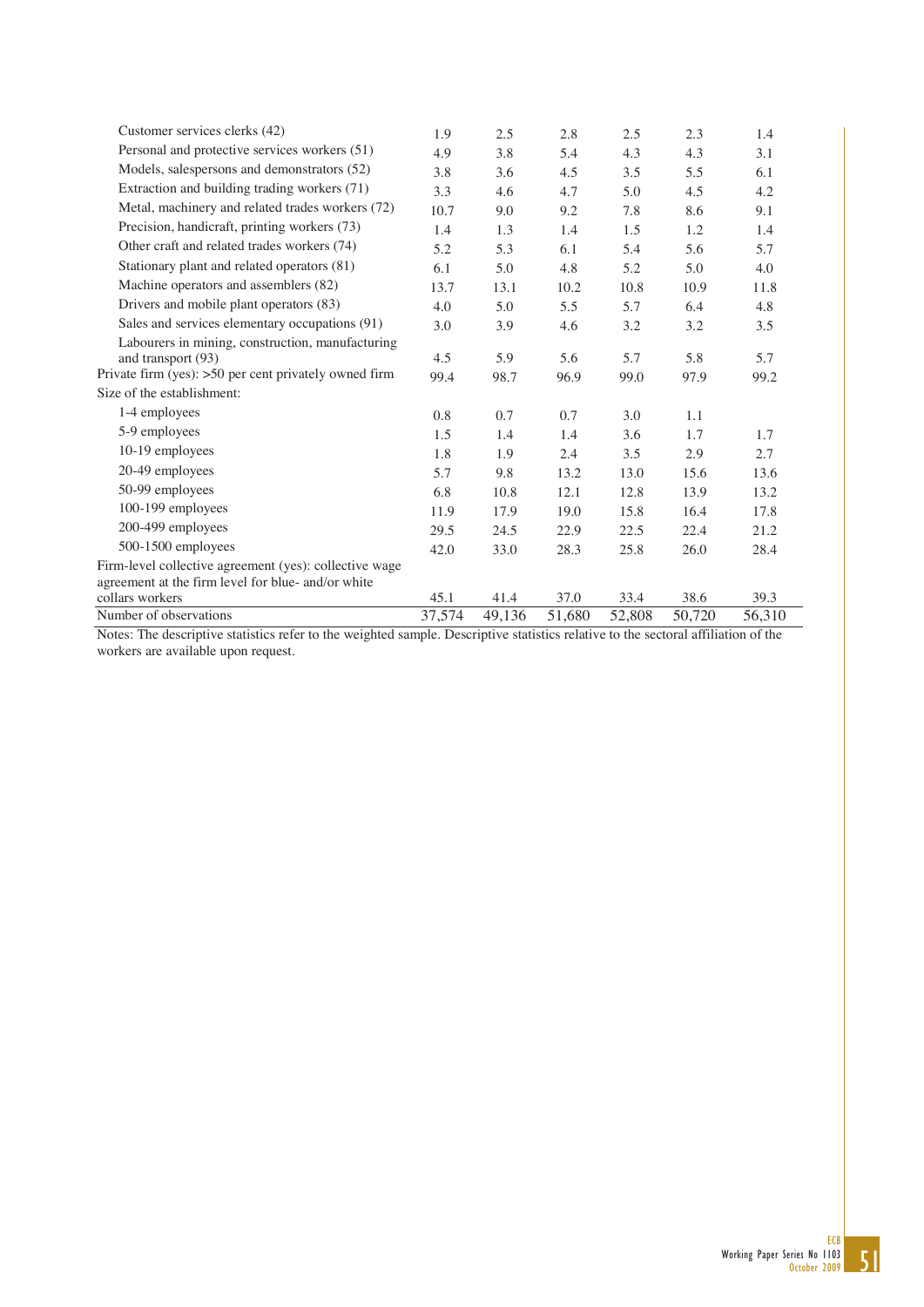| | | | | | | |
|---|---|---|---|---|---|---|
| Customer services clerks (42) | 1.9 | 2.5 | 2.8 | 2.5 | 2.3 | 1.4 |
| Personal and protective services workers (51) | 4.9 | 3.8 | 5.4 | 4.3 | 4.3 | 3.1 |
| Models, salespersons and demonstrators (52) | 3.8 | 3.6 | 4.5 | 3.5 | 5.5 | 6.1 |
| Extraction and building trading workers (71) | 3.3 | 4.6 | 4.7 | 5.0 | 4.5 | 4.2 |
| Metal, machinery and related trades workers (72) | 10.7 | 9.0 | 9.2 | 7.8 | 8.6 | 9.1 |
| Precision, handicraft, printing workers (73) | 1.4 | 1.3 | 1.4 | 1.5 | 1.2 | 1.4 |
| Other craft and related trades workers (74) | 5.2 | 5.3 | 6.1 | 5.4 | 5.6 | 5.7 |
| Stationary plant and related operators (81) | 6.1 | 5.0 | 4.8 | 5.2 | 5.0 | 4.0 |
| Machine operators and assemblers (82) | 13.7 | 13.1 | 10.2 | 10.8 | 10.9 | 11.8 |
| Drivers and mobile plant operators (83) | 4.0 | 5.0 | 5.5 | 5.7 | 6.4 | 4.8 |
| Sales and services elementary occupations (91) | 3.0 | 3.9 | 4.6 | 3.2 | 3.2 | 3.5 |
| Labourers in mining, construction, manufacturing and transport (93) | 4.5 | 5.9 | 5.6 | 5.7 | 5.8 | 5.7 |
| Private firm (yes): >50 per cent privately owned firm | 99.4 | 98.7 | 96.9 | 99.0 | 97.9 | 99.2 |
| Size of the establishment: | | | | | | |
| 1-4 employees | 0.8 | 0.7 | 0.7 | 3.0 | 1.1 | |
| 5-9 employees | 1.5 | 1.4 | 1.4 | 3.6 | 1.7 | 1.7 |
| 10-19 employees | 1.8 | 1.9 | 2.4 | 3.5 | 2.9 | 2.7 |
| 20-49 employees | 5.7 | 9.8 | 13.2 | 13.0 | 15.6 | 13.6 |
| 50-99 employees | 6.8 | 10.8 | 12.1 | 12.8 | 13.9 | 13.2 |
| 100-199 employees | 11.9 | 17.9 | 19.0 | 15.8 | 16.4 | 17.8 |
| 200-499 employees | 29.5 | 24.5 | 22.9 | 22.5 | 22.4 | 21.2 |
| 500-1500 employees | 42.0 | 33.0 | 28.3 | 25.8 | 26.0 | 28.4 |
| Firm-level collective agreement (yes): collective wage agreement at the firm level for blue- and/or white collars workers | 45.1 | 41.4 | 37.0 | 33.4 | 38.6 | 39.3 |
| Number of observations | 37,574 | 49,136 | 51,680 | 52,808 | 50,720 | 56,310 |

Notes: The descriptive statistics refer to the weighted sample. Descriptive statistics relative to the sectoral affiliation of the workers are available upon request.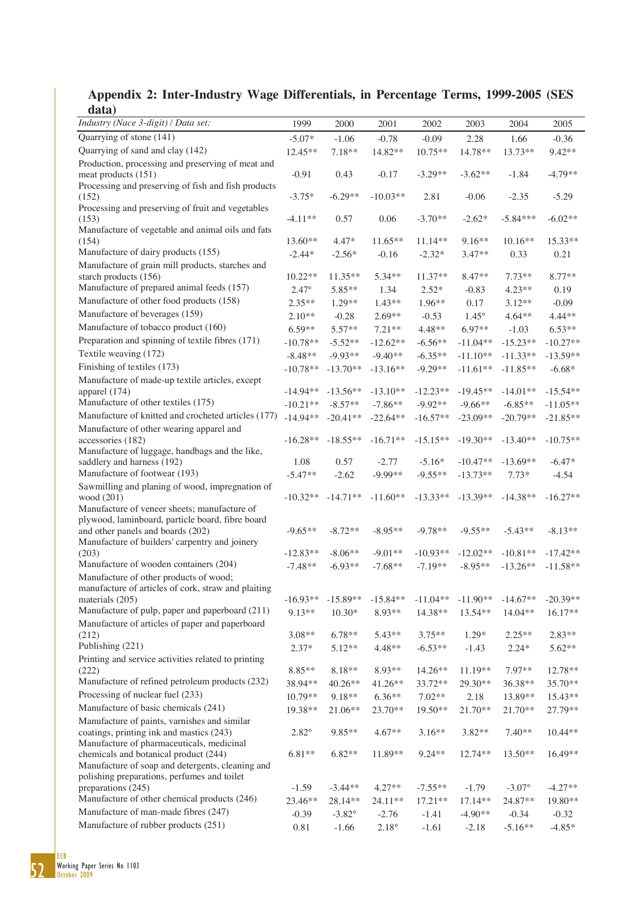## Appendix 2: Inter-Industry Wage Differentials, in Percentage Terms, 1999-2005 (SES data)

| *Industry (Nace 3-digit) / Data set:* | 1999 | 2000 | 2001 | 2002 | 2003 | 2004 | 2005 |
|---|---|---|---|---|---|---|---|
| Quarrying of stone (141) | -5.07* | -1.06 | -0.78 | -0.09 | 2.28 | 1.66 | -0.36 |
| Quarrying of sand and clay (142) | 12.45** | 7.18** | 14.82** | 10.75** | 14.78** | 13.73** | 9.42** |
| Production, processing and preserving of meat and meat products (151) | -0.91 | 0.43 | -0.17 | -3.29** | -3.62** | -1.84 | -4.79** |
| Processing and preserving of fish and fish products (152) | -3.75* | -6.29** | -10.03** | 2.81 | -0.06 | -2.35 | -5.29 |
| Processing and preserving of fruit and vegetables (153) | -4.11** | 0.57 | 0.06 | -3.70** | -2.62* | -5.84*** | -6.02** |
| Manufacture of vegetable and animal oils and fats (154) | 13.60** | 4.47* | 11.65** | 11.14** | 9.16** | 10.16** | 15.33** |
| Manufacture of dairy products (155) | -2.44* | -2.56* | -0.16 | -2.32* | 3.47** | 0.33 | 0.21 |
| Manufacture of grain mill products, starches and starch products (156) | 10.22** | 11.35** | 5.34** | 11.37** | 8.47** | 7.73** | 8.77** |
| Manufacture of prepared animal feeds (157) | 2.47° | 5.85** | 1.34 | 2.52* | -0.83 | 4.23** | 0.19 |
| Manufacture of other food products (158) | 2.35** | 1.29** | 1.43** | 1.96** | 0.17 | 3.12** | -0.09 |
| Manufacture of beverages (159) | 2.10** | -0.28 | 2.69** | -0.53 | 1.45° | 4.64** | 4.44** |
| Manufacture of tobacco product (160) | 6.59** | 5.57** | 7.21** | 4.48** | 6.97** | -1.03 | 6.53** |
| Preparation and spinning of textile fibres (171) | -10.78** | -5.52** | -12.62** | -6.56** | -11.04** | -15.23** | -10.27** |
| Textile weaving (172) | -8.48** | -9.93** | -9.40** | -6.35** | -11.10** | -11.33** | -13.59** |
| Finishing of textiles (173) | -10.78** | -13.70** | -13.16** | -9.29** | -11.61** | -11.85** | -6.68* |
| Manufacture of made-up textile articles, except apparel (174) | -14.94** | -13.56** | -13.10** | -12.23** | -19.45** | -14.01** | -15.54** |
| Manufacture of other textiles (175) | -10.21** | -8.57** | -7.86** | -9.92** | -9.66** | -6.85** | -11.05** |
| Manufacture of knitted and crocheted articles (177) | -14.94** | -20.41** | -22.64** | -16.57** | -23.09** | -20.79** | -21.85** |
| Manufacture of other wearing apparel and accessories (182) | -16.28** | -18.55** | -16.71** | -15.15** | -19.30** | -13.40** | -10.75** |
| Manufacture of luggage, handbags and the like, saddlery and harness (192) | 1.08 | 0.57 | -2.77 | -5.16* | -10.47** | -13.69** | -6.47* |
| Manufacture of footwear (193) | -5.47** | -2.62 | -9.99** | -9.55** | -13.73** | 7.73* | -4.54 |
| Sawmilling and planing of wood, impregnation of wood (201) | -10.32** | -14.71** | -11.60** | -13.33** | -13.39** | -14.38** | -16.27** |
| Manufacture of veneer sheets; manufacture of plywood, laminboard, particle board, fibre board and other panels and boards (202) | -9.65** | -8.72** | -8.95** | -9.78** | -9.55** | -5.43** | -8.13** |
| Manufacture of builders' carpentry and joinery (203) | -12.83** | -8.06** | -9.01** | -10.93** | -12.02** | -10.81** | -17.42** |
| Manufacture of wooden containers (204) | -7.48** | -6.93** | -7.68** | -7.19** | -8.95** | -13.26** | -11.58** |
| Manufacture of other products of wood; manufacture of articles of cork, straw and plaiting materials (205) | -16.93** | -15.89** | -15.84** | -11.04** | -11.90** | -14.67** | -20.39** |
| Manufacture of pulp, paper and paperboard (211) | 9.13** | 10.30* | 8.93** | 14.38** | 13.54** | 14.04** | 16.17** |
| Manufacture of articles of paper and paperboard (212) | 3.08** | 6.78** | 5.43** | 3.75** | 1.29* | 2.25** | 2.83** |
| Publishing (221) | 2.37* | 5.12** | 4.48** | -6.53** | -1.43 | 2.24* | 5.62** |
| Printing and service activities related to printing (222) | 8.85** | 8.18** | 8.93** | 14.26** | 11.19** | 7.97** | 12.78** |
| Manufacture of refined petroleum products (232) | 38.94** | 40.26** | 41.26** | 33.72** | 29.30** | 36.38** | 35.70** |
| Processing of nuclear fuel (233) | 10.79** | 9.18** | 6.36** | 7.02** | 2.18 | 13.89** | 15.43** |
| Manufacture of basic chemicals (241) | 19.38** | 21.06** | 23.70** | 19.50** | 21.70** | 21.70** | 27.79** |
| Manufacture of paints, varnishes and similar coatings, printing ink and mastics (243) | 2.82° | 9.85** | 4.67** | 3.16** | 3.82** | 7.40** | 10.44** |
| Manufacture of pharmaceuticals, medicinal chemicals and botanical product (244) | 6.81** | 6.82** | 11.89** | 9.24** | 12.74** | 13.50** | 16.49** |
| Manufacture of soap and detergents, cleaning and polishing preparations, perfumes and toilet preparations (245) | -1.59 | -3.44** | 4.27** | -7.55** | -1.79 | -3.07° | -4.27** |
| Manufacture of other chemical products (246) | 23.46** | 28.14** | 24.11** | 17.21** | 17.14** | 24.87** | 19.80** |
| Manufacture of man-made fibres (247) | -0.39 | -3.82° | -2.76 | -1.41 | -4.90** | -0.34 | -0.32 |
| Manufacture of rubber products (251) | 0.81 | -1.66 | 2.18° | -1.61 | -2.18 | -5.16** | -4.85* |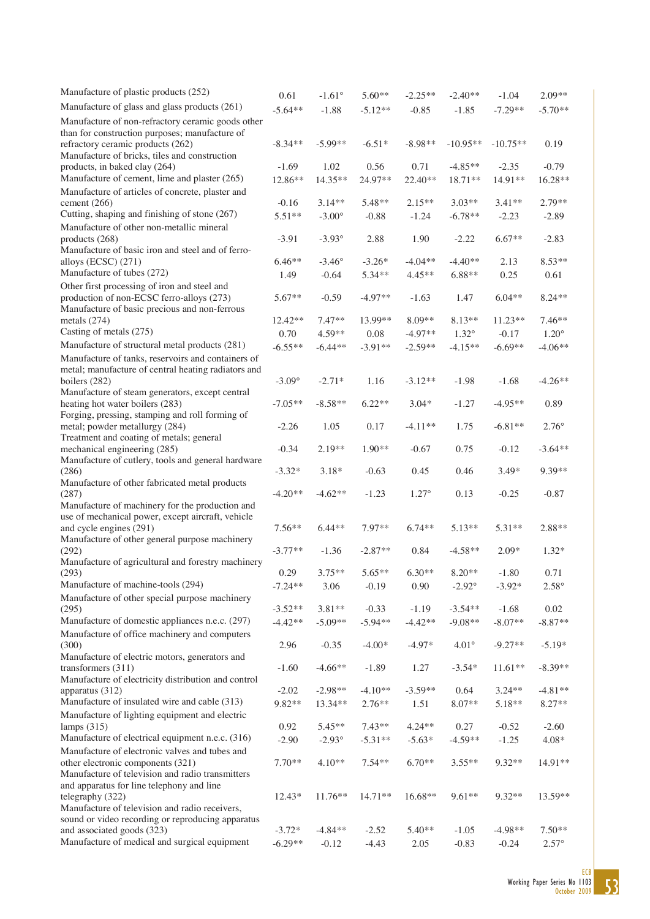| | | | | | | | |
|---|---|---|---|---|---|---|---|
| Manufacture of plastic products (252) | 0.61 | -1.61° | 5.60** | -2.25** | -2.40** | -1.04 | 2.09** |
| Manufacture of glass and glass products (261) | -5.64** | -1.88 | -5.12** | -0.85 | -1.85 | -7.29** | -5.70** |
| Manufacture of non-refractory ceramic goods other than for construction purposes; manufacture of refractory ceramic products (262) | -8.34** | -5.99** | -6.51* | -8.98** | -10.95** | -10.75** | 0.19 |
| Manufacture of bricks, tiles and construction products, in baked clay (264) | -1.69 | 1.02 | 0.56 | 0.71 | -4.85** | -2.35 | -0.79 |
| Manufacture of cement, lime and plaster (265) | 12.86** | 14.35** | 24.97** | 22.40** | 18.71** | 14.91** | 16.28** |
| Manufacture of articles of concrete, plaster and cement (266) | -0.16 | 3.14** | 5.48** | 2.15** | 3.03** | 3.41** | 2.79** |
| Cutting, shaping and finishing of stone (267) | 5.51** | -3.00° | -0.88 | -1.24 | -6.78** | -2.23 | -2.89 |
| Manufacture of other non-metallic mineral products (268) | -3.91 | -3.93° | 2.88 | 1.90 | -2.22 | 6.67** | -2.83 |
| Manufacture of basic iron and steel and of ferro-alloys (ECSC) (271) | 6.46** | -3.46° | -3.26* | -4.04** | -4.40** | 2.13 | 8.53** |
| Manufacture of tubes (272) | 1.49 | -0.64 | 5.34** | 4.45** | 6.88** | 0.25 | 0.61 |
| Other first processing of iron and steel and production of non-ECSC ferro-alloys (273) | 5.67** | -0.59 | -4.97** | -1.63 | 1.47 | 6.04** | 8.24** |
| Manufacture of basic precious and non-ferrous metals (274) | 12.42** | 7.47** | 13.99** | 8.09** | 8.13** | 11.23** | 7.46** |
| Casting of metals (275) | 0.70 | 4.59** | 0.08 | -4.97** | 1.32° | -0.17 | 1.20° |
| Manufacture of structural metal products (281) | -6.55** | -6.44** | -3.91** | -2.59** | -4.15** | -6.69** | -4.06** |
| Manufacture of tanks, reservoirs and containers of metal; manufacture of central heating radiators and boilers (282) | -3.09° | -2.71* | 1.16 | -3.12** | -1.98 | -1.68 | -4.26** |
| Manufacture of steam generators, except central heating hot water boilers (283) | -7.05** | -8.58** | 6.22** | 3.04* | -1.27 | -4.95** | 0.89 |
| Forging, pressing, stamping and roll forming of metal; powder metallurgy (284) | -2.26 | 1.05 | 0.17 | -4.11** | 1.75 | -6.81** | 2.76° |
| Treatment and coating of metals; general mechanical engineering (285) | -0.34 | 2.19** | 1.90** | -0.67 | 0.75 | -0.12 | -3.64** |
| Manufacture of cutlery, tools and general hardware (286) | -3.32* | 3.18* | -0.63 | 0.45 | 0.46 | 3.49* | 9.39** |
| Manufacture of other fabricated metal products (287) | -4.20** | -4.62** | -1.23 | 1.27° | 0.13 | -0.25 | -0.87 |
| Manufacture of machinery for the production and use of mechanical power, except aircraft, vehicle and cycle engines (291) | 7.56** | 6.44** | 7.97** | 6.74** | 5.13** | 5.31** | 2.88** |
| Manufacture of other general purpose machinery (292) | -3.77** | -1.36 | -2.87** | 0.84 | -4.58** | 2.09* | 1.32* |
| Manufacture of agricultural and forestry machinery (293) | 0.29 | 3.75** | 5.65** | 6.30** | 8.20** | -1.80 | 0.71 |
| Manufacture of machine-tools (294) | -7.24** | 3.06 | -0.19 | 0.90 | -2.92° | -3.92* | 2.58° |
| Manufacture of other special purpose machinery (295) | -3.52** | 3.81** | -0.33 | -1.19 | -3.54** | -1.68 | 0.02 |
| Manufacture of domestic appliances n.e.c. (297) | -4.42** | -5.09** | -5.94** | -4.42** | -9.08** | -8.07** | -8.87** |
| Manufacture of office machinery and computers (300) | 2.96 | -0.35 | -4.00* | -4.97* | 4.01° | -9.27** | -5.19* |
| Manufacture of electric motors, generators and transformers (311) | -1.60 | -4.66** | -1.89 | 1.27 | -3.54* | 11.61** | -8.39** |
| Manufacture of electricity distribution and control apparatus (312) | -2.02 | -2.98** | -4.10** | -3.59** | 0.64 | 3.24** | -4.81** |
| Manufacture of insulated wire and cable (313) | 9.82** | 13.34** | 2.76** | 1.51 | 8.07** | 5.18** | 8.27** |
| Manufacture of lighting equipment and electric lamps (315) | 0.92 | 5.45** | 7.43** | 4.24** | 0.27 | -0.52 | -2.60 |
| Manufacture of electrical equipment n.e.c. (316) | -2.90 | -2.93° | -5.31** | -5.63* | -4.59** | -1.25 | 4.08* |
| Manufacture of electronic valves and tubes and other electronic components (321) | 7.70** | 4.10** | 7.54** | 6.70** | 3.55** | 9.32** | 14.91** |
| Manufacture of television and radio transmitters and apparatus for line telephony and line telegraphy (322) | 12.43* | 11.76** | 14.71** | 16.68** | 9.61** | 9.32** | 13.59** |
| Manufacture of television and radio receivers, sound or video recording or reproducing apparatus and associated goods (323) | -3.72* | -4.84** | -2.52 | 5.40** | -1.05 | -4.98** | 7.50** |
| Manufacture of medical and surgical equipment | -6.29** | -0.12 | -4.43 | 2.05 | -0.83 | -0.24 | 2.57° |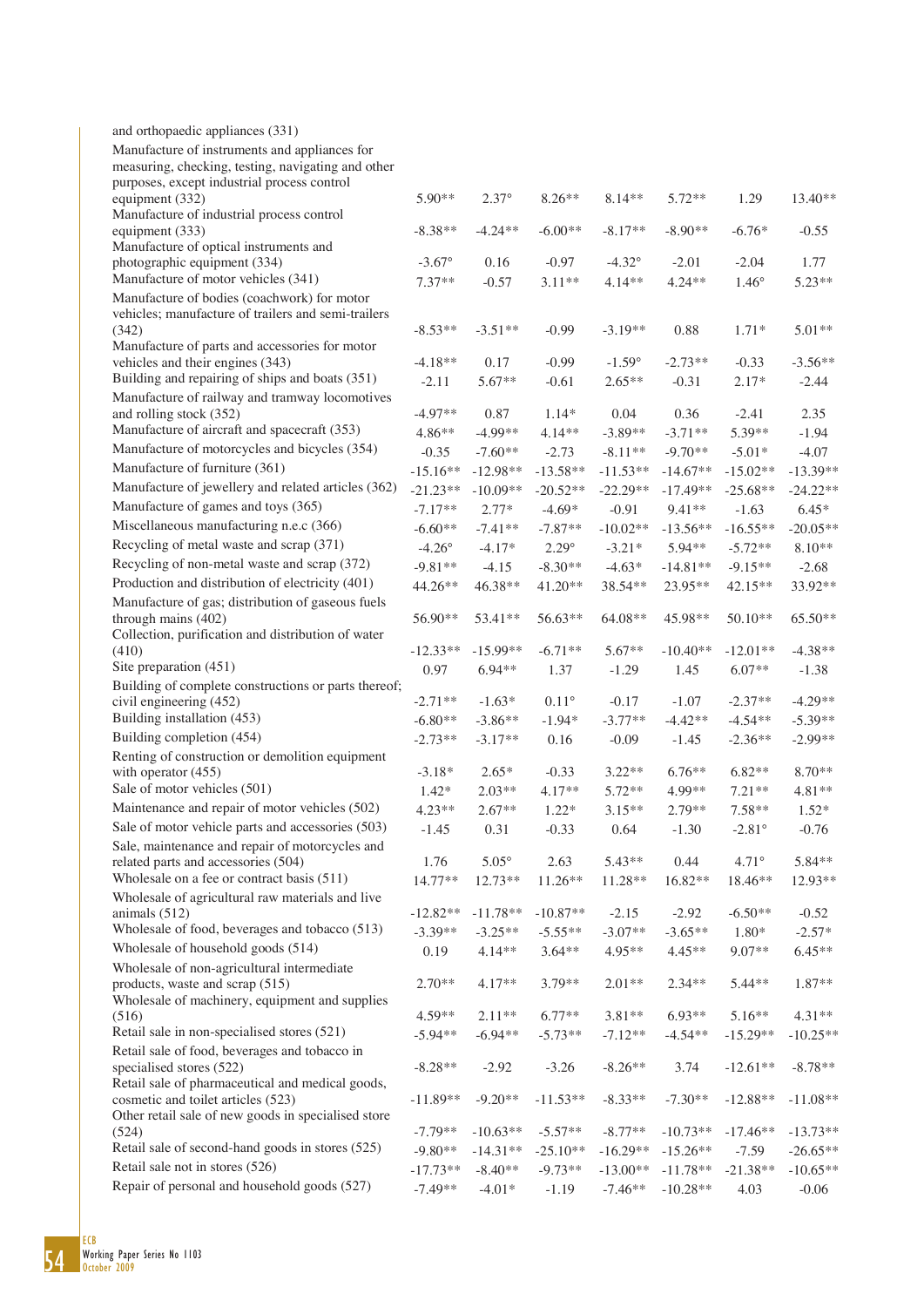| | | | | | | | |
|---|---|---|---|---|---|---|---|
| and orthopaedic appliances (331) | | | | | | | |
| Manufacture of instruments and appliances for measuring, checking, testing, navigating and other purposes, except industrial process control equipment (332) | 5.90** | 2.37° | 8.26** | 8.14** | 5.72** | 1.29 | 13.40** |
| Manufacture of industrial process control equipment (333) | -8.38** | -4.24** | -6.00** | -8.17** | -8.90** | -6.76* | -0.55 |
| Manufacture of optical instruments and photographic equipment (334) | -3.67° | 0.16 | -0.97 | -4.32° | -2.01 | -2.04 | 1.77 |
| Manufacture of motor vehicles (341) | 7.37** | -0.57 | 3.11** | 4.14** | 4.24** | 1.46° | 5.23** |
| Manufacture of bodies (coachwork) for motor vehicles; manufacture of trailers and semi-trailers (342) | -8.53** | -3.51** | -0.99 | -3.19** | 0.88 | 1.71* | 5.01** |
| Manufacture of parts and accessories for motor vehicles and their engines (343) | -4.18** | 0.17 | -0.99 | -1.59° | -2.73** | -0.33 | -3.56** |
| Building and repairing of ships and boats (351) | -2.11 | 5.67** | -0.61 | 2.65** | -0.31 | 2.17* | -2.44 |
| Manufacture of railway and tramway locomotives and rolling stock (352) | -4.97** | 0.87 | 1.14* | 0.04 | 0.36 | -2.41 | 2.35 |
| Manufacture of aircraft and spacecraft (353) | 4.86** | -4.99** | 4.14** | -3.89** | -3.71** | 5.39** | -1.94 |
| Manufacture of motorcycles and bicycles (354) | -0.35 | -7.60** | -2.73 | -8.11** | -9.70** | -5.01* | -4.07 |
| Manufacture of furniture (361) | -15.16** | -12.98** | -13.58** | -11.53** | -14.67** | -15.02** | -13.39** |
| Manufacture of jewellery and related articles (362) | -21.23** | -10.09** | -20.52** | -22.29** | -17.49** | -25.68** | -24.22** |
| Manufacture of games and toys (365) | -7.17** | 2.77* | -4.69* | -0.91 | 9.41** | -1.63 | 6.45* |
| Miscellaneous manufacturing n.e.c (366) | -6.60** | -7.41** | -7.87** | -10.02** | -13.56** | -16.55** | -20.05** |
| Recycling of metal waste and scrap (371) | -4.26° | -4.17* | 2.29° | -3.21* | 5.94** | -5.72** | 8.10** |
| Recycling of non-metal waste and scrap (372) | -9.81** | -4.15 | -8.30** | -4.63* | -14.81** | -9.15** | -2.68 |
| Production and distribution of electricity (401) | 44.26** | 46.38** | 41.20** | 38.54** | 23.95** | 42.15** | 33.92** |
| Manufacture of gas; distribution of gaseous fuels through mains (402) | 56.90** | 53.41** | 56.63** | 64.08** | 45.98** | 50.10** | 65.50** |
| Collection, purification and distribution of water (410) | -12.33** | -15.99** | -6.71** | 5.67** | -10.40** | -12.01** | -4.38** |
| Site preparation (451) | 0.97 | 6.94** | 1.37 | -1.29 | 1.45 | 6.07** | -1.38 |
| Building of complete constructions or parts thereof; civil engineering (452) | -2.71** | -1.63* | 0.11° | -0.17 | -1.07 | -2.37** | -4.29** |
| Building installation (453) | -6.80** | -3.86** | -1.94* | -3.77** | -4.42** | -4.54** | -5.39** |
| Building completion (454) | -2.73** | -3.17** | 0.16 | -0.09 | -1.45 | -2.36** | -2.99** |
| Renting of construction or demolition equipment with operator (455) | -3.18* | 2.65* | -0.33 | 3.22** | 6.76** | 6.82** | 8.70** |
| Sale of motor vehicles (501) | 1.42* | 2.03** | 4.17** | 5.72** | 4.99** | 7.21** | 4.81** |
| Maintenance and repair of motor vehicles (502) | 4.23** | 2.67** | 1.22* | 3.15** | 2.79** | 7.58** | 1.52* |
| Sale of motor vehicle parts and accessories (503) | -1.45 | 0.31 | -0.33 | 0.64 | -1.30 | -2.81° | -0.76 |
| Sale, maintenance and repair of motorcycles and related parts and accessories (504) | 1.76 | 5.05° | 2.63 | 5.43** | 0.44 | 4.71° | 5.84** |
| Wholesale on a fee or contract basis (511) | 14.77** | 12.73** | 11.26** | 11.28** | 16.82** | 18.46** | 12.93** |
| Wholesale of agricultural raw materials and live animals (512) | -12.82** | -11.78** | -10.87** | -2.15 | -2.92 | -6.50** | -0.52 |
| Wholesale of food, beverages and tobacco (513) | -3.39** | -3.25** | -5.55** | -3.07** | -3.65** | 1.80* | -2.57* |
| Wholesale of household goods (514) | 0.19 | 4.14** | 3.64** | 4.95** | 4.45** | 9.07** | 6.45** |
| Wholesale of non-agricultural intermediate products, waste and scrap (515) | 2.70** | 4.17** | 3.79** | 2.01** | 2.34** | 5.44** | 1.87** |
| Wholesale of machinery, equipment and supplies (516) | 4.59** | 2.11** | 6.77** | 3.81** | 6.93** | 5.16** | 4.31** |
| Retail sale in non-specialised stores (521) | -5.94** | -6.94** | -5.73** | -7.12** | -4.54** | -15.29** | -10.25** |
| Retail sale of food, beverages and tobacco in specialised stores (522) | -8.28** | -2.92 | -3.26 | -8.26** | 3.74 | -12.61** | -8.78** |
| Retail sale of pharmaceutical and medical goods, cosmetic and toilet articles (523) | -11.89** | -9.20** | -11.53** | -8.33** | -7.30** | -12.88** | -11.08** |
| Other retail sale of new goods in specialised store (524) | -7.79** | -10.63** | -5.57** | -8.77** | -10.73** | -17.46** | -13.73** |
| Retail sale of second-hand goods in stores (525) | -9.80** | -14.31** | -25.10** | -16.29** | -15.26** | -7.59 | -26.65** |
| Retail sale not in stores (526) | -17.73** | -8.40** | -9.73** | -13.00** | -11.78** | -21.38** | -10.65** |
| Repair of personal and household goods (527) | -7.49** | -4.01* | -1.19 | -7.46** | -10.28** | 4.03 | -0.06 |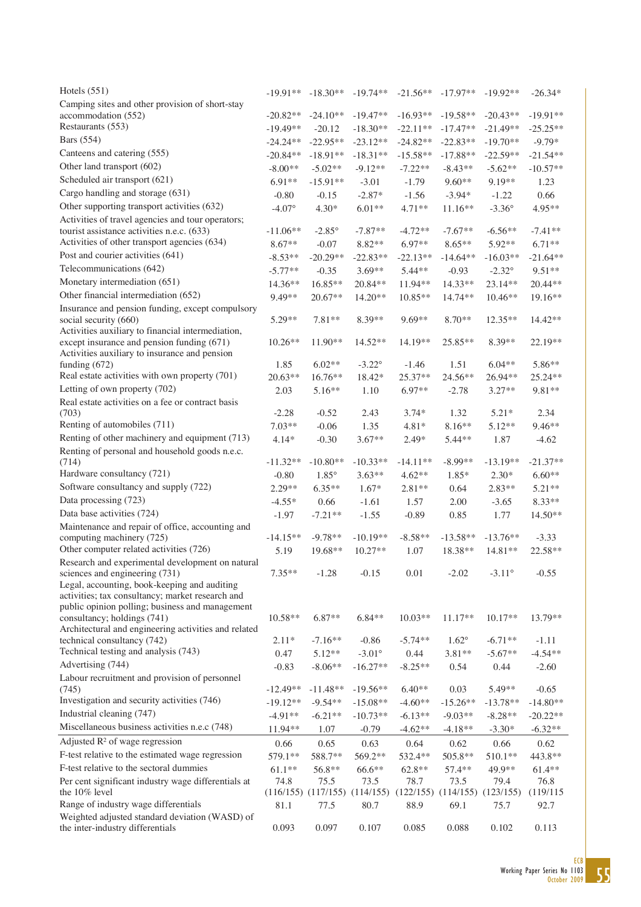| | | | | | | | |
|---|---|---|---|---|---|---|---|
| Hotels (551) | -19.91** | -18.30** | -19.74** | -21.56** | -17.97** | -19.92** | -26.34* |
| Camping sites and other provision of short-stay accommodation (552) | -20.82** | -24.10** | -19.47** | -16.93** | -19.58** | -20.43** | -19.91** |
| Restaurants (553) | -19.49** | -20.12 | -18.30** | -22.11** | -17.47** | -21.49** | -25.25** |
| Bars (554) | -24.24** | -22.95** | -23.12** | -24.82** | -22.83** | -19.70** | -9.79* |
| Canteens and catering (555) | -20.84** | -18.91** | -18.31** | -15.58** | -17.88** | -22.59** | -21.54** |
| Other land transport (602) | -8.00** | -5.02** | -9.12** | -7.22** | -8.43** | -5.62** | -10.57** |
| Scheduled air transport (621) | 6.91** | -15.91** | -3.01 | -1.79 | 9.60** | 9.19** | 1.23 |
| Cargo handling and storage (631) | -0.80 | -0.15 | -2.87* | -1.56 | -3.94* | -1.22 | 0.66 |
| Other supporting transport activities (632) | -4.07° | 4.30* | 6.01** | 4.71** | 11.16** | -3.36° | 4.95** |
| Activities of travel agencies and tour operators; tourist assistance activities n.e.c. (633) | -11.06** | -2.85° | -7.87** | -4.72** | -7.67** | -6.56** | -7.41** |
| Activities of other transport agencies (634) | 8.67** | -0.07 | 8.82** | 6.97** | 8.65** | 5.92** | 6.71** |
| Post and courier activities (641) | -8.53** | -20.29** | -22.83** | -22.13** | -14.64** | -16.03** | -21.64** |
| Telecommunications (642) | -5.77** | -0.35 | 3.69** | 5.44** | -0.93 | -2.32° | 9.51** |
| Monetary intermediation (651) | 14.36** | 16.85** | 20.84** | 11.94** | 14.33** | 23.14** | 20.44** |
| Other financial intermediation (652) | 9.49** | 20.67** | 14.20** | 10.85** | 14.74** | 10.46** | 19.16** |
| Insurance and pension funding, except compulsory social security (660) | 5.29** | 7.81** | 8.39** | 9.69** | 8.70** | 12.35** | 14.42** |
| Activities auxiliary to financial intermediation, except insurance and pension funding (671) | 10.26** | 11.90** | 14.52** | 14.19** | 25.85** | 8.39** | 22.19** |
| Activities auxiliary to insurance and pension funding (672) | 1.85 | 6.02** | -3.22° | -1.46 | 1.51 | 6.04** | 5.86** |
| Real estate activities with own property (701) | 20.63** | 16.76** | 18.42* | 25.37** | 24.56** | 26.94** | 25.24** |
| Letting of own property (702) | 2.03 | 5.16** | 1.10 | 6.97** | -2.78 | 3.27** | 9.81** |
| Real estate activities on a fee or contract basis (703) | -2.28 | -0.52 | 2.43 | 3.74* | 1.32 | 5.21* | 2.34 |
| Renting of automobiles (711) | 7.03** | -0.06 | 1.35 | 4.81* | 8.16** | 5.12** | 9.46** |
| Renting of other machinery and equipment (713) | 4.14* | -0.30 | 3.67** | 2.49* | 5.44** | 1.87 | -4.62 |
| Renting of personal and household goods n.e.c. (714) | -11.32** | -10.80** | -10.33** | -14.11** | -8.99** | -13.19** | -21.37** |
| Hardware consultancy (721) | -0.80 | 1.85° | 3.63** | 4.62** | 1.85* | 2.30* | 6.60** |
| Software consultancy and supply (722) | 2.29** | 6.35** | 1.67* | 2.81** | 0.64 | 2.83** | 5.21** |
| Data processing (723) | -4.55* | 0.66 | -1.61 | 1.57 | 2.00 | -3.65 | 8.33** |
| Data base activities (724) | -1.97 | -7.21** | -1.55 | -0.89 | 0.85 | 1.77 | 14.50** |
| Maintenance and repair of office, accounting and computing machinery (725) | -14.15** | -9.78** | -10.19** | -8.58** | -13.58** | -13.76** | -3.33 |
| Other computer related activities (726) | 5.19 | 19.68** | 10.27** | 1.07 | 18.38** | 14.81** | 22.58** |
| Research and experimental development on natural sciences and engineering (731) | 7.35** | -1.28 | -0.15 | 0.01 | -2.02 | -3.11° | -0.55 |
| Legal, accounting, book-keeping and auditing activities; tax consultancy; market research and public opinion polling; business and management consultancy; holdings (741) | 10.58** | 6.87** | 6.84** | 10.03** | 11.17** | 10.17** | 13.79** |
| Architectural and engineering activities and related technical consultancy (742) | 2.11* | -7.16** | -0.86 | -5.74** | 1.62° | -6.71** | -1.11 |
| Technical testing and analysis (743) | 0.47 | 5.12** | -3.01° | 0.44 | 3.81** | -5.67** | -4.54** |
| Advertising (744) | -0.83 | -8.06** | -16.27** | -8.25** | 0.54 | 0.44 | -2.60 |
| Labour recruitment and provision of personnel (745) | -12.49** | -11.48** | -19.56** | 6.40** | 0.03 | 5.49** | -0.65 |
| Investigation and security activities (746) | -19.12** | -9.54** | -15.08** | -4.60** | -15.26** | -13.78** | -14.80** |
| Industrial cleaning (747) | -4.91** | -6.21** | -10.73** | -6.13** | -9.03** | -8.28** | -20.22** |
| Miscellaneous business activities n.e.c (748) | 11.94** | 1.07 | -0.79 | -4.62** | -4.18** | -3.30* | -6.32** |
| Adjusted $R^2$ of wage regression | 0.66 | 0.65 | 0.63 | 0.64 | 0.62 | 0.66 | 0.62 |
| F-test relative to the estimated wage regression | 579.1** | 588.7** | 569.2** | 532.4** | 505.8** | 510.1** | 443.8** |
| F-test relative to the sectoral dummies | 61.1** | 56.8** | 66.6** | 62.8** | 57.4** | 49.9** | 61.4** |
| Per cent significant industry wage differentials at the 10% level | 74.8 (116/155) | 75.5 (117/155) | 73.5 (114/155) | 78.7 (122/155) | 73.5 (114/155) | 79.4 (123/155) | 76.8 (119/115 |
| Range of industry wage differentials | 81.1 | 77.5 | 80.7 | 88.9 | 69.1 | 75.7 | 92.7 |
| Weighted adjusted standard deviation (WASD) of the inter-industry differentials | 0.093 | 0.097 | 0.107 | 0.085 | 0.088 | 0.102 | 0.113 |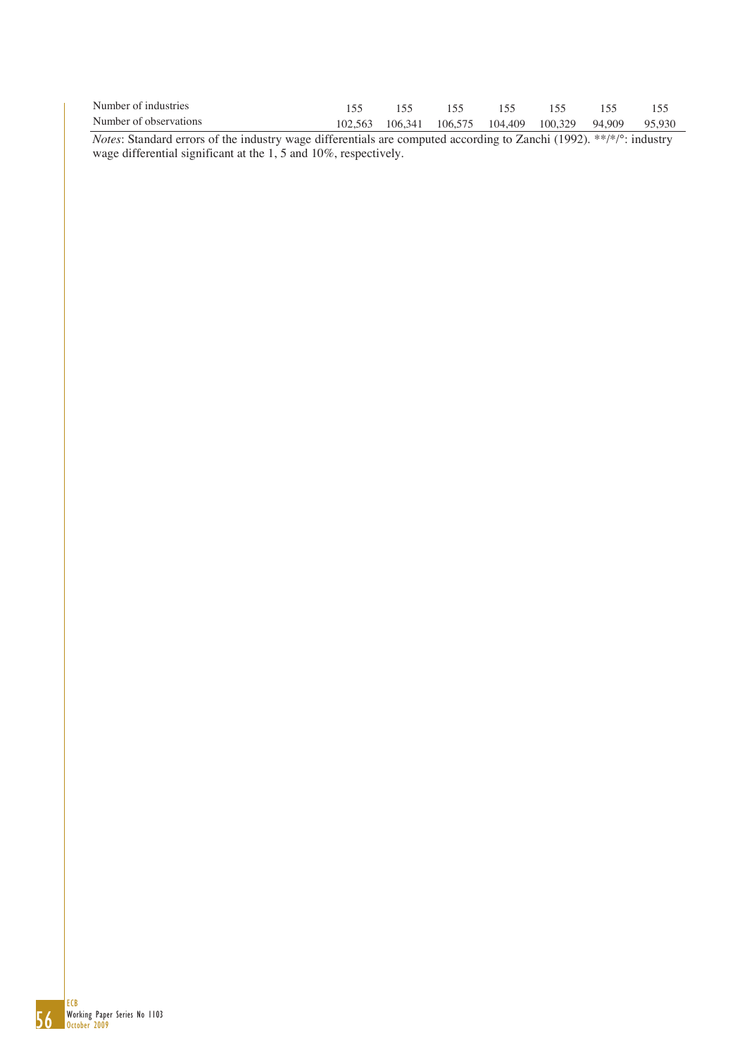| | | | | | | | |
|---|---|---|---|---|---|---|---|
| Number of industries | 155 | 155 | 155 | 155 | 155 | 155 | 155 |
| Number of observations | 102,563 | 106,341 | 106,575 | 104,409 | 100,329 | 94,909 | 95,930 |

*Notes*: Standard errors of the industry wage differentials are computed according to Zanchi (1992). **/*/°: industry wage differential significant at the 1, 5 and 10%, respectively.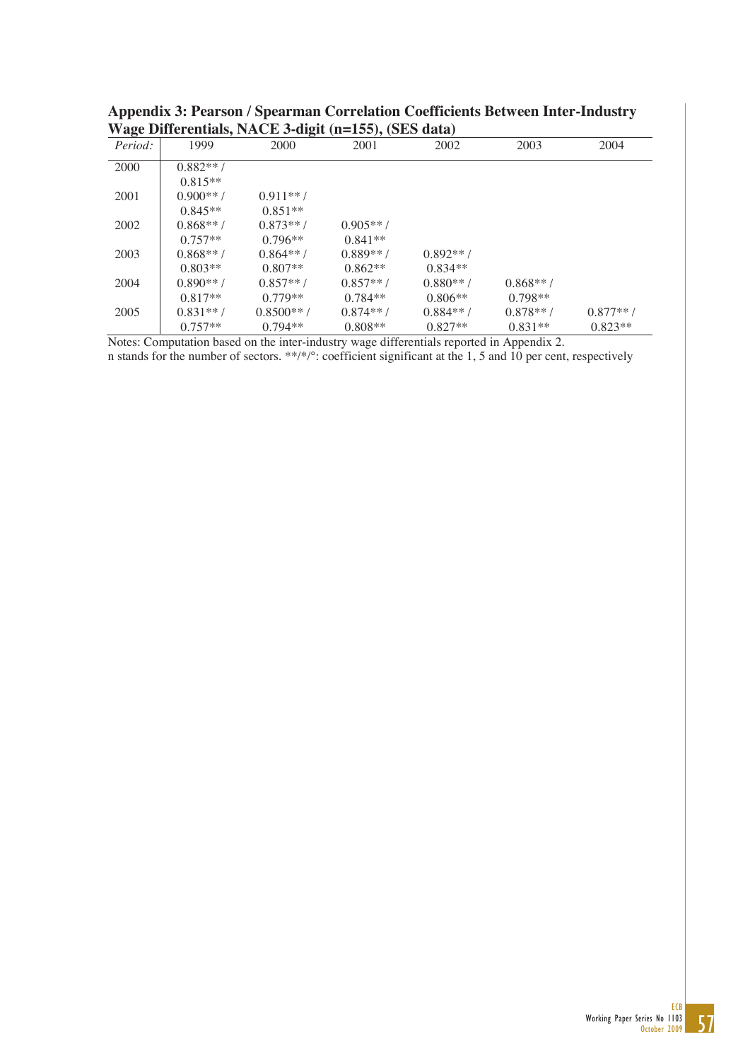**Appendix 3: Pearson / Spearman Correlation Coefficients Between Inter-Industry Wage Differentials, NACE 3-digit (n=155), (SES data)**

| *Period:* | 1999 | 2000 | 2001 | 2002 | 2003 | 2004 |
|---|---|---|---|---|---|---|
| 2000 | 0.882** / 0.815** | | | | | |
| 2001 | 0.900** / 0.845** | 0.911** / 0.851** | | | | |
| 2002 | 0.868** / 0.757** | 0.873** / 0.796** | 0.905** / 0.841** | | | |
| 2003 | 0.868** / 0.803** | 0.864** / 0.807** | 0.889** / 0.862** | 0.892** / 0.834** | | |
| 2004 | 0.890** / 0.817** | 0.857** / 0.779** | 0.857** / 0.784** | 0.880** / 0.806** | 0.868** / 0.798** | |
| 2005 | 0.831** / 0.757** | 0.8500** / 0.794** | 0.874** / 0.808** | 0.884** / 0.827** | 0.878** / 0.831** | 0.877** / 0.823** |

Notes: Computation based on the inter-industry wage differentials reported in Appendix 2.
n stands for the number of sectors. **/*/°: coefficient significant at the 1, 5 and 10 per cent, respectively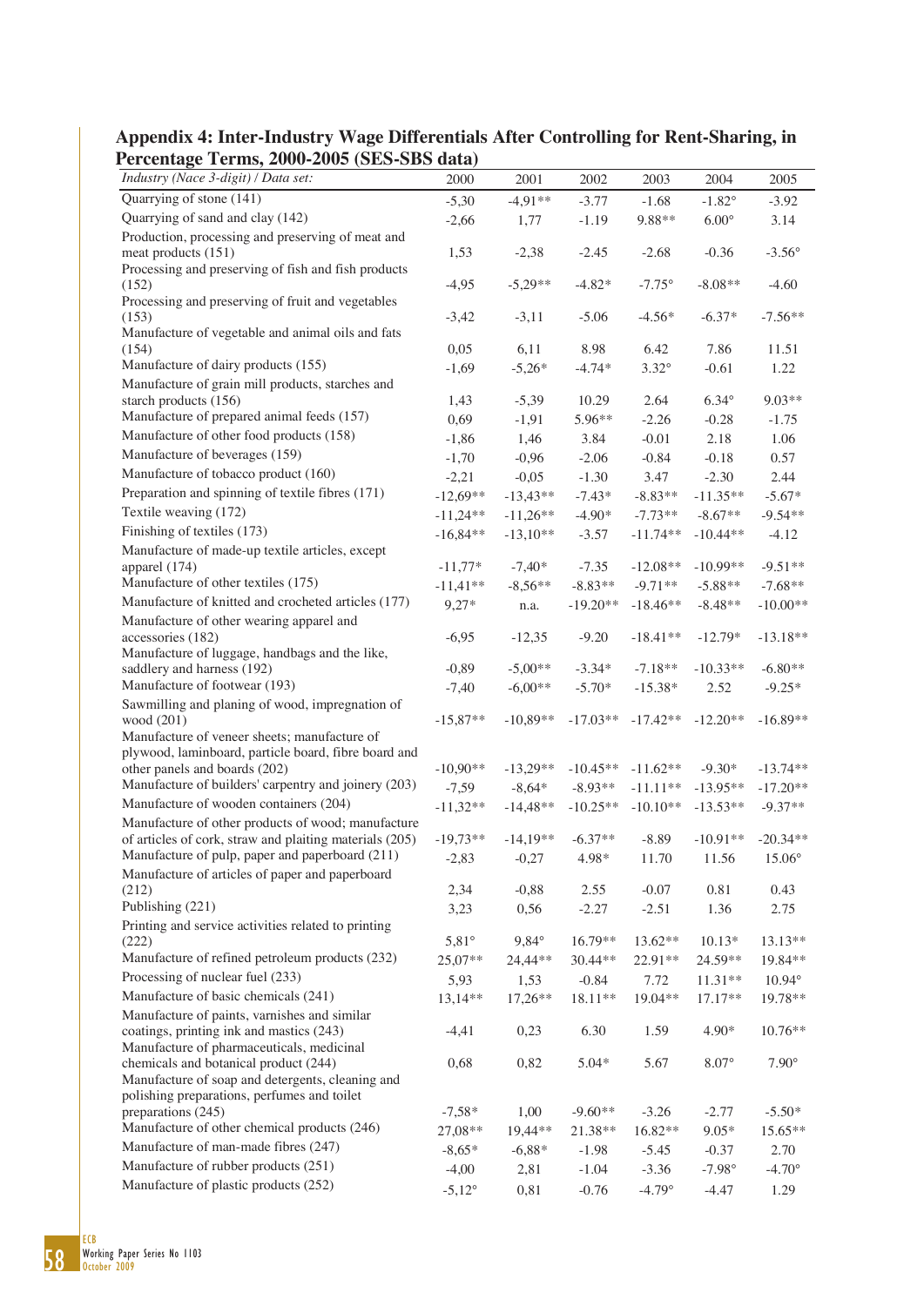## Appendix 4: Inter-Industry Wage Differentials After Controlling for Rent-Sharing, in Percentage Terms, 2000-2005 (SES-SBS data)

| *Industry (Nace 3-digit) / Data set:* | 2000 | 2001 | 2002 | 2003 | 2004 | 2005 |
|---|---|---|---|---|---|---|
| Quarrying of stone (141) | -5,30 | -4,91** | -3.77 | -1.68 | -1.82° | -3.92 |
| Quarrying of sand and clay (142) | -2,66 | 1,77 | -1.19 | 9.88** | 6.00° | 3.14 |
| Production, processing and preserving of meat and meat products (151) | 1,53 | -2,38 | -2.45 | -2.68 | -0.36 | -3.56° |
| Processing and preserving of fish and fish products (152) | -4,95 | -5,29** | -4.82* | -7.75° | -8.08** | -4.60 |
| Processing and preserving of fruit and vegetables (153) | -3,42 | -3,11 | -5.06 | -4.56* | -6.37* | -7.56** |
| Manufacture of vegetable and animal oils and fats (154) | 0,05 | 6,11 | 8.98 | 6.42 | 7.86 | 11.51 |
| Manufacture of dairy products (155) | -1,69 | -5,26* | -4.74* | 3.32° | -0.61 | 1.22 |
| Manufacture of grain mill products, starches and starch products (156) | 1,43 | -5,39 | 10.29 | 2.64 | 6.34° | 9.03** |
| Manufacture of prepared animal feeds (157) | 0,69 | -1,91 | 5.96** | -2.26 | -0.28 | -1.75 |
| Manufacture of other food products (158) | -1,86 | 1,46 | 3.84 | -0.01 | 2.18 | 1.06 |
| Manufacture of beverages (159) | -1,70 | -0,96 | -2.06 | -0.84 | -0.18 | 0.57 |
| Manufacture of tobacco product (160) | -2,21 | -0,05 | -1.30 | 3.47 | -2.30 | 2.44 |
| Preparation and spinning of textile fibres (171) | -12,69** | -13,43** | -7.43* | -8.83** | -11.35** | -5.67* |
| Textile weaving (172) | -11,24** | -11,26** | -4.90* | -7.73** | -8.67** | -9.54** |
| Finishing of textiles (173) | -16,84** | -13,10** | -3.57 | -11.74** | -10.44** | -4.12 |
| Manufacture of made-up textile articles, except apparel (174) | -11,77* | -7,40* | -7.35 | -12.08** | -10.99** | -9.51** |
| Manufacture of other textiles (175) | -11,41** | -8,56** | -8.83** | -9.71** | -5.88** | -7.68** |
| Manufacture of knitted and crocheted articles (177) | 9,27* | n.a. | -19.20** | -18.46** | -8.48** | -10.00** |
| Manufacture of other wearing apparel and accessories (182) | -6,95 | -12,35 | -9.20 | -18.41** | -12.79* | -13.18** |
| Manufacture of luggage, handbags and the like, saddlery and harness (192) | -0,89 | -5,00** | -3.34* | -7.18** | -10.33** | -6.80** |
| Manufacture of footwear (193) | -7,40 | -6,00** | -5.70* | -15.38* | 2.52 | -9.25* |
| Sawmilling and planing of wood, impregnation of wood (201) | -15,87** | -10,89** | -17.03** | -17.42** | -12.20** | -16.89** |
| Manufacture of veneer sheets; manufacture of plywood, laminboard, particle board, fibre board and other panels and boards (202) | -10,90** | -13,29** | -10.45** | -11.62** | -9.30* | -13.74** |
| Manufacture of builders' carpentry and joinery (203) | -7,59 | -8,64* | -8.93** | -11.11** | -13.95** | -17.20** |
| Manufacture of wooden containers (204) | -11,32** | -14,48** | -10.25** | -10.10** | -13.53** | -9.37** |
| Manufacture of other products of wood; manufacture of articles of cork, straw and plaiting materials (205) | -19,73** | -14,19** | -6.37** | -8.89 | -10.91** | -20.34** |
| Manufacture of pulp, paper and paperboard (211) | -2,83 | -0,27 | 4.98* | 11.70 | 11.56 | 15.06° |
| Manufacture of articles of paper and paperboard (212) | 2,34 | -0,88 | 2.55 | -0.07 | 0.81 | 0.43 |
| Publishing (221) | 3,23 | 0,56 | -2.27 | -2.51 | 1.36 | 2.75 |
| Printing and service activities related to printing (222) | 5,81° | 9,84° | 16.79** | 13.62** | 10.13* | 13.13** |
| Manufacture of refined petroleum products (232) | 25,07** | 24,44** | 30.44** | 22.91** | 24.59** | 19.84** |
| Processing of nuclear fuel (233) | 5,93 | 1,53 | -0.84 | 7.72 | 11.31** | 10.94° |
| Manufacture of basic chemicals (241) | 13,14** | 17,26** | 18.11** | 19.04** | 17.17** | 19.78** |
| Manufacture of paints, varnishes and similar coatings, printing ink and mastics (243) | -4,41 | 0,23 | 6.30 | 1.59 | 4.90* | 10.76** |
| Manufacture of pharmaceuticals, medicinal chemicals and botanical product (244) | 0,68 | 0,82 | 5.04* | 5.67 | 8.07° | 7.90° |
| Manufacture of soap and detergents, cleaning and polishing preparations, perfumes and toilet preparations (245) | -7,58* | 1,00 | -9.60** | -3.26 | -2.77 | -5.50* |
| Manufacture of other chemical products (246) | 27,08** | 19,44** | 21.38** | 16.82** | 9.05* | 15.65** |
| Manufacture of man-made fibres (247) | -8,65* | -6,88* | -1.98 | -5.45 | -0.37 | 2.70 |
| Manufacture of rubber products (251) | -4,00 | 2,81 | -1.04 | -3.36 | -7.98° | -4.70° |
| Manufacture of plastic products (252) | -5,12° | 0,81 | -0.76 | -4.79° | -4.47 | 1.29 |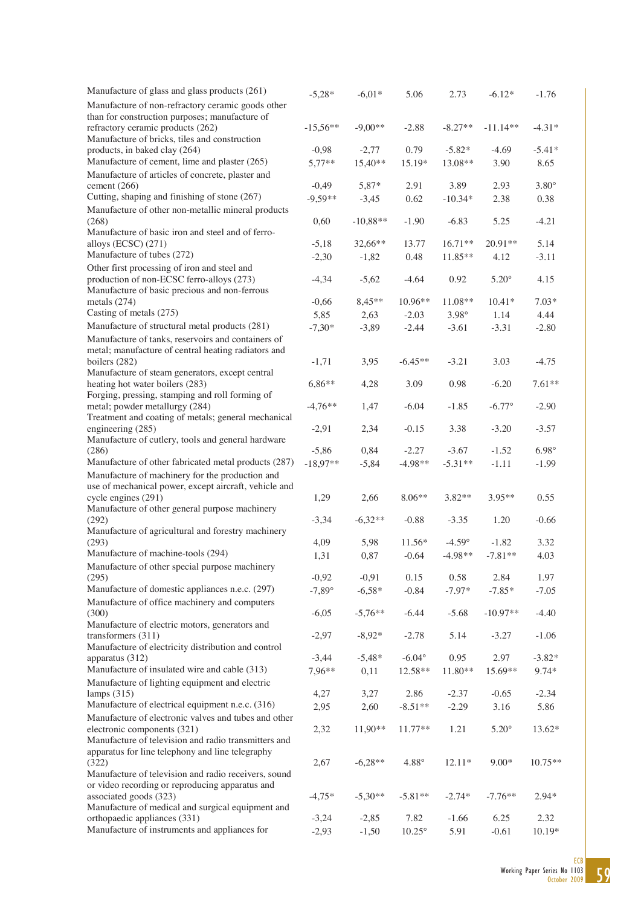| | | | | | | |
|---|---|---|---|---|---|---|
| Manufacture of glass and glass products (261) | -5,28* | -6,01* | 5.06 | 2.73 | -6.12* | -1.76 |
| Manufacture of non-refractory ceramic goods other than for construction purposes; manufacture of refractory ceramic products (262) | -15,56** | -9,00** | -2.88 | -8.27** | -11.14** | -4.31* |
| Manufacture of bricks, tiles and construction products, in baked clay (264) | -0,98 | -2,77 | 0.79 | -5.82* | -4.69 | -5.41* |
| Manufacture of cement, lime and plaster (265) | 5,77** | 15,40** | 15.19* | 13.08** | 3.90 | 8.65 |
| Manufacture of articles of concrete, plaster and cement (266) | -0,49 | 5,87* | 2.91 | 3.89 | 2.93 | 3.80° |
| Cutting, shaping and finishing of stone (267) | -9,59** | -3,45 | 0.62 | -10.34* | 2.38 | 0.38 |
| Manufacture of other non-metallic mineral products (268) | 0,60 | -10,88** | -1.90 | -6.83 | 5.25 | -4.21 |
| Manufacture of basic iron and steel and of ferro-alloys (ECSC) (271) | -5,18 | 32,66** | 13.77 | 16.71** | 20.91** | 5.14 |
| Manufacture of tubes (272) | -2,30 | -1,82 | 0.48 | 11.85** | 4.12 | -3.11 |
| Other first processing of iron and steel and production of non-ECSC ferro-alloys (273) | -4,34 | -5,62 | -4.64 | 0.92 | 5.20° | 4.15 |
| Manufacture of basic precious and non-ferrous metals (274) | -0,66 | 8,45** | 10.96** | 11.08** | 10.41* | 7.03* |
| Casting of metals (275) | 5,85 | 2,63 | -2.03 | 3.98° | 1.14 | 4.44 |
| Manufacture of structural metal products (281) | -7,30* | -3,89 | -2.44 | -3.61 | -3.31 | -2.80 |
| Manufacture of tanks, reservoirs and containers of metal; manufacture of central heating radiators and boilers (282) | -1,71 | 3,95 | -6.45** | -3.21 | 3.03 | -4.75 |
| Manufacture of steam generators, except central heating hot water boilers (283) | 6,86** | 4,28 | 3.09 | 0.98 | -6.20 | 7.61** |
| Forging, pressing, stamping and roll forming of metal; powder metallurgy (284) | -4,76** | 1,47 | -6.04 | -1.85 | -6.77° | -2.90 |
| Treatment and coating of metals; general mechanical engineering (285) | -2,91 | 2,34 | -0.15 | 3.38 | -3.20 | -3.57 |
| Manufacture of cutlery, tools and general hardware (286) | -5,86 | 0,84 | -2.27 | -3.67 | -1.52 | 6.98° |
| Manufacture of other fabricated metal products (287) | -18,97** | -5,84 | -4.98** | -5.31** | -1.11 | -1.99 |
| Manufacture of machinery for the production and use of mechanical power, except aircraft, vehicle and cycle engines (291) | 1,29 | 2,66 | 8.06** | 3.82** | 3.95** | 0.55 |
| Manufacture of other general purpose machinery (292) | -3,34 | -6,32** | -0.88 | -3.35 | 1.20 | -0.66 |
| Manufacture of agricultural and forestry machinery (293) | 4,09 | 5,98 | 11.56* | -4.59° | -1.82 | 3.32 |
| Manufacture of machine-tools (294) | 1,31 | 0,87 | -0.64 | -4.98** | -7.81** | 4.03 |
| Manufacture of other special purpose machinery (295) | -0,92 | -0,91 | 0.15 | 0.58 | 2.84 | 1.97 |
| Manufacture of domestic appliances n.e.c. (297) | -7,89° | -6,58* | -0.84 | -7.97* | -7.85* | -7.05 |
| Manufacture of office machinery and computers (300) | -6,05 | -5,76** | -6.44 | -5.68 | -10.97** | -4.40 |
| Manufacture of electric motors, generators and transformers (311) | -2,97 | -8,92* | -2.78 | 5.14 | -3.27 | -1.06 |
| Manufacture of electricity distribution and control apparatus (312) | -3,44 | -5,48* | -6.04° | 0.95 | 2.97 | -3.82* |
| Manufacture of insulated wire and cable (313) | 7,96** | 0,11 | 12.58** | 11.80** | 15.69** | 9.74* |
| Manufacture of lighting equipment and electric lamps (315) | 4,27 | 3,27 | 2.86 | -2.37 | -0.65 | -2.34 |
| Manufacture of electrical equipment n.e.c. (316) | 2,95 | 2,60 | -8.51** | -2.29 | 3.16 | 5.86 |
| Manufacture of electronic valves and tubes and other electronic components (321) | 2,32 | 11,90** | 11.77** | 1.21 | 5.20° | 13.62* |
| Manufacture of television and radio transmitters and apparatus for line telephony and line telegraphy (322) | 2,67 | -6,28** | 4.88° | 12.11* | 9.00* | 10.75** |
| Manufacture of television and radio receivers, sound or video recording or reproducing apparatus and associated goods (323) | -4,75* | -5,30** | -5.81** | -2.74* | -7.76** | 2.94* |
| Manufacture of medical and surgical equipment and orthopaedic appliances (331) | -3,24 | -2,85 | 7.82 | -1.66 | 6.25 | 2.32 |
| Manufacture of instruments and appliances for | -2,93 | -1,50 | 10.25° | 5.91 | -0.61 | 10.19* |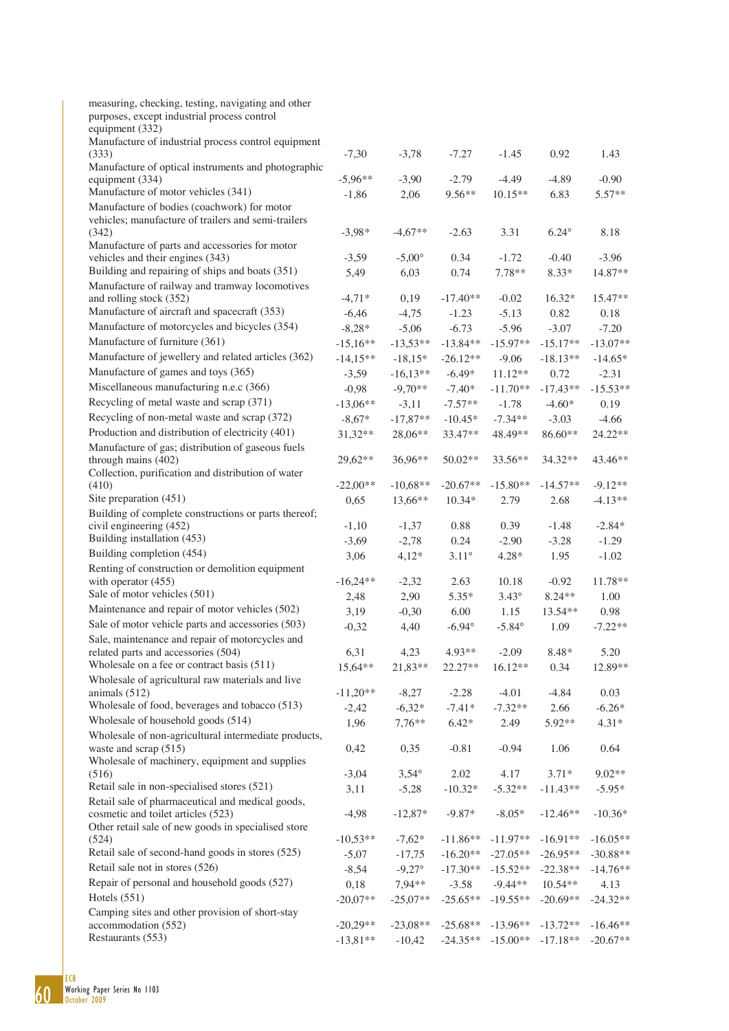| | | | | | | |
|---|---|---|---|---|---|---|
| measuring, checking, testing, navigating and other purposes, except industrial process control equipment (332) | | | | | | |
| Manufacture of industrial process control equipment (333) | -7,30 | -3,78 | -7.27 | -1.45 | 0.92 | 1.43 |
| Manufacture of optical instruments and photographic equipment (334) | -5,96** | -3,90 | -2.79 | -4.49 | -4.89 | -0.90 |
| Manufacture of motor vehicles (341) | -1,86 | 2,06 | 9.56** | 10.15** | 6.83 | 5.57** |
| Manufacture of bodies (coachwork) for motor vehicles; manufacture of trailers and semi-trailers (342) | -3,98* | -4,67** | -2.63 | 3.31 | 6.24° | 8.18 |
| Manufacture of parts and accessories for motor vehicles and their engines (343) | -3,59 | -5,00° | 0.34 | -1.72 | -0.40 | -3.96 |
| Building and repairing of ships and boats (351) | 5,49 | 6,03 | 0.74 | 7.78** | 8.33* | 14.87** |
| Manufacture of railway and tramway locomotives and rolling stock (352) | -4,71* | 0,19 | -17.40** | -0.02 | 16.32* | 15.47** |
| Manufacture of aircraft and spacecraft (353) | -6,46 | -4,75 | -1.23 | -5.13 | 0.82 | 0.18 |
| Manufacture of motorcycles and bicycles (354) | -8,28* | -5,06 | -6.73 | -5.96 | -3.07 | -7.20 |
| Manufacture of furniture (361) | -15,16** | -13,53** | -13.84** | -15.97** | -15.17** | -13.07** |
| Manufacture of jewellery and related articles (362) | -14,15** | -18,15* | -26.12** | -9.06 | -18.13** | -14.65* |
| Manufacture of games and toys (365) | -3,59 | -16,13** | -6.49* | 11.12** | 0.72 | -2.31 |
| Miscellaneous manufacturing n.e.c (366) | -0,98 | -9,70** | -7.40* | -11.70** | -17.43** | -15.53** |
| Recycling of metal waste and scrap (371) | -13,06** | -3,11 | -7.57** | -1.78 | -4.60* | 0.19 |
| Recycling of non-metal waste and scrap (372) | -8,67* | -17,87** | -10.45* | -7.34** | -3.03 | -4.66 |
| Production and distribution of electricity (401) | 31,32** | 28,06** | 33.47** | 48.49** | 86.60** | 24.22** |
| Manufacture of gas; distribution of gaseous fuels through mains (402) | 29,62** | 36,96** | 50.02** | 33.56** | 34.32** | 43.46** |
| Collection, purification and distribution of water (410) | -22,00** | -10,68** | -20.67** | -15.80** | -14.57** | -9.12** |
| Site preparation (451) | 0,65 | 13,66** | 10.34* | 2.79 | 2.68 | -4.13** |
| Building of complete constructions or parts thereof; civil engineering (452) | -1,10 | -1,37 | 0.88 | 0.39 | -1.48 | -2.84* |
| Building installation (453) | -3,69 | -2,78 | 0.24 | -2.90 | -3.28 | -1.29 |
| Building completion (454) | 3,06 | 4,12* | 3.11° | 4.28* | 1.95 | -1.02 |
| Renting of construction or demolition equipment with operator (455) | -16,24** | -2,32 | 2.63 | 10.18 | -0.92 | 11.78** |
| Sale of motor vehicles (501) | 2,48 | 2,90 | 5.35* | 3.43° | 8.24** | 1.00 |
| Maintenance and repair of motor vehicles (502) | 3,19 | -0,30 | 6.00 | 1.15 | 13.54** | 0.98 |
| Sale of motor vehicle parts and accessories (503) | -0,32 | 4,40 | -6.94° | -5.84° | 1.09 | -7.22** |
| Sale, maintenance and repair of motorcycles and related parts and accessories (504) | 6,31 | 4,23 | 4.93** | -2.09 | 8.48* | 5.20 |
| Wholesale on a fee or contract basis (511) | 15,64** | 21,83** | 22.27** | 16.12** | 0.34 | 12.89** |
| Wholesale of agricultural raw materials and live animals (512) | -11,20** | -8,27 | -2.28 | -4.01 | -4.84 | 0.03 |
| Wholesale of food, beverages and tobacco (513) | -2,42 | -6,32* | -7.41* | -7.32** | 2.66 | -6.26* |
| Wholesale of household goods (514) | 1,96 | 7,76** | 6.42* | 2.49 | 5.92** | 4.31* |
| Wholesale of non-agricultural intermediate products, waste and scrap (515) | 0,42 | 0,35 | -0.81 | -0.94 | 1.06 | 0.64 |
| Wholesale of machinery, equipment and supplies (516) | -3,04 | 3,54° | 2.02 | 4.17 | 3.71* | 9.02** |
| Retail sale in non-specialised stores (521) | 3,11 | -5,28 | -10.32* | -5.32** | -11.43** | -5.95* |
| Retail sale of pharmaceutical and medical goods, cosmetic and toilet articles (523) | -4,98 | -12,87* | -9.87* | -8.05* | -12.46** | -10.36* |
| Other retail sale of new goods in specialised store (524) | -10,53** | -7,62* | -11.86** | -11.97** | -16.91** | -16.05** |
| Retail sale of second-hand goods in stores (525) | -5,07 | -17,75 | -16.20** | -27.05** | -26.95** | -30.88** |
| Retail sale not in stores (526) | -8,54 | -9,27° | -17.30** | -15.52** | -22.38** | -14.76** |
| Repair of personal and household goods (527) | 0,18 | 7,94** | -3.58 | -9.44** | 10.54** | 4.13 |
| Hotels (551) | -20,07** | -25,07** | -25.65** | -19.55** | -20.69** | -24.32** |
| Camping sites and other provision of short-stay accommodation (552) | -20,29** | -23,08** | -25.68** | -13.96** | -13.72** | -16.46** |
| Restaurants (553) | -13,81** | -10,42 | -24.35** | -15.00** | -17.18** | -20.67** |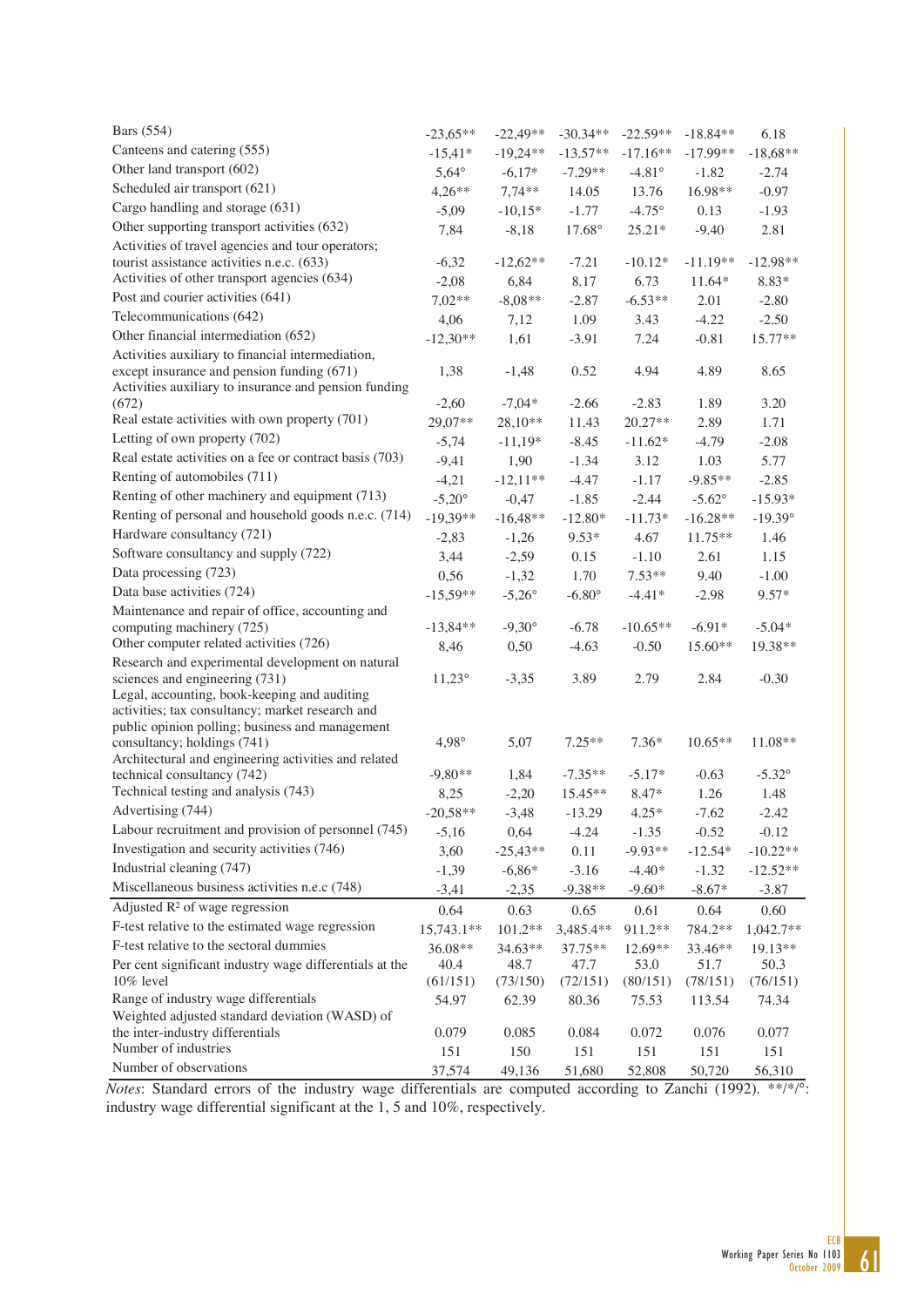| | | | | | | |
|---|---|---|---|---|---|---|
| Bars (554) | -23,65** | -22,49** | -30.34** | -22.59** | -18.84** | 6.18 |
| Canteens and catering (555) | -15,41* | -19,24** | -13.57** | -17.16** | -17.99** | -18,68** |
| Other land transport (602) | 5,64° | -6,17* | -7.29** | -4.81° | -1.82 | -2.74 |
| Scheduled air transport (621) | 4,26** | 7,74** | 14.05 | 13.76 | 16.98** | -0.97 |
| Cargo handling and storage (631) | -5,09 | -10,15* | -1.77 | -4.75° | 0.13 | -1.93 |
| Other supporting transport activities (632) | 7,84 | -8,18 | 17.68° | 25.21* | -9.40 | 2.81 |
| Activities of travel agencies and tour operators; tourist assistance activities n.e.c. (633) | -6,32 | -12,62** | -7.21 | -10.12* | -11.19** | -12.98** |
| Activities of other transport agencies (634) | -2,08 | 6,84 | 8.17 | 6.73 | 11.64* | 8.83* |
| Post and courier activities (641) | 7,02** | -8,08** | -2.87 | -6.53** | 2.01 | -2.80 |
| Telecommunications (642) | 4,06 | 7,12 | 1.09 | 3.43 | -4.22 | -2.50 |
| Other financial intermediation (652) | -12,30** | 1,61 | -3.91 | 7.24 | -0.81 | 15.77** |
| Activities auxiliary to financial intermediation, except insurance and pension funding (671) | 1,38 | -1,48 | 0.52 | 4.94 | 4.89 | 8.65 |
| Activities auxiliary to insurance and pension funding (672) | -2,60 | -7,04* | -2.66 | -2.83 | 1.89 | 3.20 |
| Real estate activities with own property (701) | 29,07** | 28,10** | 11.43 | 20.27** | 2.89 | 1.71 |
| Letting of own property (702) | -5,74 | -11,19* | -8.45 | -11.62* | -4.79 | -2.08 |
| Real estate activities on a fee or contract basis (703) | -9,41 | 1,90 | -1.34 | 3.12 | 1.03 | 5.77 |
| Renting of automobiles (711) | -4,21 | -12,11** | -4.47 | -1.17 | -9.85** | -2.85 |
| Renting of other machinery and equipment (713) | -5,20° | -0,47 | -1.85 | -2.44 | -5.62° | -15.93* |
| Renting of personal and household goods n.e.c. (714) | -19,39** | -16,48** | -12.80* | -11.73* | -16.28** | -19.39° |
| Hardware consultancy (721) | -2,83 | -1,26 | 9.53* | 4.67 | 11.75** | 1.46 |
| Software consultancy and supply (722) | 3,44 | -2,59 | 0.15 | -1.10 | 2.61 | 1.15 |
| Data processing (723) | 0,56 | -1,32 | 1.70 | 7.53** | 9.40 | -1.00 |
| Data base activities (724) | -15,59** | -5,26° | -6.80° | -4.41* | -2.98 | 9.57* |
| Maintenance and repair of office, accounting and computing machinery (725) | -13,84** | -9,30° | -6.78 | -10.65** | -6.91* | -5.04* |
| Other computer related activities (726) | 8,46 | 0,50 | -4.63 | -0.50 | 15.60** | 19.38** |
| Research and experimental development on natural sciences and engineering (731) | 11,23° | -3,35 | 3.89 | 2.79 | 2.84 | -0.30 |
| Legal, accounting, book-keeping and auditing activities; tax consultancy; market research and public opinion polling; business and management consultancy; holdings (741) | 4,98° | 5,07 | 7.25** | 7.36* | 10.65** | 11.08** |
| Architectural and engineering activities and related technical consultancy (742) | -9,80** | 1,84 | -7.35** | -5.17* | -0.63 | -5.32° |
| Technical testing and analysis (743) | 8,25 | -2,20 | 15.45** | 8.47* | 1.26 | 1.48 |
| Advertising (744) | -20,58** | -3,48 | -13.29 | 4.25* | -7.62 | -2.42 |
| Labour recruitment and provision of personnel (745) | -5,16 | 0,64 | -4.24 | -1.35 | -0.52 | -0.12 |
| Investigation and security activities (746) | 3,60 | -25,43** | 0.11 | -9.93** | -12.54* | -10.22** |
| Industrial cleaning (747) | -1,39 | -6,86* | -3.16 | -4.40* | -1.32 | -12.52** |
| Miscellaneous business activities n.e.c (748) | -3,41 | -2,35 | -9.38** | -9.60* | -8.67* | -3.87 |
| Adjusted $R^2$ of wage regression | 0.64 | 0.63 | 0.65 | 0.61 | 0.64 | 0.60 |
| F-test relative to the estimated wage regression | 15,743.1** | 101.2** | 3,485.4** | 911.2** | 784.2** | 1,042.7** |
| F-test relative to the sectoral dummies | 36.08** | 34.63** | 37.75** | 12.69** | 33.46** | 19.13** |
| Per cent significant industry wage differentials at the 10% level | 40.4 (61/151) | 48.7 (73/150) | 47.7 (72/151) | 53.0 (80/151) | 51.7 (78/151) | 50.3 (76/151) |
| Range of industry wage differentials | 54.97 | 62.39 | 80.36 | 75.53 | 113.54 | 74.34 |
| Weighted adjusted standard deviation (WASD) of the inter-industry differentials | 0.079 | 0.085 | 0.084 | 0.072 | 0.076 | 0.077 |
| Number of industries | 151 | 150 | 151 | 151 | 151 | 151 |
| Number of observations | 37,574 | 49,136 | 51,680 | 52,808 | 50,720 | 56,310 |

*Notes*: Standard errors of the industry wage differentials are computed according to Zanchi (1992). **/*/°: industry wage differential significant at the 1, 5 and 10%, respectively.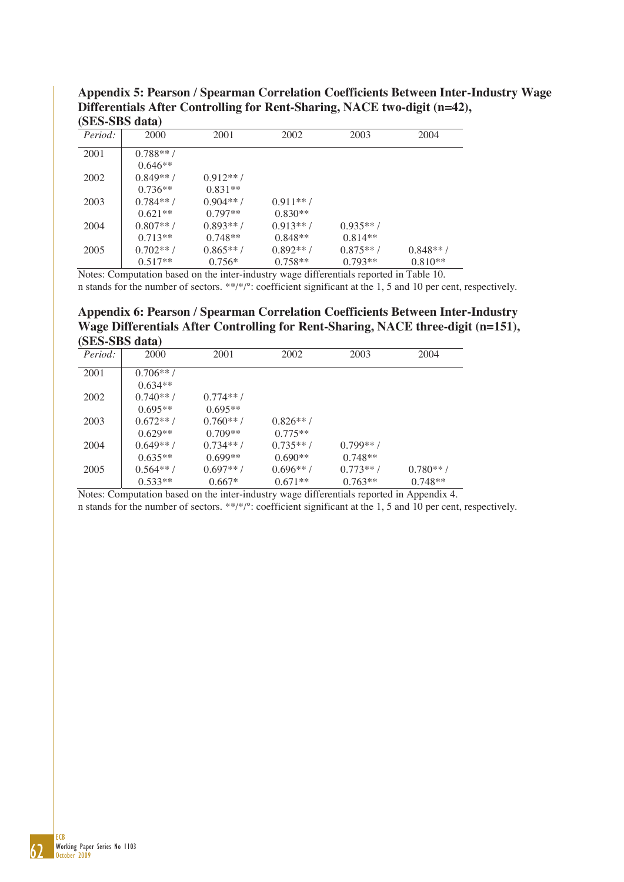### Appendix 5: Pearson / Spearman Correlation Coefficients Between Inter-Industry Wage Differentials After Controlling for Rent-Sharing, NACE two-digit (n=42), (SES-SBS data)

| *Period:* | 2000 | 2001 | 2002 | 2003 | 2004 |
|---|---|---|---|---|---|
| 2001 | 0.788** / 0.646** | | | | |
| 2002 | 0.849** / 0.736** | 0.912** / 0.831** | | | |
| 2003 | 0.784** / 0.621** | 0.904** / 0.797** | 0.911** / 0.830** | | |
| 2004 | 0.807** / 0.713** | 0.893** / 0.748** | 0.913** / 0.848** | 0.935** / 0.814** | |
| 2005 | 0.702** / 0.517** | 0.865** / 0.756* | 0.892** / 0.758** | 0.875** / 0.793** | 0.848** / 0.810** |

Notes: Computation based on the inter-industry wage differentials reported in Table 10.
n stands for the number of sectors. **/*/°: coefficient significant at the 1, 5 and 10 per cent, respectively.

### Appendix 6: Pearson / Spearman Correlation Coefficients Between Inter-Industry Wage Differentials After Controlling for Rent-Sharing, NACE three-digit (n=151), (SES-SBS data)

| *Period:* | 2000 | 2001 | 2002 | 2003 | 2004 |
|---|---|---|---|---|---|
| 2001 | 0.706** / 0.634** | | | | |
| 2002 | 0.740** / 0.695** | 0.774** / 0.695** | | | |
| 2003 | 0.672** / 0.629** | 0.760** / 0.709** | 0.826** / 0.775** | | |
| 2004 | 0.649** / 0.635** | 0.734** / 0.699** | 0.735** / 0.690** | 0.799** / 0.748** | |
| 2005 | 0.564** / 0.533** | 0.697** / 0.667* | 0.696** / 0.671** | 0.773** / 0.763** | 0.780** / 0.748** |

Notes: Computation based on the inter-industry wage differentials reported in Appendix 4.
n stands for the number of sectors. **/*/°: coefficient significant at the 1, 5 and 10 per cent, respectively.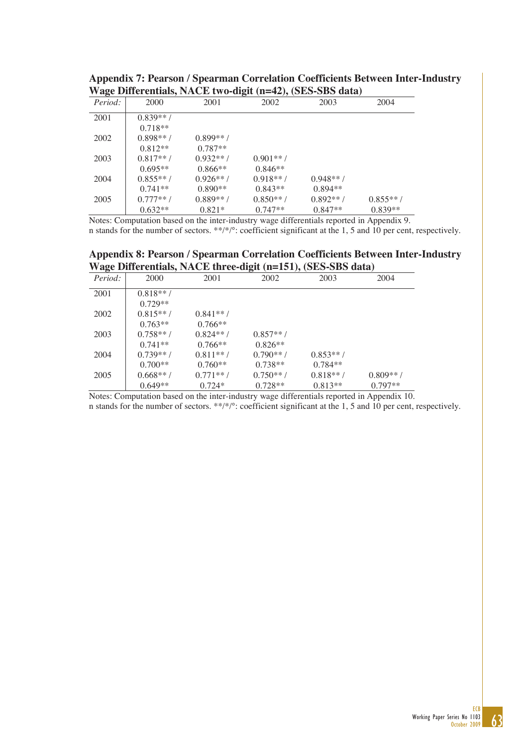**Appendix 7: Pearson / Spearman Correlation Coefficients Between Inter-Industry Wage Differentials, NACE two-digit (n=42), (SES-SBS data)**

| *Period:* | 2000 | 2001 | 2002 | 2003 | 2004 |
|---|---|---|---|---|---|
| 2001 | 0.839** / 0.718** | | | | |
| 2002 | 0.898** / 0.812** | 0.899** / 0.787** | | | |
| 2003 | 0.817** / 0.695** | 0.932** / 0.866** | 0.901** / 0.846** | | |
| 2004 | 0.855** / 0.741** | 0.926** / 0.890** | 0.918** / 0.843** | 0.948** / 0.894** | |
| 2005 | 0.777** / 0.632** | 0.889** / 0.821* | 0.850** / 0.747** | 0.892** / 0.847** | 0.855** / 0.839** |

Notes: Computation based on the inter-industry wage differentials reported in Appendix 9.
n stands for the number of sectors. **/*/°: coefficient significant at the 1, 5 and 10 per cent, respectively.

**Appendix 8: Pearson / Spearman Correlation Coefficients Between Inter-Industry Wage Differentials, NACE three-digit (n=151), (SES-SBS data)**

| *Period:* | 2000 | 2001 | 2002 | 2003 | 2004 |
|---|---|---|---|---|---|
| 2001 | 0.818** / 0.729** | | | | |
| 2002 | 0.815** / 0.763** | 0.841** / 0.766** | | | |
| 2003 | 0.758** / 0.741** | 0.824** / 0.766** | 0.857** / 0.826** | | |
| 2004 | 0.739** / 0.700** | 0.811** / 0.760** | 0.790** / 0.738** | 0.853** / 0.784** | |
| 2005 | 0.668** / 0.649** | 0.771** / 0.724* | 0.750** / 0.728** | 0.818** / 0.813** | 0.809** / 0.797** |

Notes: Computation based on the inter-industry wage differentials reported in Appendix 10.
n stands for the number of sectors. **/*/°: coefficient significant at the 1, 5 and 10 per cent, respectively.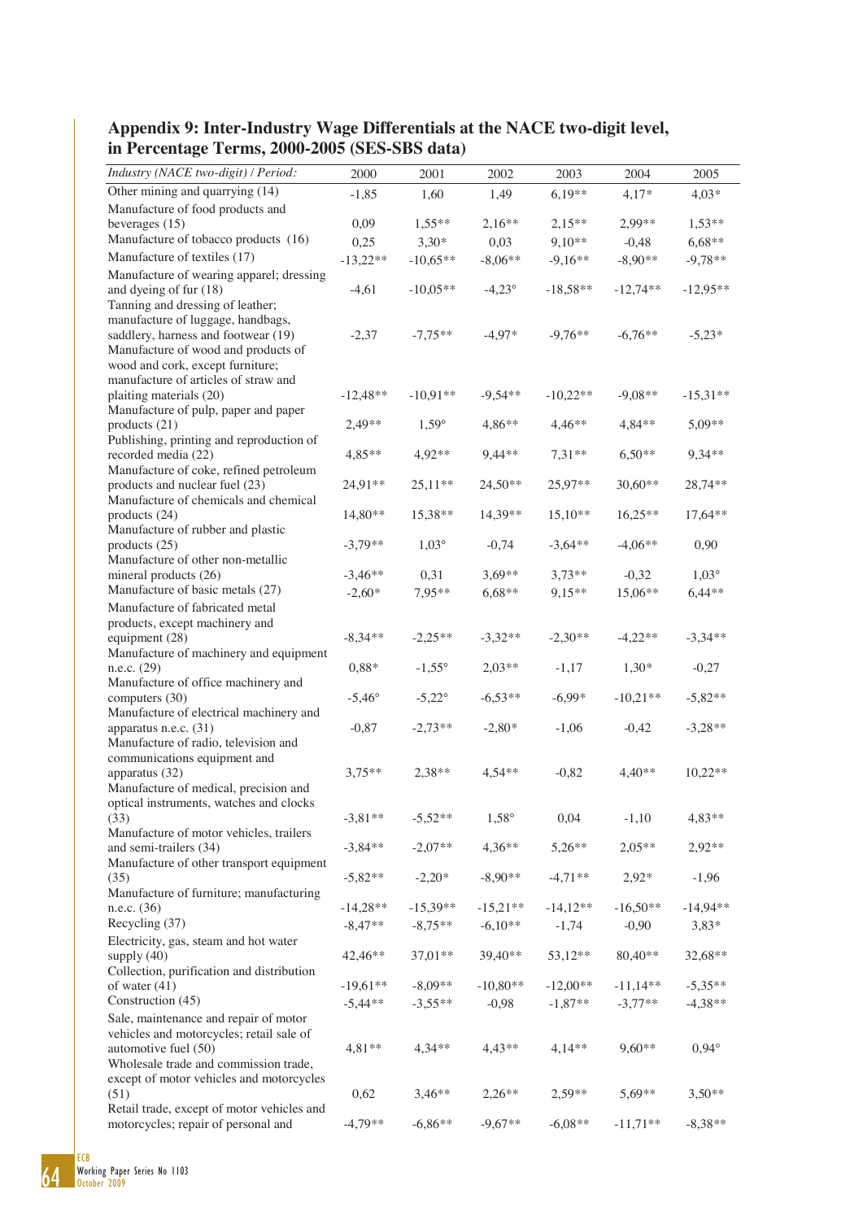## Appendix 9: Inter-Industry Wage Differentials at the NACE two-digit level, in Percentage Terms, 2000-2005 (SES-SBS data)

| *Industry (NACE two-digit) / Period:* | 2000 | 2001 | 2002 | 2003 | 2004 | 2005 |
|---|---|---|---|---|---|---|
| Other mining and quarrying (14) | -1,85 | 1,60 | 1,49 | 6,19** | 4,17* | 4,03* |
| Manufacture of food products and beverages (15) | 0,09 | 1,55** | 2,16** | 2,15** | 2,99** | 1,53** |
| Manufacture of tobacco products (16) | 0,25 | 3,30* | 0,03 | 9,10** | -0,48 | 6,68** |
| Manufacture of textiles (17) | -13,22** | -10,65** | -8,06** | -9,16** | -8,90** | -9,78** |
| Manufacture of wearing apparel; dressing and dyeing of fur (18) | -4,61 | -10,05** | -4,23° | -18,58** | -12,74** | -12,95** |
| Tanning and dressing of leather; manufacture of luggage, handbags, saddlery, harness and footwear (19) | -2,37 | -7,75** | -4,97* | -9,76** | -6,76** | -5,23* |
| Manufacture of wood and products of wood and cork, except furniture; manufacture of articles of straw and plaiting materials (20) | -12,48** | -10,91** | -9,54** | -10,22** | -9,08** | -15,31** |
| Manufacture of pulp, paper and paper products (21) | 2,49** | 1,59° | 4,86** | 4,46** | 4,84** | 5,09** |
| Publishing, printing and reproduction of recorded media (22) | 4,85** | 4,92** | 9,44** | 7,31** | 6,50** | 9,34** |
| Manufacture of coke, refined petroleum products and nuclear fuel (23) | 24,91** | 25,11** | 24,50** | 25,97** | 30,60** | 28,74** |
| Manufacture of chemicals and chemical products (24) | 14,80** | 15,38** | 14,39** | 15,10** | 16,25** | 17,64** |
| Manufacture of rubber and plastic products (25) | -3,79** | 1,03° | -0,74 | -3,64** | -4,06** | 0,90 |
| Manufacture of other non-metallic mineral products (26) | -3,46** | 0,31 | 3,69** | 3,73** | -0,32 | 1,03° |
| Manufacture of basic metals (27) | -2,60* | 7,95** | 6,68** | 9,15** | 15,06** | 6,44** |
| Manufacture of fabricated metal products, except machinery and equipment (28) | -8,34** | -2,25** | -3,32** | -2,30** | -4,22** | -3,34** |
| Manufacture of machinery and equipment n.e.c. (29) | 0,88* | -1,55° | 2,03** | -1,17 | 1,30* | -0,27 |
| Manufacture of office machinery and computers (30) | -5,46° | -5,22° | -6,53** | -6,99* | -10,21** | -5,82** |
| Manufacture of electrical machinery and apparatus n.e.c. (31) | -0,87 | -2,73** | -2,80* | -1,06 | -0,42 | -3,28** |
| Manufacture of radio, television and communications equipment and apparatus (32) | 3,75** | 2,38** | 4,54** | -0,82 | 4,40** | 10,22** |
| Manufacture of medical, precision and optical instruments, watches and clocks (33) | -3,81** | -5,52** | 1,58° | 0,04 | -1,10 | 4,83** |
| Manufacture of motor vehicles, trailers and semi-trailers (34) | -3,84** | -2,07** | 4,36** | 5,26** | 2,05** | 2,92** |
| Manufacture of other transport equipment (35) | -5,82** | -2,20* | -8,90** | -4,71** | 2,92* | -1,96 |
| Manufacture of furniture; manufacturing n.e.c. (36) | -14,28** | -15,39** | -15,21** | -14,12** | -16,50** | -14,94** |
| Recycling (37) | -8,47** | -8,75** | -6,10** | -1,74 | -0,90 | 3,83* |
| Electricity, gas, steam and hot water supply (40) | 42,46** | 37,01** | 39,40** | 53,12** | 80,40** | 32,68** |
| Collection, purification and distribution of water (41) | -19,61** | -8,09** | -10,80** | -12,00** | -11,14** | -5,35** |
| Construction (45) | -5,44** | -3,55** | -0,98 | -1,87** | -3,77** | -4,38** |
| Sale, maintenance and repair of motor vehicles and motorcycles; retail sale of automotive fuel (50) | 4,81** | 4,34** | 4,43** | 4,14** | 9,60** | 0,94° |
| Wholesale trade and commission trade, except of motor vehicles and motorcycles (51) | 0,62 | 3,46** | 2,26** | 2,59** | 5,69** | 3,50** |
| Retail trade, except of motor vehicles and motorcycles; repair of personal and | -4,79** | -6,86** | -9,67** | -6,08** | -11,71** | -8,38** |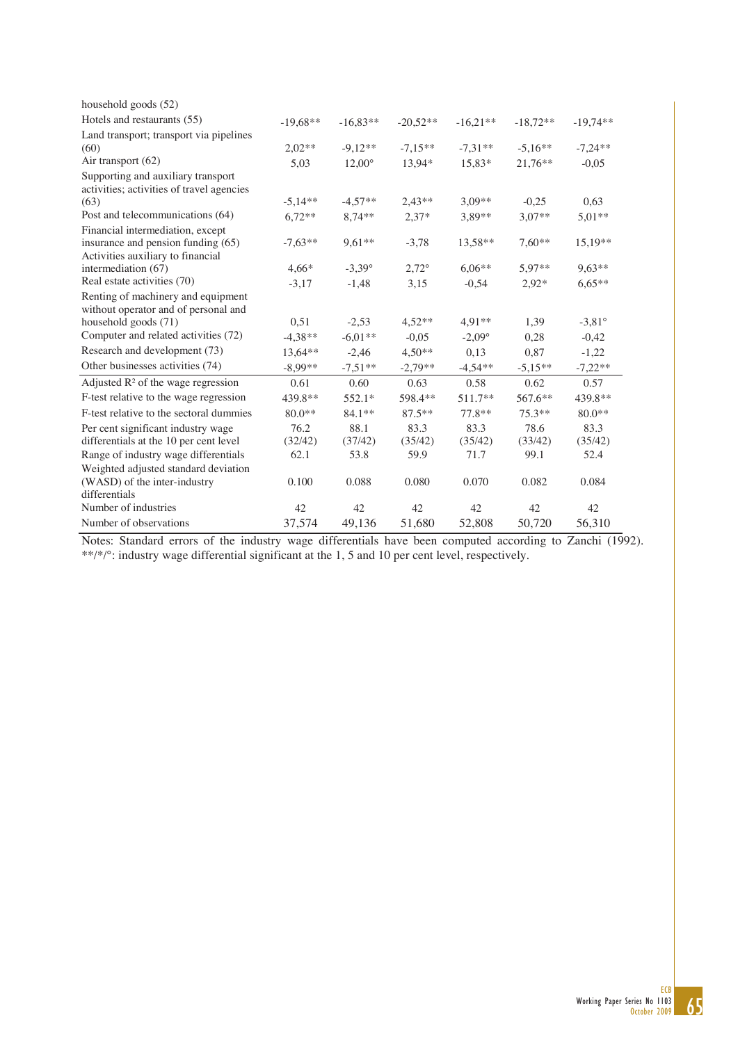| | | | | | | |
|---|---|---|---|---|---|---|
| household goods (52) | | | | | | |
| Hotels and restaurants (55) | -19,68** | -16,83** | -20,52** | -16,21** | -18,72** | -19,74** |
| Land transport; transport via pipelines (60) | 2,02** | -9,12** | -7,15** | -7,31** | -5,16** | -7,24** |
| Air transport (62) | 5,03 | 12,00° | 13,94* | 15,83* | 21,76** | -0,05 |
| Supporting and auxiliary transport activities; activities of travel agencies (63) | -5,14** | -4,57** | 2,43** | 3,09** | -0,25 | 0,63 |
| Post and telecommunications (64) | 6,72** | 8,74** | 2,37* | 3,89** | 3,07** | 5,01** |
| Financial intermediation, except insurance and pension funding (65) | -7,63** | 9,61** | -3,78 | 13,58** | 7,60** | 15,19** |
| Activities auxiliary to financial intermediation (67) | 4,66* | -3,39° | 2,72° | 6,06** | 5,97** | 9,63** |
| Real estate activities (70) | -3,17 | -1,48 | 3,15 | -0,54 | 2,92* | 6,65** |
| Renting of machinery and equipment without operator and of personal and household goods (71) | 0,51 | -2,53 | 4,52** | 4,91** | 1,39 | -3,81° |
| Computer and related activities (72) | -4,38** | -6,01** | -0,05 | -2,09° | 0,28 | -0,42 |
| Research and development (73) | 13,64** | -2,46 | 4,50** | 0,13 | 0,87 | -1,22 |
| Other businesses activities (74) | -8,99** | -7,51** | -2,79** | -4,54** | -5,15** | -7,22** |
| Adjusted $R^2$ of the wage regression | 0.61 | 0.60 | 0.63 | 0.58 | 0.62 | 0.57 |
| F-test relative to the wage regression | 439.8** | 552.1* | 598.4** | 511.7** | 567.6** | 439.8** |
| F-test relative to the sectoral dummies | 80.0** | 84.1** | 87.5** | 77.8** | 75.3** | 80.0** |
| Per cent significant industry wage differentials at the 10 per cent level | 76.2 (32/42) | 88.1 (37/42) | 83.3 (35/42) | 83.3 (35/42) | 78.6 (33/42) | 83.3 (35/42) |
| Range of industry wage differentials | 62.1 | 53.8 | 59.9 | 71.7 | 99.1 | 52.4 |
| Weighted adjusted standard deviation (WASD) of the inter-industry differentials | 0.100 | 0.088 | 0.080 | 0.070 | 0.082 | 0.084 |
| Number of industries | 42 | 42 | 42 | 42 | 42 | 42 |
| Number of observations | 37,574 | 49,136 | 51,680 | 52,808 | 50,720 | 56,310 |

Notes: Standard errors of the industry wage differentials have been computed according to Zanchi (1992). **/*/°: industry wage differential significant at the 1, 5 and 10 per cent level, respectively.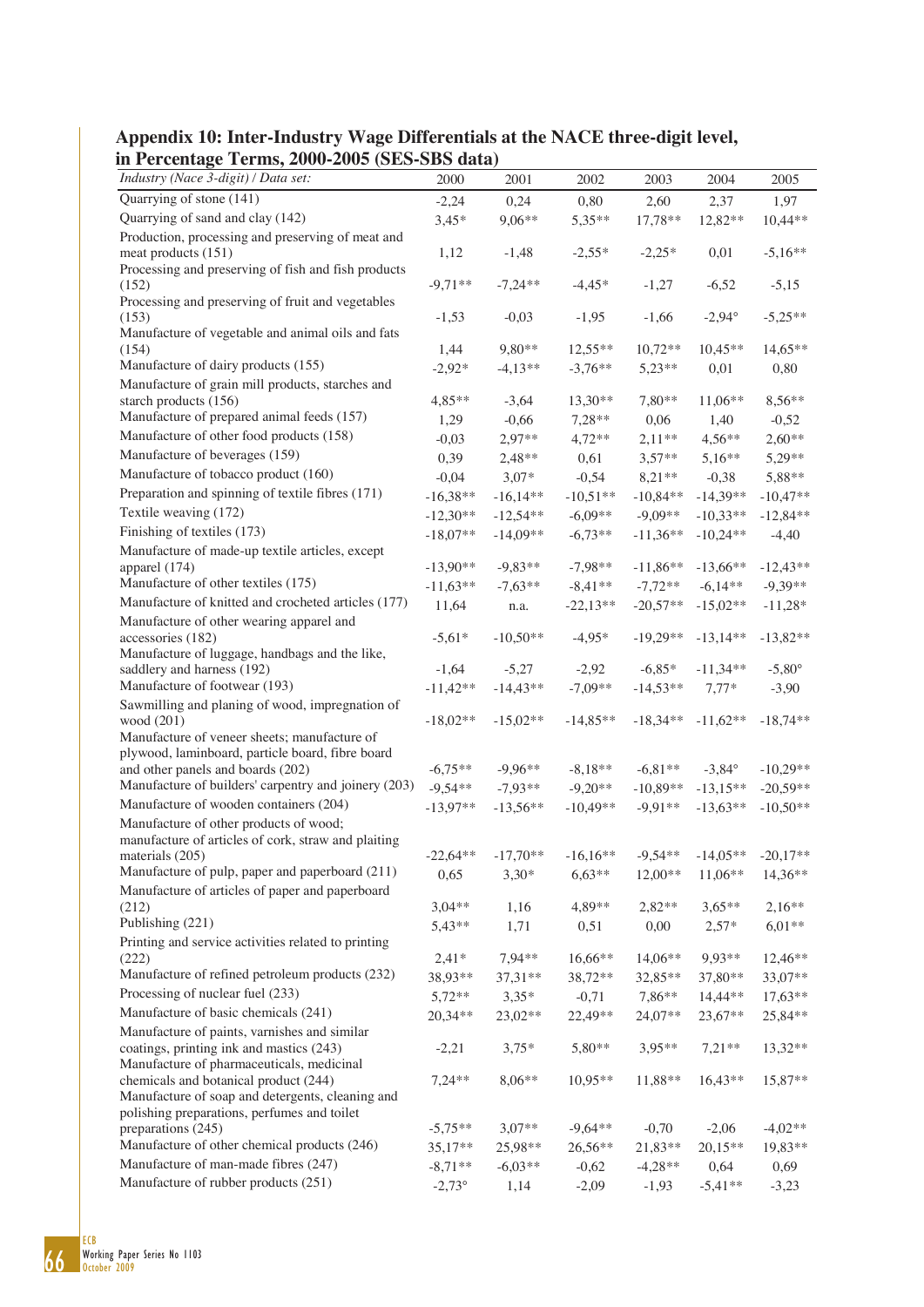## Appendix 10: Inter-Industry Wage Differentials at the NACE three-digit level, in Percentage Terms, 2000-2005 (SES-SBS data)

| *Industry (Nace 3-digit) / Data set:* | 2000 | 2001 | 2002 | 2003 | 2004 | 2005 |
|---|---|---|---|---|---|---|
| Quarrying of stone (141) | -2,24 | 0,24 | 0,80 | 2,60 | 2,37 | 1,97 |
| Quarrying of sand and clay (142) | 3,45* | 9,06** | 5,35** | 17,78** | 12,82** | 10,44** |
| Production, processing and preserving of meat and meat products (151) | 1,12 | -1,48 | -2,55* | -2,25* | 0,01 | -5,16** |
| Processing and preserving of fish and fish products (152) | -9,71** | -7,24** | -4,45* | -1,27 | -6,52 | -5,15 |
| Processing and preserving of fruit and vegetables (153) | -1,53 | -0,03 | -1,95 | -1,66 | -2,94° | -5,25** |
| Manufacture of vegetable and animal oils and fats (154) | 1,44 | 9,80** | 12,55** | 10,72** | 10,45** | 14,65** |
| Manufacture of dairy products (155) | -2,92* | -4,13** | -3,76** | 5,23** | 0,01 | 0,80 |
| Manufacture of grain mill products, starches and starch products (156) | 4,85** | -3,64 | 13,30** | 7,80** | 11,06** | 8,56** |
| Manufacture of prepared animal feeds (157) | 1,29 | -0,66 | 7,28** | 0,06 | 1,40 | -0,52 |
| Manufacture of other food products (158) | -0,03 | 2,97** | 4,72** | 2,11** | 4,56** | 2,60** |
| Manufacture of beverages (159) | 0,39 | 2,48** | 0,61 | 3,57** | 5,16** | 5,29** |
| Manufacture of tobacco product (160) | -0,04 | 3,07* | -0,54 | 8,21** | -0,38 | 5,88** |
| Preparation and spinning of textile fibres (171) | -16,38** | -16,14** | -10,51** | -10,84** | -14,39** | -10,47** |
| Textile weaving (172) | -12,30** | -12,54** | -6,09** | -9,09** | -10,33** | -12,84** |
| Finishing of textiles (173) | -18,07** | -14,09** | -6,73** | -11,36** | -10,24** | -4,40 |
| Manufacture of made-up textile articles, except apparel (174) | -13,90** | -9,83** | -7,98** | -11,86** | -13,66** | -12,43** |
| Manufacture of other textiles (175) | -11,63** | -7,63** | -8,41** | -7,72** | -6,14** | -9,39** |
| Manufacture of knitted and crocheted articles (177) | 11,64 | n.a. | -22,13** | -20,57** | -15,02** | -11,28* |
| Manufacture of other wearing apparel and accessories (182) | -5,61* | -10,50** | -4,95* | -19,29** | -13,14** | -13,82** |
| Manufacture of luggage, handbags and the like, saddlery and harness (192) | -1,64 | -5,27 | -2,92 | -6,85* | -11,34** | -5,80° |
| Manufacture of footwear (193) | -11,42** | -14,43** | -7,09** | -14,53** | 7,77* | -3,90 |
| Sawmilling and planing of wood, impregnation of wood (201) | -18,02** | -15,02** | -14,85** | -18,34** | -11,62** | -18,74** |
| Manufacture of veneer sheets; manufacture of plywood, laminboard, particle board, fibre board and other panels and boards (202) | -6,75** | -9,96** | -8,18** | -6,81** | -3,84° | -10,29** |
| Manufacture of builders' carpentry and joinery (203) | -9,54** | -7,93** | -9,20** | -10,89** | -13,15** | -20,59** |
| Manufacture of wooden containers (204) | -13,97** | -13,56** | -10,49** | -9,91** | -13,63** | -10,50** |
| Manufacture of other products of wood; manufacture of articles of cork, straw and plaiting materials (205) | -22,64** | -17,70** | -16,16** | -9,54** | -14,05** | -20,17** |
| Manufacture of pulp, paper and paperboard (211) | 0,65 | 3,30* | 6,63** | 12,00** | 11,06** | 14,36** |
| Manufacture of articles of paper and paperboard (212) | 3,04** | 1,16 | 4,89** | 2,82** | 3,65** | 2,16** |
| Publishing (221) | 5,43** | 1,71 | 0,51 | 0,00 | 2,57* | 6,01** |
| Printing and service activities related to printing (222) | 2,41* | 7,94** | 16,66** | 14,06** | 9,93** | 12,46** |
| Manufacture of refined petroleum products (232) | 38,93** | 37,31** | 38,72** | 32,85** | 37,80** | 33,07** |
| Processing of nuclear fuel (233) | 5,72** | 3,35* | -0,71 | 7,86** | 14,44** | 17,63** |
| Manufacture of basic chemicals (241) | 20,34** | 23,02** | 22,49** | 24,07** | 23,67** | 25,84** |
| Manufacture of paints, varnishes and similar coatings, printing ink and mastics (243) | -2,21 | 3,75* | 5,80** | 3,95** | 7,21** | 13,32** |
| Manufacture of pharmaceuticals, medicinal chemicals and botanical product (244) | 7,24** | 8,06** | 10,95** | 11,88** | 16,43** | 15,87** |
| Manufacture of soap and detergents, cleaning and polishing preparations, perfumes and toilet preparations (245) | -5,75** | 3,07** | -9,64** | -0,70 | -2,06 | -4,02** |
| Manufacture of other chemical products (246) | 35,17** | 25,98** | 26,56** | 21,83** | 20,15** | 19,83** |
| Manufacture of man-made fibres (247) | -8,71** | -6,03** | -0,62 | -4,28** | 0,64 | 0,69 |
| Manufacture of rubber products (251) | -2,73° | 1,14 | -2,09 | -1,93 | -5,41** | -3,23 |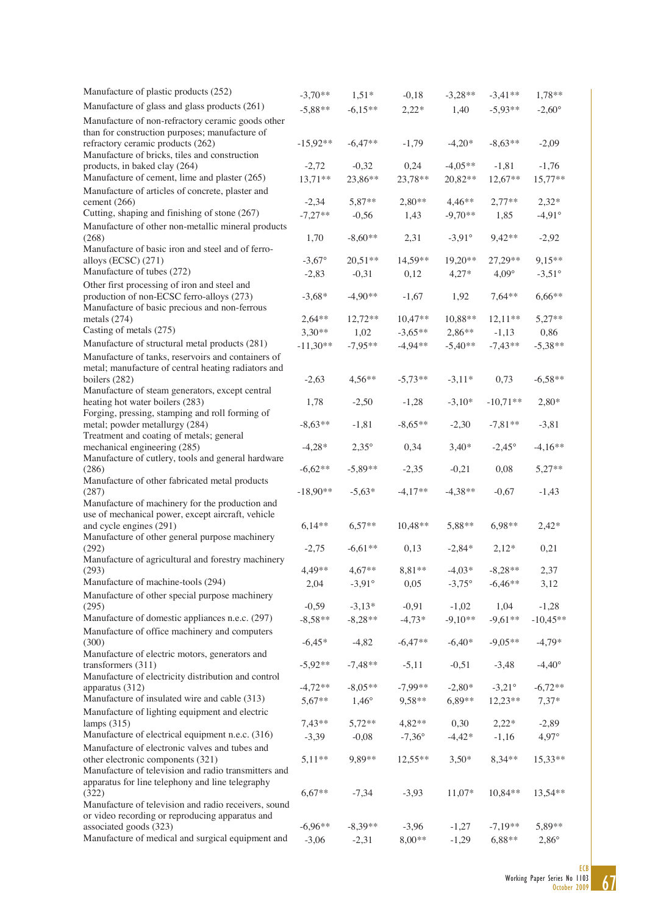| | | | | | | |
|---|---|---|---|---|---|---|
| Manufacture of plastic products (252) | -3,70** | 1,51* | -0,18 | -3,28** | -3,41** | 1,78** |
| Manufacture of glass and glass products (261) | -5,88** | -6,15** | 2,22* | 1,40 | -5,93** | -2,60° |
| Manufacture of non-refractory ceramic goods other than for construction purposes; manufacture of refractory ceramic products (262) | -15,92** | -6,47** | -1,79 | -4,20* | -8,63** | -2,09 |
| Manufacture of bricks, tiles and construction products, in baked clay (264) | -2,72 | -0,32 | 0,24 | -4,05** | -1,81 | -1,76 |
| Manufacture of cement, lime and plaster (265) | 13,71** | 23,86** | 23,78** | 20,82** | 12,67** | 15,77** |
| Manufacture of articles of concrete, plaster and cement (266) | -2,34 | 5,87** | 2,80** | 4,46** | 2,77** | 2,32* |
| Cutting, shaping and finishing of stone (267) | -7,27** | -0,56 | 1,43 | -9,70** | 1,85 | -4,91° |
| Manufacture of other non-metallic mineral products (268) | 1,70 | -8,60** | 2,31 | -3,91° | 9,42** | -2,92 |
| Manufacture of basic iron and steel and of ferro-alloys (ECSC) (271) | -3,67° | 20,51** | 14,59** | 19,20** | 27,29** | 9,15** |
| Manufacture of tubes (272) | -2,83 | -0,31 | 0,12 | 4,27* | 4,09° | -3,51° |
| Other first processing of iron and steel and production of non-ECSC ferro-alloys (273) | -3,68* | -4,90** | -1,67 | 1,92 | 7,64** | 6,66** |
| Manufacture of basic precious and non-ferrous metals (274) | 2,64** | 12,72** | 10,47** | 10,88** | 12,11** | 5,27** |
| Casting of metals (275) | 3,30** | 1,02 | -3,65** | 2,86** | -1,13 | 0,86 |
| Manufacture of structural metal products (281) | -11,30** | -7,95** | -4,94** | -5,40** | -7,43** | -5,38** |
| Manufacture of tanks, reservoirs and containers of metal; manufacture of central heating radiators and boilers (282) | -2,63 | 4,56** | -5,73** | -3,11* | 0,73 | -6,58** |
| Manufacture of steam generators, except central heating hot water boilers (283) | 1,78 | -2,50 | -1,28 | -3,10* | -10,71** | 2,80* |
| Forging, pressing, stamping and roll forming of metal; powder metallurgy (284) | -8,63** | -1,81 | -8,65** | -2,30 | -7,81** | -3,81 |
| Treatment and coating of metals; general mechanical engineering (285) | -4,28* | 2,35° | 0,34 | 3,40* | -2,45° | -4,16** |
| Manufacture of cutlery, tools and general hardware (286) | -6,62** | -5,89** | -2,35 | -0,21 | 0,08 | 5,27** |
| Manufacture of other fabricated metal products (287) | -18,90** | -5,63* | -4,17** | -4,38** | -0,67 | -1,43 |
| Manufacture of machinery for the production and use of mechanical power, except aircraft, vehicle and cycle engines (291) | 6,14** | 6,57** | 10,48** | 5,88** | 6,98** | 2,42* |
| Manufacture of other general purpose machinery (292) | -2,75 | -6,61** | 0,13 | -2,84* | 2,12* | 0,21 |
| Manufacture of agricultural and forestry machinery (293) | 4,49** | 4,67** | 8,81** | -4,03* | -8,28** | 2,37 |
| Manufacture of machine-tools (294) | 2,04 | -3,91° | 0,05 | -3,75° | -6,46** | 3,12 |
| Manufacture of other special purpose machinery (295) | -0,59 | -3,13* | -0,91 | -1,02 | 1,04 | -1,28 |
| Manufacture of domestic appliances n.e.c. (297) | -8,58** | -8,28** | -4,73* | -9,10** | -9,61** | -10,45** |
| Manufacture of office machinery and computers (300) | -6,45* | -4,82 | -6,47** | -6,40* | -9,05** | -4,79* |
| Manufacture of electric motors, generators and transformers (311) | -5,92** | -7,48** | -5,11 | -0,51 | -3,48 | -4,40° |
| Manufacture of electricity distribution and control apparatus (312) | -4,72** | -8,05** | -7,99** | -2,80* | -3,21° | -6,72** |
| Manufacture of insulated wire and cable (313) | 5,67** | 1,46° | 9,58** | 6,89** | 12,23** | 7,37* |
| Manufacture of lighting equipment and electric lamps (315) | 7,43** | 5,72** | 4,82** | 0,30 | 2,22* | -2,89 |
| Manufacture of electrical equipment n.e.c. (316) | -3,39 | -0,08 | -7,36° | -4,42* | -1,16 | 4,97° |
| Manufacture of electronic valves and tubes and other electronic components (321) | 5,11** | 9,89** | 12,55** | 3,50* | 8,34** | 15,33** |
| Manufacture of television and radio transmitters and apparatus for line telephony and line telegraphy (322) | 6,67** | -7,34 | -3,93 | 11,07* | 10,84** | 13,54** |
| Manufacture of television and radio receivers, sound or video recording or reproducing apparatus and associated goods (323) | -6,96** | -8,39** | -3,96 | -1,27 | -7,19** | 5,89** |
| Manufacture of medical and surgical equipment and | -3,06 | -2,31 | 8,00** | -1,29 | 6,88** | 2,86° |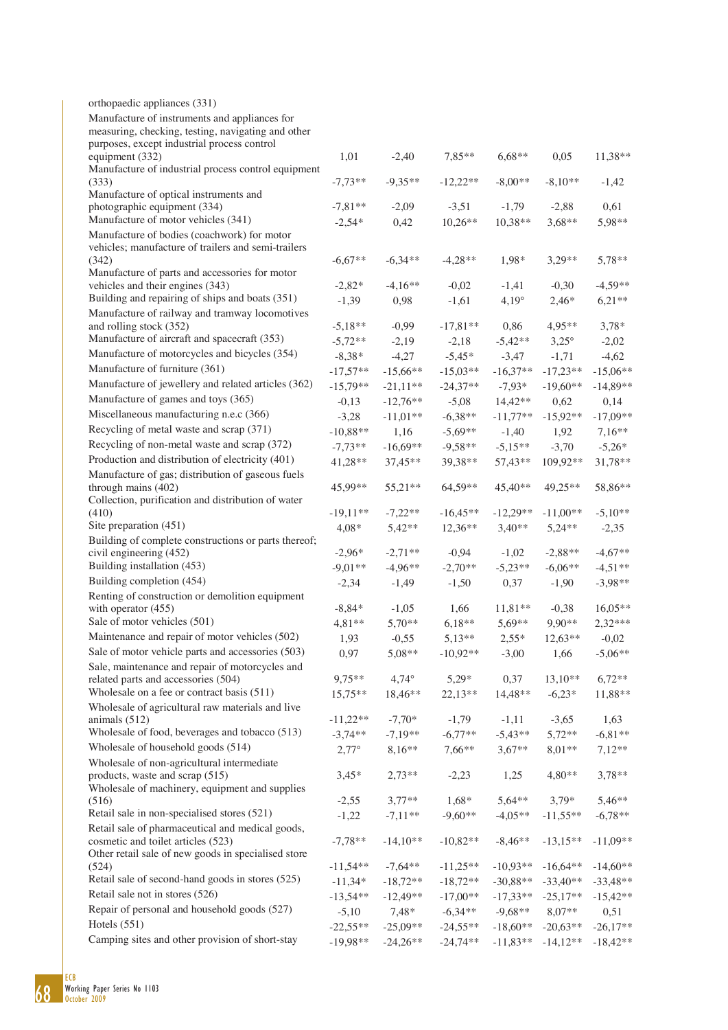| | | | | | | |
|---|---|---|---|---|---|---|
| orthopaedic appliances (331) | | | | | | |
| Manufacture of instruments and appliances for measuring, checking, testing, navigating and other purposes, except industrial process control equipment (332) | 1,01 | -2,40 | 7,85** | 6,68** | 0,05 | 11,38** |
| Manufacture of industrial process control equipment (333) | -7,73** | -9,35** | -12,22** | -8,00** | -8,10** | -1,42 |
| Manufacture of optical instruments and photographic equipment (334) | -7,81** | -2,09 | -3,51 | -1,79 | -2,88 | 0,61 |
| Manufacture of motor vehicles (341) | -2,54* | 0,42 | 10,26** | 10,38** | 3,68** | 5,98** |
| Manufacture of bodies (coachwork) for motor vehicles; manufacture of trailers and semi-trailers (342) | -6,67** | -6,34** | -4,28** | 1,98* | 3,29** | 5,78** |
| Manufacture of parts and accessories for motor vehicles and their engines (343) | -2,82* | -4,16** | -0,02 | -1,41 | -0,30 | -4,59** |
| Building and repairing of ships and boats (351) | -1,39 | 0,98 | -1,61 | 4,19° | 2,46* | 6,21** |
| Manufacture of railway and tramway locomotives and rolling stock (352) | -5,18** | -0,99 | -17,81** | 0,86 | 4,95** | 3,78* |
| Manufacture of aircraft and spacecraft (353) | -5,72** | -2,19 | -2,18 | -5,42** | 3,25° | -2,02 |
| Manufacture of motorcycles and bicycles (354) | -8,38* | -4,27 | -5,45* | -3,47 | -1,71 | -4,62 |
| Manufacture of furniture (361) | -17,57** | -15,66** | -15,03** | -16,37** | -17,23** | -15,06** |
| Manufacture of jewellery and related articles (362) | -15,79** | -21,11** | -24,37** | -7,93* | -19,60** | -14,89** |
| Manufacture of games and toys (365) | -0,13 | -12,76** | -5,08 | 14,42** | 0,62 | 0,14 |
| Miscellaneous manufacturing n.e.c (366) | -3,28 | -11,01** | -6,38** | -11,77** | -15,92** | -17,09** |
| Recycling of metal waste and scrap (371) | -10,88** | 1,16 | -5,69** | -1,40 | 1,92 | 7,16** |
| Recycling of non-metal waste and scrap (372) | -7,73** | -16,69** | -9,58** | -5,15** | -3,70 | -5,26* |
| Production and distribution of electricity (401) | 41,28** | 37,45** | 39,38** | 57,43** | 109,92** | 31,78** |
| Manufacture of gas; distribution of gaseous fuels through mains (402) | 45,99** | 55,21** | 64,59** | 45,40** | 49,25** | 58,86** |
| Collection, purification and distribution of water (410) | -19,11** | -7,22** | -16,45** | -12,29** | -11,00** | -5,10** |
| Site preparation (451) | 4,08* | 5,42** | 12,36** | 3,40** | 5,24** | -2,35 |
| Building of complete constructions or parts thereof; civil engineering (452) | -2,96* | -2,71** | -0,94 | -1,02 | -2,88** | -4,67** |
| Building installation (453) | -9,01** | -4,96** | -2,70** | -5,23** | -6,06** | -4,51** |
| Building completion (454) | -2,34 | -1,49 | -1,50 | 0,37 | -1,90 | -3,98** |
| Renting of construction or demolition equipment with operator (455) | -8,84* | -1,05 | 1,66 | 11,81** | -0,38 | 16,05** |
| Sale of motor vehicles (501) | 4,81** | 5,70** | 6,18** | 5,69** | 9,90** | 2,32*** |
| Maintenance and repair of motor vehicles (502) | 1,93 | -0,55 | 5,13** | 2,55* | 12,63** | -0,02 |
| Sale of motor vehicle parts and accessories (503) | 0,97 | 5,08** | -10,92** | -3,00 | 1,66 | -5,06** |
| Sale, maintenance and repair of motorcycles and related parts and accessories (504) | 9,75** | 4,74° | 5,29* | 0,37 | 13,10** | 6,72** |
| Wholesale on a fee or contract basis (511) | 15,75** | 18,46** | 22,13** | 14,48** | -6,23* | 11,88** |
| Wholesale of agricultural raw materials and live animals (512) | -11,22** | -7,70* | -1,79 | -1,11 | -3,65 | 1,63 |
| Wholesale of food, beverages and tobacco (513) | -3,74** | -7,19** | -6,77** | -5,43** | 5,72** | -6,81** |
| Wholesale of household goods (514) | 2,77° | 8,16** | 7,66** | 3,67** | 8,01** | 7,12** |
| Wholesale of non-agricultural intermediate products, waste and scrap (515) | 3,45* | 2,73** | -2,23 | 1,25 | 4,80** | 3,78** |
| Wholesale of machinery, equipment and supplies (516) | -2,55 | 3,77** | 1,68* | 5,64** | 3,79* | 5,46** |
| Retail sale in non-specialised stores (521) | -1,22 | -7,11** | -9,60** | -4,05** | -11,55** | -6,78** |
| Retail sale of pharmaceutical and medical goods, cosmetic and toilet articles (523) | -7,78** | -14,10** | -10,82** | -8,46** | -13,15** | -11,09** |
| Other retail sale of new goods in specialised store (524) | -11,54** | -7,64** | -11,25** | -10,93** | -16,64** | -14,60** |
| Retail sale of second-hand goods in stores (525) | -11,34* | -18,72** | -18,72** | -30,88** | -33,40** | -33,48** |
| Retail sale not in stores (526) | -13,54** | -12,49** | -17,00** | -17,33** | -25,17** | -15,42** |
| Repair of personal and household goods (527) | -5,10 | 7,48* | -6,34** | -9,68** | 8,07** | 0,51 |
| Hotels (551) | -22,55** | -25,09** | -24,55** | -18,60** | -20,63** | -26,17** |
| Camping sites and other provision of short-stay | -19,98** | -24,26** | -24,74** | -11,83** | -14,12** | -18,42** |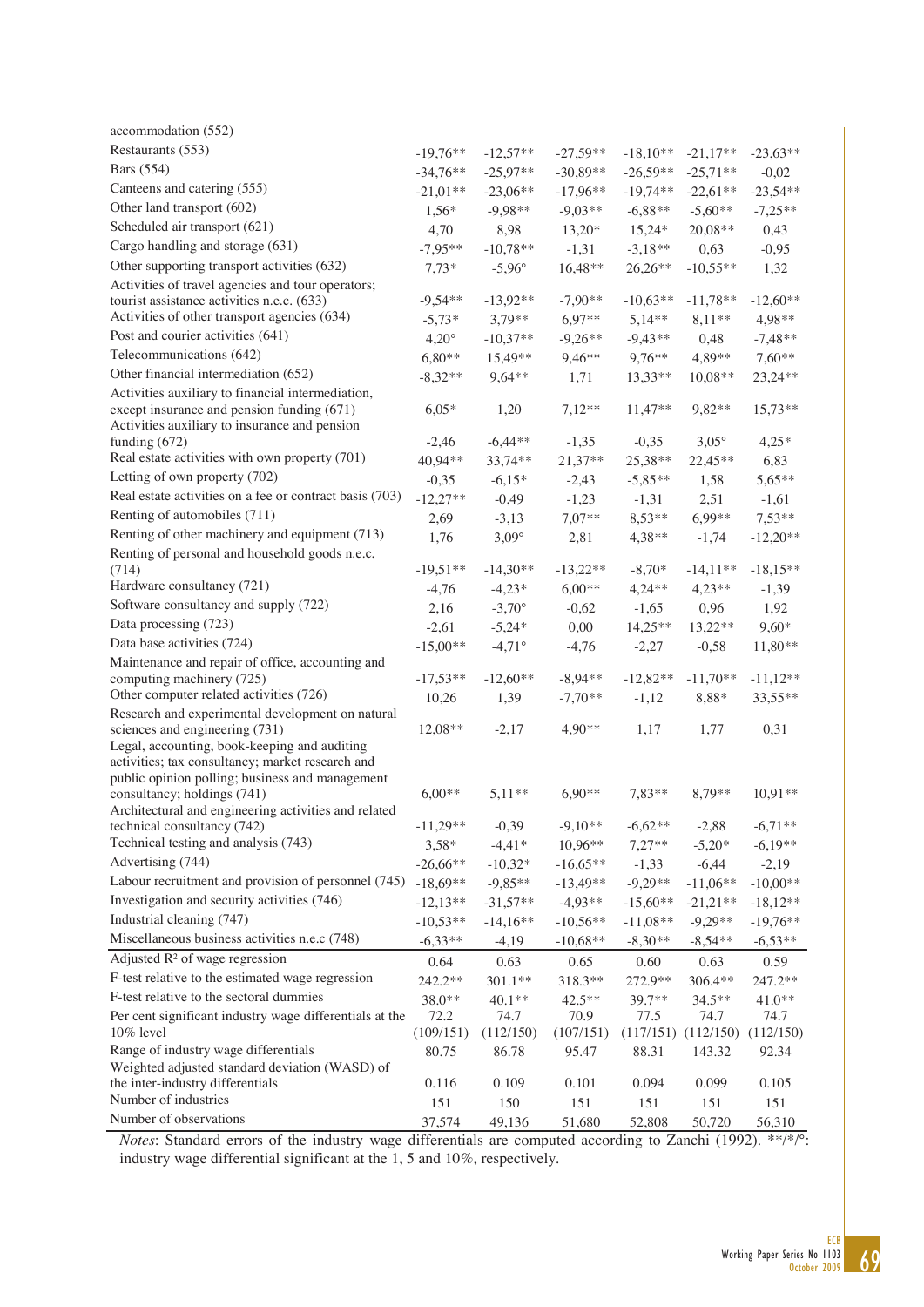| | | | | | | |
|---|---|---|---|---|---|---|
| accommodation (552) | | | | | | |
| Restaurants (553) | -19,76** | -12,57** | -27,59** | -18,10** | -21,17** | -23,63** |
| Bars (554) | -34,76** | -25,97** | -30,89** | -26,59** | -25,71** | -0,02 |
| Canteens and catering (555) | -21,01** | -23,06** | -17,96** | -19,74** | -22,61** | -23,54** |
| Other land transport (602) | 1,56* | -9,98** | -9,03** | -6,88** | -5,60** | -7,25** |
| Scheduled air transport (621) | 4,70 | 8,98 | 13,20* | 15,24* | 20,08** | 0,43 |
| Cargo handling and storage (631) | -7,95** | -10,78** | -1,31 | -3,18** | 0,63 | -0,95 |
| Other supporting transport activities (632) | 7,73* | -5,96° | 16,48** | 26,26** | -10,55** | 1,32 |
| Activities of travel agencies and tour operators; tourist assistance activities n.e.c. (633) | -9,54** | -13,92** | -7,90** | -10,63** | -11,78** | -12,60** |
| Activities of other transport agencies (634) | -5,73* | 3,79** | 6,97** | 5,14** | 8,11** | 4,98** |
| Post and courier activities (641) | 4,20° | -10,37** | -9,26** | -9,43** | 0,48 | -7,48** |
| Telecommunications (642) | 6,80** | 15,49** | 9,46** | 9,76** | 4,89** | 7,60** |
| Other financial intermediation (652) | -8,32** | 9,64** | 1,71 | 13,33** | 10,08** | 23,24** |
| Activities auxiliary to financial intermediation, except insurance and pension funding (671) | 6,05* | 1,20 | 7,12** | 11,47** | 9,82** | 15,73** |
| Activities auxiliary to insurance and pension funding (672) | -2,46 | -6,44** | -1,35 | -0,35 | 3,05° | 4,25* |
| Real estate activities with own property (701) | 40,94** | 33,74** | 21,37** | 25,38** | 22,45** | 6,83 |
| Letting of own property (702) | -0,35 | -6,15* | -2,43 | -5,85** | 1,58 | 5,65** |
| Real estate activities on a fee or contract basis (703) | -12,27** | -0,49 | -1,23 | -1,31 | 2,51 | -1,61 |
| Renting of automobiles (711) | 2,69 | -3,13 | 7,07** | 8,53** | 6,99** | 7,53** |
| Renting of other machinery and equipment (713) | 1,76 | 3,09° | 2,81 | 4,38** | -1,74 | -12,20** |
| Renting of personal and household goods n.e.c. (714) | -19,51** | -14,30** | -13,22** | -8,70* | -14,11** | -18,15** |
| Hardware consultancy (721) | -4,76 | -4,23* | 6,00** | 4,24** | 4,23** | -1,39 |
| Software consultancy and supply (722) | 2,16 | -3,70° | -0,62 | -1,65 | 0,96 | 1,92 |
| Data processing (723) | -2,61 | -5,24* | 0,00 | 14,25** | 13,22** | 9,60* |
| Data base activities (724) | -15,00** | -4,71° | -4,76 | -2,27 | -0,58 | 11,80** |
| Maintenance and repair of office, accounting and computing machinery (725) | -17,53** | -12,60** | -8,94** | -12,82** | -11,70** | -11,12** |
| Other computer related activities (726) | 10,26 | 1,39 | -7,70** | -1,12 | 8,88* | 33,55** |
| Research and experimental development on natural sciences and engineering (731) | 12,08** | -2,17 | 4,90** | 1,17 | 1,77 | 0,31 |
| Legal, accounting, book-keeping and auditing activities; tax consultancy; market research and public opinion polling; business and management consultancy; holdings (741) | 6,00** | 5,11** | 6,90** | 7,83** | 8,79** | 10,91** |
| Architectural and engineering activities and related technical consultancy (742) | -11,29** | -0,39 | -9,10** | -6,62** | -2,88 | -6,71** |
| Technical testing and analysis (743) | 3,58* | -4,41* | 10,96** | 7,27** | -5,20* | -6,19** |
| Advertising (744) | -26,66** | -10,32* | -16,65** | -1,33 | -6,44 | -2,19 |
| Labour recruitment and provision of personnel (745) | -18,69** | -9,85** | -13,49** | -9,29** | -11,06** | -10,00** |
| Investigation and security activities (746) | -12,13** | -31,57** | -4,93** | -15,60** | -21,21** | -18,12** |
| Industrial cleaning (747) | -10,53** | -14,16** | -10,56** | -11,08** | -9,29** | -19,76** |
| Miscellaneous business activities n.e.c (748) | -6,33** | -4,19 | -10,68** | -8,30** | -8,54** | -6,53** |
| Adjusted $R^2$ of wage regression | 0.64 | 0.63 | 0.65 | 0.60 | 0.63 | 0.59 |
| F-test relative to the estimated wage regression | 242.2** | 301.1** | 318.3** | 272.9** | 306.4** | 247.2** |
| F-test relative to the sectoral dummies | 38.0** | 40.1** | 42.5** | 39.7** | 34.5** | 41.0** |
| Per cent significant industry wage differentials at the 10% level | 72.2 (109/151) | 74.7 (112/150) | 70.9 (107/151) | 77.5 (117/151) | 74.7 (112/150) | 74.7 (112/150) |
| Range of industry wage differentials | 80.75 | 86.78 | 95.47 | 88.31 | 143.32 | 92.34 |
| Weighted adjusted standard deviation (WASD) of the inter-industry differentials | 0.116 | 0.109 | 0.101 | 0.094 | 0.099 | 0.105 |
| Number of industries | 151 | 150 | 151 | 151 | 151 | 151 |
| Number of observations | 37,574 | 49,136 | 51,680 | 52,808 | 50,720 | 56,310 |

*Notes*: Standard errors of the industry wage differentials are computed according to Zanchi (1992). **/*/°: industry wage differential significant at the 1, 5 and 10%, respectively.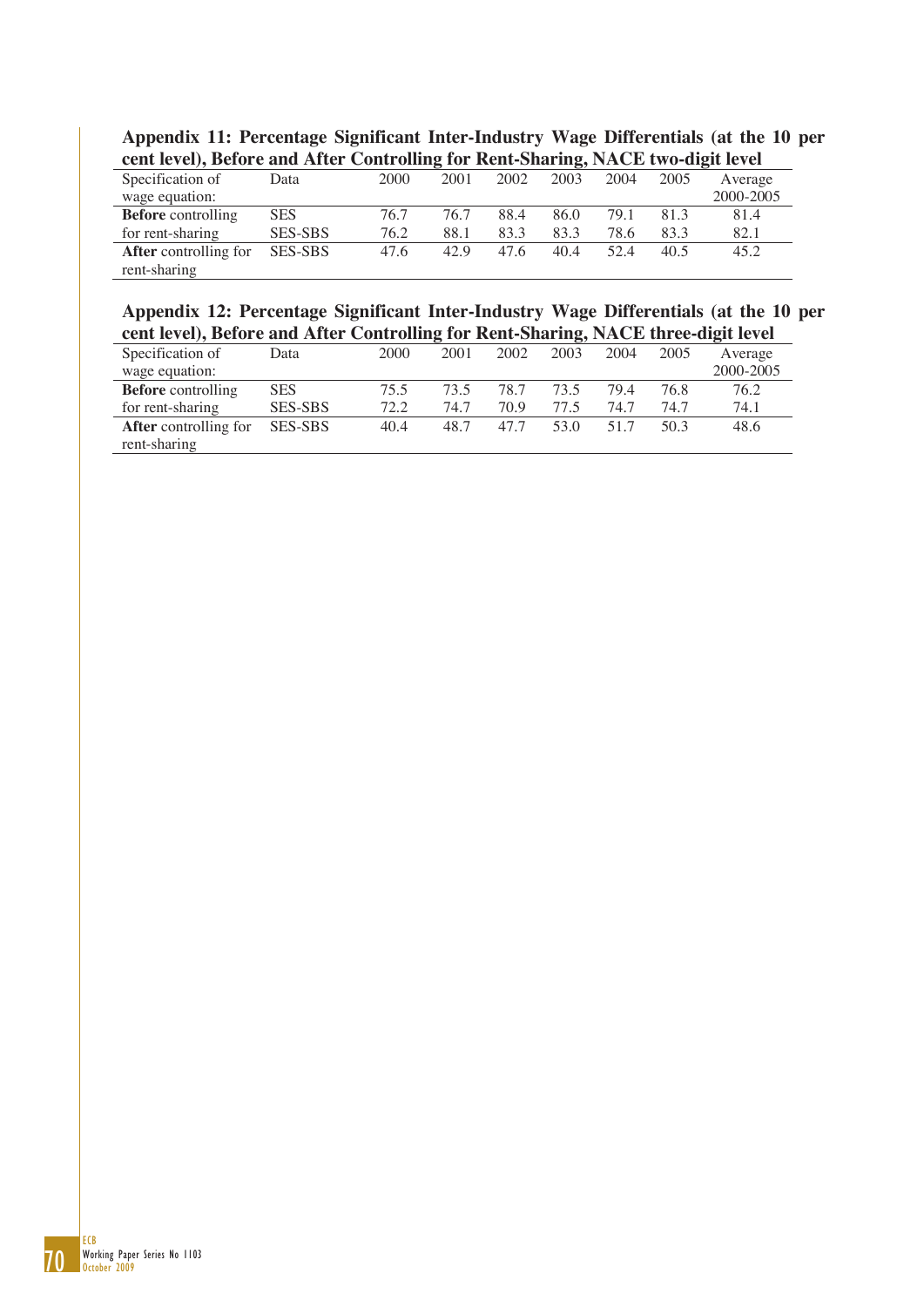**Appendix 11: Percentage Significant Inter-Industry Wage Differentials (at the 10 per cent level), Before and After Controlling for Rent-Sharing, NACE two-digit level**

| Specification of wage equation: | Data | 2000 | 2001 | 2002 | 2003 | 2004 | 2005 | Average 2000-2005 |
|---|---|---|---|---|---|---|---|---|
| **Before** controlling for rent-sharing | SES | 76.7 | 76.7 | 88.4 | 86.0 | 79.1 | 81.3 | 81.4 |
| | SES-SBS | 76.2 | 88.1 | 83.3 | 83.3 | 78.6 | 83.3 | 82.1 |
| **After** controlling for rent-sharing | SES-SBS | 47.6 | 42.9 | 47.6 | 40.4 | 52.4 | 40.5 | 45.2 |

**Appendix 12: Percentage Significant Inter-Industry Wage Differentials (at the 10 per cent level), Before and After Controlling for Rent-Sharing, NACE three-digit level**

| Specification of wage equation: | Data | 2000 | 2001 | 2002 | 2003 | 2004 | 2005 | Average 2000-2005 |
|---|---|---|---|---|---|---|---|---|
| **Before** controlling for rent-sharing | SES | 75.5 | 73.5 | 78.7 | 73.5 | 79.4 | 76.8 | 76.2 |
| | SES-SBS | 72.2 | 74.7 | 70.9 | 77.5 | 74.7 | 74.7 | 74.1 |
| **After** controlling for rent-sharing | SES-SBS | 40.4 | 48.7 | 47.7 | 53.0 | 51.7 | 50.3 | 48.6 |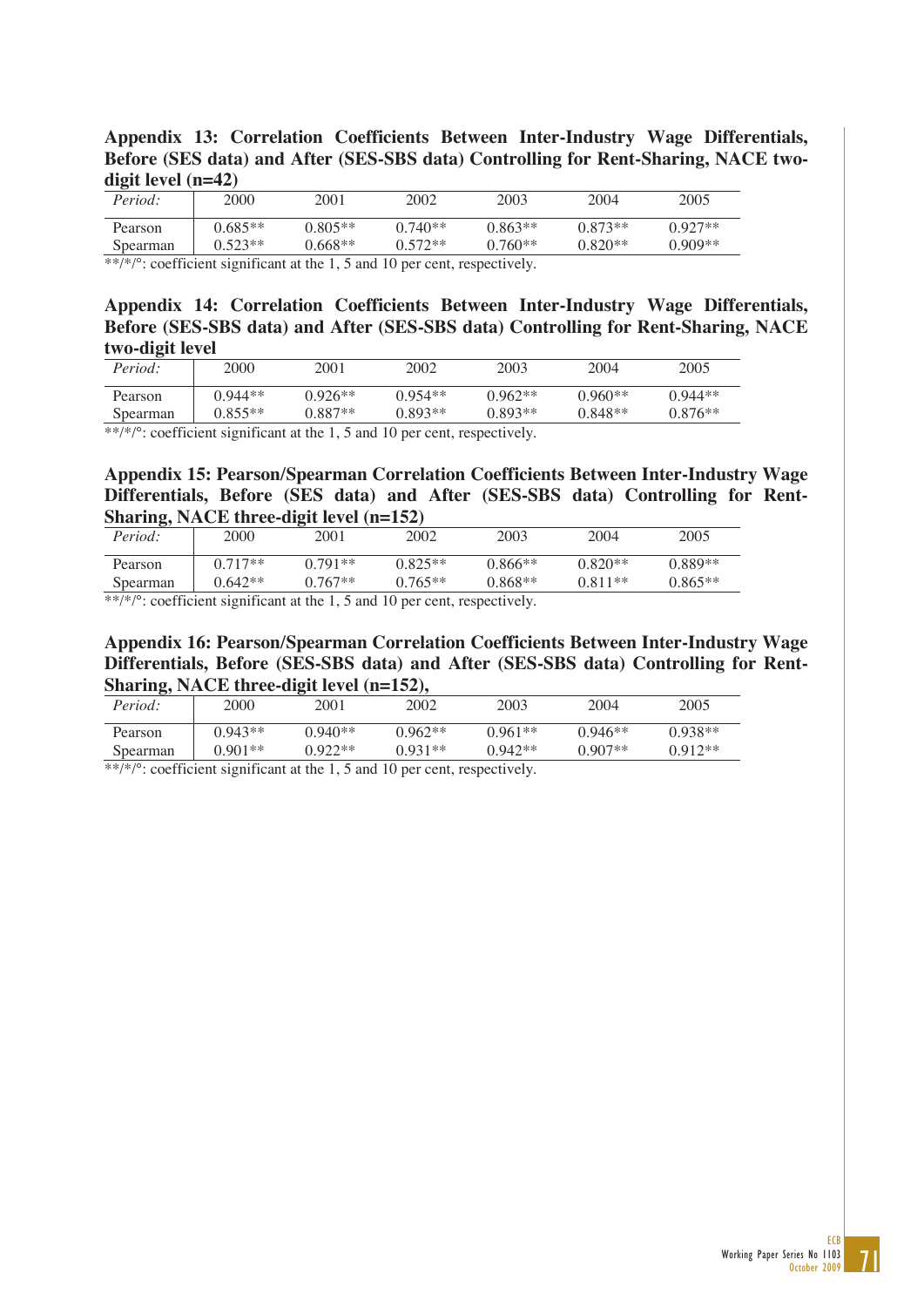**Appendix 13: Correlation Coefficients Between Inter-Industry Wage Differentials, Before (SES data) and After (SES-SBS data) Controlling for Rent-Sharing, NACE two-digit level (n=42)**

| *Period:* | 2000 | 2001 | 2002 | 2003 | 2004 | 2005 |
|---|---|---|---|---|---|---|
| Pearson | 0.685** | 0.805** | 0.740** | 0.863** | 0.873** | 0.927** |
| Spearman | 0.523** | 0.668** | 0.572** | 0.760** | 0.820** | 0.909** |

**/*/°: coefficient significant at the 1, 5 and 10 per cent, respectively.

**Appendix 14: Correlation Coefficients Between Inter-Industry Wage Differentials, Before (SES-SBS data) and After (SES-SBS data) Controlling for Rent-Sharing, NACE two-digit level**

| *Period:* | 2000 | 2001 | 2002 | 2003 | 2004 | 2005 |
|---|---|---|---|---|---|---|
| Pearson | 0.944** | 0.926** | 0.954** | 0.962** | 0.960** | 0.944** |
| Spearman | 0.855** | 0.887** | 0.893** | 0.893** | 0.848** | 0.876** |

**/*/°: coefficient significant at the 1, 5 and 10 per cent, respectively.

**Appendix 15: Pearson/Spearman Correlation Coefficients Between Inter-Industry Wage Differentials, Before (SES data) and After (SES-SBS data) Controlling for Rent-Sharing, NACE three-digit level (n=152)**

| *Period:* | 2000 | 2001 | 2002 | 2003 | 2004 | 2005 |
|---|---|---|---|---|---|---|
| Pearson | 0.717** | 0.791** | 0.825** | 0.866** | 0.820** | 0.889** |
| Spearman | 0.642** | 0.767** | 0.765** | 0.868** | 0.811** | 0.865** |

**/*/°: coefficient significant at the 1, 5 and 10 per cent, respectively.

**Appendix 16: Pearson/Spearman Correlation Coefficients Between Inter-Industry Wage Differentials, Before (SES-SBS data) and After (SES-SBS data) Controlling for Rent-Sharing, NACE three-digit level (n=152),**

| *Period:* | 2000 | 2001 | 2002 | 2003 | 2004 | 2005 |
|---|---|---|---|---|---|---|
| Pearson | 0.943** | 0.940** | 0.962** | 0.961** | 0.946** | 0.938** |
| Spearman | 0.901** | 0.922** | 0.931** | 0.942** | 0.907** | 0.912** |

**/*/°: coefficient significant at the 1, 5 and 10 per cent, respectively.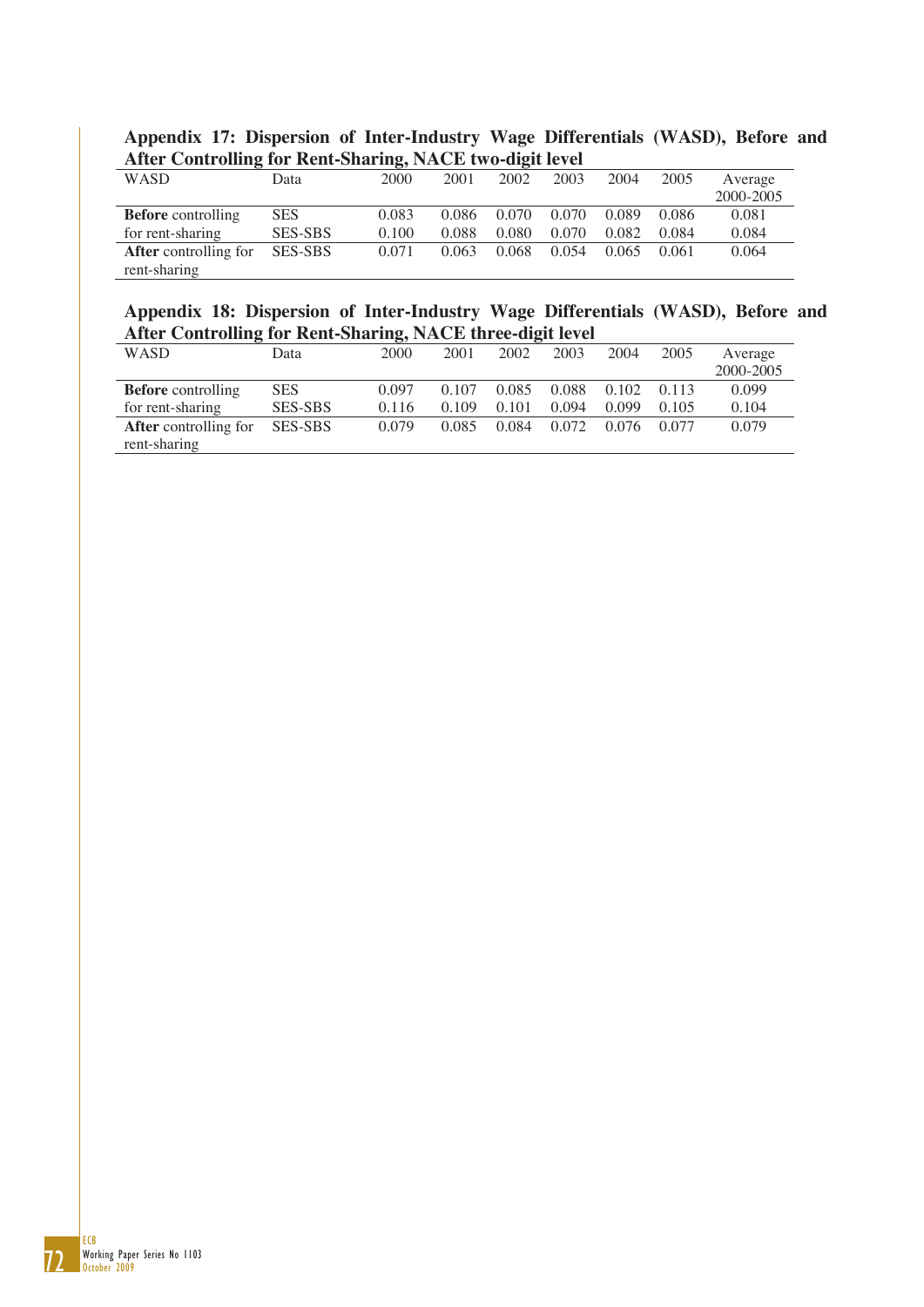### Appendix 17: Dispersion of Inter-Industry Wage Differentials (WASD), Before and After Controlling for Rent-Sharing, NACE two-digit level

| WASD | Data | 2000 | 2001 | 2002 | 2003 | 2004 | 2005 | Average 2000-2005 |
|---|---|---|---|---|---|---|---|---|
| **Before** controlling | SES | 0.083 | 0.086 | 0.070 | 0.070 | 0.089 | 0.086 | 0.081 |
| for rent-sharing | SES-SBS | 0.100 | 0.088 | 0.080 | 0.070 | 0.082 | 0.084 | 0.084 |
| **After** controlling for rent-sharing | SES-SBS | 0.071 | 0.063 | 0.068 | 0.054 | 0.065 | 0.061 | 0.064 |

### Appendix 18: Dispersion of Inter-Industry Wage Differentials (WASD), Before and After Controlling for Rent-Sharing, NACE three-digit level

| WASD | Data | 2000 | 2001 | 2002 | 2003 | 2004 | 2005 | Average 2000-2005 |
|---|---|---|---|---|---|---|---|---|
| **Before** controlling | SES | 0.097 | 0.107 | 0.085 | 0.088 | 0.102 | 0.113 | 0.099 |
| for rent-sharing | SES-SBS | 0.116 | 0.109 | 0.101 | 0.094 | 0.099 | 0.105 | 0.104 |
| **After** controlling for rent-sharing | SES-SBS | 0.079 | 0.085 | 0.084 | 0.072 | 0.076 | 0.077 | 0.079 |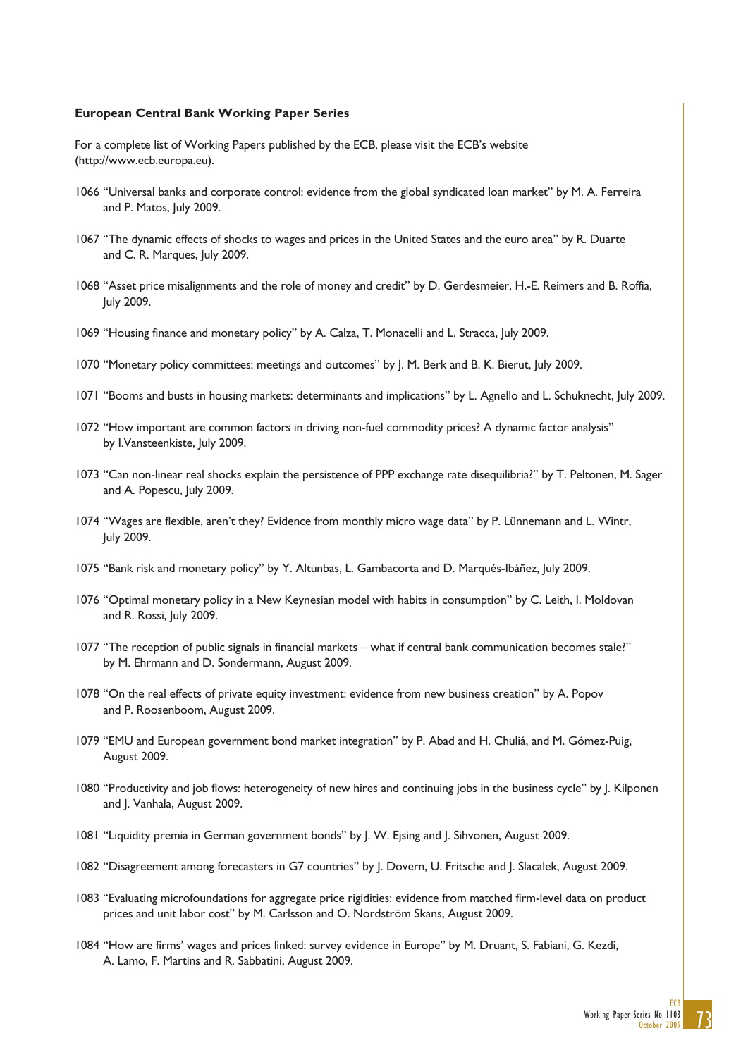**European Central Bank Working Paper Series**

For a complete list of Working Papers published by the ECB, please visit the ECB's website (http://www.ecb.europa.eu).

1066 "Universal banks and corporate control: evidence from the global syndicated loan market" by M. A. Ferreira and P. Matos, July 2009.

1067 "The dynamic effects of shocks to wages and prices in the United States and the euro area" by R. Duarte and C. R. Marques, July 2009.

1068 "Asset price misalignments and the role of money and credit" by D. Gerdesmeier, H.-E. Reimers and B. Roffia, July 2009.

1069 "Housing finance and monetary policy" by A. Calza, T. Monacelli and L. Stracca, July 2009.

1070 "Monetary policy committees: meetings and outcomes" by J. M. Berk and B. K. Bierut, July 2009.

1071 "Booms and busts in housing markets: determinants and implications" by L. Agnello and L. Schuknecht, July 2009.

1072 "How important are common factors in driving non-fuel commodity prices? A dynamic factor analysis" by I.Vansteenkiste, July 2009.

1073 "Can non-linear real shocks explain the persistence of PPP exchange rate disequilibria?" by T. Peltonen, M. Sager and A. Popescu, July 2009.

1074 "Wages are flexible, aren't they? Evidence from monthly micro wage data" by P. Lünnemann and L. Wintr, July 2009.

1075 "Bank risk and monetary policy" by Y. Altunbas, L. Gambacorta and D. Marqués-Ibáñez, July 2009.

1076 "Optimal monetary policy in a New Keynesian model with habits in consumption" by C. Leith, I. Moldovan and R. Rossi, July 2009.

1077 "The reception of public signals in financial markets – what if central bank communication becomes stale?" by M. Ehrmann and D. Sondermann, August 2009.

1078 "On the real effects of private equity investment: evidence from new business creation" by A. Popov and P. Roosenboom, August 2009.

1079 "EMU and European government bond market integration" by P. Abad and H. Chuliá, and M. Gómez-Puig, August 2009.

1080 "Productivity and job flows: heterogeneity of new hires and continuing jobs in the business cycle" by J. Kilponen and J. Vanhala, August 2009.

1081 "Liquidity premia in German government bonds" by J. W. Ejsing and J. Sihvonen, August 2009.

1082 "Disagreement among forecasters in G7 countries" by J. Dovern, U. Fritsche and J. Slacalek, August 2009.

1083 "Evaluating microfoundations for aggregate price rigidities: evidence from matched firm-level data on product prices and unit labor cost" by M. Carlsson and O. Nordström Skans, August 2009.

1084 "How are firms' wages and prices linked: survey evidence in Europe" by M. Druant, S. Fabiani, G. Kezdi, A. Lamo, F. Martins and R. Sabbatini, August 2009.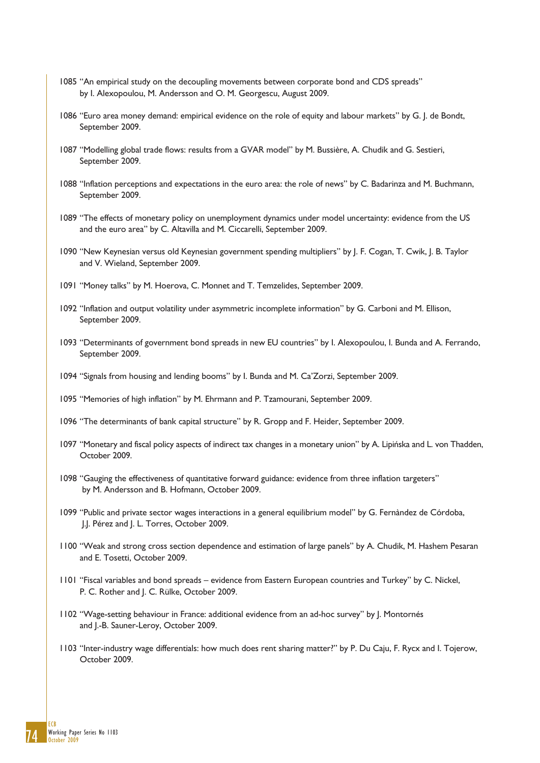1085 "An empirical study on the decoupling movements between corporate bond and CDS spreads" by I. Alexopoulou, M. Andersson and O. M. Georgescu, August 2009.

1086 "Euro area money demand: empirical evidence on the role of equity and labour markets" by G. J. de Bondt, September 2009.

1087 "Modelling global trade flows: results from a GVAR model" by M. Bussière, A. Chudik and G. Sestieri, September 2009.

1088 "Inflation perceptions and expectations in the euro area: the role of news" by C. Badarinza and M. Buchmann, September 2009.

1089 "The effects of monetary policy on unemployment dynamics under model uncertainty: evidence from the US and the euro area" by C. Altavilla and M. Ciccarelli, September 2009.

1090 "New Keynesian versus old Keynesian government spending multipliers" by J. F. Cogan, T. Cwik, J. B. Taylor and V. Wieland, September 2009.

1091 "Money talks" by M. Hoerova, C. Monnet and T. Temzelides, September 2009.

1092 "Inflation and output volatility under asymmetric incomplete information" by G. Carboni and M. Ellison, September 2009.

1093 "Determinants of government bond spreads in new EU countries" by I. Alexopoulou, I. Bunda and A. Ferrando, September 2009.

1094 "Signals from housing and lending booms" by I. Bunda and M. Ca'Zorzi, September 2009.

1095 "Memories of high inflation" by M. Ehrmann and P. Tzamourani, September 2009.

1096 "The determinants of bank capital structure" by R. Gropp and F. Heider, September 2009.

1097 "Monetary and fiscal policy aspects of indirect tax changes in a monetary union" by A. Lipińska and L. von Thadden, October 2009.

1098 "Gauging the effectiveness of quantitative forward guidance: evidence from three inflation targeters" by M. Andersson and B. Hofmann, October 2009.

1099 "Public and private sector wages interactions in a general equilibrium model" by G. Fernàndez de Córdoba, J.J. Pérez and J. L. Torres, October 2009.

1100 "Weak and strong cross section dependence and estimation of large panels" by A. Chudik, M. Hashem Pesaran and E. Tosetti, October 2009.

1101 "Fiscal variables and bond spreads – evidence from Eastern European countries and Turkey" by C. Nickel, P. C. Rother and J. C. Rülke, October 2009.

1102 "Wage-setting behaviour in France: additional evidence from an ad-hoc survey" by J. Montornés and J.-B. Sauner-Leroy, October 2009.

1103 "Inter-industry wage differentials: how much does rent sharing matter?" by P. Du Caju, F. Rycx and I. Tojerow, October 2009.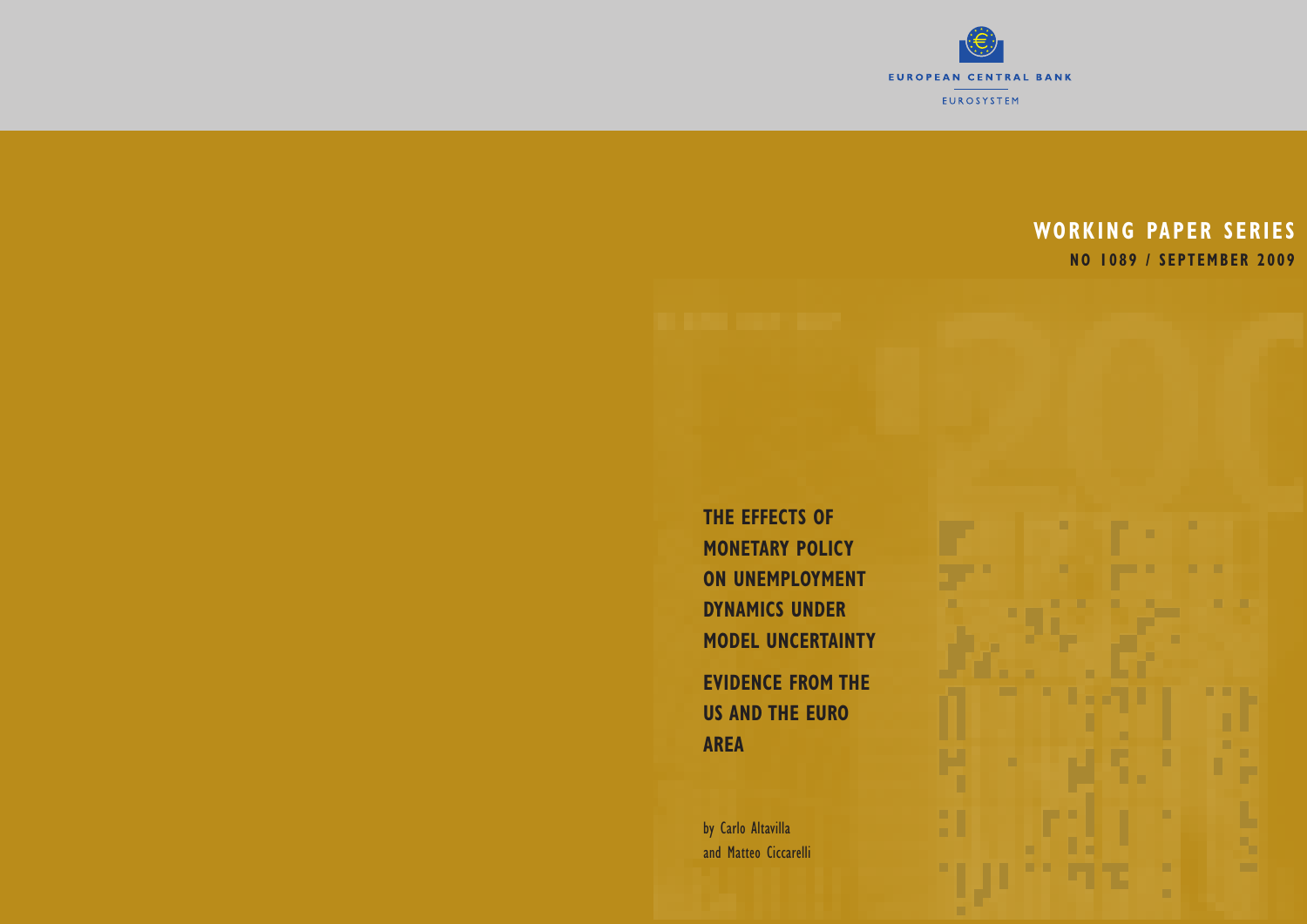EUROPEAN CENTRAL BANK

EUROSYSTEM

# WORKING PAPER SERIES

**NO 1089 / SEPTEMBER 2009**

# THE EFFECTS OF MONETARY POLICY ON UNEMPLOYMENT DYNAMICS UNDER MODEL UNCERTAINTY

## EVIDENCE FROM THE US AND THE EURO AREA

by Carlo Altavilla
and Matteo Ciccarelli